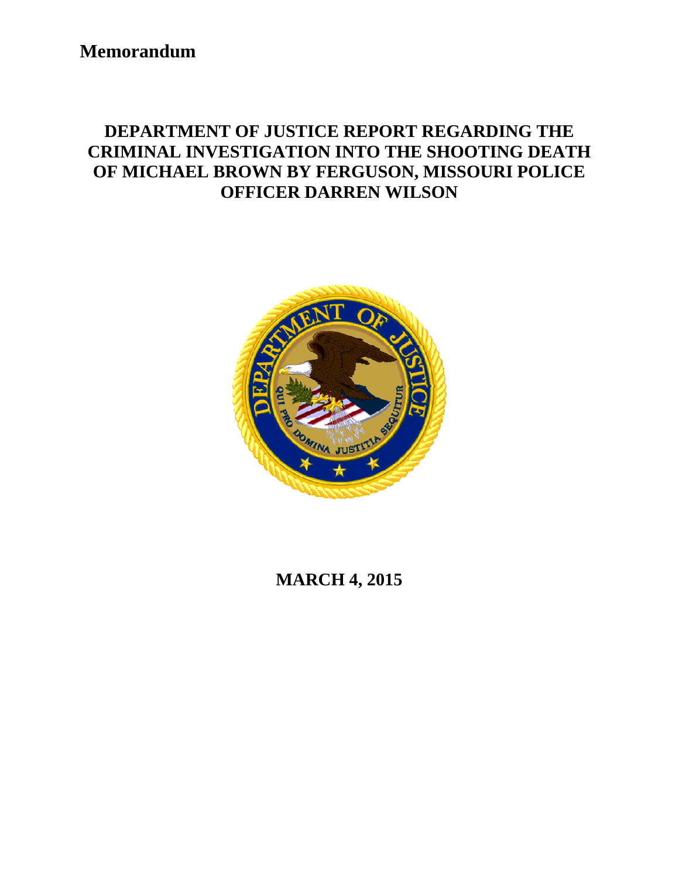**Memorandum**

# DEPARTMENT OF JUSTICE REPORT REGARDING THE CRIMINAL INVESTIGATION INTO THE SHOOTING DEATH OF MICHAEL BROWN BY FERGUSON, MISSOURI POLICE OFFICER DARREN WILSON

**MARCH 4, 2015**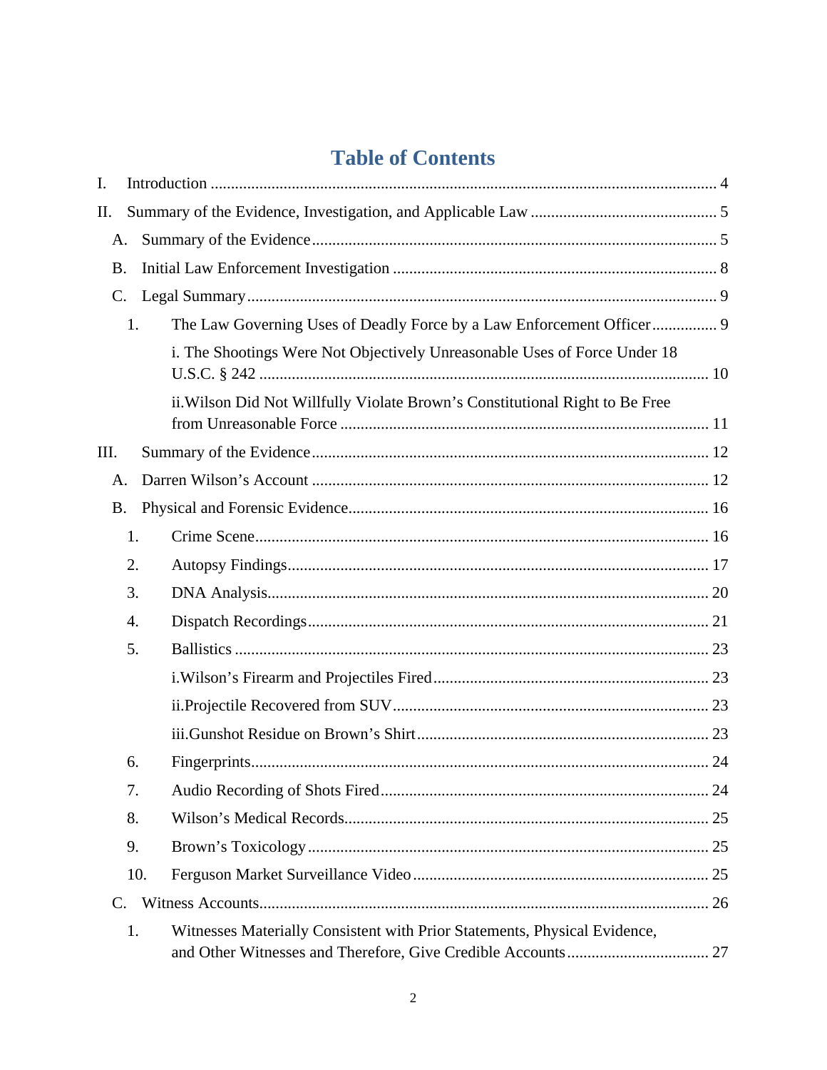# Table of Contents

I. Introduction ............................................................................................................................ 4

II. Summary of the Evidence, Investigation, and Applicable Law ............................................. 5

  A. Summary of the Evidence ................................................................................................... 5

  B. Initial Law Enforcement Investigation ................................................................................ 8

  C. Legal Summary .................................................................................................................... 9

    1. The Law Governing Uses of Deadly Force by a Law Enforcement Officer ................ 9

      i. The Shootings Were Not Objectively Unreasonable Uses of Force Under 18 U.S.C. § 242 .............................................................................................................. 10

      ii. Wilson Did Not Willfully Violate Brown's Constitutional Right to Be Free from Unreasonable Force .......................................................................................... 11

III. Summary of the Evidence ................................................................................................. 12

  A. Darren Wilson's Account ................................................................................................. 12

  B. Physical and Forensic Evidence ........................................................................................ 16

    1. Crime Scene ............................................................................................................... 16

    2. Autopsy Findings ........................................................................................................ 17

    3. DNA Analysis ............................................................................................................. 20

    4. Dispatch Recordings ................................................................................................... 21

    5. Ballistics ..................................................................................................................... 23

      i. Wilson's Firearm and Projectiles Fired .................................................................... 23

      ii. Projectile Recovered from SUV .............................................................................. 23

      iii. Gunshot Residue on Brown's Shirt ........................................................................ 23

    6. Fingerprints ................................................................................................................. 24

    7. Audio Recording of Shots Fired ................................................................................. 24

    8. Wilson's Medical Records .......................................................................................... 25

    9. Brown's Toxicology .................................................................................................... 25

    10. Ferguson Market Surveillance Video ........................................................................ 25

  C. Witness Accounts .............................................................................................................. 26

    1. Witnesses Materially Consistent with Prior Statements, Physical Evidence, and Other Witnesses and Therefore, Give Credible Accounts ................................... 27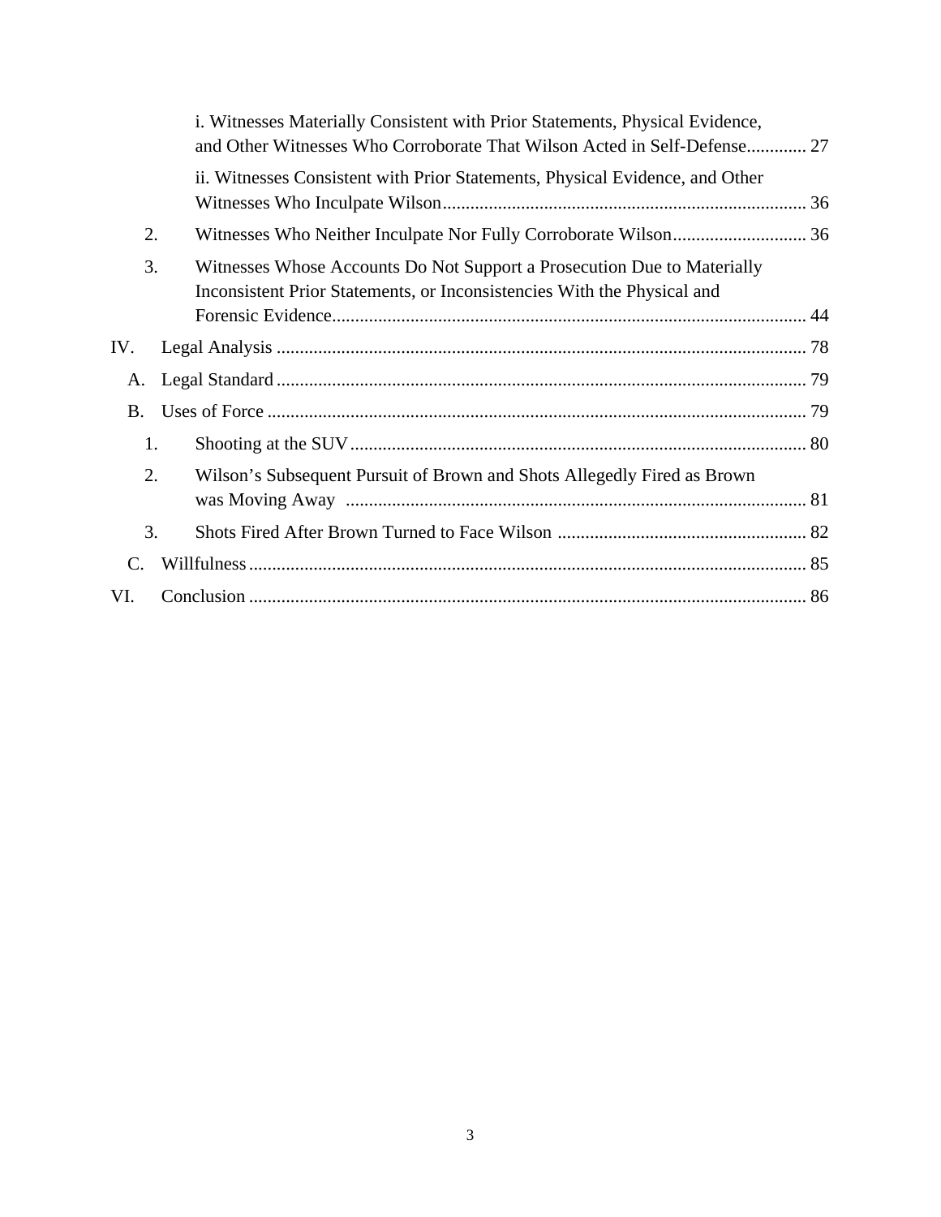i. Witnesses Materially Consistent with Prior Statements, Physical Evidence, and Other Witnesses Who Corroborate That Wilson Acted in Self-Defense............. 27

ii. Witnesses Consistent with Prior Statements, Physical Evidence, and Other Witnesses Who Inculpate Wilson............................................................................... 36

2. Witnesses Who Neither Inculpate Nor Fully Corroborate Wilson............................. 36

3. Witnesses Whose Accounts Do Not Support a Prosecution Due to Materially Inconsistent Prior Statements, or Inconsistencies With the Physical and Forensic Evidence...................................................................................................... 44

IV. Legal Analysis ................................................................................................................... 78

A. Legal Standard .................................................................................................................. 79

B. Uses of Force ..................................................................................................................... 79

1. Shooting at the SUV.................................................................................................. 80

2. Wilson's Subsequent Pursuit of Brown and Shots Allegedly Fired as Brown was Moving Away .................................................................................................... 81

3. Shots Fired After Brown Turned to Face Wilson ...................................................... 82

C. Willfulness........................................................................................................................ 85

VI. Conclusion ........................................................................................................................ 86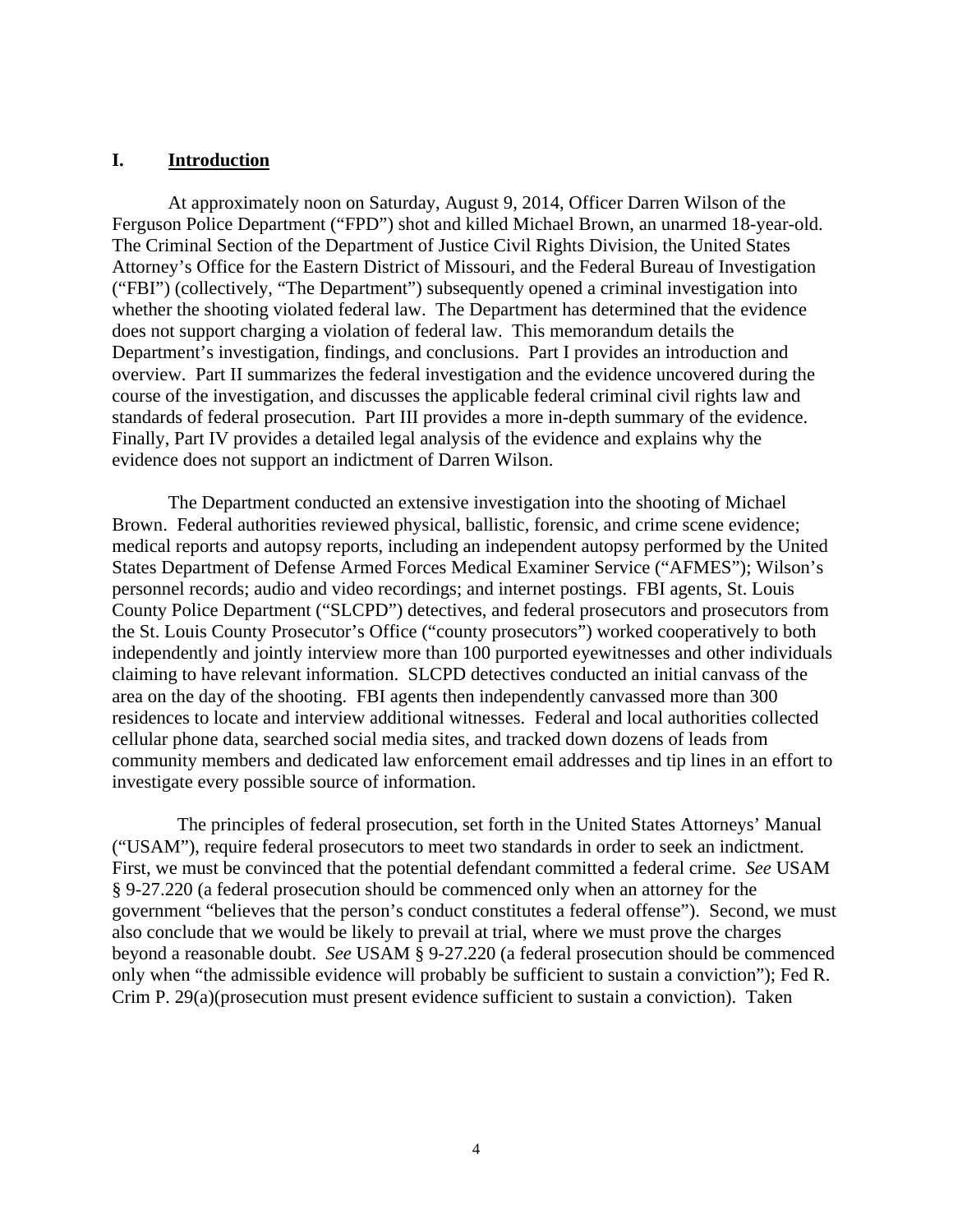## I. Introduction

At approximately noon on Saturday, August 9, 2014, Officer Darren Wilson of the Ferguson Police Department ("FPD") shot and killed Michael Brown, an unarmed 18-year-old. The Criminal Section of the Department of Justice Civil Rights Division, the United States Attorney's Office for the Eastern District of Missouri, and the Federal Bureau of Investigation ("FBI") (collectively, "The Department") subsequently opened a criminal investigation into whether the shooting violated federal law. The Department has determined that the evidence does not support charging a violation of federal law. This memorandum details the Department's investigation, findings, and conclusions. Part I provides an introduction and overview. Part II summarizes the federal investigation and the evidence uncovered during the course of the investigation, and discusses the applicable federal criminal civil rights law and standards of federal prosecution. Part III provides a more in-depth summary of the evidence. Finally, Part IV provides a detailed legal analysis of the evidence and explains why the evidence does not support an indictment of Darren Wilson.

The Department conducted an extensive investigation into the shooting of Michael Brown. Federal authorities reviewed physical, ballistic, forensic, and crime scene evidence; medical reports and autopsy reports, including an independent autopsy performed by the United States Department of Defense Armed Forces Medical Examiner Service ("AFMES"); Wilson's personnel records; audio and video recordings; and internet postings. FBI agents, St. Louis County Police Department ("SLCPD") detectives, and federal prosecutors and prosecutors from the St. Louis County Prosecutor's Office ("county prosecutors") worked cooperatively to both independently and jointly interview more than 100 purported eyewitnesses and other individuals claiming to have relevant information. SLCPD detectives conducted an initial canvass of the area on the day of the shooting. FBI agents then independently canvassed more than 300 residences to locate and interview additional witnesses. Federal and local authorities collected cellular phone data, searched social media sites, and tracked down dozens of leads from community members and dedicated law enforcement email addresses and tip lines in an effort to investigate every possible source of information.

The principles of federal prosecution, set forth in the United States Attorneys' Manual ("USAM"), require federal prosecutors to meet two standards in order to seek an indictment. First, we must be convinced that the potential defendant committed a federal crime. *See* USAM § 9-27.220 (a federal prosecution should be commenced only when an attorney for the government "believes that the person's conduct constitutes a federal offense"). Second, we must also conclude that we would be likely to prevail at trial, where we must prove the charges beyond a reasonable doubt. *See* USAM § 9-27.220 (a federal prosecution should be commenced only when "the admissible evidence will probably be sufficient to sustain a conviction"); Fed R. Crim P. 29(a)(prosecution must present evidence sufficient to sustain a conviction). Taken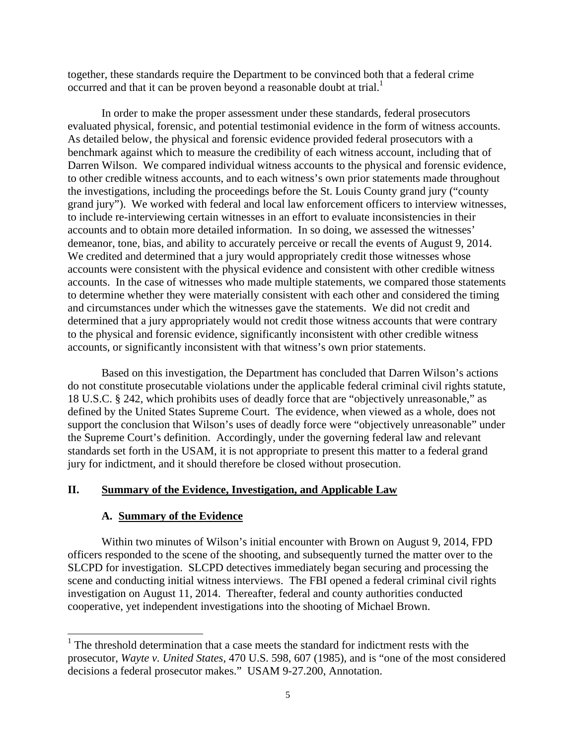together, these standards require the Department to be convinced both that a federal crime occurred and that it can be proven beyond a reasonable doubt at trial.[1]

In order to make the proper assessment under these standards, federal prosecutors evaluated physical, forensic, and potential testimonial evidence in the form of witness accounts. As detailed below, the physical and forensic evidence provided federal prosecutors with a benchmark against which to measure the credibility of each witness account, including that of Darren Wilson. We compared individual witness accounts to the physical and forensic evidence, to other credible witness accounts, and to each witness's own prior statements made throughout the investigations, including the proceedings before the St. Louis County grand jury ("county grand jury"). We worked with federal and local law enforcement officers to interview witnesses, to include re-interviewing certain witnesses in an effort to evaluate inconsistencies in their accounts and to obtain more detailed information. In so doing, we assessed the witnesses' demeanor, tone, bias, and ability to accurately perceive or recall the events of August 9, 2014. We credited and determined that a jury would appropriately credit those witnesses whose accounts were consistent with the physical evidence and consistent with other credible witness accounts. In the case of witnesses who made multiple statements, we compared those statements to determine whether they were materially consistent with each other and considered the timing and circumstances under which the witnesses gave the statements. We did not credit and determined that a jury appropriately would not credit those witness accounts that were contrary to the physical and forensic evidence, significantly inconsistent with other credible witness accounts, or significantly inconsistent with that witness's own prior statements.

Based on this investigation, the Department has concluded that Darren Wilson's actions do not constitute prosecutable violations under the applicable federal criminal civil rights statute, 18 U.S.C. § 242, which prohibits uses of deadly force that are "objectively unreasonable," as defined by the United States Supreme Court. The evidence, when viewed as a whole, does not support the conclusion that Wilson's uses of deadly force were "objectively unreasonable" under the Supreme Court's definition. Accordingly, under the governing federal law and relevant standards set forth in the USAM, it is not appropriate to present this matter to a federal grand jury for indictment, and it should therefore be closed without prosecution.

## II. Summary of the Evidence, Investigation, and Applicable Law

### A. Summary of the Evidence

Within two minutes of Wilson's initial encounter with Brown on August 9, 2014, FPD officers responded to the scene of the shooting, and subsequently turned the matter over to the SLCPD for investigation. SLCPD detectives immediately began securing and processing the scene and conducting initial witness interviews. The FBI opened a federal criminal civil rights investigation on August 11, 2014. Thereafter, federal and county authorities conducted cooperative, yet independent investigations into the shooting of Michael Brown.

[1] The threshold determination that a case meets the standard for indictment rests with the prosecutor, *Wayte v. United States*, 470 U.S. 598, 607 (1985), and is "one of the most considered decisions a federal prosecutor makes." USAM 9-27.200, Annotation.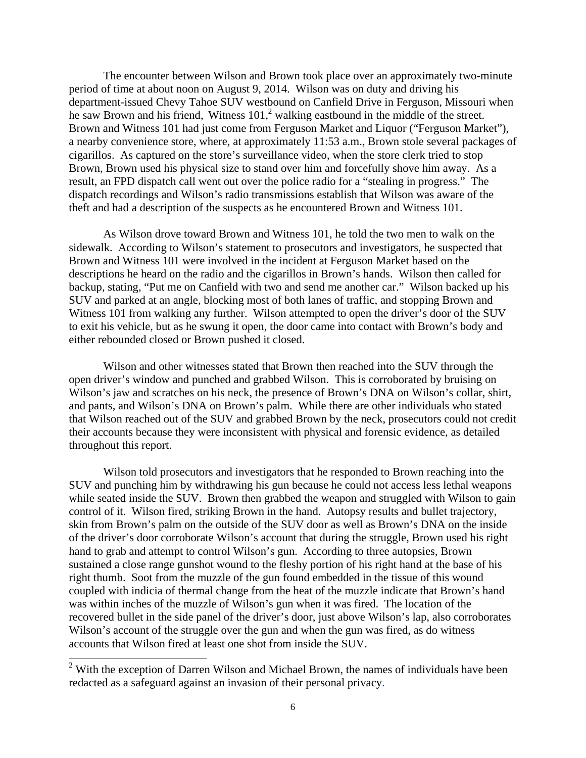The encounter between Wilson and Brown took place over an approximately two-minute period of time at about noon on August 9, 2014. Wilson was on duty and driving his department-issued Chevy Tahoe SUV westbound on Canfield Drive in Ferguson, Missouri when he saw Brown and his friend, Witness 101,[2] walking eastbound in the middle of the street. Brown and Witness 101 had just come from Ferguson Market and Liquor ("Ferguson Market"), a nearby convenience store, where, at approximately 11:53 a.m., Brown stole several packages of cigarillos. As captured on the store's surveillance video, when the store clerk tried to stop Brown, Brown used his physical size to stand over him and forcefully shove him away. As a result, an FPD dispatch call went out over the police radio for a "stealing in progress." The dispatch recordings and Wilson's radio transmissions establish that Wilson was aware of the theft and had a description of the suspects as he encountered Brown and Witness 101.

As Wilson drove toward Brown and Witness 101, he told the two men to walk on the sidewalk. According to Wilson's statement to prosecutors and investigators, he suspected that Brown and Witness 101 were involved in the incident at Ferguson Market based on the descriptions he heard on the radio and the cigarillos in Brown's hands. Wilson then called for backup, stating, "Put me on Canfield with two and send me another car." Wilson backed up his SUV and parked at an angle, blocking most of both lanes of traffic, and stopping Brown and Witness 101 from walking any further. Wilson attempted to open the driver's door of the SUV to exit his vehicle, but as he swung it open, the door came into contact with Brown's body and either rebounded closed or Brown pushed it closed.

Wilson and other witnesses stated that Brown then reached into the SUV through the open driver's window and punched and grabbed Wilson. This is corroborated by bruising on Wilson's jaw and scratches on his neck, the presence of Brown's DNA on Wilson's collar, shirt, and pants, and Wilson's DNA on Brown's palm. While there are other individuals who stated that Wilson reached out of the SUV and grabbed Brown by the neck, prosecutors could not credit their accounts because they were inconsistent with physical and forensic evidence, as detailed throughout this report.

Wilson told prosecutors and investigators that he responded to Brown reaching into the SUV and punching him by withdrawing his gun because he could not access less lethal weapons while seated inside the SUV. Brown then grabbed the weapon and struggled with Wilson to gain control of it. Wilson fired, striking Brown in the hand. Autopsy results and bullet trajectory, skin from Brown's palm on the outside of the SUV door as well as Brown's DNA on the inside of the driver's door corroborate Wilson's account that during the struggle, Brown used his right hand to grab and attempt to control Wilson's gun. According to three autopsies, Brown sustained a close range gunshot wound to the fleshy portion of his right hand at the base of his right thumb. Soot from the muzzle of the gun found embedded in the tissue of this wound coupled with indicia of thermal change from the heat of the muzzle indicate that Brown's hand was within inches of the muzzle of Wilson's gun when it was fired. The location of the recovered bullet in the side panel of the driver's door, just above Wilson's lap, also corroborates Wilson's account of the struggle over the gun and when the gun was fired, as do witness accounts that Wilson fired at least one shot from inside the SUV.

[2] With the exception of Darren Wilson and Michael Brown, the names of individuals have been redacted as a safeguard against an invasion of their personal privacy.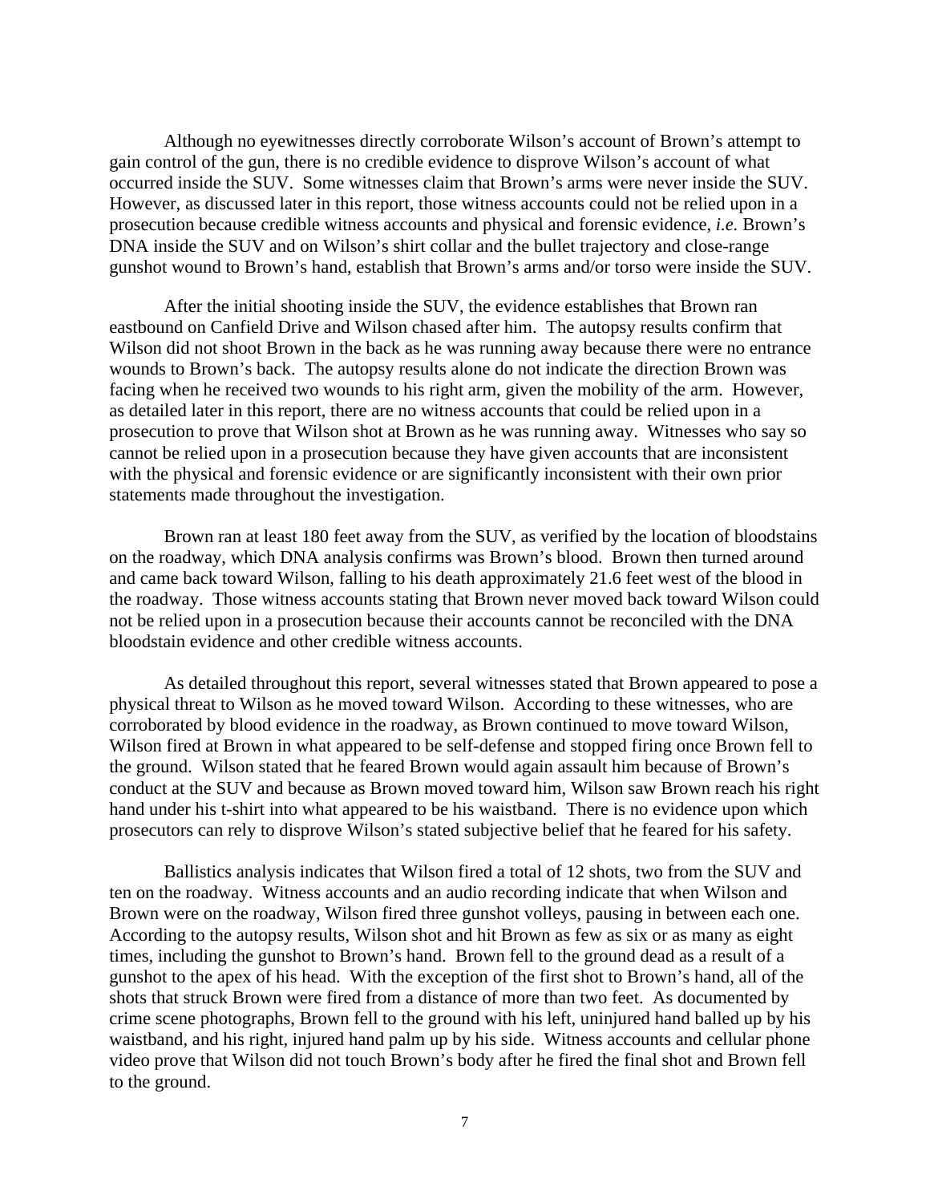Although no eyewitnesses directly corroborate Wilson's account of Brown's attempt to gain control of the gun, there is no credible evidence to disprove Wilson's account of what occurred inside the SUV. Some witnesses claim that Brown's arms were never inside the SUV. However, as discussed later in this report, those witness accounts could not be relied upon in a prosecution because credible witness accounts and physical and forensic evidence, *i.e.* Brown's DNA inside the SUV and on Wilson's shirt collar and the bullet trajectory and close-range gunshot wound to Brown's hand, establish that Brown's arms and/or torso were inside the SUV.

After the initial shooting inside the SUV, the evidence establishes that Brown ran eastbound on Canfield Drive and Wilson chased after him. The autopsy results confirm that Wilson did not shoot Brown in the back as he was running away because there were no entrance wounds to Brown's back. The autopsy results alone do not indicate the direction Brown was facing when he received two wounds to his right arm, given the mobility of the arm. However, as detailed later in this report, there are no witness accounts that could be relied upon in a prosecution to prove that Wilson shot at Brown as he was running away. Witnesses who say so cannot be relied upon in a prosecution because they have given accounts that are inconsistent with the physical and forensic evidence or are significantly inconsistent with their own prior statements made throughout the investigation.

Brown ran at least 180 feet away from the SUV, as verified by the location of bloodstains on the roadway, which DNA analysis confirms was Brown's blood. Brown then turned around and came back toward Wilson, falling to his death approximately 21.6 feet west of the blood in the roadway. Those witness accounts stating that Brown never moved back toward Wilson could not be relied upon in a prosecution because their accounts cannot be reconciled with the DNA bloodstain evidence and other credible witness accounts.

As detailed throughout this report, several witnesses stated that Brown appeared to pose a physical threat to Wilson as he moved toward Wilson. According to these witnesses, who are corroborated by blood evidence in the roadway, as Brown continued to move toward Wilson, Wilson fired at Brown in what appeared to be self-defense and stopped firing once Brown fell to the ground. Wilson stated that he feared Brown would again assault him because of Brown's conduct at the SUV and because as Brown moved toward him, Wilson saw Brown reach his right hand under his t-shirt into what appeared to be his waistband. There is no evidence upon which prosecutors can rely to disprove Wilson's stated subjective belief that he feared for his safety.

Ballistics analysis indicates that Wilson fired a total of 12 shots, two from the SUV and ten on the roadway. Witness accounts and an audio recording indicate that when Wilson and Brown were on the roadway, Wilson fired three gunshot volleys, pausing in between each one. According to the autopsy results, Wilson shot and hit Brown as few as six or as many as eight times, including the gunshot to Brown's hand. Brown fell to the ground dead as a result of a gunshot to the apex of his head. With the exception of the first shot to Brown's hand, all of the shots that struck Brown were fired from a distance of more than two feet. As documented by crime scene photographs, Brown fell to the ground with his left, uninjured hand balled up by his waistband, and his right, injured hand palm up by his side. Witness accounts and cellular phone video prove that Wilson did not touch Brown's body after he fired the final shot and Brown fell to the ground.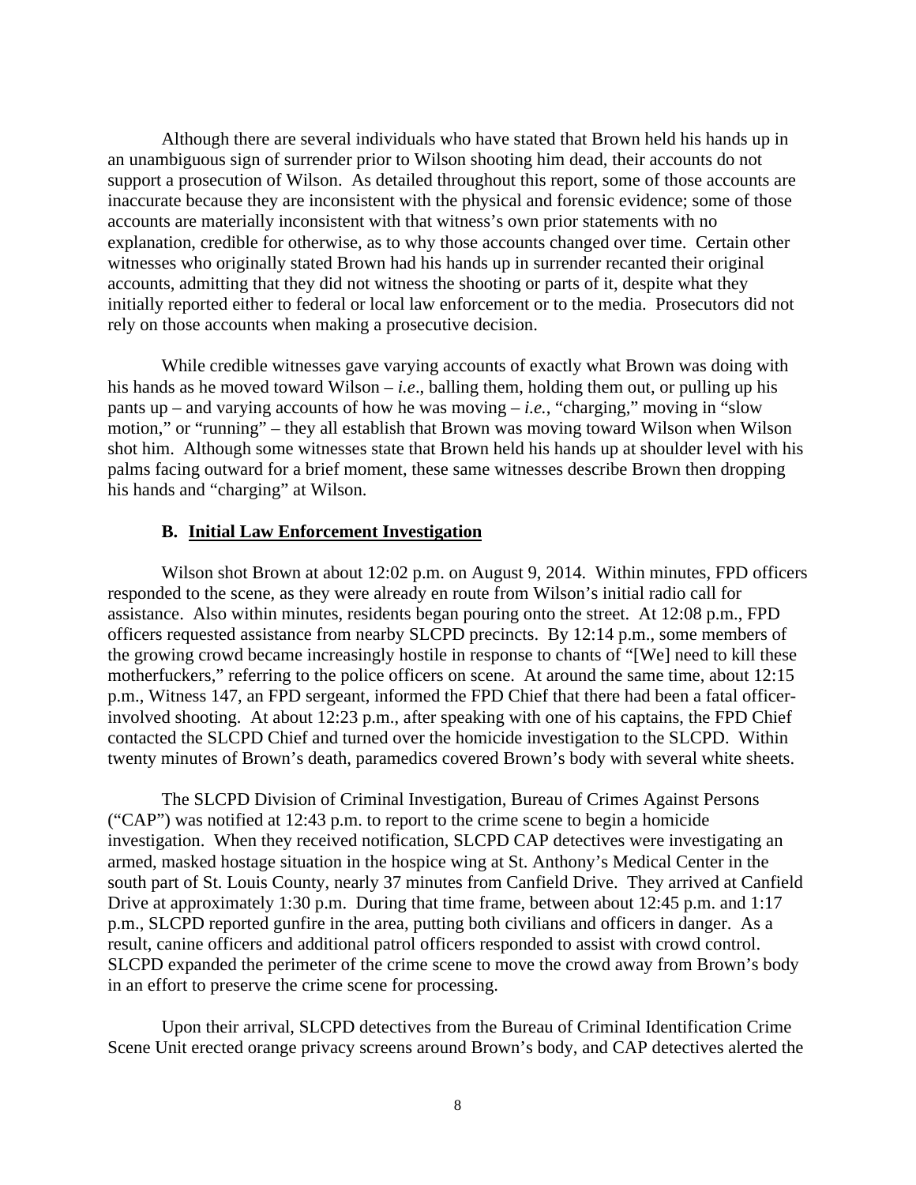Although there are several individuals who have stated that Brown held his hands up in an unambiguous sign of surrender prior to Wilson shooting him dead, their accounts do not support a prosecution of Wilson. As detailed throughout this report, some of those accounts are inaccurate because they are inconsistent with the physical and forensic evidence; some of those accounts are materially inconsistent with that witness's own prior statements with no explanation, credible for otherwise, as to why those accounts changed over time. Certain other witnesses who originally stated Brown had his hands up in surrender recanted their original accounts, admitting that they did not witness the shooting or parts of it, despite what they initially reported either to federal or local law enforcement or to the media. Prosecutors did not rely on those accounts when making a prosecutive decision.

While credible witnesses gave varying accounts of exactly what Brown was doing with his hands as he moved toward Wilson – *i.e*., balling them, holding them out, or pulling up his pants up – and varying accounts of how he was moving – *i.e.*, "charging," moving in "slow motion," or "running" – they all establish that Brown was moving toward Wilson when Wilson shot him. Although some witnesses state that Brown held his hands up at shoulder level with his palms facing outward for a brief moment, these same witnesses describe Brown then dropping his hands and "charging" at Wilson.

### B. <u>Initial Law Enforcement Investigation</u>

Wilson shot Brown at about 12:02 p.m. on August 9, 2014. Within minutes, FPD officers responded to the scene, as they were already en route from Wilson's initial radio call for assistance. Also within minutes, residents began pouring onto the street. At 12:08 p.m., FPD officers requested assistance from nearby SLCPD precincts. By 12:14 p.m., some members of the growing crowd became increasingly hostile in response to chants of "[We] need to kill these motherfuckers," referring to the police officers on scene. At around the same time, about 12:15 p.m., Witness 147, an FPD sergeant, informed the FPD Chief that there had been a fatal officer-involved shooting. At about 12:23 p.m., after speaking with one of his captains, the FPD Chief contacted the SLCPD Chief and turned over the homicide investigation to the SLCPD. Within twenty minutes of Brown's death, paramedics covered Brown's body with several white sheets.

The SLCPD Division of Criminal Investigation, Bureau of Crimes Against Persons ("CAP") was notified at 12:43 p.m. to report to the crime scene to begin a homicide investigation. When they received notification, SLCPD CAP detectives were investigating an armed, masked hostage situation in the hospice wing at St. Anthony's Medical Center in the south part of St. Louis County, nearly 37 minutes from Canfield Drive. They arrived at Canfield Drive at approximately 1:30 p.m. During that time frame, between about 12:45 p.m. and 1:17 p.m., SLCPD reported gunfire in the area, putting both civilians and officers in danger. As a result, canine officers and additional patrol officers responded to assist with crowd control. SLCPD expanded the perimeter of the crime scene to move the crowd away from Brown's body in an effort to preserve the crime scene for processing.

Upon their arrival, SLCPD detectives from the Bureau of Criminal Identification Crime Scene Unit erected orange privacy screens around Brown's body, and CAP detectives alerted the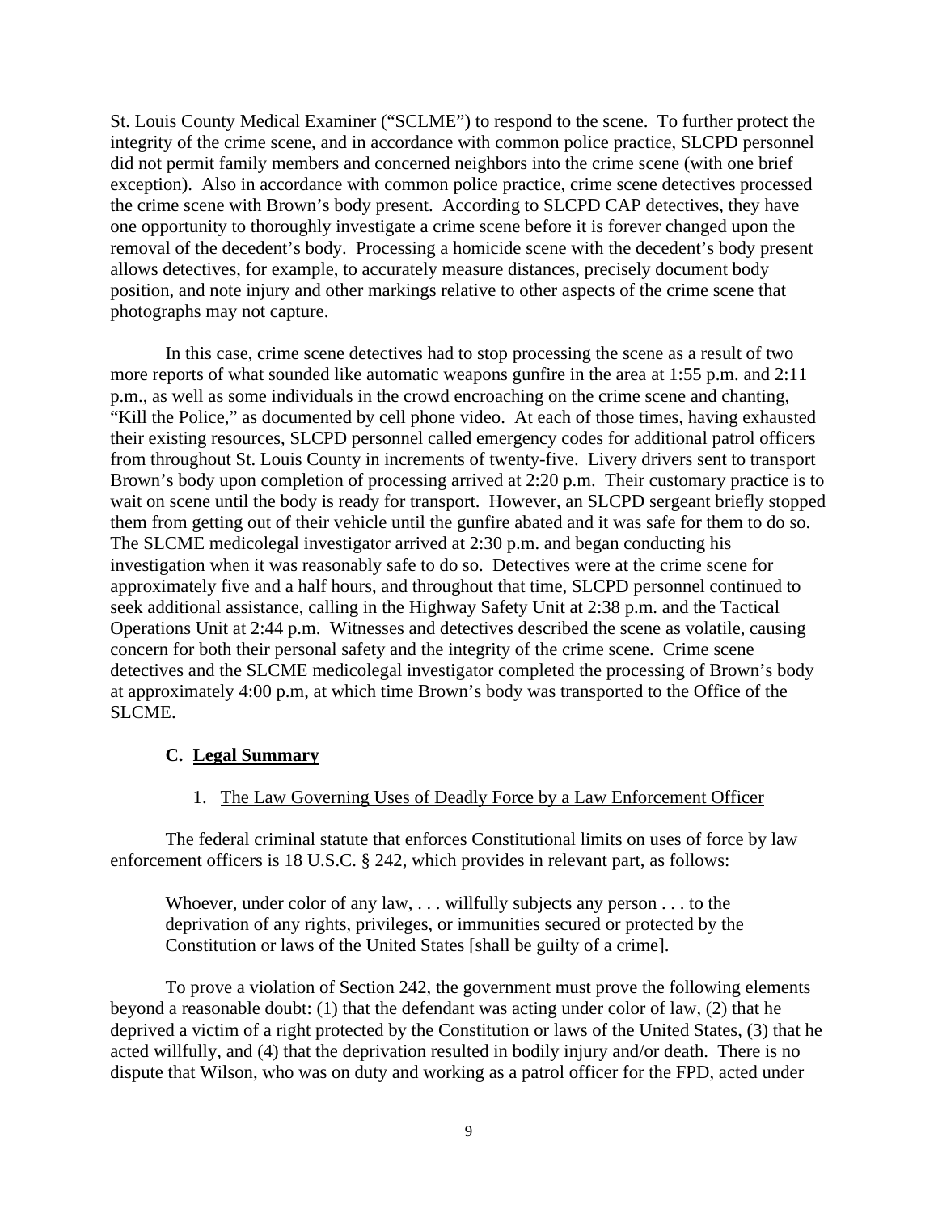St. Louis County Medical Examiner ("SCLME") to respond to the scene. To further protect the integrity of the crime scene, and in accordance with common police practice, SLCPD personnel did not permit family members and concerned neighbors into the crime scene (with one brief exception). Also in accordance with common police practice, crime scene detectives processed the crime scene with Brown's body present. According to SLCPD CAP detectives, they have one opportunity to thoroughly investigate a crime scene before it is forever changed upon the removal of the decedent's body. Processing a homicide scene with the decedent's body present allows detectives, for example, to accurately measure distances, precisely document body position, and note injury and other markings relative to other aspects of the crime scene that photographs may not capture.

In this case, crime scene detectives had to stop processing the scene as a result of two more reports of what sounded like automatic weapons gunfire in the area at 1:55 p.m. and 2:11 p.m., as well as some individuals in the crowd encroaching on the crime scene and chanting, "Kill the Police," as documented by cell phone video. At each of those times, having exhausted their existing resources, SLCPD personnel called emergency codes for additional patrol officers from throughout St. Louis County in increments of twenty-five. Livery drivers sent to transport Brown's body upon completion of processing arrived at 2:20 p.m. Their customary practice is to wait on scene until the body is ready for transport. However, an SLCPD sergeant briefly stopped them from getting out of their vehicle until the gunfire abated and it was safe for them to do so. The SLCME medicolegal investigator arrived at 2:30 p.m. and began conducting his investigation when it was reasonably safe to do so. Detectives were at the crime scene for approximately five and a half hours, and throughout that time, SLCPD personnel continued to seek additional assistance, calling in the Highway Safety Unit at 2:38 p.m. and the Tactical Operations Unit at 2:44 p.m. Witnesses and detectives described the scene as volatile, causing concern for both their personal safety and the integrity of the crime scene. Crime scene detectives and the SLCME medicolegal investigator completed the processing of Brown's body at approximately 4:00 p.m, at which time Brown's body was transported to the Office of the SLCME.

### C. Legal Summary

#### 1. The Law Governing Uses of Deadly Force by a Law Enforcement Officer

The federal criminal statute that enforces Constitutional limits on uses of force by law enforcement officers is 18 U.S.C. § 242, which provides in relevant part, as follows:

> Whoever, under color of any law, . . . willfully subjects any person . . . to the deprivation of any rights, privileges, or immunities secured or protected by the Constitution or laws of the United States [shall be guilty of a crime].

To prove a violation of Section 242, the government must prove the following elements beyond a reasonable doubt: (1) that the defendant was acting under color of law, (2) that he deprived a victim of a right protected by the Constitution or laws of the United States, (3) that he acted willfully, and (4) that the deprivation resulted in bodily injury and/or death. There is no dispute that Wilson, who was on duty and working as a patrol officer for the FPD, acted under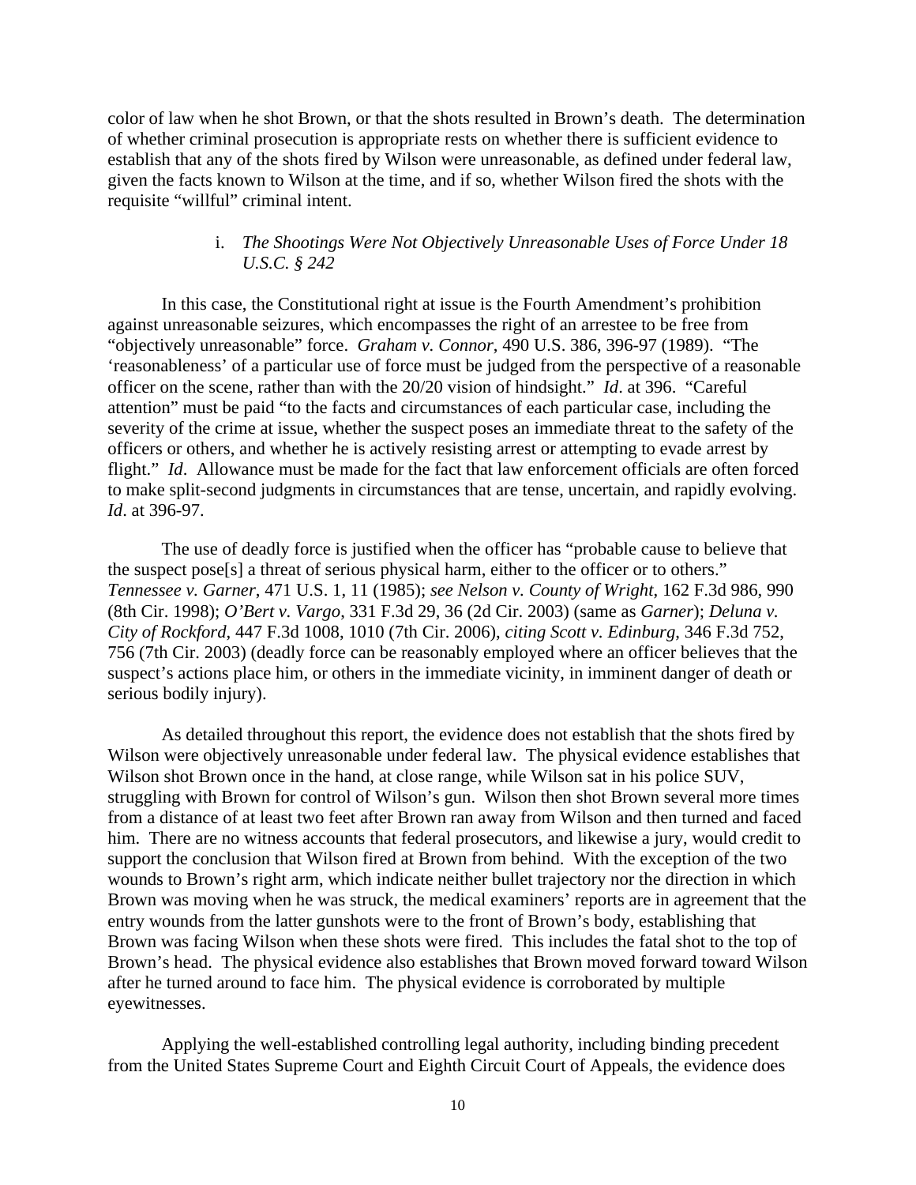color of law when he shot Brown, or that the shots resulted in Brown's death. The determination of whether criminal prosecution is appropriate rests on whether there is sufficient evidence to establish that any of the shots fired by Wilson were unreasonable, as defined under federal law, given the facts known to Wilson at the time, and if so, whether Wilson fired the shots with the requisite "willful" criminal intent.

i. *The Shootings Were Not Objectively Unreasonable Uses of Force Under 18 U.S.C. § 242*

In this case, the Constitutional right at issue is the Fourth Amendment's prohibition against unreasonable seizures, which encompasses the right of an arrestee to be free from "objectively unreasonable" force. *Graham v. Connor*, 490 U.S. 386, 396-97 (1989). "The 'reasonableness' of a particular use of force must be judged from the perspective of a reasonable officer on the scene, rather than with the 20/20 vision of hindsight." *Id*. at 396. "Careful attention" must be paid "to the facts and circumstances of each particular case, including the severity of the crime at issue, whether the suspect poses an immediate threat to the safety of the officers or others, and whether he is actively resisting arrest or attempting to evade arrest by flight." *Id*. Allowance must be made for the fact that law enforcement officials are often forced to make split-second judgments in circumstances that are tense, uncertain, and rapidly evolving. *Id*. at 396-97.

The use of deadly force is justified when the officer has "probable cause to believe that the suspect pose[s] a threat of serious physical harm, either to the officer or to others." *Tennessee v. Garner*, 471 U.S. 1, 11 (1985); *see Nelson v. County of Wright*, 162 F.3d 986, 990 (8th Cir. 1998); *O'Bert v. Vargo*, 331 F.3d 29, 36 (2d Cir. 2003) (same as *Garner*); *Deluna v. City of Rockford*, 447 F.3d 1008, 1010 (7th Cir. 2006), *citing Scott v. Edinburg*, 346 F.3d 752, 756 (7th Cir. 2003) (deadly force can be reasonably employed where an officer believes that the suspect's actions place him, or others in the immediate vicinity, in imminent danger of death or serious bodily injury).

As detailed throughout this report, the evidence does not establish that the shots fired by Wilson were objectively unreasonable under federal law. The physical evidence establishes that Wilson shot Brown once in the hand, at close range, while Wilson sat in his police SUV, struggling with Brown for control of Wilson's gun. Wilson then shot Brown several more times from a distance of at least two feet after Brown ran away from Wilson and then turned and faced him. There are no witness accounts that federal prosecutors, and likewise a jury, would credit to support the conclusion that Wilson fired at Brown from behind. With the exception of the two wounds to Brown's right arm, which indicate neither bullet trajectory nor the direction in which Brown was moving when he was struck, the medical examiners' reports are in agreement that the entry wounds from the latter gunshots were to the front of Brown's body, establishing that Brown was facing Wilson when these shots were fired. This includes the fatal shot to the top of Brown's head. The physical evidence also establishes that Brown moved forward toward Wilson after he turned around to face him. The physical evidence is corroborated by multiple eyewitnesses.

Applying the well-established controlling legal authority, including binding precedent from the United States Supreme Court and Eighth Circuit Court of Appeals, the evidence does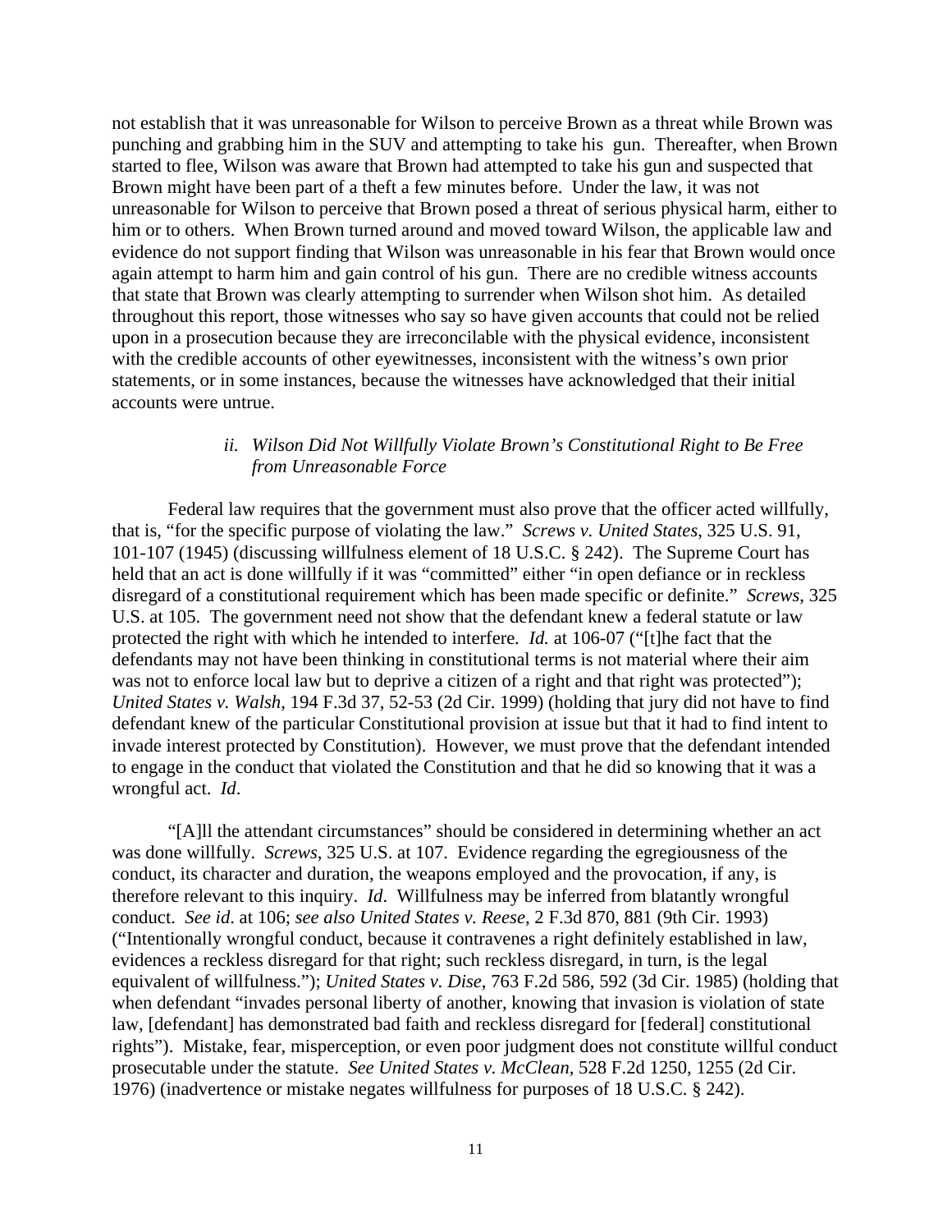not establish that it was unreasonable for Wilson to perceive Brown as a threat while Brown was punching and grabbing him in the SUV and attempting to take his gun. Thereafter, when Brown started to flee, Wilson was aware that Brown had attempted to take his gun and suspected that Brown might have been part of a theft a few minutes before. Under the law, it was not unreasonable for Wilson to perceive that Brown posed a threat of serious physical harm, either to him or to others. When Brown turned around and moved toward Wilson, the applicable law and evidence do not support finding that Wilson was unreasonable in his fear that Brown would once again attempt to harm him and gain control of his gun. There are no credible witness accounts that state that Brown was clearly attempting to surrender when Wilson shot him. As detailed throughout this report, those witnesses who say so have given accounts that could not be relied upon in a prosecution because they are irreconcilable with the physical evidence, inconsistent with the credible accounts of other eyewitnesses, inconsistent with the witness's own prior statements, or in some instances, because the witnesses have acknowledged that their initial accounts were untrue.

#### *ii. Wilson Did Not Willfully Violate Brown's Constitutional Right to Be Free from Unreasonable Force*

Federal law requires that the government must also prove that the officer acted willfully, that is, "for the specific purpose of violating the law." *Screws v. United States*, 325 U.S. 91, 101-107 (1945) (discussing willfulness element of 18 U.S.C. § 242). The Supreme Court has held that an act is done willfully if it was "committed" either "in open defiance or in reckless disregard of a constitutional requirement which has been made specific or definite." *Screws*, 325 U.S. at 105. The government need not show that the defendant knew a federal statute or law protected the right with which he intended to interfere. *Id.* at 106-07 ("[t]he fact that the defendants may not have been thinking in constitutional terms is not material where their aim was not to enforce local law but to deprive a citizen of a right and that right was protected"); *United States v. Walsh*, 194 F.3d 37, 52-53 (2d Cir. 1999) (holding that jury did not have to find defendant knew of the particular Constitutional provision at issue but that it had to find intent to invade interest protected by Constitution). However, we must prove that the defendant intended to engage in the conduct that violated the Constitution and that he did so knowing that it was a wrongful act. *Id*.

"[A]ll the attendant circumstances" should be considered in determining whether an act was done willfully. *Screws*, 325 U.S. at 107. Evidence regarding the egregiousness of the conduct, its character and duration, the weapons employed and the provocation, if any, is therefore relevant to this inquiry. *Id*. Willfulness may be inferred from blatantly wrongful conduct. *See id.* at 106; *see also United States v. Reese*, 2 F.3d 870, 881 (9th Cir. 1993) ("Intentionally wrongful conduct, because it contravenes a right definitely established in law, evidences a reckless disregard for that right; such reckless disregard, in turn, is the legal equivalent of willfulness."); *United States v. Dise*, 763 F.2d 586, 592 (3d Cir. 1985) (holding that when defendant "invades personal liberty of another, knowing that invasion is violation of state law, [defendant] has demonstrated bad faith and reckless disregard for [federal] constitutional rights"). Mistake, fear, misperception, or even poor judgment does not constitute willful conduct prosecutable under the statute. *See United States v. McClean*, 528 F.2d 1250, 1255 (2d Cir. 1976) (inadvertence or mistake negates willfulness for purposes of 18 U.S.C. § 242).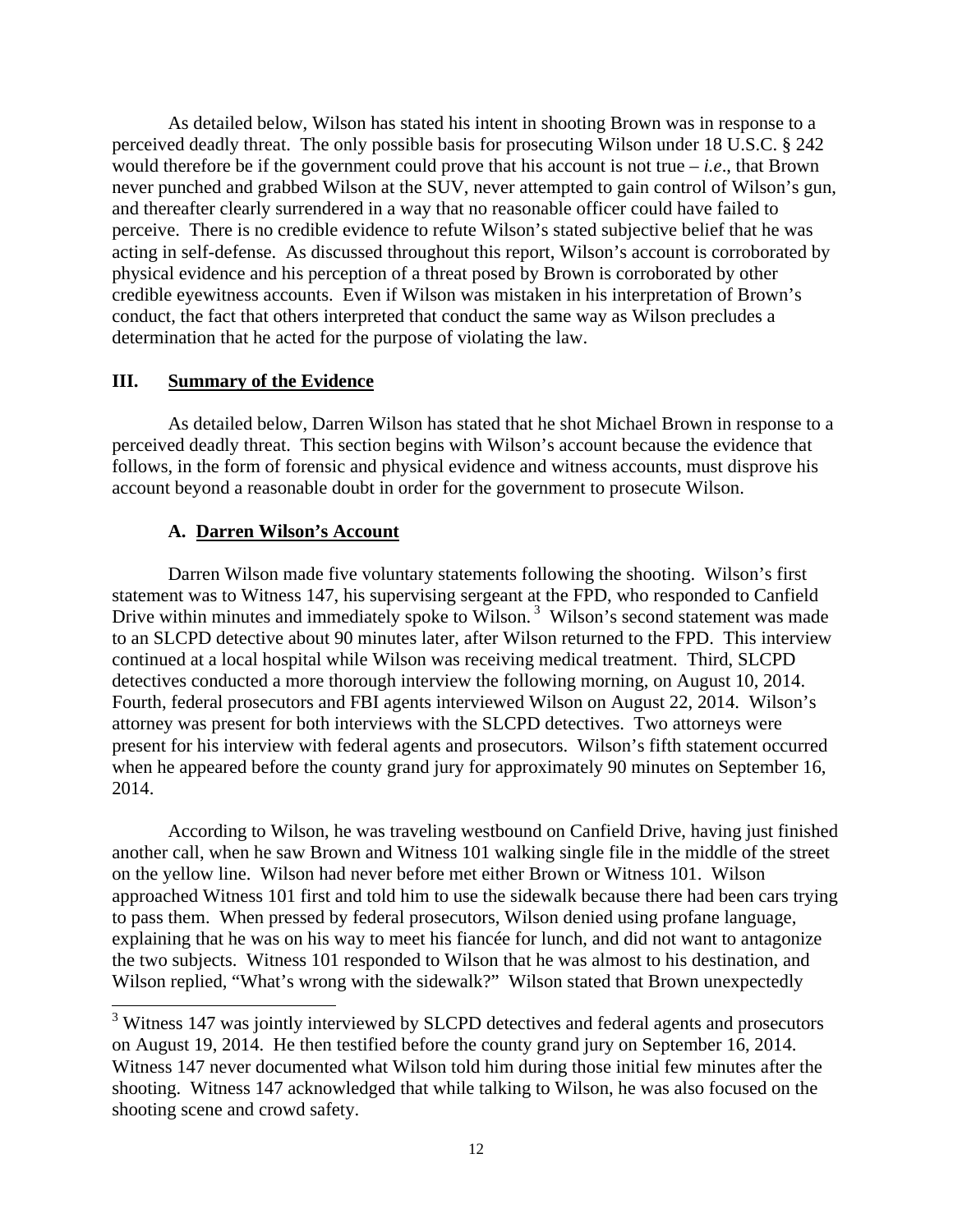As detailed below, Wilson has stated his intent in shooting Brown was in response to a perceived deadly threat. The only possible basis for prosecuting Wilson under 18 U.S.C. § 242 would therefore be if the government could prove that his account is not true – *i.e*., that Brown never punched and grabbed Wilson at the SUV, never attempted to gain control of Wilson's gun, and thereafter clearly surrendered in a way that no reasonable officer could have failed to perceive. There is no credible evidence to refute Wilson's stated subjective belief that he was acting in self-defense. As discussed throughout this report, Wilson's account is corroborated by physical evidence and his perception of a threat posed by Brown is corroborated by other credible eyewitness accounts. Even if Wilson was mistaken in his interpretation of Brown's conduct, the fact that others interpreted that conduct the same way as Wilson precludes a determination that he acted for the purpose of violating the law.

## III. Summary of the Evidence

As detailed below, Darren Wilson has stated that he shot Michael Brown in response to a perceived deadly threat. This section begins with Wilson's account because the evidence that follows, in the form of forensic and physical evidence and witness accounts, must disprove his account beyond a reasonable doubt in order for the government to prosecute Wilson.

### A. Darren Wilson's Account

Darren Wilson made five voluntary statements following the shooting. Wilson's first statement was to Witness 147, his supervising sergeant at the FPD, who responded to Canfield Drive within minutes and immediately spoke to Wilson.[3] Wilson's second statement was made to an SLCPD detective about 90 minutes later, after Wilson returned to the FPD. This interview continued at a local hospital while Wilson was receiving medical treatment. Third, SLCPD detectives conducted a more thorough interview the following morning, on August 10, 2014. Fourth, federal prosecutors and FBI agents interviewed Wilson on August 22, 2014. Wilson's attorney was present for both interviews with the SLCPD detectives. Two attorneys were present for his interview with federal agents and prosecutors. Wilson's fifth statement occurred when he appeared before the county grand jury for approximately 90 minutes on September 16, 2014.

According to Wilson, he was traveling westbound on Canfield Drive, having just finished another call, when he saw Brown and Witness 101 walking single file in the middle of the street on the yellow line. Wilson had never before met either Brown or Witness 101. Wilson approached Witness 101 first and told him to use the sidewalk because there had been cars trying to pass them. When pressed by federal prosecutors, Wilson denied using profane language, explaining that he was on his way to meet his fiancée for lunch, and did not want to antagonize the two subjects. Witness 101 responded to Wilson that he was almost to his destination, and Wilson replied, "What's wrong with the sidewalk?" Wilson stated that Brown unexpectedly

[3] Witness 147 was jointly interviewed by SLCPD detectives and federal agents and prosecutors on August 19, 2014. He then testified before the county grand jury on September 16, 2014. Witness 147 never documented what Wilson told him during those initial few minutes after the shooting. Witness 147 acknowledged that while talking to Wilson, he was also focused on the shooting scene and crowd safety.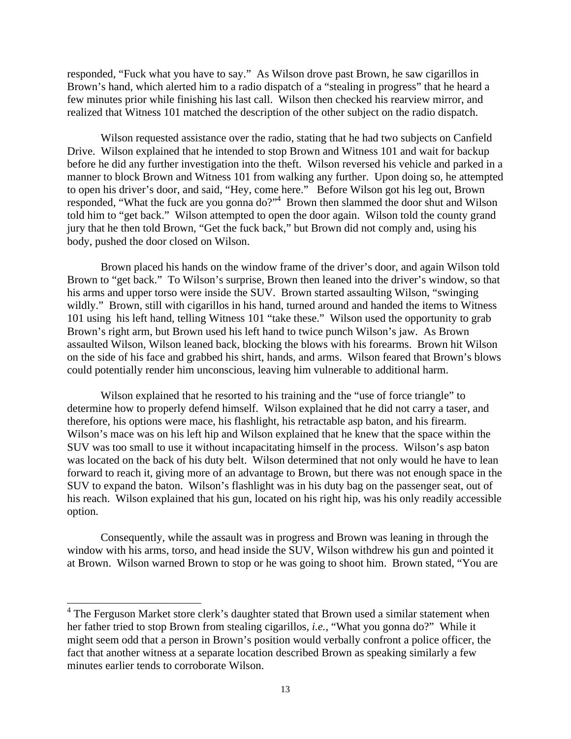responded, "Fuck what you have to say." As Wilson drove past Brown, he saw cigarillos in Brown's hand, which alerted him to a radio dispatch of a "stealing in progress" that he heard a few minutes prior while finishing his last call. Wilson then checked his rearview mirror, and realized that Witness 101 matched the description of the other subject on the radio dispatch.

Wilson requested assistance over the radio, stating that he had two subjects on Canfield Drive. Wilson explained that he intended to stop Brown and Witness 101 and wait for backup before he did any further investigation into the theft. Wilson reversed his vehicle and parked in a manner to block Brown and Witness 101 from walking any further. Upon doing so, he attempted to open his driver's door, and said, "Hey, come here." Before Wilson got his leg out, Brown responded, "What the fuck are you gonna do?"[4] Brown then slammed the door shut and Wilson told him to "get back." Wilson attempted to open the door again. Wilson told the county grand jury that he then told Brown, "Get the fuck back," but Brown did not comply and, using his body, pushed the door closed on Wilson.

Brown placed his hands on the window frame of the driver's door, and again Wilson told Brown to "get back." To Wilson's surprise, Brown then leaned into the driver's window, so that his arms and upper torso were inside the SUV. Brown started assaulting Wilson, "swinging wildly." Brown, still with cigarillos in his hand, turned around and handed the items to Witness 101 using his left hand, telling Witness 101 "take these." Wilson used the opportunity to grab Brown's right arm, but Brown used his left hand to twice punch Wilson's jaw. As Brown assaulted Wilson, Wilson leaned back, blocking the blows with his forearms. Brown hit Wilson on the side of his face and grabbed his shirt, hands, and arms. Wilson feared that Brown's blows could potentially render him unconscious, leaving him vulnerable to additional harm.

Wilson explained that he resorted to his training and the "use of force triangle" to determine how to properly defend himself. Wilson explained that he did not carry a taser, and therefore, his options were mace, his flashlight, his retractable asp baton, and his firearm. Wilson's mace was on his left hip and Wilson explained that he knew that the space within the SUV was too small to use it without incapacitating himself in the process. Wilson's asp baton was located on the back of his duty belt. Wilson determined that not only would he have to lean forward to reach it, giving more of an advantage to Brown, but there was not enough space in the SUV to expand the baton. Wilson's flashlight was in his duty bag on the passenger seat, out of his reach. Wilson explained that his gun, located on his right hip, was his only readily accessible option.

Consequently, while the assault was in progress and Brown was leaning in through the window with his arms, torso, and head inside the SUV, Wilson withdrew his gun and pointed it at Brown. Wilson warned Brown to stop or he was going to shoot him. Brown stated, "You are

---

[4] The Ferguson Market store clerk's daughter stated that Brown used a similar statement when her father tried to stop Brown from stealing cigarillos, *i.e.*, "What you gonna do?" While it might seem odd that a person in Brown's position would verbally confront a police officer, the fact that another witness at a separate location described Brown as speaking similarly a few minutes earlier tends to corroborate Wilson.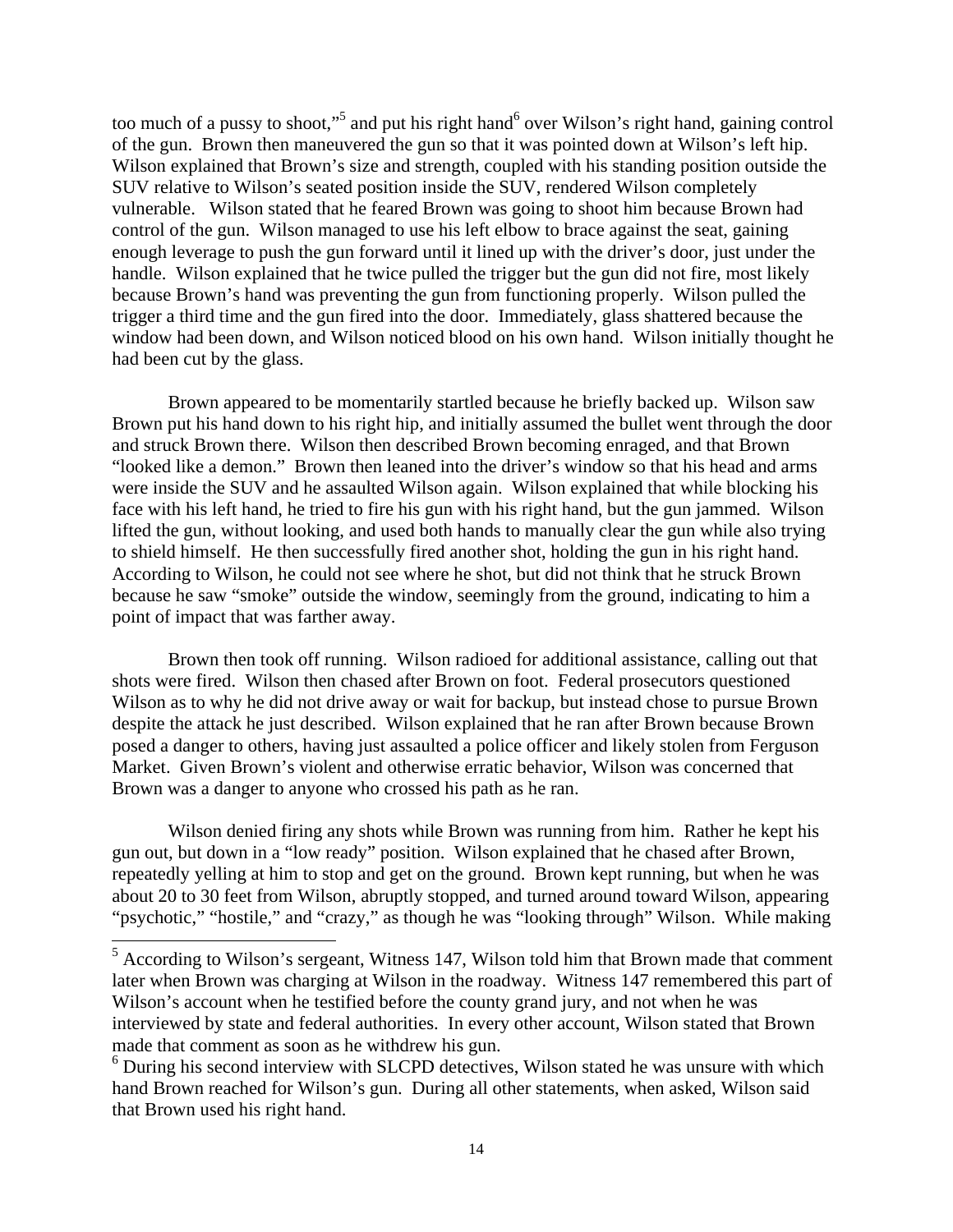too much of a pussy to shoot,"[5] and put his right hand[6] over Wilson's right hand, gaining control of the gun. Brown then maneuvered the gun so that it was pointed down at Wilson's left hip. Wilson explained that Brown's size and strength, coupled with his standing position outside the SUV relative to Wilson's seated position inside the SUV, rendered Wilson completely vulnerable. Wilson stated that he feared Brown was going to shoot him because Brown had control of the gun. Wilson managed to use his left elbow to brace against the seat, gaining enough leverage to push the gun forward until it lined up with the driver's door, just under the handle. Wilson explained that he twice pulled the trigger but the gun did not fire, most likely because Brown's hand was preventing the gun from functioning properly. Wilson pulled the trigger a third time and the gun fired into the door. Immediately, glass shattered because the window had been down, and Wilson noticed blood on his own hand. Wilson initially thought he had been cut by the glass.

Brown appeared to be momentarily startled because he briefly backed up. Wilson saw Brown put his hand down to his right hip, and initially assumed the bullet went through the door and struck Brown there. Wilson then described Brown becoming enraged, and that Brown "looked like a demon." Brown then leaned into the driver's window so that his head and arms were inside the SUV and he assaulted Wilson again. Wilson explained that while blocking his face with his left hand, he tried to fire his gun with his right hand, but the gun jammed. Wilson lifted the gun, without looking, and used both hands to manually clear the gun while also trying to shield himself. He then successfully fired another shot, holding the gun in his right hand. According to Wilson, he could not see where he shot, but did not think that he struck Brown because he saw "smoke" outside the window, seemingly from the ground, indicating to him a point of impact that was farther away.

Brown then took off running. Wilson radioed for additional assistance, calling out that shots were fired. Wilson then chased after Brown on foot. Federal prosecutors questioned Wilson as to why he did not drive away or wait for backup, but instead chose to pursue Brown despite the attack he just described. Wilson explained that he ran after Brown because Brown posed a danger to others, having just assaulted a police officer and likely stolen from Ferguson Market. Given Brown's violent and otherwise erratic behavior, Wilson was concerned that Brown was a danger to anyone who crossed his path as he ran.

Wilson denied firing any shots while Brown was running from him. Rather he kept his gun out, but down in a "low ready" position. Wilson explained that he chased after Brown, repeatedly yelling at him to stop and get on the ground. Brown kept running, but when he was about 20 to 30 feet from Wilson, abruptly stopped, and turned around toward Wilson, appearing "psychotic," "hostile," and "crazy," as though he was "looking through" Wilson. While making

---

[5] According to Wilson's sergeant, Witness 147, Wilson told him that Brown made that comment later when Brown was charging at Wilson in the roadway. Witness 147 remembered this part of Wilson's account when he testified before the county grand jury, and not when he was interviewed by state and federal authorities. In every other account, Wilson stated that Brown made that comment as soon as he withdrew his gun.

[6] During his second interview with SLCPD detectives, Wilson stated he was unsure with which hand Brown reached for Wilson's gun. During all other statements, when asked, Wilson said that Brown used his right hand.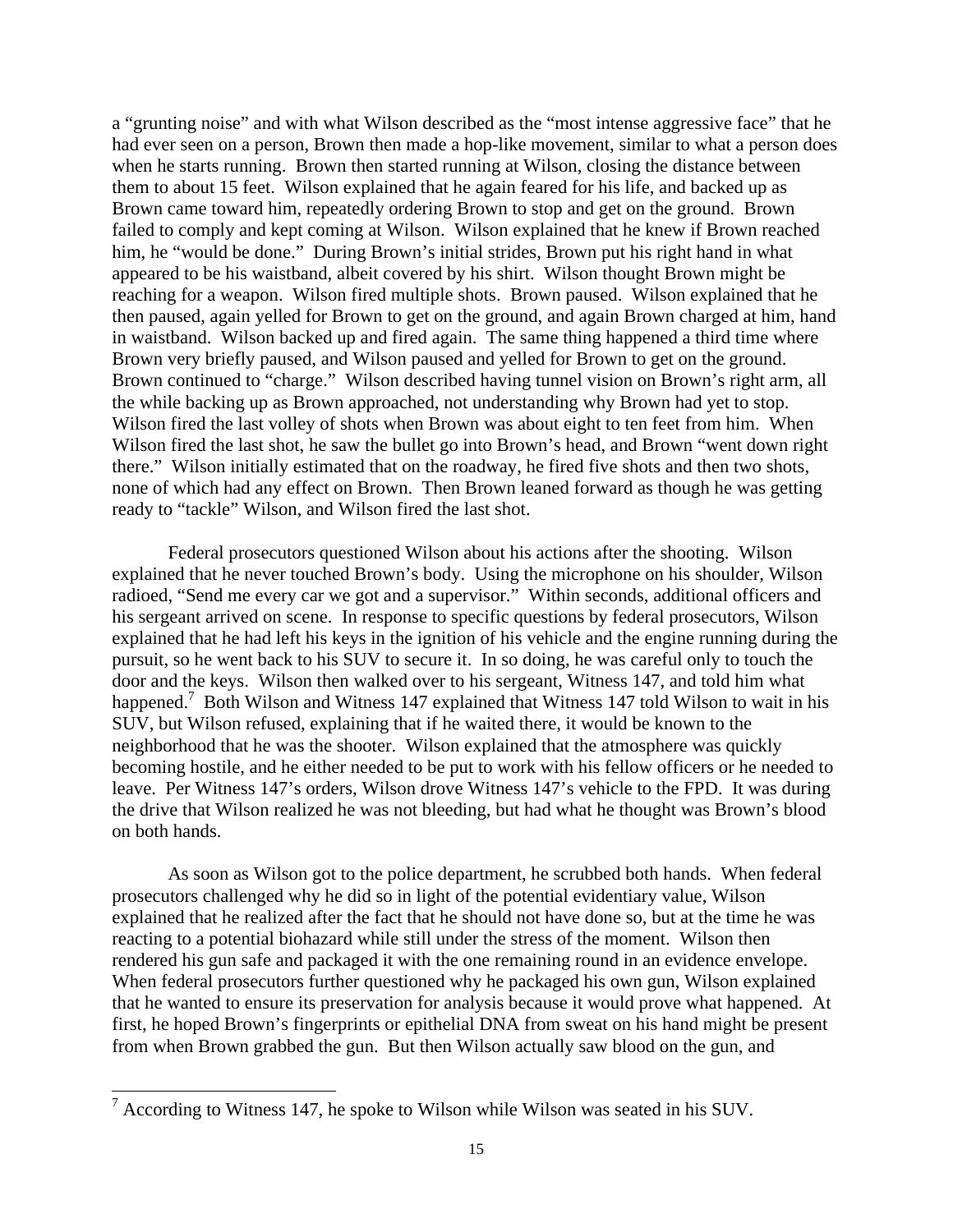a "grunting noise" and with what Wilson described as the "most intense aggressive face" that he had ever seen on a person, Brown then made a hop-like movement, similar to what a person does when he starts running. Brown then started running at Wilson, closing the distance between them to about 15 feet. Wilson explained that he again feared for his life, and backed up as Brown came toward him, repeatedly ordering Brown to stop and get on the ground. Brown failed to comply and kept coming at Wilson. Wilson explained that he knew if Brown reached him, he "would be done." During Brown's initial strides, Brown put his right hand in what appeared to be his waistband, albeit covered by his shirt. Wilson thought Brown might be reaching for a weapon. Wilson fired multiple shots. Brown paused. Wilson explained that he then paused, again yelled for Brown to get on the ground, and again Brown charged at him, hand in waistband. Wilson backed up and fired again. The same thing happened a third time where Brown very briefly paused, and Wilson paused and yelled for Brown to get on the ground. Brown continued to "charge." Wilson described having tunnel vision on Brown's right arm, all the while backing up as Brown approached, not understanding why Brown had yet to stop. Wilson fired the last volley of shots when Brown was about eight to ten feet from him. When Wilson fired the last shot, he saw the bullet go into Brown's head, and Brown "went down right there." Wilson initially estimated that on the roadway, he fired five shots and then two shots, none of which had any effect on Brown. Then Brown leaned forward as though he was getting ready to "tackle" Wilson, and Wilson fired the last shot.

Federal prosecutors questioned Wilson about his actions after the shooting. Wilson explained that he never touched Brown's body. Using the microphone on his shoulder, Wilson radioed, "Send me every car we got and a supervisor." Within seconds, additional officers and his sergeant arrived on scene. In response to specific questions by federal prosecutors, Wilson explained that he had left his keys in the ignition of his vehicle and the engine running during the pursuit, so he went back to his SUV to secure it. In so doing, he was careful only to touch the door and the keys. Wilson then walked over to his sergeant, Witness 147, and told him what happened.[7] Both Wilson and Witness 147 explained that Witness 147 told Wilson to wait in his SUV, but Wilson refused, explaining that if he waited there, it would be known to the neighborhood that he was the shooter. Wilson explained that the atmosphere was quickly becoming hostile, and he either needed to be put to work with his fellow officers or he needed to leave. Per Witness 147's orders, Wilson drove Witness 147's vehicle to the FPD. It was during the drive that Wilson realized he was not bleeding, but had what he thought was Brown's blood on both hands.

As soon as Wilson got to the police department, he scrubbed both hands. When federal prosecutors challenged why he did so in light of the potential evidentiary value, Wilson explained that he realized after the fact that he should not have done so, but at the time he was reacting to a potential biohazard while still under the stress of the moment. Wilson then rendered his gun safe and packaged it with the one remaining round in an evidence envelope. When federal prosecutors further questioned why he packaged his own gun, Wilson explained that he wanted to ensure its preservation for analysis because it would prove what happened. At first, he hoped Brown's fingerprints or epithelial DNA from sweat on his hand might be present from when Brown grabbed the gun. But then Wilson actually saw blood on the gun, and

[7] According to Witness 147, he spoke to Wilson while Wilson was seated in his SUV.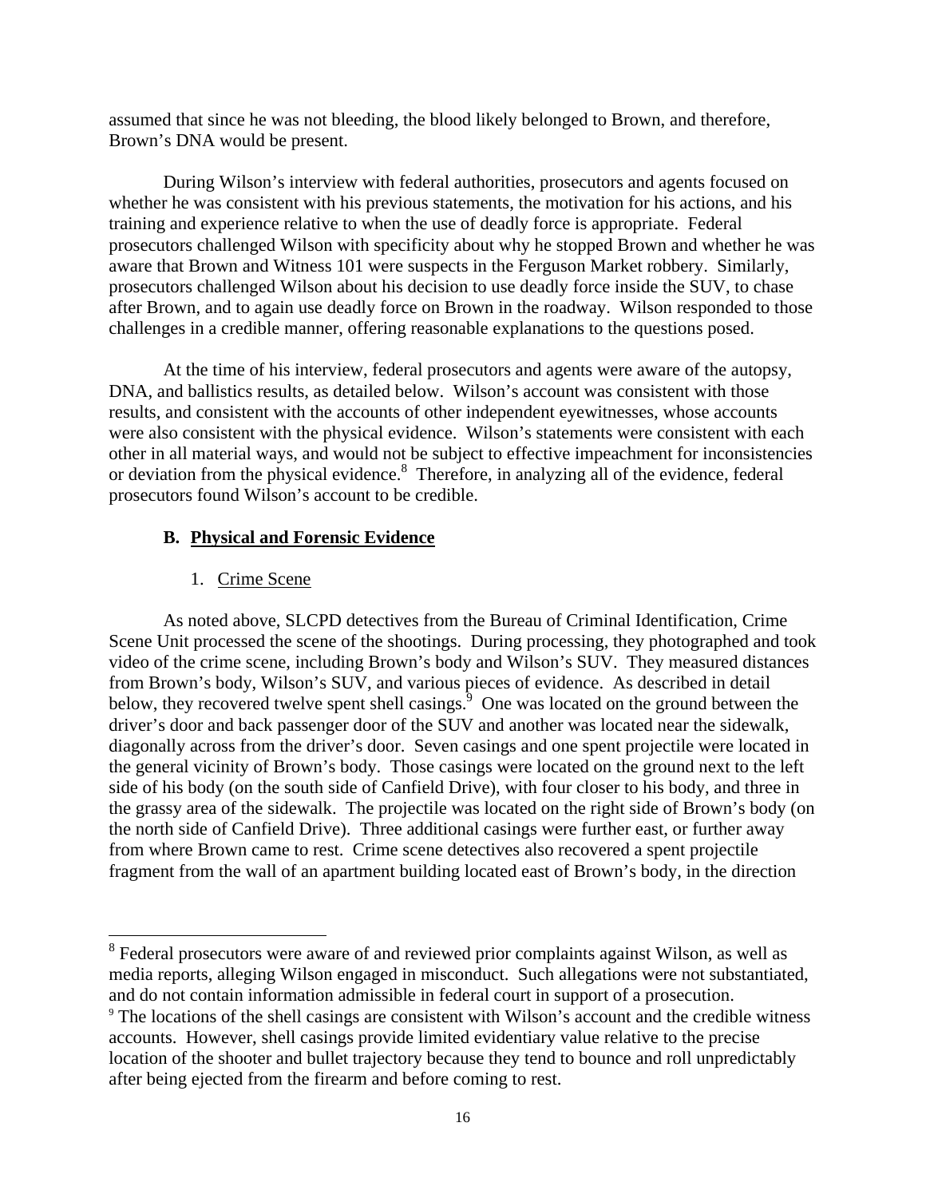assumed that since he was not bleeding, the blood likely belonged to Brown, and therefore, Brown's DNA would be present.

During Wilson's interview with federal authorities, prosecutors and agents focused on whether he was consistent with his previous statements, the motivation for his actions, and his training and experience relative to when the use of deadly force is appropriate. Federal prosecutors challenged Wilson with specificity about why he stopped Brown and whether he was aware that Brown and Witness 101 were suspects in the Ferguson Market robbery. Similarly, prosecutors challenged Wilson about his decision to use deadly force inside the SUV, to chase after Brown, and to again use deadly force on Brown in the roadway. Wilson responded to those challenges in a credible manner, offering reasonable explanations to the questions posed.

At the time of his interview, federal prosecutors and agents were aware of the autopsy, DNA, and ballistics results, as detailed below. Wilson's account was consistent with those results, and consistent with the accounts of other independent eyewitnesses, whose accounts were also consistent with the physical evidence. Wilson's statements were consistent with each other in all material ways, and would not be subject to effective impeachment for inconsistencies or deviation from the physical evidence.[8] Therefore, in analyzing all of the evidence, federal prosecutors found Wilson's account to be credible.

### B. Physical and Forensic Evidence

#### 1. Crime Scene

As noted above, SLCPD detectives from the Bureau of Criminal Identification, Crime Scene Unit processed the scene of the shootings. During processing, they photographed and took video of the crime scene, including Brown's body and Wilson's SUV. They measured distances from Brown's body, Wilson's SUV, and various pieces of evidence. As described in detail below, they recovered twelve spent shell casings.[9] One was located on the ground between the driver's door and back passenger door of the SUV and another was located near the sidewalk, diagonally across from the driver's door. Seven casings and one spent projectile were located in the general vicinity of Brown's body. Those casings were located on the ground next to the left side of his body (on the south side of Canfield Drive), with four closer to his body, and three in the grassy area of the sidewalk. The projectile was located on the right side of Brown's body (on the north side of Canfield Drive). Three additional casings were further east, or further away from where Brown came to rest. Crime scene detectives also recovered a spent projectile fragment from the wall of an apartment building located east of Brown's body, in the direction

---

[8] Federal prosecutors were aware of and reviewed prior complaints against Wilson, as well as media reports, alleging Wilson engaged in misconduct. Such allegations were not substantiated, and do not contain information admissible in federal court in support of a prosecution.

[9] The locations of the shell casings are consistent with Wilson's account and the credible witness accounts. However, shell casings provide limited evidentiary value relative to the precise location of the shooter and bullet trajectory because they tend to bounce and roll unpredictably after being ejected from the firearm and before coming to rest.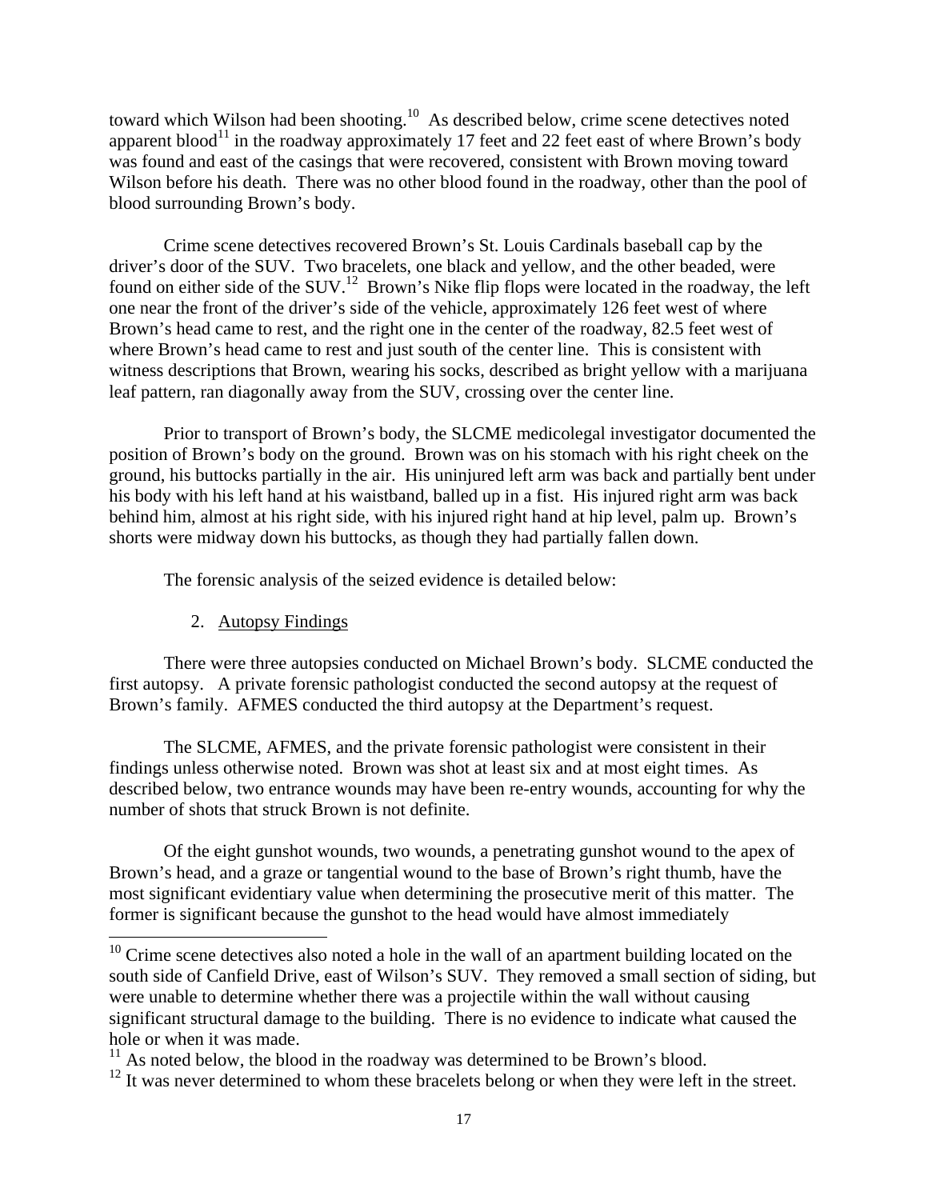toward which Wilson had been shooting.[10] As described below, crime scene detectives noted apparent blood[11] in the roadway approximately 17 feet and 22 feet east of where Brown's body was found and east of the casings that were recovered, consistent with Brown moving toward Wilson before his death. There was no other blood found in the roadway, other than the pool of blood surrounding Brown's body.

Crime scene detectives recovered Brown's St. Louis Cardinals baseball cap by the driver's door of the SUV. Two bracelets, one black and yellow, and the other beaded, were found on either side of the SUV.[12] Brown's Nike flip flops were located in the roadway, the left one near the front of the driver's side of the vehicle, approximately 126 feet west of where Brown's head came to rest, and the right one in the center of the roadway, 82.5 feet west of where Brown's head came to rest and just south of the center line. This is consistent with witness descriptions that Brown, wearing his socks, described as bright yellow with a marijuana leaf pattern, ran diagonally away from the SUV, crossing over the center line.

Prior to transport of Brown's body, the SLCME medicolegal investigator documented the position of Brown's body on the ground. Brown was on his stomach with his right cheek on the ground, his buttocks partially in the air. His uninjured left arm was back and partially bent under his body with his left hand at his waistband, balled up in a fist. His injured right arm was back behind him, almost at his right side, with his injured right hand at hip level, palm up. Brown's shorts were midway down his buttocks, as though they had partially fallen down.

The forensic analysis of the seized evidence is detailed below:

2. <u>Autopsy Findings</u>

There were three autopsies conducted on Michael Brown's body. SLCME conducted the first autopsy. A private forensic pathologist conducted the second autopsy at the request of Brown's family. AFMES conducted the third autopsy at the Department's request.

The SLCME, AFMES, and the private forensic pathologist were consistent in their findings unless otherwise noted. Brown was shot at least six and at most eight times. As described below, two entrance wounds may have been re-entry wounds, accounting for why the number of shots that struck Brown is not definite.

Of the eight gunshot wounds, two wounds, a penetrating gunshot wound to the apex of Brown's head, and a graze or tangential wound to the base of Brown's right thumb, have the most significant evidentiary value when determining the prosecutive merit of this matter. The former is significant because the gunshot to the head would have almost immediately

---

[10] Crime scene detectives also noted a hole in the wall of an apartment building located on the south side of Canfield Drive, east of Wilson's SUV. They removed a small section of siding, but were unable to determine whether there was a projectile within the wall without causing significant structural damage to the building. There is no evidence to indicate what caused the hole or when it was made.

[11] As noted below, the blood in the roadway was determined to be Brown's blood.

[12] It was never determined to whom these bracelets belong or when they were left in the street.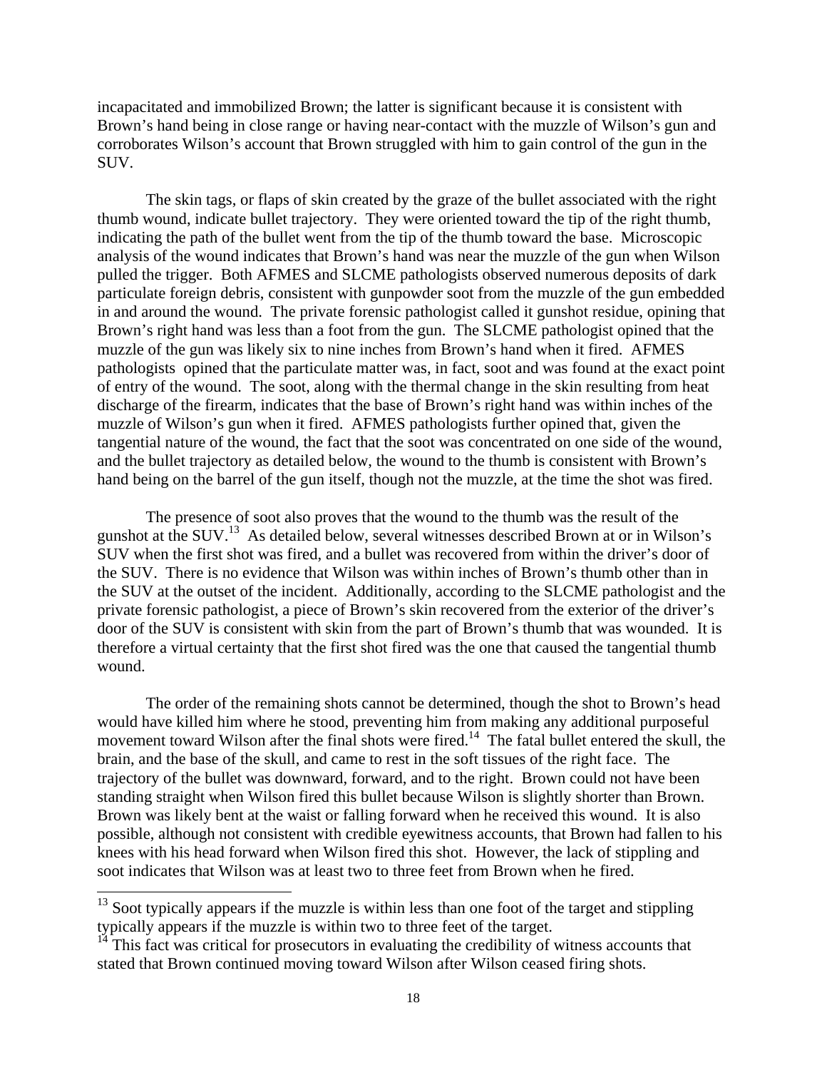incapacitated and immobilized Brown; the latter is significant because it is consistent with Brown's hand being in close range or having near-contact with the muzzle of Wilson's gun and corroborates Wilson's account that Brown struggled with him to gain control of the gun in the SUV.

The skin tags, or flaps of skin created by the graze of the bullet associated with the right thumb wound, indicate bullet trajectory. They were oriented toward the tip of the right thumb, indicating the path of the bullet went from the tip of the thumb toward the base. Microscopic analysis of the wound indicates that Brown's hand was near the muzzle of the gun when Wilson pulled the trigger. Both AFMES and SLCME pathologists observed numerous deposits of dark particulate foreign debris, consistent with gunpowder soot from the muzzle of the gun embedded in and around the wound. The private forensic pathologist called it gunshot residue, opining that Brown's right hand was less than a foot from the gun. The SLCME pathologist opined that the muzzle of the gun was likely six to nine inches from Brown's hand when it fired. AFMES pathologists opined that the particulate matter was, in fact, soot and was found at the exact point of entry of the wound. The soot, along with the thermal change in the skin resulting from heat discharge of the firearm, indicates that the base of Brown's right hand was within inches of the muzzle of Wilson's gun when it fired. AFMES pathologists further opined that, given the tangential nature of the wound, the fact that the soot was concentrated on one side of the wound, and the bullet trajectory as detailed below, the wound to the thumb is consistent with Brown's hand being on the barrel of the gun itself, though not the muzzle, at the time the shot was fired.

The presence of soot also proves that the wound to the thumb was the result of the gunshot at the SUV.[13] As detailed below, several witnesses described Brown at or in Wilson's SUV when the first shot was fired, and a bullet was recovered from within the driver's door of the SUV. There is no evidence that Wilson was within inches of Brown's thumb other than in the SUV at the outset of the incident. Additionally, according to the SLCME pathologist and the private forensic pathologist, a piece of Brown's skin recovered from the exterior of the driver's door of the SUV is consistent with skin from the part of Brown's thumb that was wounded. It is therefore a virtual certainty that the first shot fired was the one that caused the tangential thumb wound.

The order of the remaining shots cannot be determined, though the shot to Brown's head would have killed him where he stood, preventing him from making any additional purposeful movement toward Wilson after the final shots were fired.[14] The fatal bullet entered the skull, the brain, and the base of the skull, and came to rest in the soft tissues of the right face. The trajectory of the bullet was downward, forward, and to the right. Brown could not have been standing straight when Wilson fired this bullet because Wilson is slightly shorter than Brown. Brown was likely bent at the waist or falling forward when he received this wound. It is also possible, although not consistent with credible eyewitness accounts, that Brown had fallen to his knees with his head forward when Wilson fired this shot. However, the lack of stippling and soot indicates that Wilson was at least two to three feet from Brown when he fired.

---

[13] Soot typically appears if the muzzle is within less than one foot of the target and stippling typically appears if the muzzle is within two to three feet of the target.

[14] This fact was critical for prosecutors in evaluating the credibility of witness accounts that stated that Brown continued moving toward Wilson after Wilson ceased firing shots.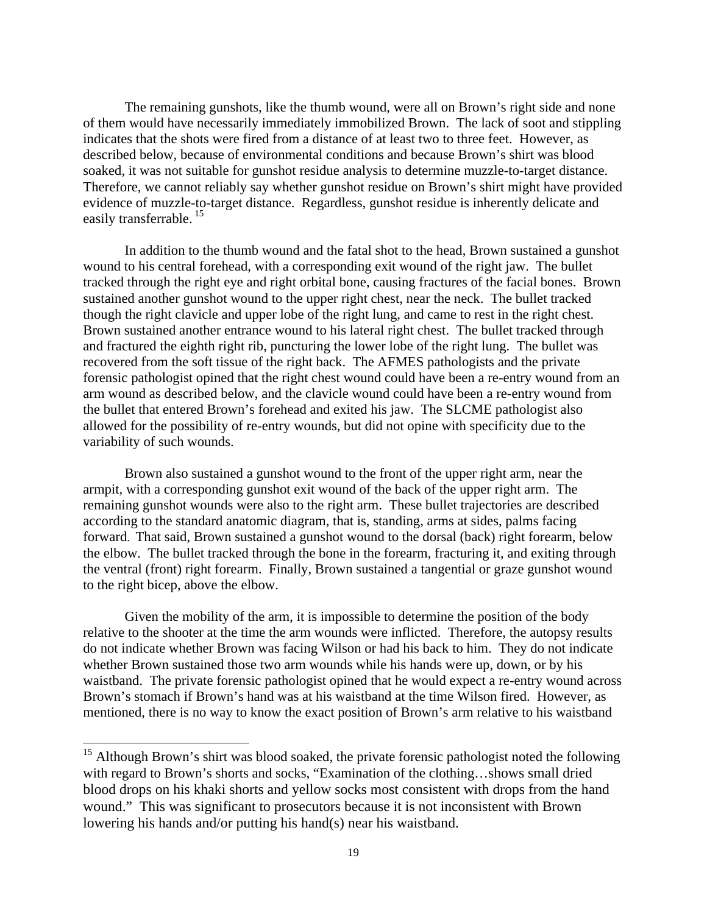The remaining gunshots, like the thumb wound, were all on Brown's right side and none of them would have necessarily immediately immobilized Brown. The lack of soot and stippling indicates that the shots were fired from a distance of at least two to three feet. However, as described below, because of environmental conditions and because Brown's shirt was blood soaked, it was not suitable for gunshot residue analysis to determine muzzle-to-target distance. Therefore, we cannot reliably say whether gunshot residue on Brown's shirt might have provided evidence of muzzle-to-target distance. Regardless, gunshot residue is inherently delicate and easily transferrable.[15]

In addition to the thumb wound and the fatal shot to the head, Brown sustained a gunshot wound to his central forehead, with a corresponding exit wound of the right jaw. The bullet tracked through the right eye and right orbital bone, causing fractures of the facial bones. Brown sustained another gunshot wound to the upper right chest, near the neck. The bullet tracked though the right clavicle and upper lobe of the right lung, and came to rest in the right chest. Brown sustained another entrance wound to his lateral right chest. The bullet tracked through and fractured the eighth right rib, puncturing the lower lobe of the right lung. The bullet was recovered from the soft tissue of the right back. The AFMES pathologists and the private forensic pathologist opined that the right chest wound could have been a re-entry wound from an arm wound as described below, and the clavicle wound could have been a re-entry wound from the bullet that entered Brown's forehead and exited his jaw. The SLCME pathologist also allowed for the possibility of re-entry wounds, but did not opine with specificity due to the variability of such wounds.

Brown also sustained a gunshot wound to the front of the upper right arm, near the armpit, with a corresponding gunshot exit wound of the back of the upper right arm. The remaining gunshot wounds were also to the right arm. These bullet trajectories are described according to the standard anatomic diagram, that is, standing, arms at sides, palms facing forward. That said, Brown sustained a gunshot wound to the dorsal (back) right forearm, below the elbow. The bullet tracked through the bone in the forearm, fracturing it, and exiting through the ventral (front) right forearm. Finally, Brown sustained a tangential or graze gunshot wound to the right bicep, above the elbow.

Given the mobility of the arm, it is impossible to determine the position of the body relative to the shooter at the time the arm wounds were inflicted. Therefore, the autopsy results do not indicate whether Brown was facing Wilson or had his back to him. They do not indicate whether Brown sustained those two arm wounds while his hands were up, down, or by his waistband. The private forensic pathologist opined that he would expect a re-entry wound across Brown's stomach if Brown's hand was at his waistband at the time Wilson fired. However, as mentioned, there is no way to know the exact position of Brown's arm relative to his waistband

---

[15] Although Brown's shirt was blood soaked, the private forensic pathologist noted the following with regard to Brown's shorts and socks, "Examination of the clothing…shows small dried blood drops on his khaki shorts and yellow socks most consistent with drops from the hand wound." This was significant to prosecutors because it is not inconsistent with Brown lowering his hands and/or putting his hand(s) near his waistband.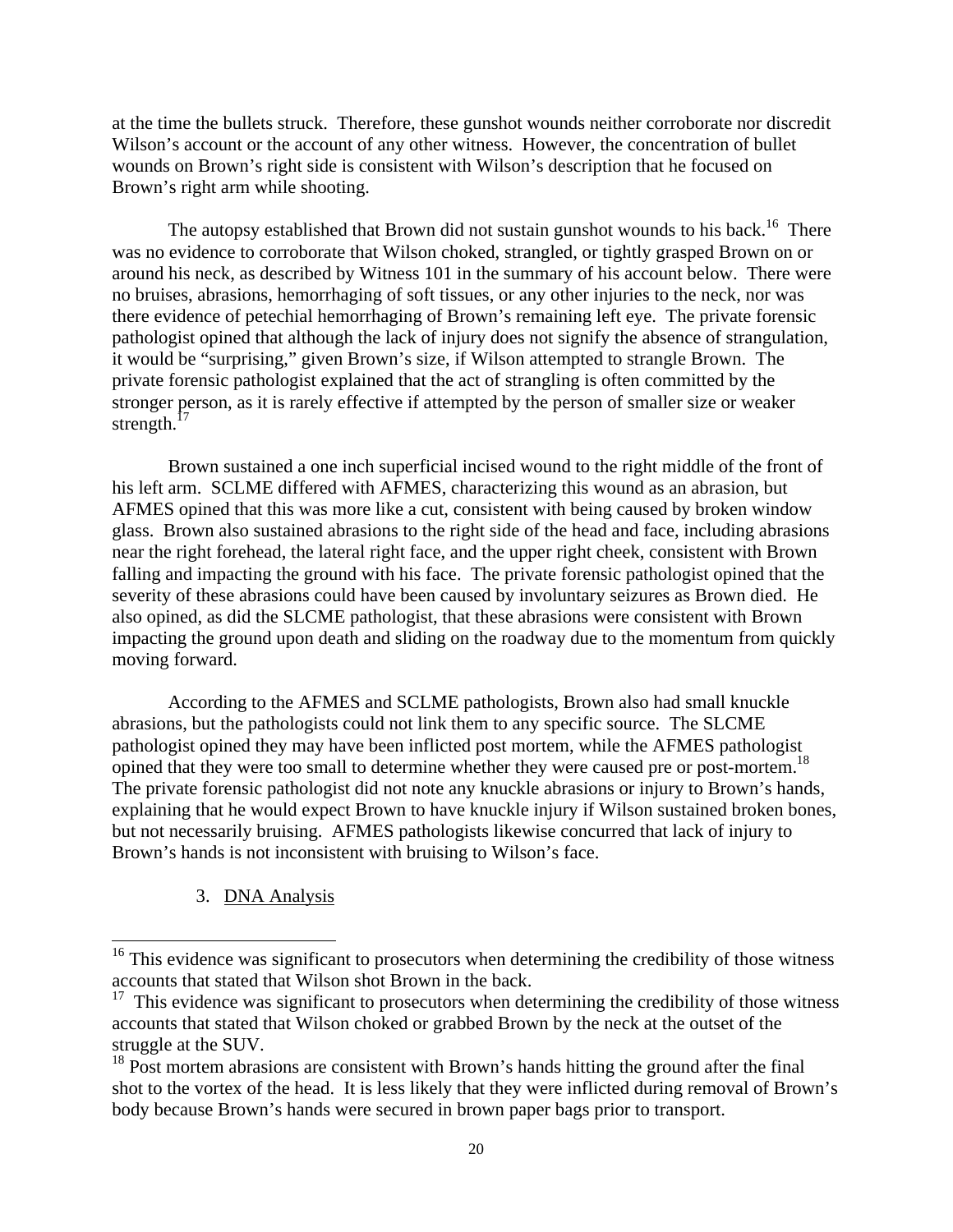at the time the bullets struck. Therefore, these gunshot wounds neither corroborate nor discredit Wilson's account or the account of any other witness. However, the concentration of bullet wounds on Brown's right side is consistent with Wilson's description that he focused on Brown's right arm while shooting.

The autopsy established that Brown did not sustain gunshot wounds to his back.[16] There was no evidence to corroborate that Wilson choked, strangled, or tightly grasped Brown on or around his neck, as described by Witness 101 in the summary of his account below. There were no bruises, abrasions, hemorrhaging of soft tissues, or any other injuries to the neck, nor was there evidence of petechial hemorrhaging of Brown's remaining left eye. The private forensic pathologist opined that although the lack of injury does not signify the absence of strangulation, it would be "surprising," given Brown's size, if Wilson attempted to strangle Brown. The private forensic pathologist explained that the act of strangling is often committed by the stronger person, as it is rarely effective if attempted by the person of smaller size or weaker strength.[17]

Brown sustained a one inch superficial incised wound to the right middle of the front of his left arm. SCLME differed with AFMES, characterizing this wound as an abrasion, but AFMES opined that this was more like a cut, consistent with being caused by broken window glass. Brown also sustained abrasions to the right side of the head and face, including abrasions near the right forehead, the lateral right face, and the upper right cheek, consistent with Brown falling and impacting the ground with his face. The private forensic pathologist opined that the severity of these abrasions could have been caused by involuntary seizures as Brown died. He also opined, as did the SLCME pathologist, that these abrasions were consistent with Brown impacting the ground upon death and sliding on the roadway due to the momentum from quickly moving forward.

According to the AFMES and SCLME pathologists, Brown also had small knuckle abrasions, but the pathologists could not link them to any specific source. The SLCME pathologist opined they may have been inflicted post mortem, while the AFMES pathologist opined that they were too small to determine whether they were caused pre or post-mortem.[18] The private forensic pathologist did not note any knuckle abrasions or injury to Brown's hands, explaining that he would expect Brown to have knuckle injury if Wilson sustained broken bones, but not necessarily bruising. AFMES pathologists likewise concurred that lack of injury to Brown's hands is not inconsistent with bruising to Wilson's face.

3. <u>DNA Analysis</u>

---

[16] This evidence was significant to prosecutors when determining the credibility of those witness accounts that stated that Wilson shot Brown in the back.

[17] This evidence was significant to prosecutors when determining the credibility of those witness accounts that stated that Wilson choked or grabbed Brown by the neck at the outset of the struggle at the SUV.

[18] Post mortem abrasions are consistent with Brown's hands hitting the ground after the final shot to the vortex of the head. It is less likely that they were inflicted during removal of Brown's body because Brown's hands were secured in brown paper bags prior to transport.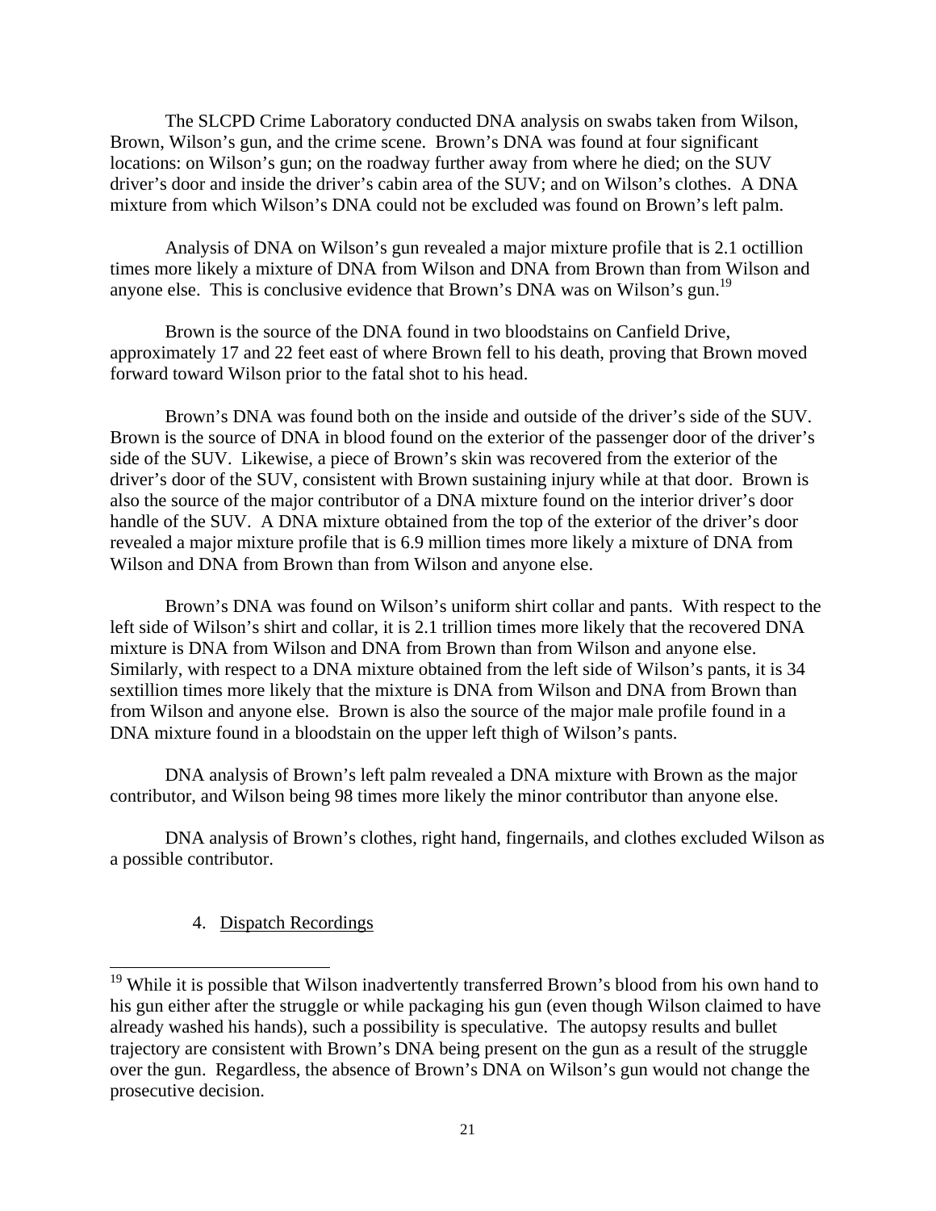The SLCPD Crime Laboratory conducted DNA analysis on swabs taken from Wilson, Brown, Wilson's gun, and the crime scene. Brown's DNA was found at four significant locations: on Wilson's gun; on the roadway further away from where he died; on the SUV driver's door and inside the driver's cabin area of the SUV; and on Wilson's clothes. A DNA mixture from which Wilson's DNA could not be excluded was found on Brown's left palm.

Analysis of DNA on Wilson's gun revealed a major mixture profile that is 2.1 octillion times more likely a mixture of DNA from Wilson and DNA from Brown than from Wilson and anyone else. This is conclusive evidence that Brown's DNA was on Wilson's gun.[19]

Brown is the source of the DNA found in two bloodstains on Canfield Drive, approximately 17 and 22 feet east of where Brown fell to his death, proving that Brown moved forward toward Wilson prior to the fatal shot to his head.

Brown's DNA was found both on the inside and outside of the driver's side of the SUV. Brown is the source of DNA in blood found on the exterior of the passenger door of the driver's side of the SUV. Likewise, a piece of Brown's skin was recovered from the exterior of the driver's door of the SUV, consistent with Brown sustaining injury while at that door. Brown is also the source of the major contributor of a DNA mixture found on the interior driver's door handle of the SUV. A DNA mixture obtained from the top of the exterior of the driver's door revealed a major mixture profile that is 6.9 million times more likely a mixture of DNA from Wilson and DNA from Brown than from Wilson and anyone else.

Brown's DNA was found on Wilson's uniform shirt collar and pants. With respect to the left side of Wilson's shirt and collar, it is 2.1 trillion times more likely that the recovered DNA mixture is DNA from Wilson and DNA from Brown than from Wilson and anyone else. Similarly, with respect to a DNA mixture obtained from the left side of Wilson's pants, it is 34 sextillion times more likely that the mixture is DNA from Wilson and DNA from Brown than from Wilson and anyone else. Brown is also the source of the major male profile found in a DNA mixture found in a bloodstain on the upper left thigh of Wilson's pants.

DNA analysis of Brown's left palm revealed a DNA mixture with Brown as the major contributor, and Wilson being 98 times more likely the minor contributor than anyone else.

DNA analysis of Brown's clothes, right hand, fingernails, and clothes excluded Wilson as a possible contributor.

4. Dispatch Recordings

---

[19] While it is possible that Wilson inadvertently transferred Brown's blood from his own hand to his gun either after the struggle or while packaging his gun (even though Wilson claimed to have already washed his hands), such a possibility is speculative. The autopsy results and bullet trajectory are consistent with Brown's DNA being present on the gun as a result of the struggle over the gun. Regardless, the absence of Brown's DNA on Wilson's gun would not change the prosecutive decision.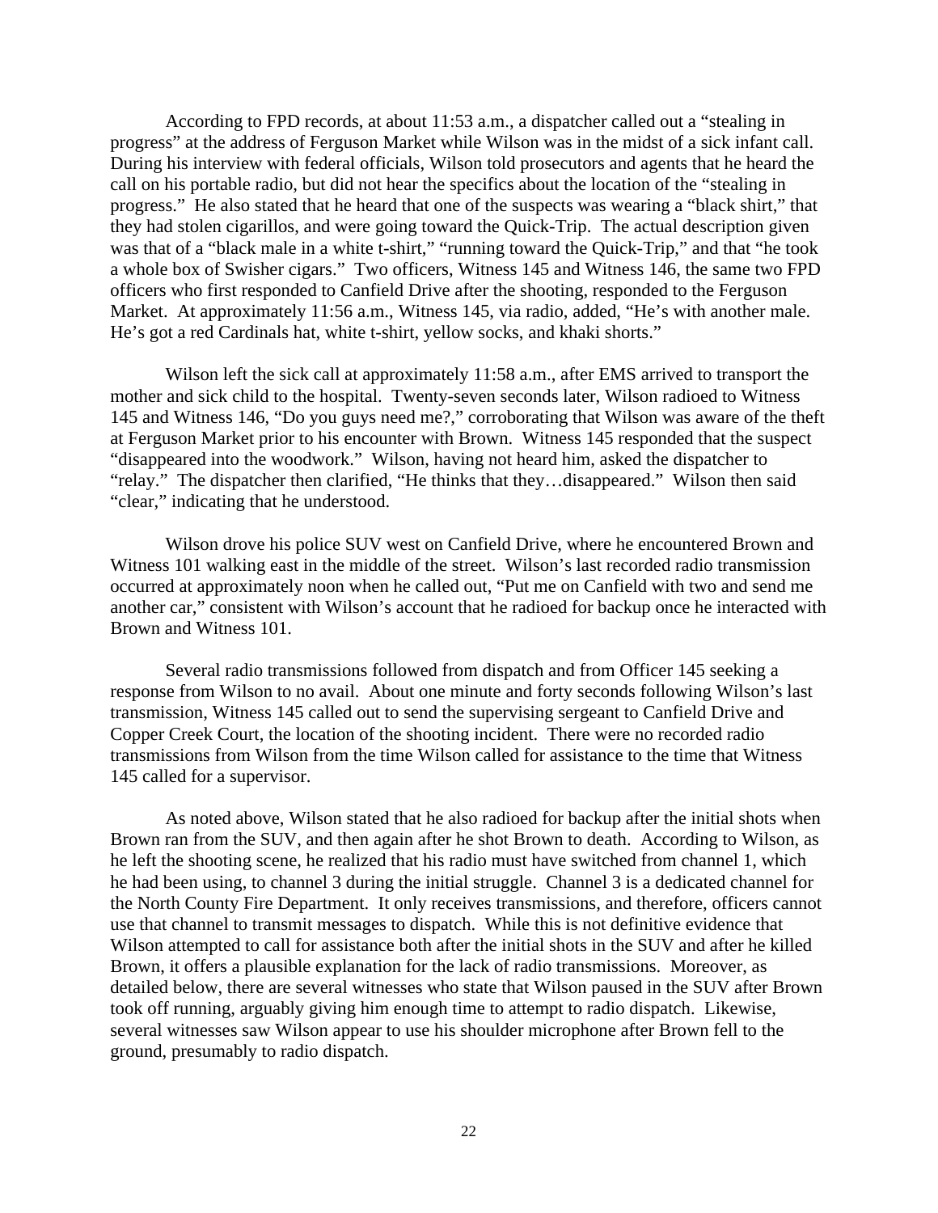According to FPD records, at about 11:53 a.m., a dispatcher called out a "stealing in progress" at the address of Ferguson Market while Wilson was in the midst of a sick infant call. During his interview with federal officials, Wilson told prosecutors and agents that he heard the call on his portable radio, but did not hear the specifics about the location of the "stealing in progress." He also stated that he heard that one of the suspects was wearing a "black shirt," that they had stolen cigarillos, and were going toward the Quick-Trip. The actual description given was that of a "black male in a white t-shirt," "running toward the Quick-Trip," and that "he took a whole box of Swisher cigars." Two officers, Witness 145 and Witness 146, the same two FPD officers who first responded to Canfield Drive after the shooting, responded to the Ferguson Market. At approximately 11:56 a.m., Witness 145, via radio, added, "He's with another male. He's got a red Cardinals hat, white t-shirt, yellow socks, and khaki shorts."

Wilson left the sick call at approximately 11:58 a.m., after EMS arrived to transport the mother and sick child to the hospital. Twenty-seven seconds later, Wilson radioed to Witness 145 and Witness 146, "Do you guys need me?," corroborating that Wilson was aware of the theft at Ferguson Market prior to his encounter with Brown. Witness 145 responded that the suspect "disappeared into the woodwork." Wilson, having not heard him, asked the dispatcher to "relay." The dispatcher then clarified, "He thinks that they…disappeared." Wilson then said "clear," indicating that he understood.

Wilson drove his police SUV west on Canfield Drive, where he encountered Brown and Witness 101 walking east in the middle of the street. Wilson's last recorded radio transmission occurred at approximately noon when he called out, "Put me on Canfield with two and send me another car," consistent with Wilson's account that he radioed for backup once he interacted with Brown and Witness 101.

Several radio transmissions followed from dispatch and from Officer 145 seeking a response from Wilson to no avail. About one minute and forty seconds following Wilson's last transmission, Witness 145 called out to send the supervising sergeant to Canfield Drive and Copper Creek Court, the location of the shooting incident. There were no recorded radio transmissions from Wilson from the time Wilson called for assistance to the time that Witness 145 called for a supervisor.

As noted above, Wilson stated that he also radioed for backup after the initial shots when Brown ran from the SUV, and then again after he shot Brown to death. According to Wilson, as he left the shooting scene, he realized that his radio must have switched from channel 1, which he had been using, to channel 3 during the initial struggle. Channel 3 is a dedicated channel for the North County Fire Department. It only receives transmissions, and therefore, officers cannot use that channel to transmit messages to dispatch. While this is not definitive evidence that Wilson attempted to call for assistance both after the initial shots in the SUV and after he killed Brown, it offers a plausible explanation for the lack of radio transmissions. Moreover, as detailed below, there are several witnesses who state that Wilson paused in the SUV after Brown took off running, arguably giving him enough time to attempt to radio dispatch. Likewise, several witnesses saw Wilson appear to use his shoulder microphone after Brown fell to the ground, presumably to radio dispatch.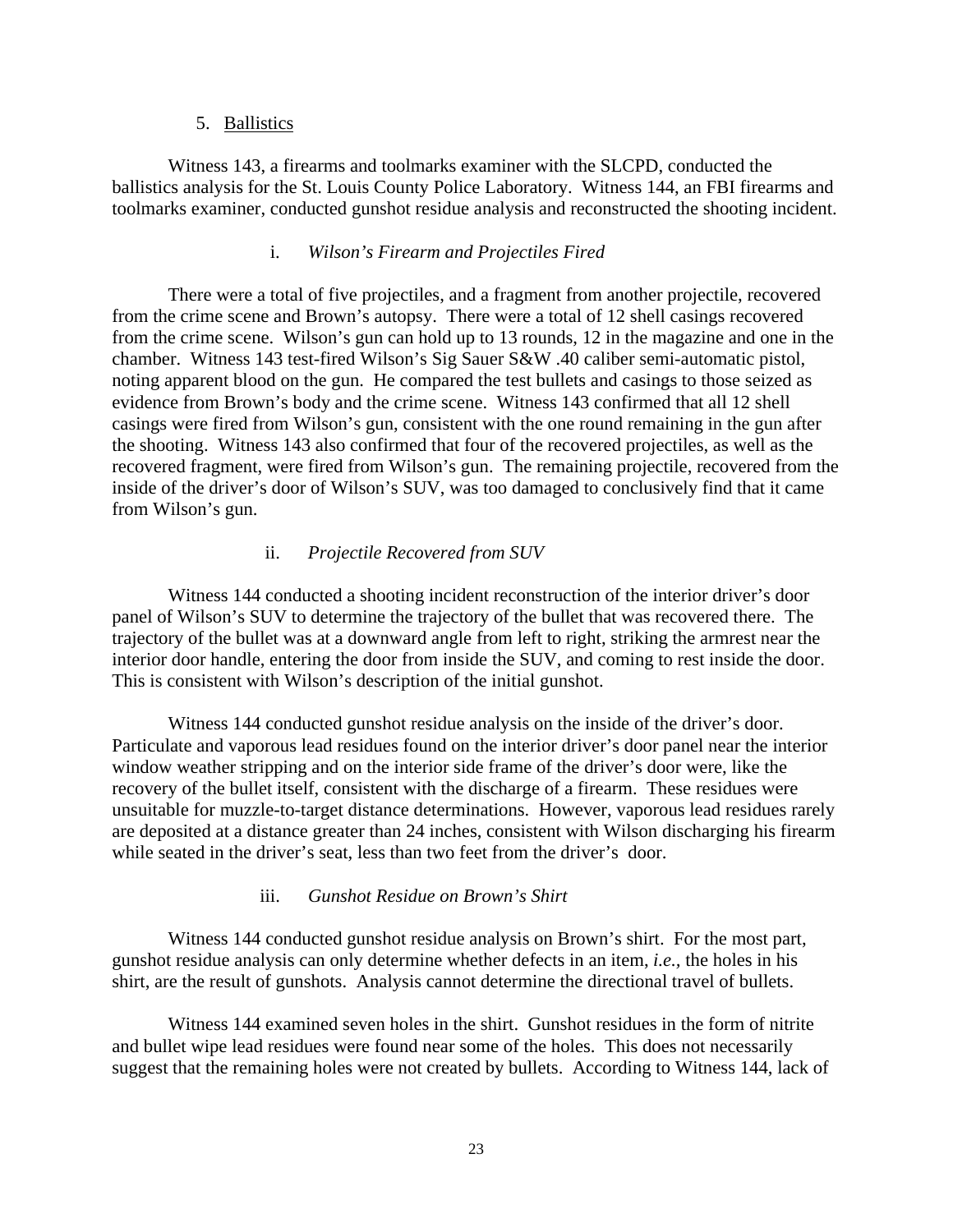5. Ballistics

Witness 143, a firearms and toolmarks examiner with the SLCPD, conducted the ballistics analysis for the St. Louis County Police Laboratory. Witness 144, an FBI firearms and toolmarks examiner, conducted gunshot residue analysis and reconstructed the shooting incident.

i. *Wilson's Firearm and Projectiles Fired*

There were a total of five projectiles, and a fragment from another projectile, recovered from the crime scene and Brown's autopsy. There were a total of 12 shell casings recovered from the crime scene. Wilson's gun can hold up to 13 rounds, 12 in the magazine and one in the chamber. Witness 143 test-fired Wilson's Sig Sauer S&W .40 caliber semi-automatic pistol, noting apparent blood on the gun. He compared the test bullets and casings to those seized as evidence from Brown's body and the crime scene. Witness 143 confirmed that all 12 shell casings were fired from Wilson's gun, consistent with the one round remaining in the gun after the shooting. Witness 143 also confirmed that four of the recovered projectiles, as well as the recovered fragment, were fired from Wilson's gun. The remaining projectile, recovered from the inside of the driver's door of Wilson's SUV, was too damaged to conclusively find that it came from Wilson's gun.

ii. *Projectile Recovered from SUV*

Witness 144 conducted a shooting incident reconstruction of the interior driver's door panel of Wilson's SUV to determine the trajectory of the bullet that was recovered there. The trajectory of the bullet was at a downward angle from left to right, striking the armrest near the interior door handle, entering the door from inside the SUV, and coming to rest inside the door. This is consistent with Wilson's description of the initial gunshot.

Witness 144 conducted gunshot residue analysis on the inside of the driver's door. Particulate and vaporous lead residues found on the interior driver's door panel near the interior window weather stripping and on the interior side frame of the driver's door were, like the recovery of the bullet itself, consistent with the discharge of a firearm. These residues were unsuitable for muzzle-to-target distance determinations. However, vaporous lead residues rarely are deposited at a distance greater than 24 inches, consistent with Wilson discharging his firearm while seated in the driver's seat, less than two feet from the driver's door.

iii. *Gunshot Residue on Brown's Shirt*

Witness 144 conducted gunshot residue analysis on Brown's shirt. For the most part, gunshot residue analysis can only determine whether defects in an item, *i.e.,* the holes in his shirt, are the result of gunshots. Analysis cannot determine the directional travel of bullets.

Witness 144 examined seven holes in the shirt. Gunshot residues in the form of nitrite and bullet wipe lead residues were found near some of the holes. This does not necessarily suggest that the remaining holes were not created by bullets. According to Witness 144, lack of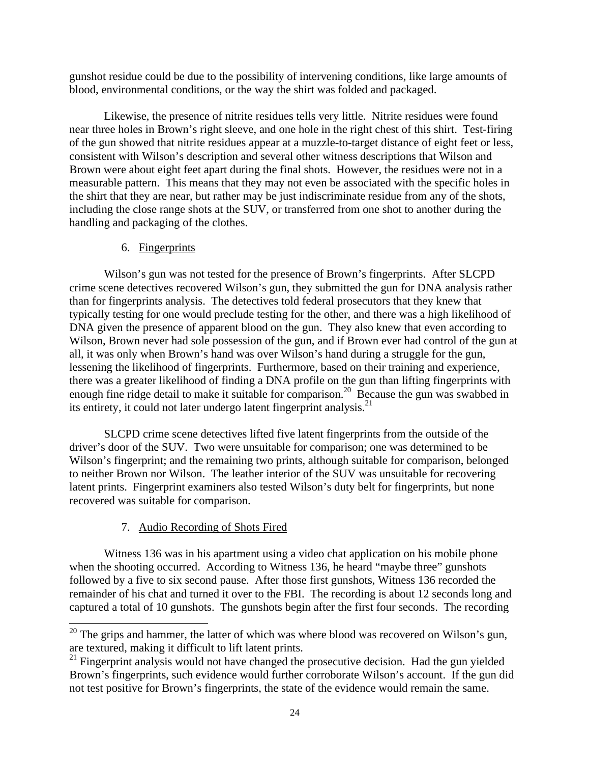gunshot residue could be due to the possibility of intervening conditions, like large amounts of blood, environmental conditions, or the way the shirt was folded and packaged.

Likewise, the presence of nitrite residues tells very little. Nitrite residues were found near three holes in Brown's right sleeve, and one hole in the right chest of this shirt. Test-firing of the gun showed that nitrite residues appear at a muzzle-to-target distance of eight feet or less, consistent with Wilson's description and several other witness descriptions that Wilson and Brown were about eight feet apart during the final shots. However, the residues were not in a measurable pattern. This means that they may not even be associated with the specific holes in the shirt that they are near, but rather may be just indiscriminate residue from any of the shots, including the close range shots at the SUV, or transferred from one shot to another during the handling and packaging of the clothes.

### 6. Fingerprints

Wilson's gun was not tested for the presence of Brown's fingerprints. After SLCPD crime scene detectives recovered Wilson's gun, they submitted the gun for DNA analysis rather than for fingerprints analysis. The detectives told federal prosecutors that they knew that typically testing for one would preclude testing for the other, and there was a high likelihood of DNA given the presence of apparent blood on the gun. They also knew that even according to Wilson, Brown never had sole possession of the gun, and if Brown ever had control of the gun at all, it was only when Brown's hand was over Wilson's hand during a struggle for the gun, lessening the likelihood of fingerprints. Furthermore, based on their training and experience, there was a greater likelihood of finding a DNA profile on the gun than lifting fingerprints with enough fine ridge detail to make it suitable for comparison.[20] Because the gun was swabbed in its entirety, it could not later undergo latent fingerprint analysis.[21]

SLCPD crime scene detectives lifted five latent fingerprints from the outside of the driver's door of the SUV. Two were unsuitable for comparison; one was determined to be Wilson's fingerprint; and the remaining two prints, although suitable for comparison, belonged to neither Brown nor Wilson. The leather interior of the SUV was unsuitable for recovering latent prints. Fingerprint examiners also tested Wilson's duty belt for fingerprints, but none recovered was suitable for comparison.

### 7. Audio Recording of Shots Fired

Witness 136 was in his apartment using a video chat application on his mobile phone when the shooting occurred. According to Witness 136, he heard "maybe three" gunshots followed by a five to six second pause. After those first gunshots, Witness 136 recorded the remainder of his chat and turned it over to the FBI. The recording is about 12 seconds long and captured a total of 10 gunshots. The gunshots begin after the first four seconds. The recording

[20] The grips and hammer, the latter of which was where blood was recovered on Wilson's gun, are textured, making it difficult to lift latent prints.

[21] Fingerprint analysis would not have changed the prosecutive decision. Had the gun yielded Brown's fingerprints, such evidence would further corroborate Wilson's account. If the gun did not test positive for Brown's fingerprints, the state of the evidence would remain the same.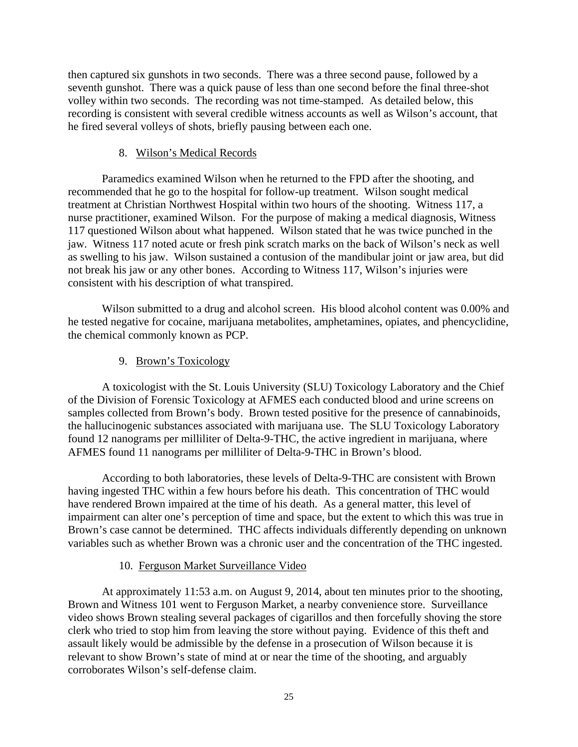then captured six gunshots in two seconds. There was a three second pause, followed by a seventh gunshot. There was a quick pause of less than one second before the final three-shot volley within two seconds. The recording was not time-stamped. As detailed below, this recording is consistent with several credible witness accounts as well as Wilson's account, that he fired several volleys of shots, briefly pausing between each one.

### 8. Wilson's Medical Records

Paramedics examined Wilson when he returned to the FPD after the shooting, and recommended that he go to the hospital for follow-up treatment. Wilson sought medical treatment at Christian Northwest Hospital within two hours of the shooting. Witness 117, a nurse practitioner, examined Wilson. For the purpose of making a medical diagnosis, Witness 117 questioned Wilson about what happened. Wilson stated that he was twice punched in the jaw. Witness 117 noted acute or fresh pink scratch marks on the back of Wilson's neck as well as swelling to his jaw. Wilson sustained a contusion of the mandibular joint or jaw area, but did not break his jaw or any other bones. According to Witness 117, Wilson's injuries were consistent with his description of what transpired.

Wilson submitted to a drug and alcohol screen. His blood alcohol content was 0.00% and he tested negative for cocaine, marijuana metabolites, amphetamines, opiates, and phencyclidine, the chemical commonly known as PCP.

### 9. Brown's Toxicology

A toxicologist with the St. Louis University (SLU) Toxicology Laboratory and the Chief of the Division of Forensic Toxicology at AFMES each conducted blood and urine screens on samples collected from Brown's body. Brown tested positive for the presence of cannabinoids, the hallucinogenic substances associated with marijuana use. The SLU Toxicology Laboratory found 12 nanograms per milliliter of Delta-9-THC, the active ingredient in marijuana, where AFMES found 11 nanograms per milliliter of Delta-9-THC in Brown's blood.

According to both laboratories, these levels of Delta-9-THC are consistent with Brown having ingested THC within a few hours before his death. This concentration of THC would have rendered Brown impaired at the time of his death. As a general matter, this level of impairment can alter one's perception of time and space, but the extent to which this was true in Brown's case cannot be determined. THC affects individuals differently depending on unknown variables such as whether Brown was a chronic user and the concentration of the THC ingested.

### 10. Ferguson Market Surveillance Video

At approximately 11:53 a.m. on August 9, 2014, about ten minutes prior to the shooting, Brown and Witness 101 went to Ferguson Market, a nearby convenience store. Surveillance video shows Brown stealing several packages of cigarillos and then forcefully shoving the store clerk who tried to stop him from leaving the store without paying. Evidence of this theft and assault likely would be admissible by the defense in a prosecution of Wilson because it is relevant to show Brown's state of mind at or near the time of the shooting, and arguably corroborates Wilson's self-defense claim.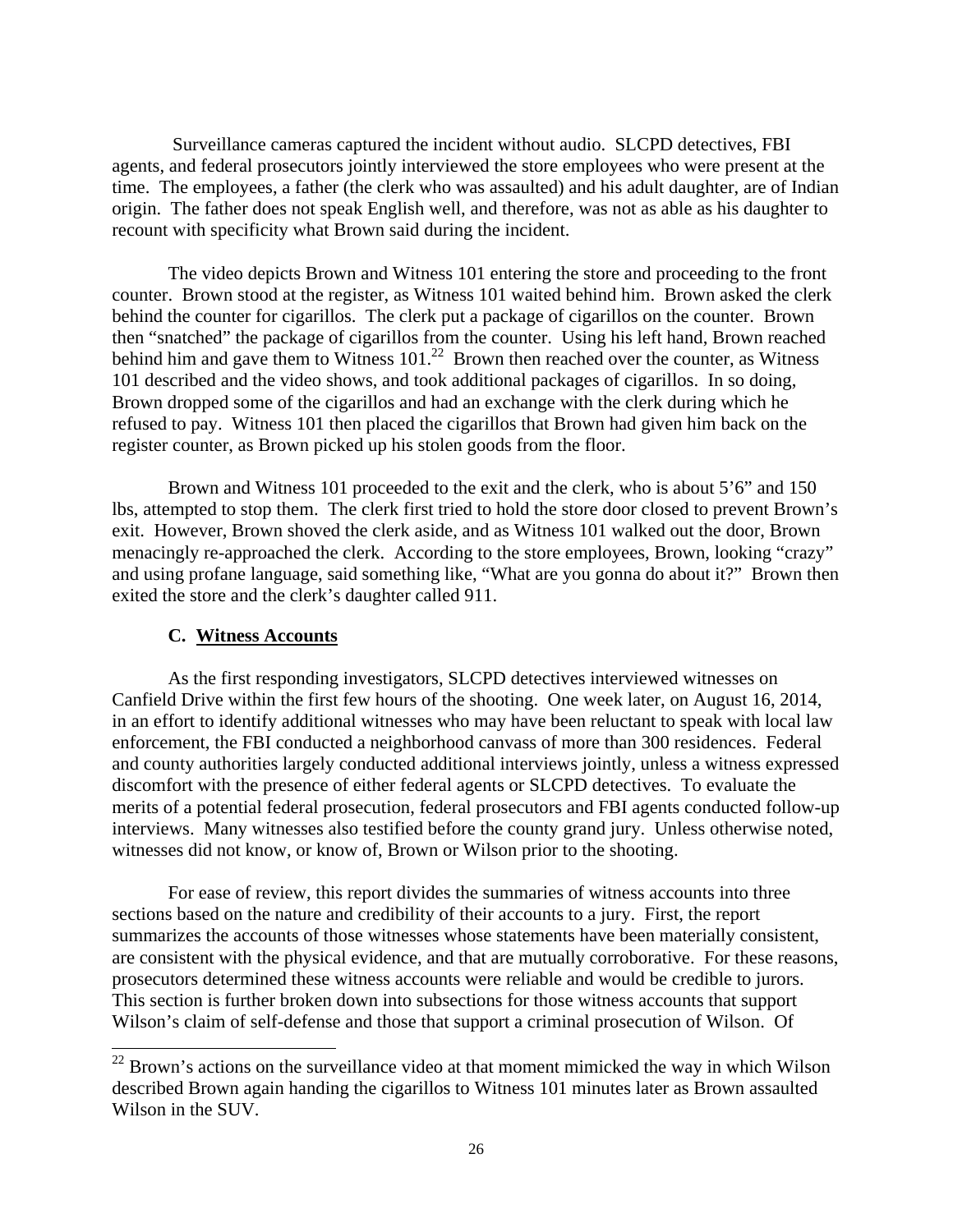Surveillance cameras captured the incident without audio. SLCPD detectives, FBI agents, and federal prosecutors jointly interviewed the store employees who were present at the time. The employees, a father (the clerk who was assaulted) and his adult daughter, are of Indian origin. The father does not speak English well, and therefore, was not as able as his daughter to recount with specificity what Brown said during the incident.

The video depicts Brown and Witness 101 entering the store and proceeding to the front counter. Brown stood at the register, as Witness 101 waited behind him. Brown asked the clerk behind the counter for cigarillos. The clerk put a package of cigarillos on the counter. Brown then "snatched" the package of cigarillos from the counter. Using his left hand, Brown reached behind him and gave them to Witness 101.[22] Brown then reached over the counter, as Witness 101 described and the video shows, and took additional packages of cigarillos. In so doing, Brown dropped some of the cigarillos and had an exchange with the clerk during which he refused to pay. Witness 101 then placed the cigarillos that Brown had given him back on the register counter, as Brown picked up his stolen goods from the floor.

Brown and Witness 101 proceeded to the exit and the clerk, who is about 5'6" and 150 lbs, attempted to stop them. The clerk first tried to hold the store door closed to prevent Brown's exit. However, Brown shoved the clerk aside, and as Witness 101 walked out the door, Brown menacingly re-approached the clerk. According to the store employees, Brown, looking "crazy" and using profane language, said something like, "What are you gonna do about it?" Brown then exited the store and the clerk's daughter called 911.

### C. Witness Accounts

As the first responding investigators, SLCPD detectives interviewed witnesses on Canfield Drive within the first few hours of the shooting. One week later, on August 16, 2014, in an effort to identify additional witnesses who may have been reluctant to speak with local law enforcement, the FBI conducted a neighborhood canvass of more than 300 residences. Federal and county authorities largely conducted additional interviews jointly, unless a witness expressed discomfort with the presence of either federal agents or SLCPD detectives. To evaluate the merits of a potential federal prosecution, federal prosecutors and FBI agents conducted follow-up interviews. Many witnesses also testified before the county grand jury. Unless otherwise noted, witnesses did not know, or know of, Brown or Wilson prior to the shooting.

For ease of review, this report divides the summaries of witness accounts into three sections based on the nature and credibility of their accounts to a jury. First, the report summarizes the accounts of those witnesses whose statements have been materially consistent, are consistent with the physical evidence, and that are mutually corroborative. For these reasons, prosecutors determined these witness accounts were reliable and would be credible to jurors. This section is further broken down into subsections for those witness accounts that support Wilson's claim of self-defense and those that support a criminal prosecution of Wilson. Of

[22] Brown's actions on the surveillance video at that moment mimicked the way in which Wilson described Brown again handing the cigarillos to Witness 101 minutes later as Brown assaulted Wilson in the SUV.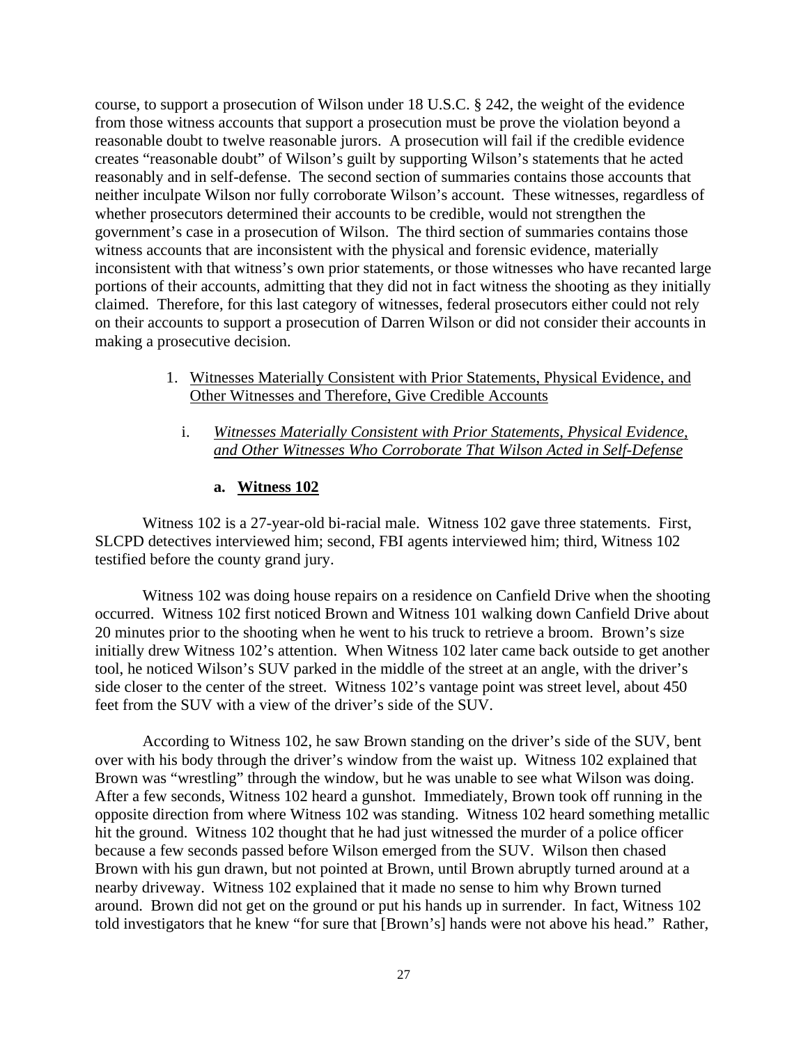course, to support a prosecution of Wilson under 18 U.S.C. § 242, the weight of the evidence from those witness accounts that support a prosecution must be prove the violation beyond a reasonable doubt to twelve reasonable jurors. A prosecution will fail if the credible evidence creates "reasonable doubt" of Wilson's guilt by supporting Wilson's statements that he acted reasonably and in self-defense. The second section of summaries contains those accounts that neither inculpate Wilson nor fully corroborate Wilson's account. These witnesses, regardless of whether prosecutors determined their accounts to be credible, would not strengthen the government's case in a prosecution of Wilson. The third section of summaries contains those witness accounts that are inconsistent with the physical and forensic evidence, materially inconsistent with that witness's own prior statements, or those witnesses who have recanted large portions of their accounts, admitting that they did not in fact witness the shooting as they initially claimed. Therefore, for this last category of witnesses, federal prosecutors either could not rely on their accounts to support a prosecution of Darren Wilson or did not consider their accounts in making a prosecutive decision.

1. <u>Witnesses Materially Consistent with Prior Statements, Physical Evidence, and Other Witnesses and Therefore, Give Credible Accounts</u>

   i. <u>*Witnesses Materially Consistent with Prior Statements, Physical Evidence, and Other Witnesses Who Corroborate That Wilson Acted in Self-Defense*</u>

#### a. <u>Witness 102</u>

Witness 102 is a 27-year-old bi-racial male. Witness 102 gave three statements. First, SLCPD detectives interviewed him; second, FBI agents interviewed him; third, Witness 102 testified before the county grand jury.

Witness 102 was doing house repairs on a residence on Canfield Drive when the shooting occurred. Witness 102 first noticed Brown and Witness 101 walking down Canfield Drive about 20 minutes prior to the shooting when he went to his truck to retrieve a broom. Brown's size initially drew Witness 102's attention. When Witness 102 later came back outside to get another tool, he noticed Wilson's SUV parked in the middle of the street at an angle, with the driver's side closer to the center of the street. Witness 102's vantage point was street level, about 450 feet from the SUV with a view of the driver's side of the SUV.

According to Witness 102, he saw Brown standing on the driver's side of the SUV, bent over with his body through the driver's window from the waist up. Witness 102 explained that Brown was "wrestling" through the window, but he was unable to see what Wilson was doing. After a few seconds, Witness 102 heard a gunshot. Immediately, Brown took off running in the opposite direction from where Witness 102 was standing. Witness 102 heard something metallic hit the ground. Witness 102 thought that he had just witnessed the murder of a police officer because a few seconds passed before Wilson emerged from the SUV. Wilson then chased Brown with his gun drawn, but not pointed at Brown, until Brown abruptly turned around at a nearby driveway. Witness 102 explained that it made no sense to him why Brown turned around. Brown did not get on the ground or put his hands up in surrender. In fact, Witness 102 told investigators that he knew "for sure that [Brown's] hands were not above his head." Rather,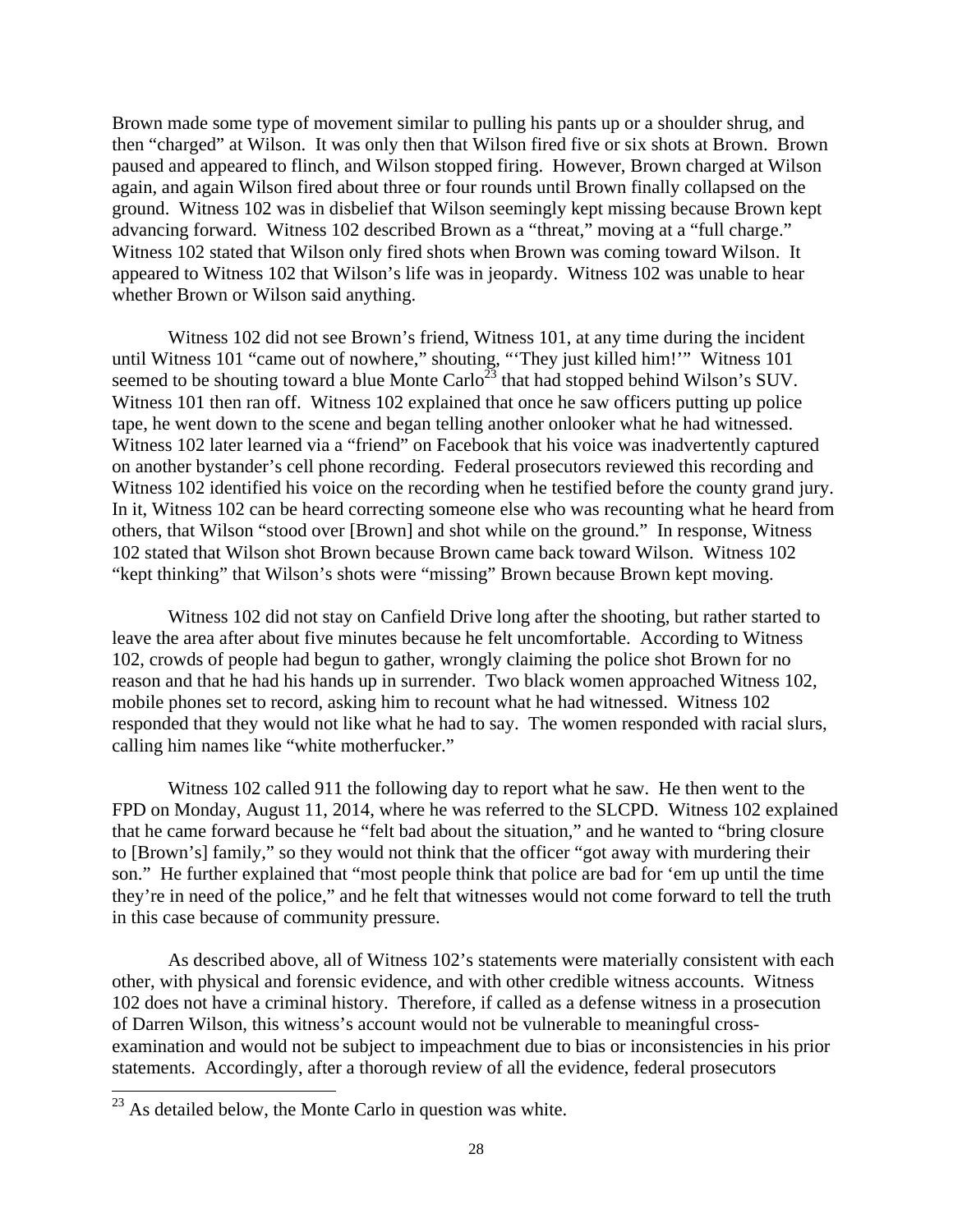Brown made some type of movement similar to pulling his pants up or a shoulder shrug, and then "charged" at Wilson. It was only then that Wilson fired five or six shots at Brown. Brown paused and appeared to flinch, and Wilson stopped firing. However, Brown charged at Wilson again, and again Wilson fired about three or four rounds until Brown finally collapsed on the ground. Witness 102 was in disbelief that Wilson seemingly kept missing because Brown kept advancing forward. Witness 102 described Brown as a "threat," moving at a "full charge." Witness 102 stated that Wilson only fired shots when Brown was coming toward Wilson. It appeared to Witness 102 that Wilson's life was in jeopardy. Witness 102 was unable to hear whether Brown or Wilson said anything.

Witness 102 did not see Brown's friend, Witness 101, at any time during the incident until Witness 101 "came out of nowhere," shouting, "'They just killed him!'" Witness 101 seemed to be shouting toward a blue Monte Carlo[23] that had stopped behind Wilson's SUV. Witness 101 then ran off. Witness 102 explained that once he saw officers putting up police tape, he went down to the scene and began telling another onlooker what he had witnessed. Witness 102 later learned via a "friend" on Facebook that his voice was inadvertently captured on another bystander's cell phone recording. Federal prosecutors reviewed this recording and Witness 102 identified his voice on the recording when he testified before the county grand jury. In it, Witness 102 can be heard correcting someone else who was recounting what he heard from others, that Wilson "stood over [Brown] and shot while on the ground." In response, Witness 102 stated that Wilson shot Brown because Brown came back toward Wilson. Witness 102 "kept thinking" that Wilson's shots were "missing" Brown because Brown kept moving.

Witness 102 did not stay on Canfield Drive long after the shooting, but rather started to leave the area after about five minutes because he felt uncomfortable. According to Witness 102, crowds of people had begun to gather, wrongly claiming the police shot Brown for no reason and that he had his hands up in surrender. Two black women approached Witness 102, mobile phones set to record, asking him to recount what he had witnessed. Witness 102 responded that they would not like what he had to say. The women responded with racial slurs, calling him names like "white motherfucker."

Witness 102 called 911 the following day to report what he saw. He then went to the FPD on Monday, August 11, 2014, where he was referred to the SLCPD. Witness 102 explained that he came forward because he "felt bad about the situation," and he wanted to "bring closure to [Brown's] family," so they would not think that the officer "got away with murdering their son." He further explained that "most people think that police are bad for 'em up until the time they're in need of the police," and he felt that witnesses would not come forward to tell the truth in this case because of community pressure.

As described above, all of Witness 102's statements were materially consistent with each other, with physical and forensic evidence, and with other credible witness accounts. Witness 102 does not have a criminal history. Therefore, if called as a defense witness in a prosecution of Darren Wilson, this witness's account would not be vulnerable to meaningful cross-examination and would not be subject to impeachment due to bias or inconsistencies in his prior statements. Accordingly, after a thorough review of all the evidence, federal prosecutors

---

[23] As detailed below, the Monte Carlo in question was white.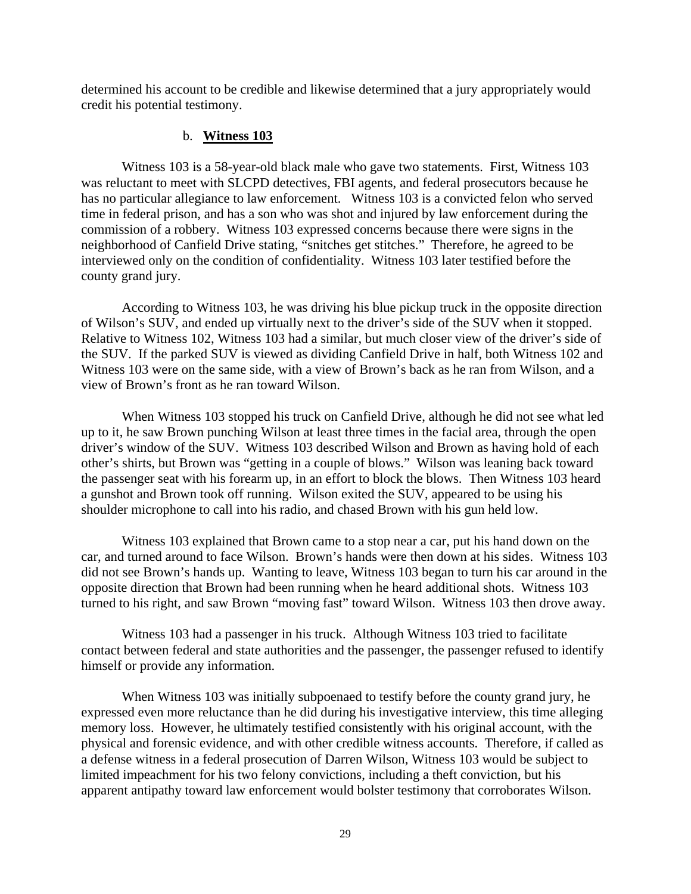determined his account to be credible and likewise determined that a jury appropriately would credit his potential testimony.

#### b. **Witness 103**

Witness 103 is a 58-year-old black male who gave two statements. First, Witness 103 was reluctant to meet with SLCPD detectives, FBI agents, and federal prosecutors because he has no particular allegiance to law enforcement. Witness 103 is a convicted felon who served time in federal prison, and has a son who was shot and injured by law enforcement during the commission of a robbery. Witness 103 expressed concerns because there were signs in the neighborhood of Canfield Drive stating, "snitches get stitches." Therefore, he agreed to be interviewed only on the condition of confidentiality. Witness 103 later testified before the county grand jury.

According to Witness 103, he was driving his blue pickup truck in the opposite direction of Wilson's SUV, and ended up virtually next to the driver's side of the SUV when it stopped. Relative to Witness 102, Witness 103 had a similar, but much closer view of the driver's side of the SUV. If the parked SUV is viewed as dividing Canfield Drive in half, both Witness 102 and Witness 103 were on the same side, with a view of Brown's back as he ran from Wilson, and a view of Brown's front as he ran toward Wilson.

When Witness 103 stopped his truck on Canfield Drive, although he did not see what led up to it, he saw Brown punching Wilson at least three times in the facial area, through the open driver's window of the SUV. Witness 103 described Wilson and Brown as having hold of each other's shirts, but Brown was "getting in a couple of blows." Wilson was leaning back toward the passenger seat with his forearm up, in an effort to block the blows. Then Witness 103 heard a gunshot and Brown took off running. Wilson exited the SUV, appeared to be using his shoulder microphone to call into his radio, and chased Brown with his gun held low.

Witness 103 explained that Brown came to a stop near a car, put his hand down on the car, and turned around to face Wilson. Brown's hands were then down at his sides. Witness 103 did not see Brown's hands up. Wanting to leave, Witness 103 began to turn his car around in the opposite direction that Brown had been running when he heard additional shots. Witness 103 turned to his right, and saw Brown "moving fast" toward Wilson. Witness 103 then drove away.

Witness 103 had a passenger in his truck. Although Witness 103 tried to facilitate contact between federal and state authorities and the passenger, the passenger refused to identify himself or provide any information.

When Witness 103 was initially subpoenaed to testify before the county grand jury, he expressed even more reluctance than he did during his investigative interview, this time alleging memory loss. However, he ultimately testified consistently with his original account, with the physical and forensic evidence, and with other credible witness accounts. Therefore, if called as a defense witness in a federal prosecution of Darren Wilson, Witness 103 would be subject to limited impeachment for his two felony convictions, including a theft conviction, but his apparent antipathy toward law enforcement would bolster testimony that corroborates Wilson.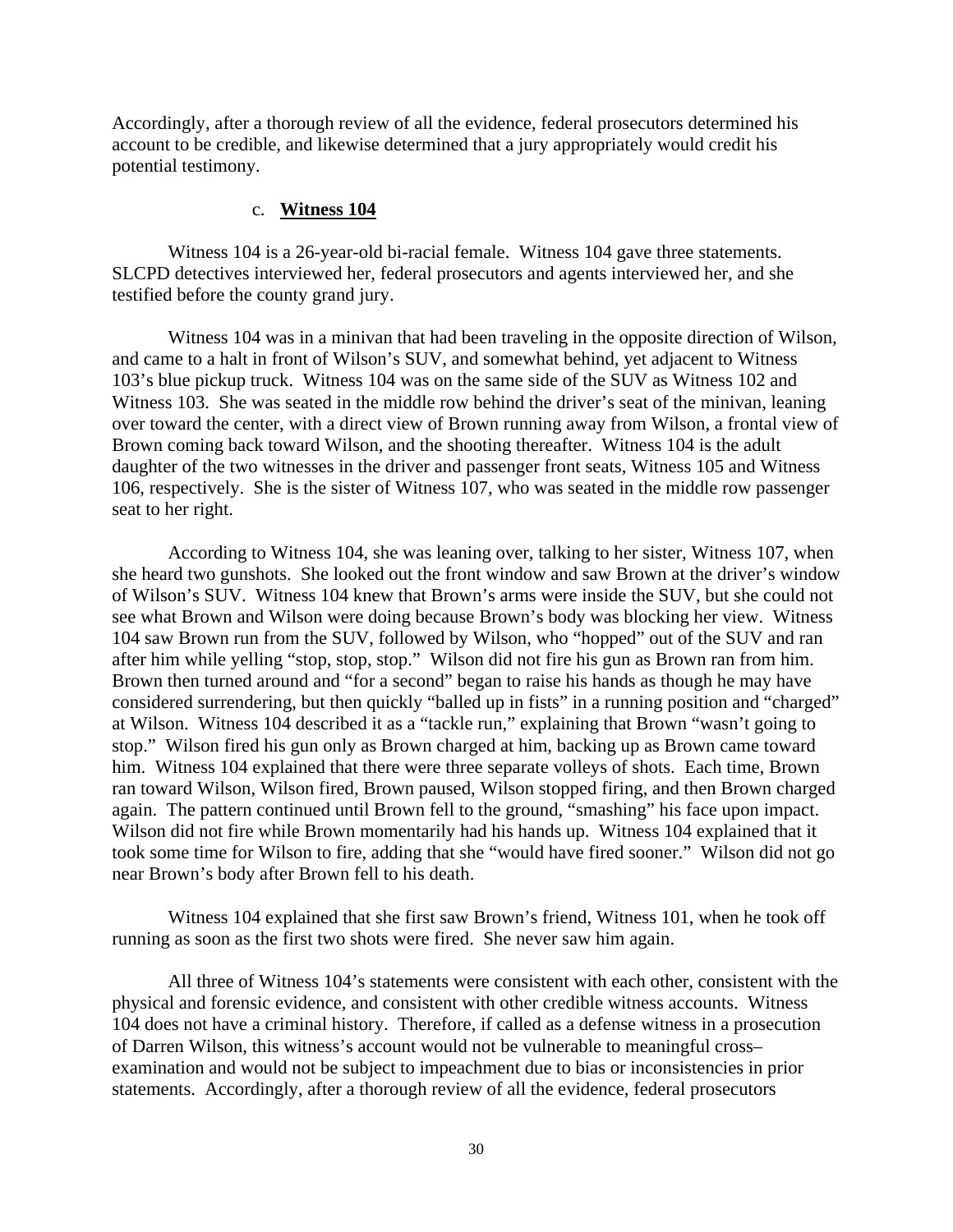Accordingly, after a thorough review of all the evidence, federal prosecutors determined his account to be credible, and likewise determined that a jury appropriately would credit his potential testimony.

c. **Witness 104**

Witness 104 is a 26-year-old bi-racial female. Witness 104 gave three statements. SLCPD detectives interviewed her, federal prosecutors and agents interviewed her, and she testified before the county grand jury.

Witness 104 was in a minivan that had been traveling in the opposite direction of Wilson, and came to a halt in front of Wilson's SUV, and somewhat behind, yet adjacent to Witness 103's blue pickup truck. Witness 104 was on the same side of the SUV as Witness 102 and Witness 103. She was seated in the middle row behind the driver's seat of the minivan, leaning over toward the center, with a direct view of Brown running away from Wilson, a frontal view of Brown coming back toward Wilson, and the shooting thereafter. Witness 104 is the adult daughter of the two witnesses in the driver and passenger front seats, Witness 105 and Witness 106, respectively. She is the sister of Witness 107, who was seated in the middle row passenger seat to her right.

According to Witness 104, she was leaning over, talking to her sister, Witness 107, when she heard two gunshots. She looked out the front window and saw Brown at the driver's window of Wilson's SUV. Witness 104 knew that Brown's arms were inside the SUV, but she could not see what Brown and Wilson were doing because Brown's body was blocking her view. Witness 104 saw Brown run from the SUV, followed by Wilson, who "hopped" out of the SUV and ran after him while yelling "stop, stop, stop." Wilson did not fire his gun as Brown ran from him. Brown then turned around and "for a second" began to raise his hands as though he may have considered surrendering, but then quickly "balled up in fists" in a running position and "charged" at Wilson. Witness 104 described it as a "tackle run," explaining that Brown "wasn't going to stop." Wilson fired his gun only as Brown charged at him, backing up as Brown came toward him. Witness 104 explained that there were three separate volleys of shots. Each time, Brown ran toward Wilson, Wilson fired, Brown paused, Wilson stopped firing, and then Brown charged again. The pattern continued until Brown fell to the ground, "smashing" his face upon impact. Wilson did not fire while Brown momentarily had his hands up. Witness 104 explained that it took some time for Wilson to fire, adding that she "would have fired sooner." Wilson did not go near Brown's body after Brown fell to his death.

Witness 104 explained that she first saw Brown's friend, Witness 101, when he took off running as soon as the first two shots were fired. She never saw him again.

All three of Witness 104's statements were consistent with each other, consistent with the physical and forensic evidence, and consistent with other credible witness accounts. Witness 104 does not have a criminal history. Therefore, if called as a defense witness in a prosecution of Darren Wilson, this witness's account would not be vulnerable to meaningful cross–examination and would not be subject to impeachment due to bias or inconsistencies in prior statements. Accordingly, after a thorough review of all the evidence, federal prosecutors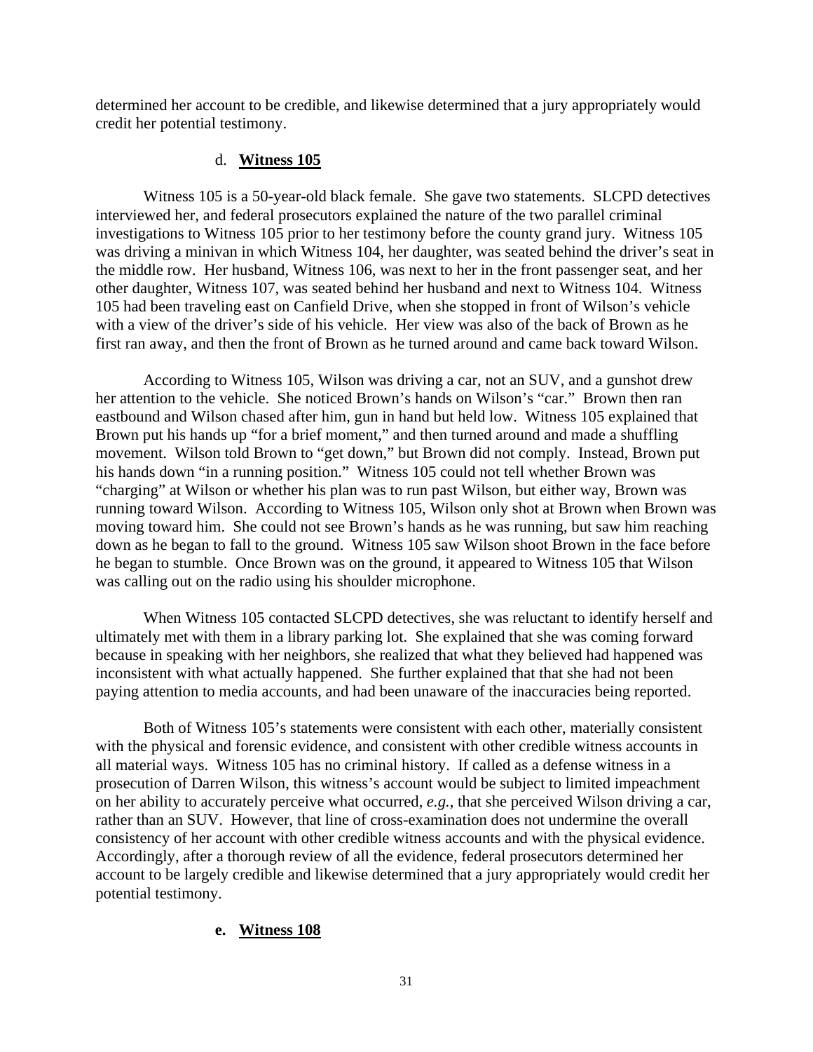determined her account to be credible, and likewise determined that a jury appropriately would credit her potential testimony.

#### d. **Witness 105**

Witness 105 is a 50-year-old black female. She gave two statements. SLCPD detectives interviewed her, and federal prosecutors explained the nature of the two parallel criminal investigations to Witness 105 prior to her testimony before the county grand jury. Witness 105 was driving a minivan in which Witness 104, her daughter, was seated behind the driver's seat in the middle row. Her husband, Witness 106, was next to her in the front passenger seat, and her other daughter, Witness 107, was seated behind her husband and next to Witness 104. Witness 105 had been traveling east on Canfield Drive, when she stopped in front of Wilson's vehicle with a view of the driver's side of his vehicle. Her view was also of the back of Brown as he first ran away, and then the front of Brown as he turned around and came back toward Wilson.

According to Witness 105, Wilson was driving a car, not an SUV, and a gunshot drew her attention to the vehicle. She noticed Brown's hands on Wilson's "car." Brown then ran eastbound and Wilson chased after him, gun in hand but held low. Witness 105 explained that Brown put his hands up "for a brief moment," and then turned around and made a shuffling movement. Wilson told Brown to "get down," but Brown did not comply. Instead, Brown put his hands down "in a running position." Witness 105 could not tell whether Brown was "charging" at Wilson or whether his plan was to run past Wilson, but either way, Brown was running toward Wilson. According to Witness 105, Wilson only shot at Brown when Brown was moving toward him. She could not see Brown's hands as he was running, but saw him reaching down as he began to fall to the ground. Witness 105 saw Wilson shoot Brown in the face before he began to stumble. Once Brown was on the ground, it appeared to Witness 105 that Wilson was calling out on the radio using his shoulder microphone.

When Witness 105 contacted SLCPD detectives, she was reluctant to identify herself and ultimately met with them in a library parking lot. She explained that she was coming forward because in speaking with her neighbors, she realized that what they believed had happened was inconsistent with what actually happened. She further explained that that she had not been paying attention to media accounts, and had been unaware of the inaccuracies being reported.

Both of Witness 105's statements were consistent with each other, materially consistent with the physical and forensic evidence, and consistent with other credible witness accounts in all material ways. Witness 105 has no criminal history. If called as a defense witness in a prosecution of Darren Wilson, this witness's account would be subject to limited impeachment on her ability to accurately perceive what occurred, *e.g.*, that she perceived Wilson driving a car, rather than an SUV. However, that line of cross-examination does not undermine the overall consistency of her account with other credible witness accounts and with the physical evidence. Accordingly, after a thorough review of all the evidence, federal prosecutors determined her account to be largely credible and likewise determined that a jury appropriately would credit her potential testimony.

#### **e. Witness 108**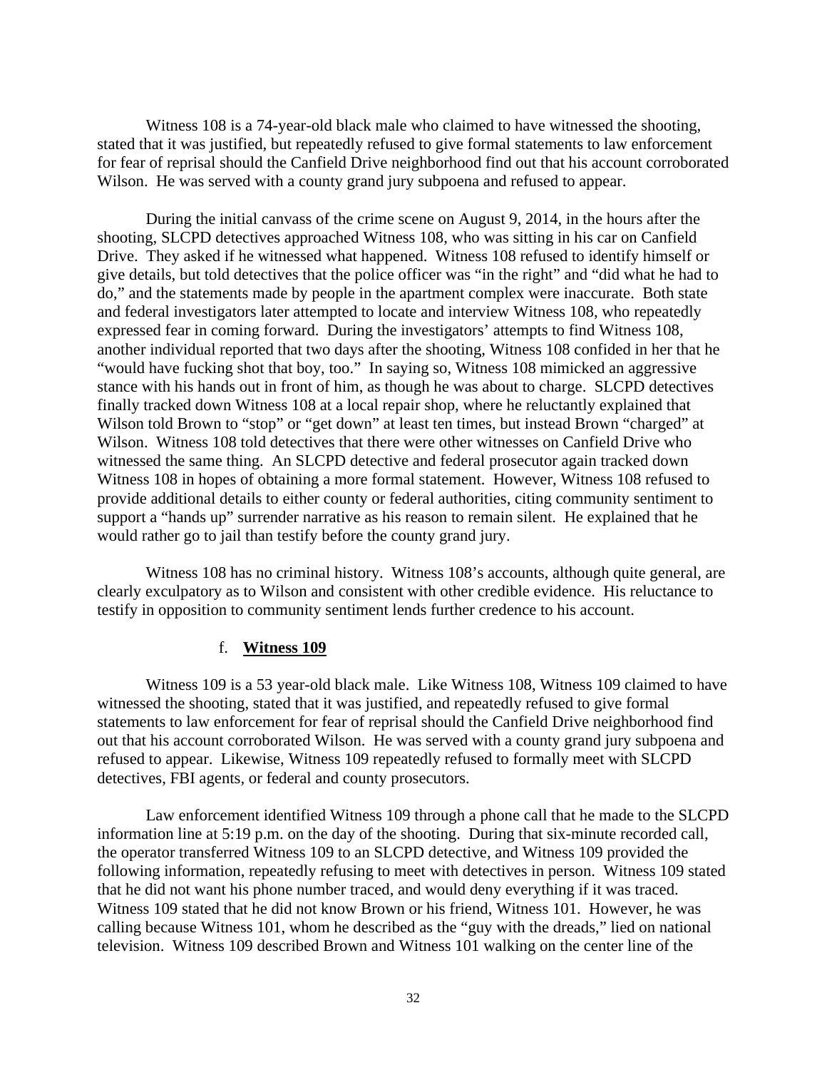Witness 108 is a 74-year-old black male who claimed to have witnessed the shooting, stated that it was justified, but repeatedly refused to give formal statements to law enforcement for fear of reprisal should the Canfield Drive neighborhood find out that his account corroborated Wilson. He was served with a county grand jury subpoena and refused to appear.

During the initial canvass of the crime scene on August 9, 2014, in the hours after the shooting, SLCPD detectives approached Witness 108, who was sitting in his car on Canfield Drive. They asked if he witnessed what happened. Witness 108 refused to identify himself or give details, but told detectives that the police officer was "in the right" and "did what he had to do," and the statements made by people in the apartment complex were inaccurate. Both state and federal investigators later attempted to locate and interview Witness 108, who repeatedly expressed fear in coming forward. During the investigators' attempts to find Witness 108, another individual reported that two days after the shooting, Witness 108 confided in her that he "would have fucking shot that boy, too." In saying so, Witness 108 mimicked an aggressive stance with his hands out in front of him, as though he was about to charge. SLCPD detectives finally tracked down Witness 108 at a local repair shop, where he reluctantly explained that Wilson told Brown to "stop" or "get down" at least ten times, but instead Brown "charged" at Wilson. Witness 108 told detectives that there were other witnesses on Canfield Drive who witnessed the same thing. An SLCPD detective and federal prosecutor again tracked down Witness 108 in hopes of obtaining a more formal statement. However, Witness 108 refused to provide additional details to either county or federal authorities, citing community sentiment to support a "hands up" surrender narrative as his reason to remain silent. He explained that he would rather go to jail than testify before the county grand jury.

Witness 108 has no criminal history. Witness 108's accounts, although quite general, are clearly exculpatory as to Wilson and consistent with other credible evidence. His reluctance to testify in opposition to community sentiment lends further credence to his account.

#### f. **Witness 109**

Witness 109 is a 53 year-old black male. Like Witness 108, Witness 109 claimed to have witnessed the shooting, stated that it was justified, and repeatedly refused to give formal statements to law enforcement for fear of reprisal should the Canfield Drive neighborhood find out that his account corroborated Wilson. He was served with a county grand jury subpoena and refused to appear. Likewise, Witness 109 repeatedly refused to formally meet with SLCPD detectives, FBI agents, or federal and county prosecutors.

Law enforcement identified Witness 109 through a phone call that he made to the SLCPD information line at 5:19 p.m. on the day of the shooting. During that six-minute recorded call, the operator transferred Witness 109 to an SLCPD detective, and Witness 109 provided the following information, repeatedly refusing to meet with detectives in person. Witness 109 stated that he did not want his phone number traced, and would deny everything if it was traced. Witness 109 stated that he did not know Brown or his friend, Witness 101. However, he was calling because Witness 101, whom he described as the "guy with the dreads," lied on national television. Witness 109 described Brown and Witness 101 walking on the center line of the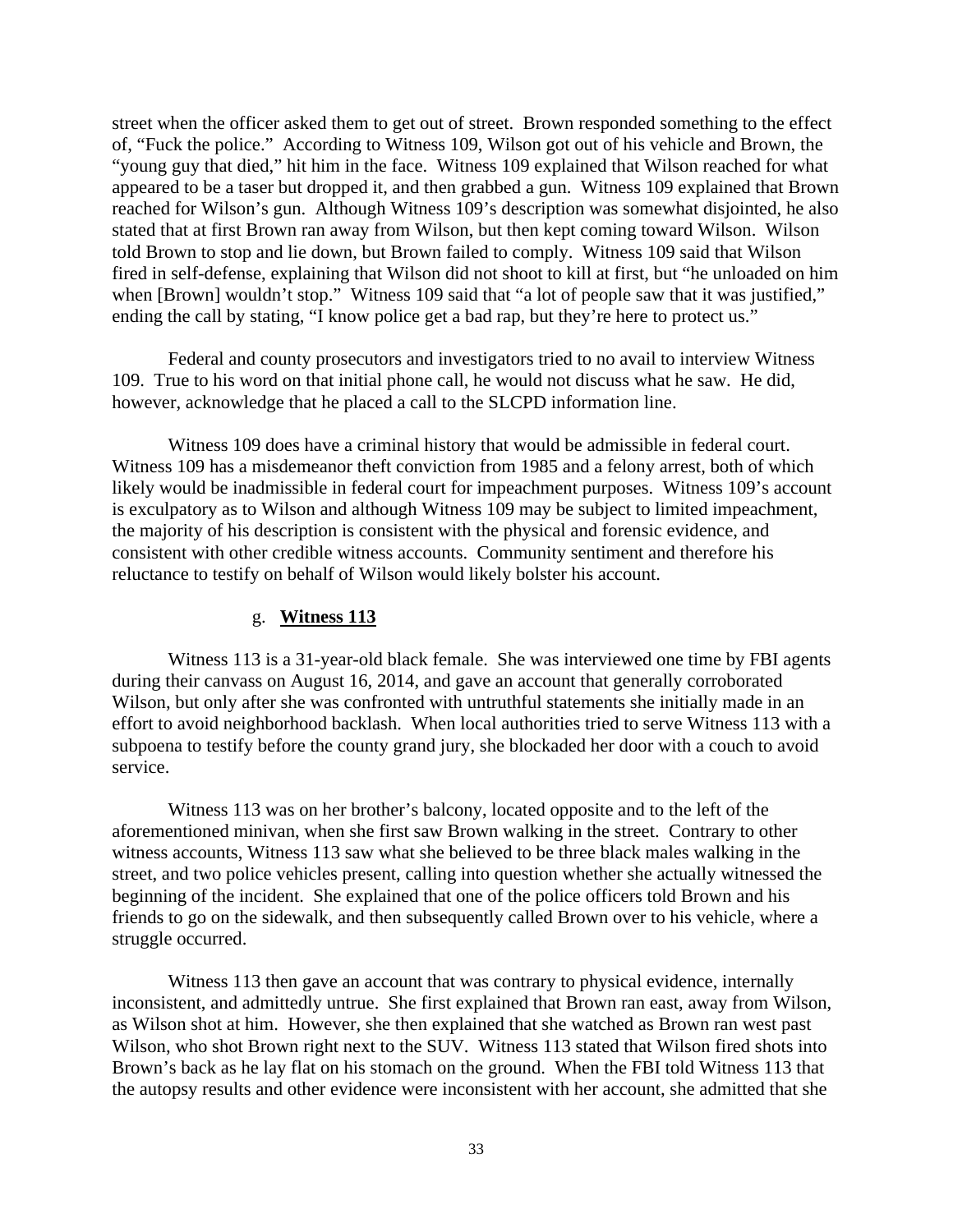street when the officer asked them to get out of street. Brown responded something to the effect of, "Fuck the police." According to Witness 109, Wilson got out of his vehicle and Brown, the "young guy that died," hit him in the face. Witness 109 explained that Wilson reached for what appeared to be a taser but dropped it, and then grabbed a gun. Witness 109 explained that Brown reached for Wilson's gun. Although Witness 109's description was somewhat disjointed, he also stated that at first Brown ran away from Wilson, but then kept coming toward Wilson. Wilson told Brown to stop and lie down, but Brown failed to comply. Witness 109 said that Wilson fired in self-defense, explaining that Wilson did not shoot to kill at first, but "he unloaded on him when [Brown] wouldn't stop." Witness 109 said that "a lot of people saw that it was justified," ending the call by stating, "I know police get a bad rap, but they're here to protect us."

Federal and county prosecutors and investigators tried to no avail to interview Witness 109. True to his word on that initial phone call, he would not discuss what he saw. He did, however, acknowledge that he placed a call to the SLCPD information line.

Witness 109 does have a criminal history that would be admissible in federal court. Witness 109 has a misdemeanor theft conviction from 1985 and a felony arrest, both of which likely would be inadmissible in federal court for impeachment purposes. Witness 109's account is exculpatory as to Wilson and although Witness 109 may be subject to limited impeachment, the majority of his description is consistent with the physical and forensic evidence, and consistent with other credible witness accounts. Community sentiment and therefore his reluctance to testify on behalf of Wilson would likely bolster his account.

#### g. **Witness 113**

Witness 113 is a 31-year-old black female. She was interviewed one time by FBI agents during their canvass on August 16, 2014, and gave an account that generally corroborated Wilson, but only after she was confronted with untruthful statements she initially made in an effort to avoid neighborhood backlash. When local authorities tried to serve Witness 113 with a subpoena to testify before the county grand jury, she blockaded her door with a couch to avoid service.

Witness 113 was on her brother's balcony, located opposite and to the left of the aforementioned minivan, when she first saw Brown walking in the street. Contrary to other witness accounts, Witness 113 saw what she believed to be three black males walking in the street, and two police vehicles present, calling into question whether she actually witnessed the beginning of the incident. She explained that one of the police officers told Brown and his friends to go on the sidewalk, and then subsequently called Brown over to his vehicle, where a struggle occurred.

Witness 113 then gave an account that was contrary to physical evidence, internally inconsistent, and admittedly untrue. She first explained that Brown ran east, away from Wilson, as Wilson shot at him. However, she then explained that she watched as Brown ran west past Wilson, who shot Brown right next to the SUV. Witness 113 stated that Wilson fired shots into Brown's back as he lay flat on his stomach on the ground. When the FBI told Witness 113 that the autopsy results and other evidence were inconsistent with her account, she admitted that she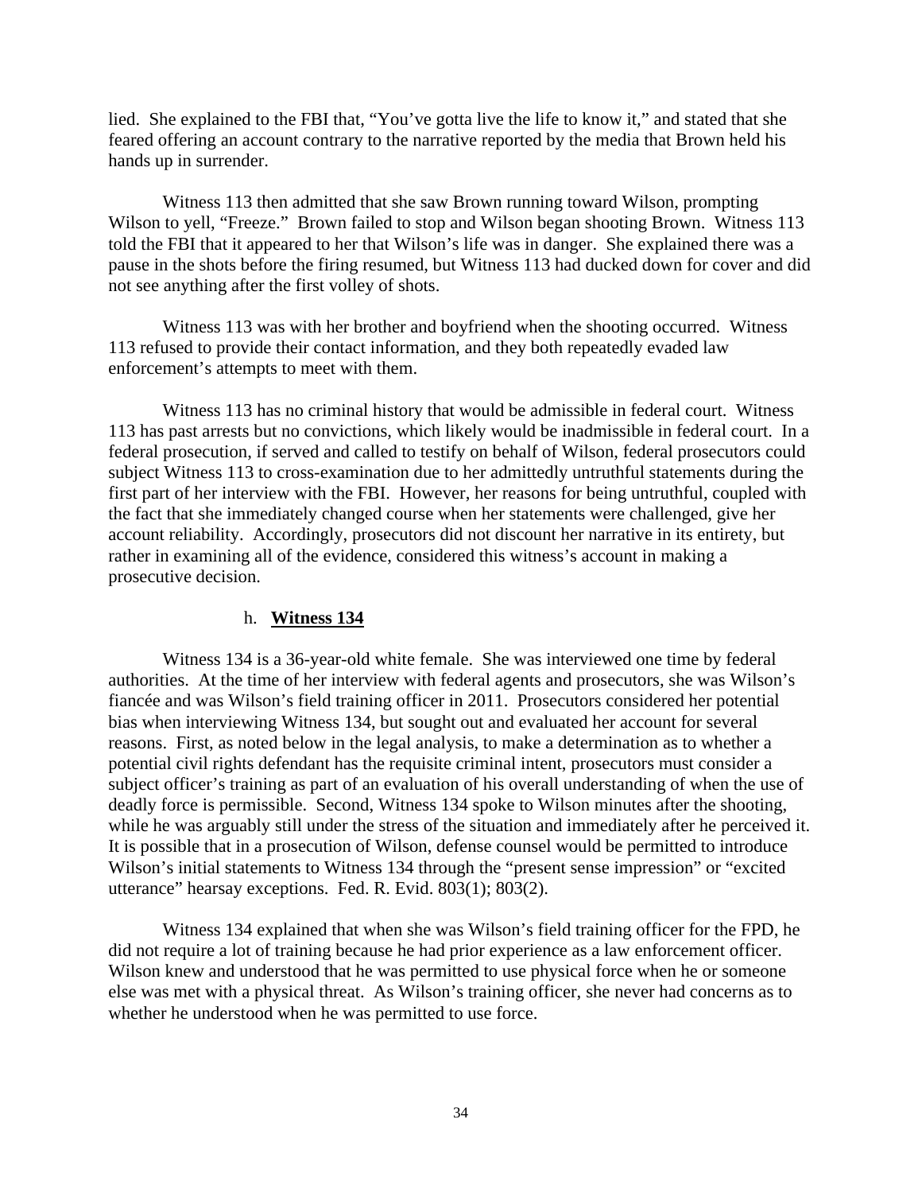lied. She explained to the FBI that, "You've gotta live the life to know it," and stated that she feared offering an account contrary to the narrative reported by the media that Brown held his hands up in surrender.

Witness 113 then admitted that she saw Brown running toward Wilson, prompting Wilson to yell, "Freeze." Brown failed to stop and Wilson began shooting Brown. Witness 113 told the FBI that it appeared to her that Wilson's life was in danger. She explained there was a pause in the shots before the firing resumed, but Witness 113 had ducked down for cover and did not see anything after the first volley of shots.

Witness 113 was with her brother and boyfriend when the shooting occurred. Witness 113 refused to provide their contact information, and they both repeatedly evaded law enforcement's attempts to meet with them.

Witness 113 has no criminal history that would be admissible in federal court. Witness 113 has past arrests but no convictions, which likely would be inadmissible in federal court. In a federal prosecution, if served and called to testify on behalf of Wilson, federal prosecutors could subject Witness 113 to cross-examination due to her admittedly untruthful statements during the first part of her interview with the FBI. However, her reasons for being untruthful, coupled with the fact that she immediately changed course when her statements were challenged, give her account reliability. Accordingly, prosecutors did not discount her narrative in its entirety, but rather in examining all of the evidence, considered this witness's account in making a prosecutive decision.

#### h. **Witness 134**

Witness 134 is a 36-year-old white female. She was interviewed one time by federal authorities. At the time of her interview with federal agents and prosecutors, she was Wilson's fiancée and was Wilson's field training officer in 2011. Prosecutors considered her potential bias when interviewing Witness 134, but sought out and evaluated her account for several reasons. First, as noted below in the legal analysis, to make a determination as to whether a potential civil rights defendant has the requisite criminal intent, prosecutors must consider a subject officer's training as part of an evaluation of his overall understanding of when the use of deadly force is permissible. Second, Witness 134 spoke to Wilson minutes after the shooting, while he was arguably still under the stress of the situation and immediately after he perceived it. It is possible that in a prosecution of Wilson, defense counsel would be permitted to introduce Wilson's initial statements to Witness 134 through the "present sense impression" or "excited utterance" hearsay exceptions. Fed. R. Evid. 803(1); 803(2).

Witness 134 explained that when she was Wilson's field training officer for the FPD, he did not require a lot of training because he had prior experience as a law enforcement officer. Wilson knew and understood that he was permitted to use physical force when he or someone else was met with a physical threat. As Wilson's training officer, she never had concerns as to whether he understood when he was permitted to use force.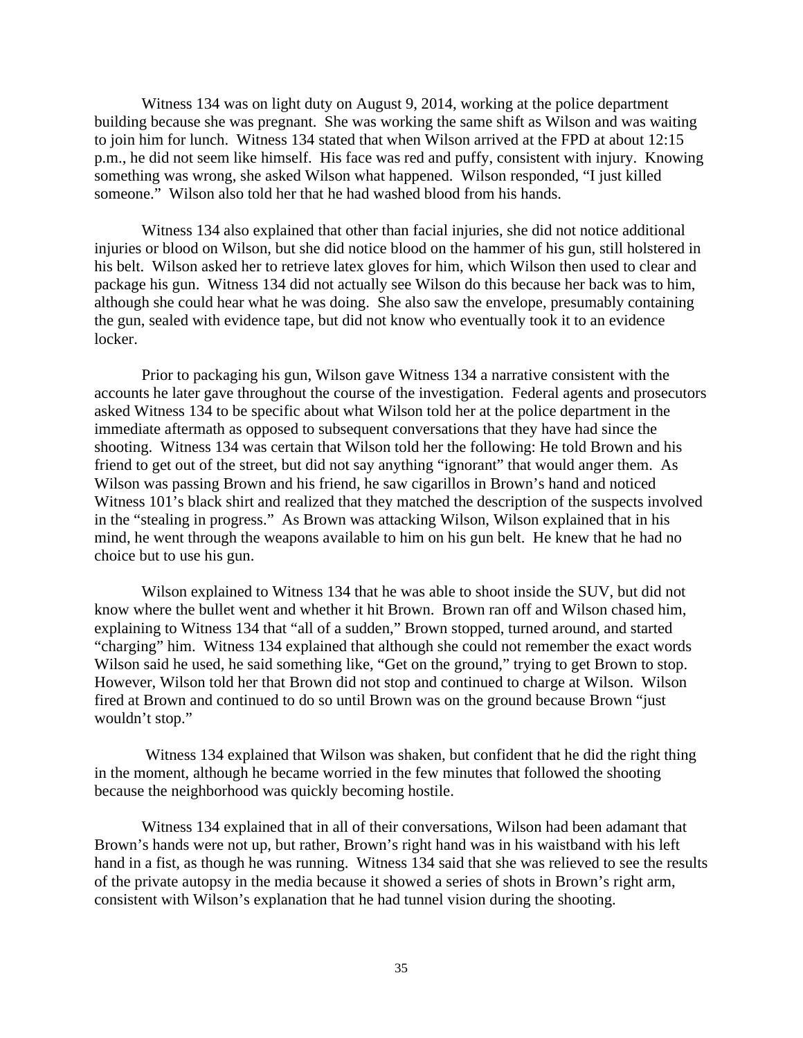Witness 134 was on light duty on August 9, 2014, working at the police department building because she was pregnant. She was working the same shift as Wilson and was waiting to join him for lunch. Witness 134 stated that when Wilson arrived at the FPD at about 12:15 p.m., he did not seem like himself. His face was red and puffy, consistent with injury. Knowing something was wrong, she asked Wilson what happened. Wilson responded, "I just killed someone." Wilson also told her that he had washed blood from his hands.

Witness 134 also explained that other than facial injuries, she did not notice additional injuries or blood on Wilson, but she did notice blood on the hammer of his gun, still holstered in his belt. Wilson asked her to retrieve latex gloves for him, which Wilson then used to clear and package his gun. Witness 134 did not actually see Wilson do this because her back was to him, although she could hear what he was doing. She also saw the envelope, presumably containing the gun, sealed with evidence tape, but did not know who eventually took it to an evidence locker.

Prior to packaging his gun, Wilson gave Witness 134 a narrative consistent with the accounts he later gave throughout the course of the investigation. Federal agents and prosecutors asked Witness 134 to be specific about what Wilson told her at the police department in the immediate aftermath as opposed to subsequent conversations that they have had since the shooting. Witness 134 was certain that Wilson told her the following: He told Brown and his friend to get out of the street, but did not say anything "ignorant" that would anger them. As Wilson was passing Brown and his friend, he saw cigarillos in Brown's hand and noticed Witness 101's black shirt and realized that they matched the description of the suspects involved in the "stealing in progress." As Brown was attacking Wilson, Wilson explained that in his mind, he went through the weapons available to him on his gun belt. He knew that he had no choice but to use his gun.

Wilson explained to Witness 134 that he was able to shoot inside the SUV, but did not know where the bullet went and whether it hit Brown. Brown ran off and Wilson chased him, explaining to Witness 134 that "all of a sudden," Brown stopped, turned around, and started "charging" him. Witness 134 explained that although she could not remember the exact words Wilson said he used, he said something like, "Get on the ground," trying to get Brown to stop. However, Wilson told her that Brown did not stop and continued to charge at Wilson. Wilson fired at Brown and continued to do so until Brown was on the ground because Brown "just wouldn't stop."

Witness 134 explained that Wilson was shaken, but confident that he did the right thing in the moment, although he became worried in the few minutes that followed the shooting because the neighborhood was quickly becoming hostile.

Witness 134 explained that in all of their conversations, Wilson had been adamant that Brown's hands were not up, but rather, Brown's right hand was in his waistband with his left hand in a fist, as though he was running. Witness 134 said that she was relieved to see the results of the private autopsy in the media because it showed a series of shots in Brown's right arm, consistent with Wilson's explanation that he had tunnel vision during the shooting.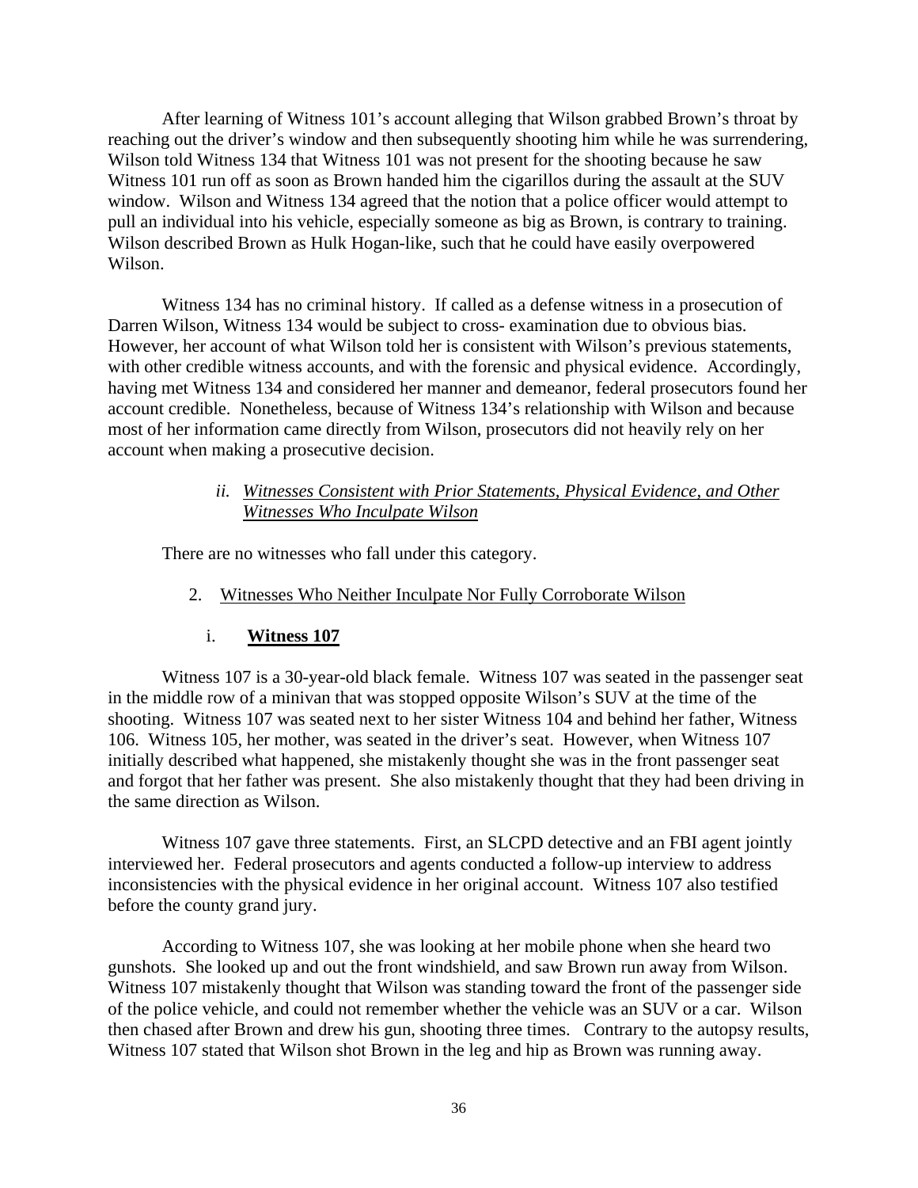After learning of Witness 101's account alleging that Wilson grabbed Brown's throat by reaching out the driver's window and then subsequently shooting him while he was surrendering, Wilson told Witness 134 that Witness 101 was not present for the shooting because he saw Witness 101 run off as soon as Brown handed him the cigarillos during the assault at the SUV window. Wilson and Witness 134 agreed that the notion that a police officer would attempt to pull an individual into his vehicle, especially someone as big as Brown, is contrary to training. Wilson described Brown as Hulk Hogan-like, such that he could have easily overpowered Wilson.

Witness 134 has no criminal history. If called as a defense witness in a prosecution of Darren Wilson, Witness 134 would be subject to cross- examination due to obvious bias. However, her account of what Wilson told her is consistent with Wilson's previous statements, with other credible witness accounts, and with the forensic and physical evidence. Accordingly, having met Witness 134 and considered her manner and demeanor, federal prosecutors found her account credible. Nonetheless, because of Witness 134's relationship with Wilson and because most of her information came directly from Wilson, prosecutors did not heavily rely on her account when making a prosecutive decision.

*ii. Witnesses Consistent with Prior Statements, Physical Evidence, and Other Witnesses Who Inculpate Wilson*

There are no witnesses who fall under this category.

2. Witnesses Who Neither Inculpate Nor Fully Corroborate Wilson

i. **Witness 107**

Witness 107 is a 30-year-old black female. Witness 107 was seated in the passenger seat in the middle row of a minivan that was stopped opposite Wilson's SUV at the time of the shooting. Witness 107 was seated next to her sister Witness 104 and behind her father, Witness 106. Witness 105, her mother, was seated in the driver's seat. However, when Witness 107 initially described what happened, she mistakenly thought she was in the front passenger seat and forgot that her father was present. She also mistakenly thought that they had been driving in the same direction as Wilson.

Witness 107 gave three statements. First, an SLCPD detective and an FBI agent jointly interviewed her. Federal prosecutors and agents conducted a follow-up interview to address inconsistencies with the physical evidence in her original account. Witness 107 also testified before the county grand jury.

According to Witness 107, she was looking at her mobile phone when she heard two gunshots. She looked up and out the front windshield, and saw Brown run away from Wilson. Witness 107 mistakenly thought that Wilson was standing toward the front of the passenger side of the police vehicle, and could not remember whether the vehicle was an SUV or a car. Wilson then chased after Brown and drew his gun, shooting three times. Contrary to the autopsy results, Witness 107 stated that Wilson shot Brown in the leg and hip as Brown was running away.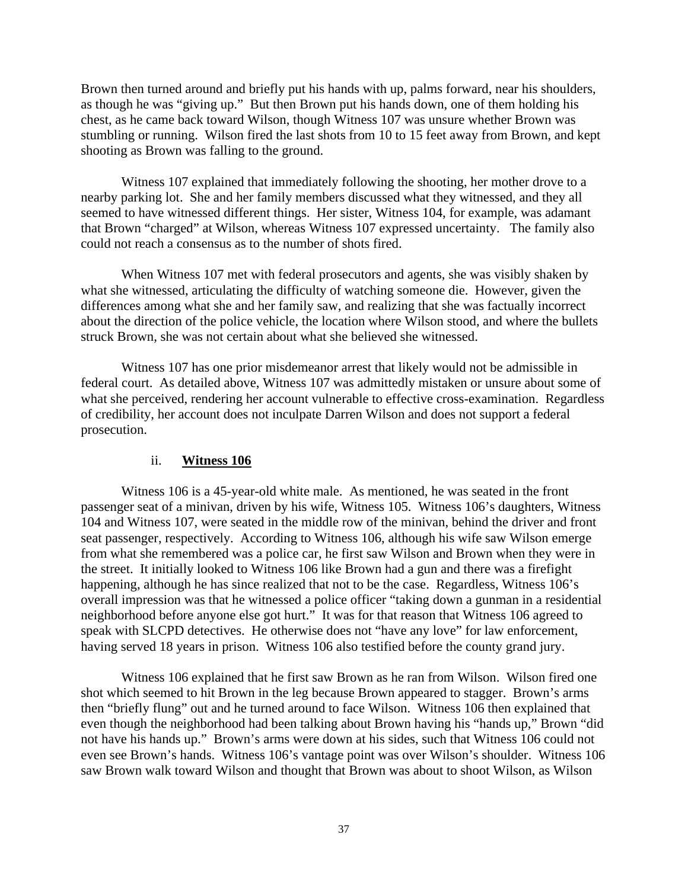Brown then turned around and briefly put his hands with up, palms forward, near his shoulders, as though he was "giving up." But then Brown put his hands down, one of them holding his chest, as he came back toward Wilson, though Witness 107 was unsure whether Brown was stumbling or running. Wilson fired the last shots from 10 to 15 feet away from Brown, and kept shooting as Brown was falling to the ground.

Witness 107 explained that immediately following the shooting, her mother drove to a nearby parking lot. She and her family members discussed what they witnessed, and they all seemed to have witnessed different things. Her sister, Witness 104, for example, was adamant that Brown "charged" at Wilson, whereas Witness 107 expressed uncertainty. The family also could not reach a consensus as to the number of shots fired.

When Witness 107 met with federal prosecutors and agents, she was visibly shaken by what she witnessed, articulating the difficulty of watching someone die. However, given the differences among what she and her family saw, and realizing that she was factually incorrect about the direction of the police vehicle, the location where Wilson stood, and where the bullets struck Brown, she was not certain about what she believed she witnessed.

Witness 107 has one prior misdemeanor arrest that likely would not be admissible in federal court. As detailed above, Witness 107 was admittedly mistaken or unsure about some of what she perceived, rendering her account vulnerable to effective cross-examination. Regardless of credibility, her account does not inculpate Darren Wilson and does not support a federal prosecution.

ii. **Witness 106**

Witness 106 is a 45-year-old white male. As mentioned, he was seated in the front passenger seat of a minivan, driven by his wife, Witness 105. Witness 106's daughters, Witness 104 and Witness 107, were seated in the middle row of the minivan, behind the driver and front seat passenger, respectively. According to Witness 106, although his wife saw Wilson emerge from what she remembered was a police car, he first saw Wilson and Brown when they were in the street. It initially looked to Witness 106 like Brown had a gun and there was a firefight happening, although he has since realized that not to be the case. Regardless, Witness 106's overall impression was that he witnessed a police officer "taking down a gunman in a residential neighborhood before anyone else got hurt." It was for that reason that Witness 106 agreed to speak with SLCPD detectives. He otherwise does not "have any love" for law enforcement, having served 18 years in prison. Witness 106 also testified before the county grand jury.

Witness 106 explained that he first saw Brown as he ran from Wilson. Wilson fired one shot which seemed to hit Brown in the leg because Brown appeared to stagger. Brown's arms then "briefly flung" out and he turned around to face Wilson. Witness 106 then explained that even though the neighborhood had been talking about Brown having his "hands up," Brown "did not have his hands up." Brown's arms were down at his sides, such that Witness 106 could not even see Brown's hands. Witness 106's vantage point was over Wilson's shoulder. Witness 106 saw Brown walk toward Wilson and thought that Brown was about to shoot Wilson, as Wilson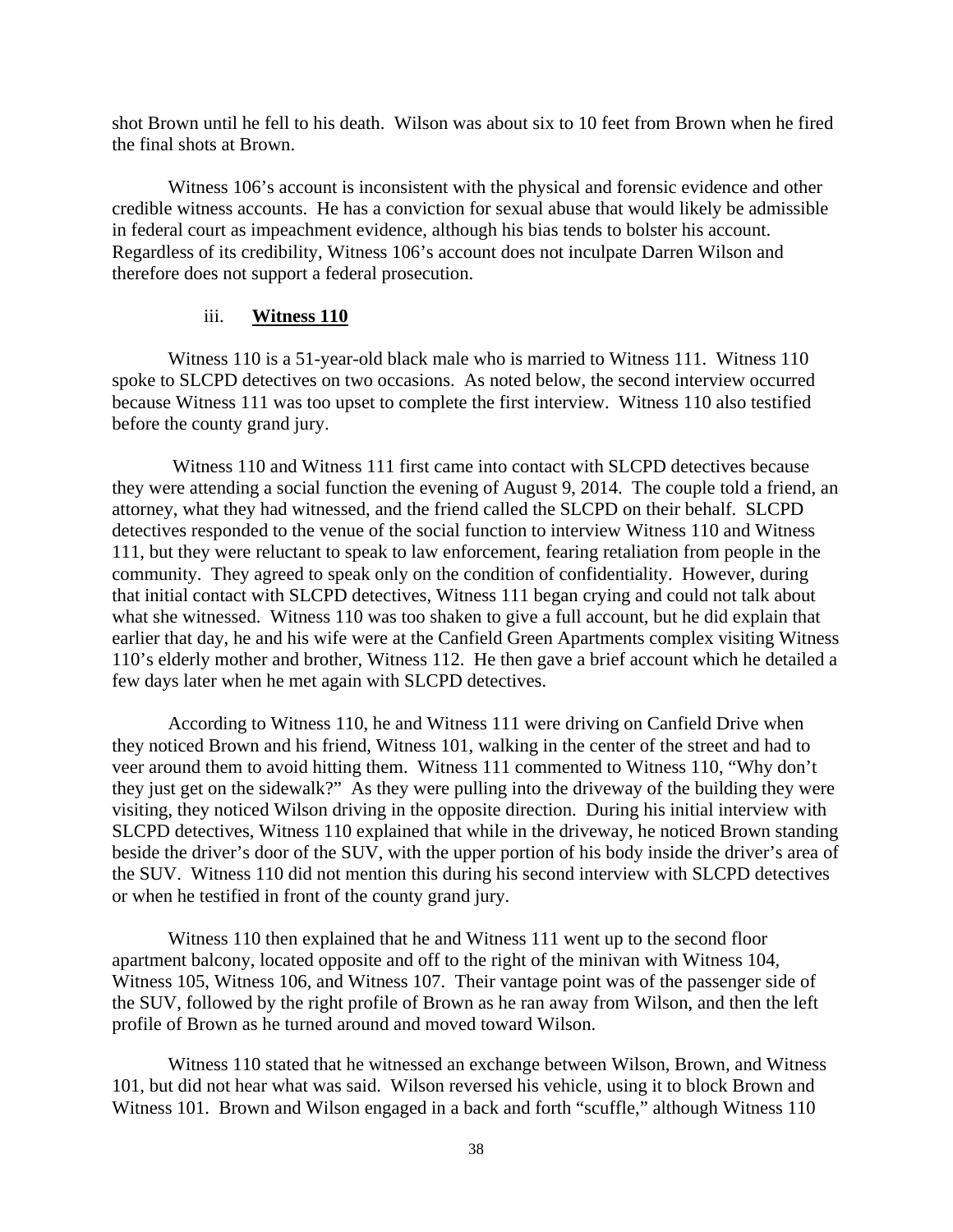shot Brown until he fell to his death. Wilson was about six to 10 feet from Brown when he fired the final shots at Brown.

Witness 106's account is inconsistent with the physical and forensic evidence and other credible witness accounts. He has a conviction for sexual abuse that would likely be admissible in federal court as impeachment evidence, although his bias tends to bolster his account. Regardless of its credibility, Witness 106's account does not inculpate Darren Wilson and therefore does not support a federal prosecution.

#### iii. **Witness 110**

Witness 110 is a 51-year-old black male who is married to Witness 111. Witness 110 spoke to SLCPD detectives on two occasions. As noted below, the second interview occurred because Witness 111 was too upset to complete the first interview. Witness 110 also testified before the county grand jury.

Witness 110 and Witness 111 first came into contact with SLCPD detectives because they were attending a social function the evening of August 9, 2014. The couple told a friend, an attorney, what they had witnessed, and the friend called the SLCPD on their behalf. SLCPD detectives responded to the venue of the social function to interview Witness 110 and Witness 111, but they were reluctant to speak to law enforcement, fearing retaliation from people in the community. They agreed to speak only on the condition of confidentiality. However, during that initial contact with SLCPD detectives, Witness 111 began crying and could not talk about what she witnessed. Witness 110 was too shaken to give a full account, but he did explain that earlier that day, he and his wife were at the Canfield Green Apartments complex visiting Witness 110's elderly mother and brother, Witness 112. He then gave a brief account which he detailed a few days later when he met again with SLCPD detectives.

According to Witness 110, he and Witness 111 were driving on Canfield Drive when they noticed Brown and his friend, Witness 101, walking in the center of the street and had to veer around them to avoid hitting them. Witness 111 commented to Witness 110, "Why don't they just get on the sidewalk?" As they were pulling into the driveway of the building they were visiting, they noticed Wilson driving in the opposite direction. During his initial interview with SLCPD detectives, Witness 110 explained that while in the driveway, he noticed Brown standing beside the driver's door of the SUV, with the upper portion of his body inside the driver's area of the SUV. Witness 110 did not mention this during his second interview with SLCPD detectives or when he testified in front of the county grand jury.

Witness 110 then explained that he and Witness 111 went up to the second floor apartment balcony, located opposite and off to the right of the minivan with Witness 104, Witness 105, Witness 106, and Witness 107. Their vantage point was of the passenger side of the SUV, followed by the right profile of Brown as he ran away from Wilson, and then the left profile of Brown as he turned around and moved toward Wilson.

Witness 110 stated that he witnessed an exchange between Wilson, Brown, and Witness 101, but did not hear what was said. Wilson reversed his vehicle, using it to block Brown and Witness 101. Brown and Wilson engaged in a back and forth "scuffle," although Witness 110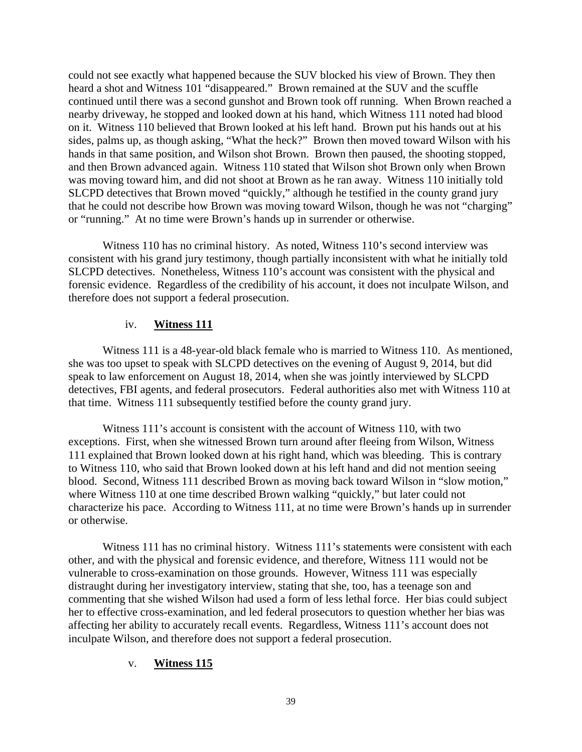could not see exactly what happened because the SUV blocked his view of Brown. They then heard a shot and Witness 101 "disappeared." Brown remained at the SUV and the scuffle continued until there was a second gunshot and Brown took off running. When Brown reached a nearby driveway, he stopped and looked down at his hand, which Witness 111 noted had blood on it. Witness 110 believed that Brown looked at his left hand. Brown put his hands out at his sides, palms up, as though asking, "What the heck?" Brown then moved toward Wilson with his hands in that same position, and Wilson shot Brown. Brown then paused, the shooting stopped, and then Brown advanced again. Witness 110 stated that Wilson shot Brown only when Brown was moving toward him, and did not shoot at Brown as he ran away. Witness 110 initially told SLCPD detectives that Brown moved "quickly," although he testified in the county grand jury that he could not describe how Brown was moving toward Wilson, though he was not "charging" or "running." At no time were Brown's hands up in surrender or otherwise.

Witness 110 has no criminal history. As noted, Witness 110's second interview was consistent with his grand jury testimony, though partially inconsistent with what he initially told SLCPD detectives. Nonetheless, Witness 110's account was consistent with the physical and forensic evidence. Regardless of the credibility of his account, it does not inculpate Wilson, and therefore does not support a federal prosecution.

iv. **Witness 111**

Witness 111 is a 48-year-old black female who is married to Witness 110. As mentioned, she was too upset to speak with SLCPD detectives on the evening of August 9, 2014, but did speak to law enforcement on August 18, 2014, when she was jointly interviewed by SLCPD detectives, FBI agents, and federal prosecutors. Federal authorities also met with Witness 110 at that time. Witness 111 subsequently testified before the county grand jury.

Witness 111's account is consistent with the account of Witness 110, with two exceptions. First, when she witnessed Brown turn around after fleeing from Wilson, Witness 111 explained that Brown looked down at his right hand, which was bleeding. This is contrary to Witness 110, who said that Brown looked down at his left hand and did not mention seeing blood. Second, Witness 111 described Brown as moving back toward Wilson in "slow motion," where Witness 110 at one time described Brown walking "quickly," but later could not characterize his pace. According to Witness 111, at no time were Brown's hands up in surrender or otherwise.

Witness 111 has no criminal history. Witness 111's statements were consistent with each other, and with the physical and forensic evidence, and therefore, Witness 111 would not be vulnerable to cross-examination on those grounds. However, Witness 111 was especially distraught during her investigatory interview, stating that she, too, has a teenage son and commenting that she wished Wilson had used a form of less lethal force. Her bias could subject her to effective cross-examination, and led federal prosecutors to question whether her bias was affecting her ability to accurately recall events. Regardless, Witness 111's account does not inculpate Wilson, and therefore does not support a federal prosecution.

v. **Witness 115**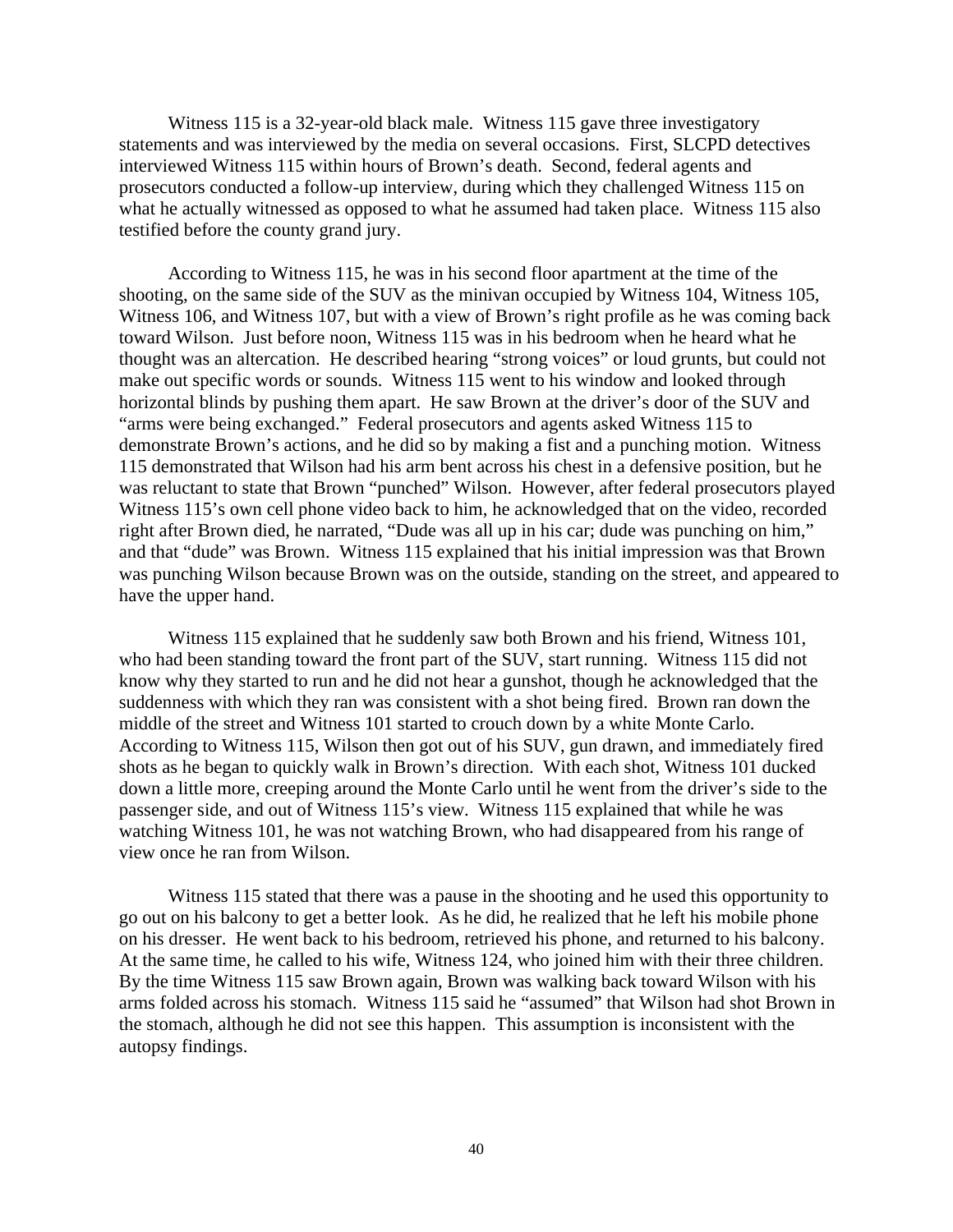Witness 115 is a 32-year-old black male. Witness 115 gave three investigatory statements and was interviewed by the media on several occasions. First, SLCPD detectives interviewed Witness 115 within hours of Brown's death. Second, federal agents and prosecutors conducted a follow-up interview, during which they challenged Witness 115 on what he actually witnessed as opposed to what he assumed had taken place. Witness 115 also testified before the county grand jury.

According to Witness 115, he was in his second floor apartment at the time of the shooting, on the same side of the SUV as the minivan occupied by Witness 104, Witness 105, Witness 106, and Witness 107, but with a view of Brown's right profile as he was coming back toward Wilson. Just before noon, Witness 115 was in his bedroom when he heard what he thought was an altercation. He described hearing "strong voices" or loud grunts, but could not make out specific words or sounds. Witness 115 went to his window and looked through horizontal blinds by pushing them apart. He saw Brown at the driver's door of the SUV and "arms were being exchanged." Federal prosecutors and agents asked Witness 115 to demonstrate Brown's actions, and he did so by making a fist and a punching motion. Witness 115 demonstrated that Wilson had his arm bent across his chest in a defensive position, but he was reluctant to state that Brown "punched" Wilson. However, after federal prosecutors played Witness 115's own cell phone video back to him, he acknowledged that on the video, recorded right after Brown died, he narrated, "Dude was all up in his car; dude was punching on him," and that "dude" was Brown. Witness 115 explained that his initial impression was that Brown was punching Wilson because Brown was on the outside, standing on the street, and appeared to have the upper hand.

Witness 115 explained that he suddenly saw both Brown and his friend, Witness 101, who had been standing toward the front part of the SUV, start running. Witness 115 did not know why they started to run and he did not hear a gunshot, though he acknowledged that the suddenness with which they ran was consistent with a shot being fired. Brown ran down the middle of the street and Witness 101 started to crouch down by a white Monte Carlo. According to Witness 115, Wilson then got out of his SUV, gun drawn, and immediately fired shots as he began to quickly walk in Brown's direction. With each shot, Witness 101 ducked down a little more, creeping around the Monte Carlo until he went from the driver's side to the passenger side, and out of Witness 115's view. Witness 115 explained that while he was watching Witness 101, he was not watching Brown, who had disappeared from his range of view once he ran from Wilson.

Witness 115 stated that there was a pause in the shooting and he used this opportunity to go out on his balcony to get a better look. As he did, he realized that he left his mobile phone on his dresser. He went back to his bedroom, retrieved his phone, and returned to his balcony. At the same time, he called to his wife, Witness 124, who joined him with their three children. By the time Witness 115 saw Brown again, Brown was walking back toward Wilson with his arms folded across his stomach. Witness 115 said he "assumed" that Wilson had shot Brown in the stomach, although he did not see this happen. This assumption is inconsistent with the autopsy findings.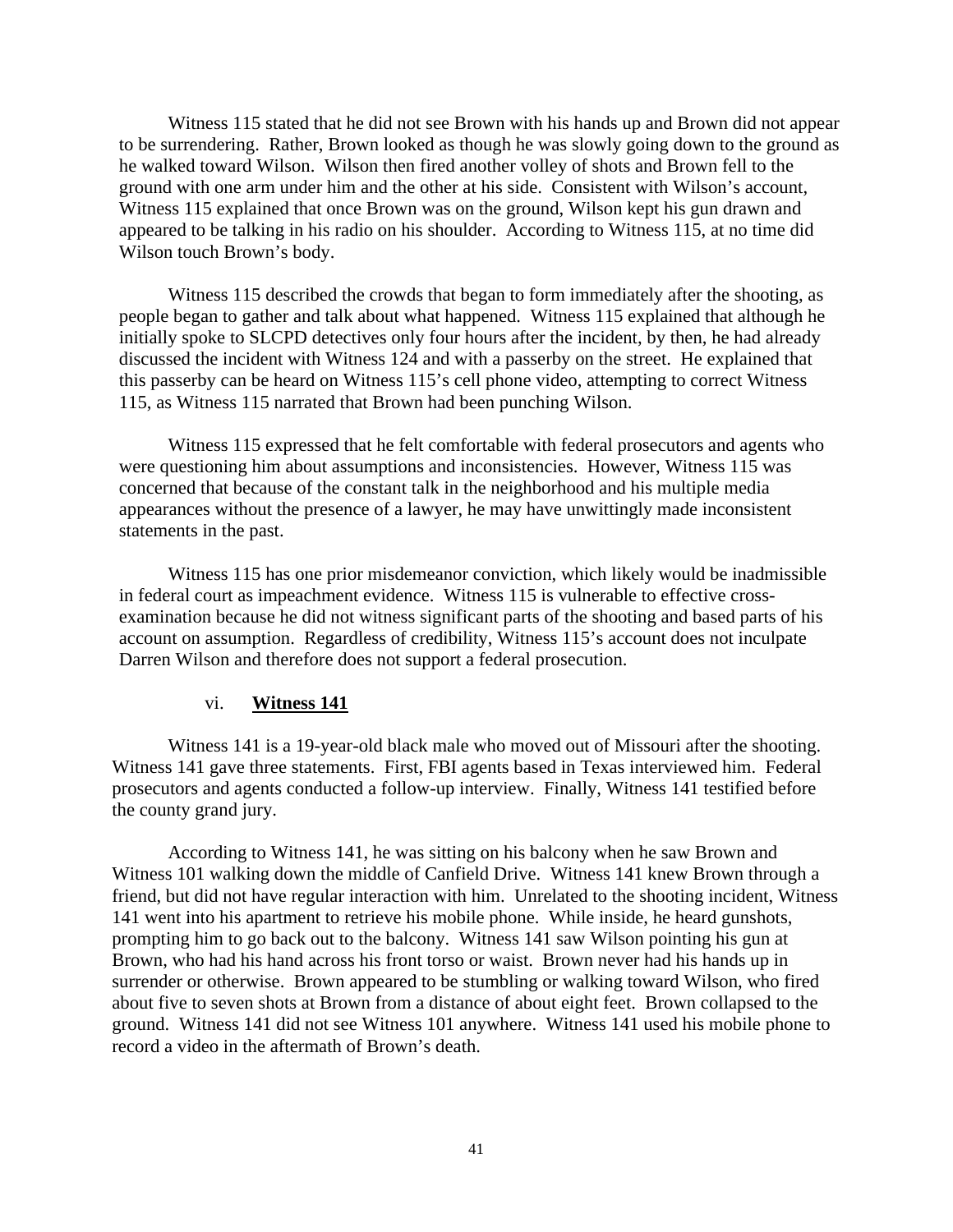Witness 115 stated that he did not see Brown with his hands up and Brown did not appear to be surrendering. Rather, Brown looked as though he was slowly going down to the ground as he walked toward Wilson. Wilson then fired another volley of shots and Brown fell to the ground with one arm under him and the other at his side. Consistent with Wilson's account, Witness 115 explained that once Brown was on the ground, Wilson kept his gun drawn and appeared to be talking in his radio on his shoulder. According to Witness 115, at no time did Wilson touch Brown's body.

Witness 115 described the crowds that began to form immediately after the shooting, as people began to gather and talk about what happened. Witness 115 explained that although he initially spoke to SLCPD detectives only four hours after the incident, by then, he had already discussed the incident with Witness 124 and with a passerby on the street. He explained that this passerby can be heard on Witness 115's cell phone video, attempting to correct Witness 115, as Witness 115 narrated that Brown had been punching Wilson.

Witness 115 expressed that he felt comfortable with federal prosecutors and agents who were questioning him about assumptions and inconsistencies. However, Witness 115 was concerned that because of the constant talk in the neighborhood and his multiple media appearances without the presence of a lawyer, he may have unwittingly made inconsistent statements in the past.

Witness 115 has one prior misdemeanor conviction, which likely would be inadmissible in federal court as impeachment evidence. Witness 115 is vulnerable to effective cross-examination because he did not witness significant parts of the shooting and based parts of his account on assumption. Regardless of credibility, Witness 115's account does not inculpate Darren Wilson and therefore does not support a federal prosecution.

vi. **Witness 141**

Witness 141 is a 19-year-old black male who moved out of Missouri after the shooting. Witness 141 gave three statements. First, FBI agents based in Texas interviewed him. Federal prosecutors and agents conducted a follow-up interview. Finally, Witness 141 testified before the county grand jury.

According to Witness 141, he was sitting on his balcony when he saw Brown and Witness 101 walking down the middle of Canfield Drive. Witness 141 knew Brown through a friend, but did not have regular interaction with him. Unrelated to the shooting incident, Witness 141 went into his apartment to retrieve his mobile phone. While inside, he heard gunshots, prompting him to go back out to the balcony. Witness 141 saw Wilson pointing his gun at Brown, who had his hand across his front torso or waist. Brown never had his hands up in surrender or otherwise. Brown appeared to be stumbling or walking toward Wilson, who fired about five to seven shots at Brown from a distance of about eight feet. Brown collapsed to the ground. Witness 141 did not see Witness 101 anywhere. Witness 141 used his mobile phone to record a video in the aftermath of Brown's death.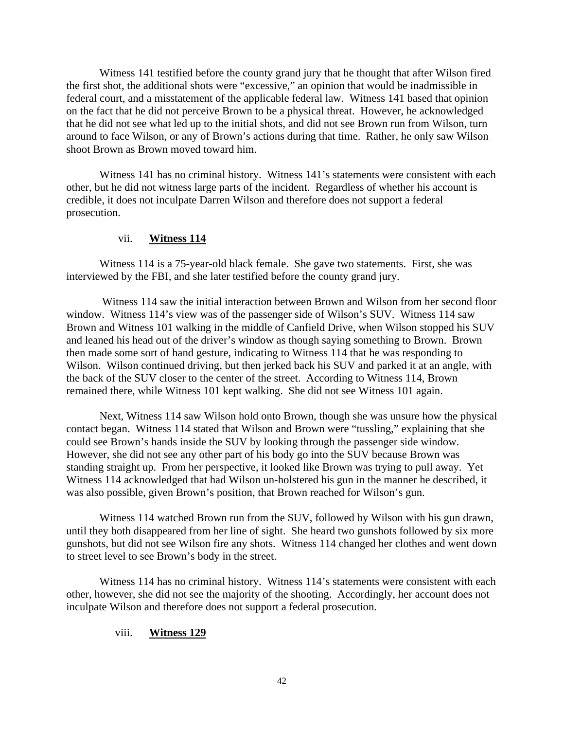Witness 141 testified before the county grand jury that he thought that after Wilson fired the first shot, the additional shots were "excessive," an opinion that would be inadmissible in federal court, and a misstatement of the applicable federal law. Witness 141 based that opinion on the fact that he did not perceive Brown to be a physical threat. However, he acknowledged that he did not see what led up to the initial shots, and did not see Brown run from Wilson, turn around to face Wilson, or any of Brown's actions during that time. Rather, he only saw Wilson shoot Brown as Brown moved toward him.

Witness 141 has no criminal history. Witness 141's statements were consistent with each other, but he did not witness large parts of the incident. Regardless of whether his account is credible, it does not inculpate Darren Wilson and therefore does not support a federal prosecution.

#### vii. **Witness 114**

Witness 114 is a 75-year-old black female. She gave two statements. First, she was interviewed by the FBI, and she later testified before the county grand jury.

Witness 114 saw the initial interaction between Brown and Wilson from her second floor window. Witness 114's view was of the passenger side of Wilson's SUV. Witness 114 saw Brown and Witness 101 walking in the middle of Canfield Drive, when Wilson stopped his SUV and leaned his head out of the driver's window as though saying something to Brown. Brown then made some sort of hand gesture, indicating to Witness 114 that he was responding to Wilson. Wilson continued driving, but then jerked back his SUV and parked it at an angle, with the back of the SUV closer to the center of the street. According to Witness 114, Brown remained there, while Witness 101 kept walking. She did not see Witness 101 again.

Next, Witness 114 saw Wilson hold onto Brown, though she was unsure how the physical contact began. Witness 114 stated that Wilson and Brown were "tussling," explaining that she could see Brown's hands inside the SUV by looking through the passenger side window. However, she did not see any other part of his body go into the SUV because Brown was standing straight up. From her perspective, it looked like Brown was trying to pull away. Yet Witness 114 acknowledged that had Wilson un-holstered his gun in the manner he described, it was also possible, given Brown's position, that Brown reached for Wilson's gun.

Witness 114 watched Brown run from the SUV, followed by Wilson with his gun drawn, until they both disappeared from her line of sight. She heard two gunshots followed by six more gunshots, but did not see Wilson fire any shots. Witness 114 changed her clothes and went down to street level to see Brown's body in the street.

Witness 114 has no criminal history. Witness 114's statements were consistent with each other, however, she did not see the majority of the shooting. Accordingly, her account does not inculpate Wilson and therefore does not support a federal prosecution.

#### viii. **Witness 129**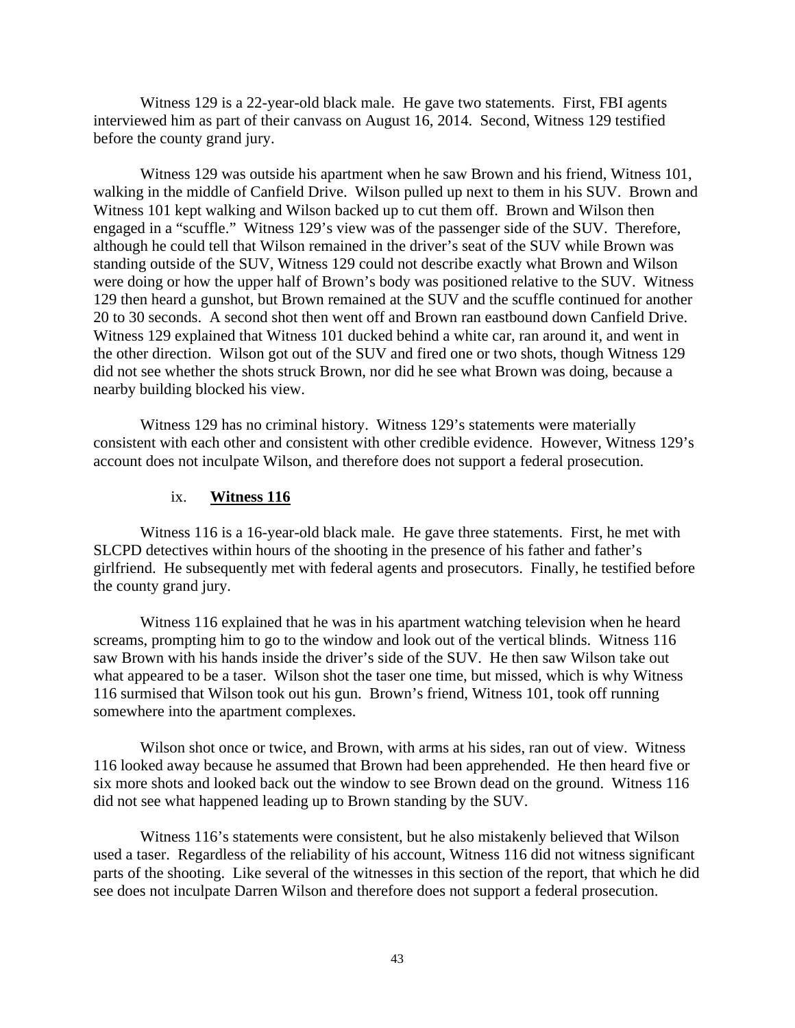Witness 129 is a 22-year-old black male. He gave two statements. First, FBI agents interviewed him as part of their canvass on August 16, 2014. Second, Witness 129 testified before the county grand jury.

Witness 129 was outside his apartment when he saw Brown and his friend, Witness 101, walking in the middle of Canfield Drive. Wilson pulled up next to them in his SUV. Brown and Witness 101 kept walking and Wilson backed up to cut them off. Brown and Wilson then engaged in a "scuffle." Witness 129's view was of the passenger side of the SUV. Therefore, although he could tell that Wilson remained in the driver's seat of the SUV while Brown was standing outside of the SUV, Witness 129 could not describe exactly what Brown and Wilson were doing or how the upper half of Brown's body was positioned relative to the SUV. Witness 129 then heard a gunshot, but Brown remained at the SUV and the scuffle continued for another 20 to 30 seconds. A second shot then went off and Brown ran eastbound down Canfield Drive. Witness 129 explained that Witness 101 ducked behind a white car, ran around it, and went in the other direction. Wilson got out of the SUV and fired one or two shots, though Witness 129 did not see whether the shots struck Brown, nor did he see what Brown was doing, because a nearby building blocked his view.

Witness 129 has no criminal history. Witness 129's statements were materially consistent with each other and consistent with other credible evidence. However, Witness 129's account does not inculpate Wilson, and therefore does not support a federal prosecution.

ix. **Witness 116**

Witness 116 is a 16-year-old black male. He gave three statements. First, he met with SLCPD detectives within hours of the shooting in the presence of his father and father's girlfriend. He subsequently met with federal agents and prosecutors. Finally, he testified before the county grand jury.

Witness 116 explained that he was in his apartment watching television when he heard screams, prompting him to go to the window and look out of the vertical blinds. Witness 116 saw Brown with his hands inside the driver's side of the SUV. He then saw Wilson take out what appeared to be a taser. Wilson shot the taser one time, but missed, which is why Witness 116 surmised that Wilson took out his gun. Brown's friend, Witness 101, took off running somewhere into the apartment complexes.

Wilson shot once or twice, and Brown, with arms at his sides, ran out of view. Witness 116 looked away because he assumed that Brown had been apprehended. He then heard five or six more shots and looked back out the window to see Brown dead on the ground. Witness 116 did not see what happened leading up to Brown standing by the SUV.

Witness 116's statements were consistent, but he also mistakenly believed that Wilson used a taser. Regardless of the reliability of his account, Witness 116 did not witness significant parts of the shooting. Like several of the witnesses in this section of the report, that which he did see does not inculpate Darren Wilson and therefore does not support a federal prosecution.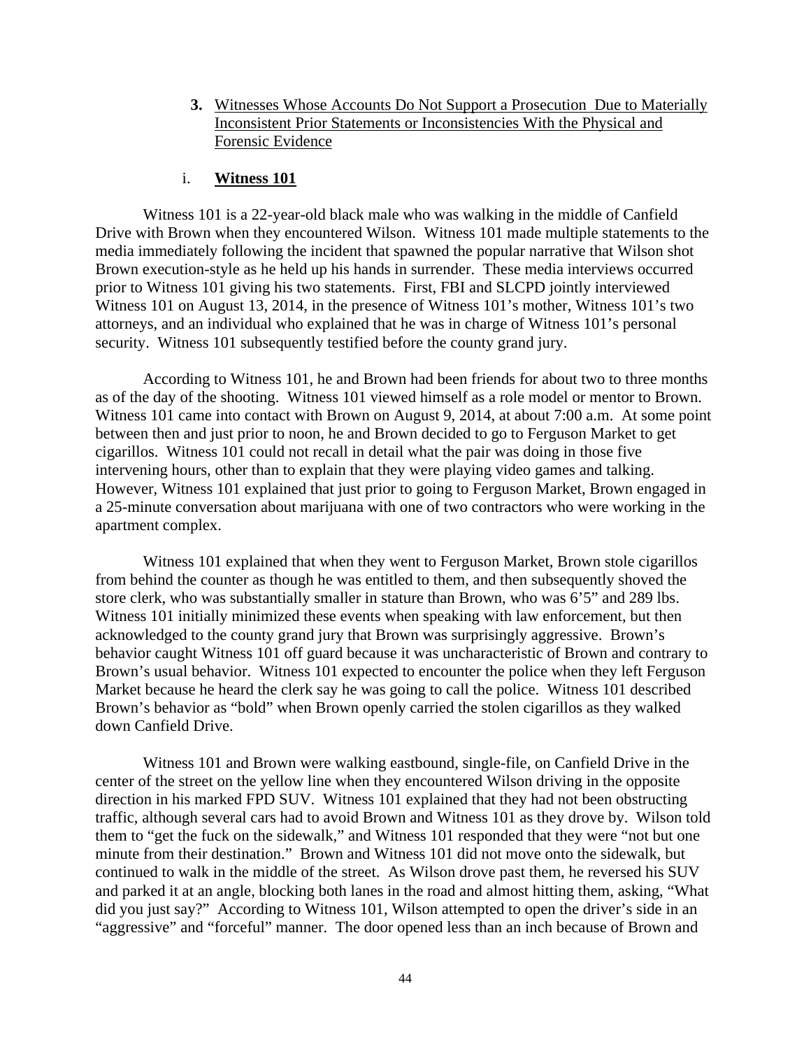**3.** Witnesses Whose Accounts Do Not Support a Prosecution Due to Materially Inconsistent Prior Statements or Inconsistencies With the Physical and Forensic Evidence

i. **Witness 101**

Witness 101 is a 22-year-old black male who was walking in the middle of Canfield Drive with Brown when they encountered Wilson. Witness 101 made multiple statements to the media immediately following the incident that spawned the popular narrative that Wilson shot Brown execution-style as he held up his hands in surrender. These media interviews occurred prior to Witness 101 giving his two statements. First, FBI and SLCPD jointly interviewed Witness 101 on August 13, 2014, in the presence of Witness 101's mother, Witness 101's two attorneys, and an individual who explained that he was in charge of Witness 101's personal security. Witness 101 subsequently testified before the county grand jury.

According to Witness 101, he and Brown had been friends for about two to three months as of the day of the shooting. Witness 101 viewed himself as a role model or mentor to Brown. Witness 101 came into contact with Brown on August 9, 2014, at about 7:00 a.m. At some point between then and just prior to noon, he and Brown decided to go to Ferguson Market to get cigarillos. Witness 101 could not recall in detail what the pair was doing in those five intervening hours, other than to explain that they were playing video games and talking. However, Witness 101 explained that just prior to going to Ferguson Market, Brown engaged in a 25-minute conversation about marijuana with one of two contractors who were working in the apartment complex.

Witness 101 explained that when they went to Ferguson Market, Brown stole cigarillos from behind the counter as though he was entitled to them, and then subsequently shoved the store clerk, who was substantially smaller in stature than Brown, who was 6'5" and 289 lbs. Witness 101 initially minimized these events when speaking with law enforcement, but then acknowledged to the county grand jury that Brown was surprisingly aggressive. Brown's behavior caught Witness 101 off guard because it was uncharacteristic of Brown and contrary to Brown's usual behavior. Witness 101 expected to encounter the police when they left Ferguson Market because he heard the clerk say he was going to call the police. Witness 101 described Brown's behavior as "bold" when Brown openly carried the stolen cigarillos as they walked down Canfield Drive.

Witness 101 and Brown were walking eastbound, single-file, on Canfield Drive in the center of the street on the yellow line when they encountered Wilson driving in the opposite direction in his marked FPD SUV. Witness 101 explained that they had not been obstructing traffic, although several cars had to avoid Brown and Witness 101 as they drove by. Wilson told them to "get the fuck on the sidewalk," and Witness 101 responded that they were "not but one minute from their destination." Brown and Witness 101 did not move onto the sidewalk, but continued to walk in the middle of the street. As Wilson drove past them, he reversed his SUV and parked it at an angle, blocking both lanes in the road and almost hitting them, asking, "What did you just say?" According to Witness 101, Wilson attempted to open the driver's side in an "aggressive" and "forceful" manner. The door opened less than an inch because of Brown and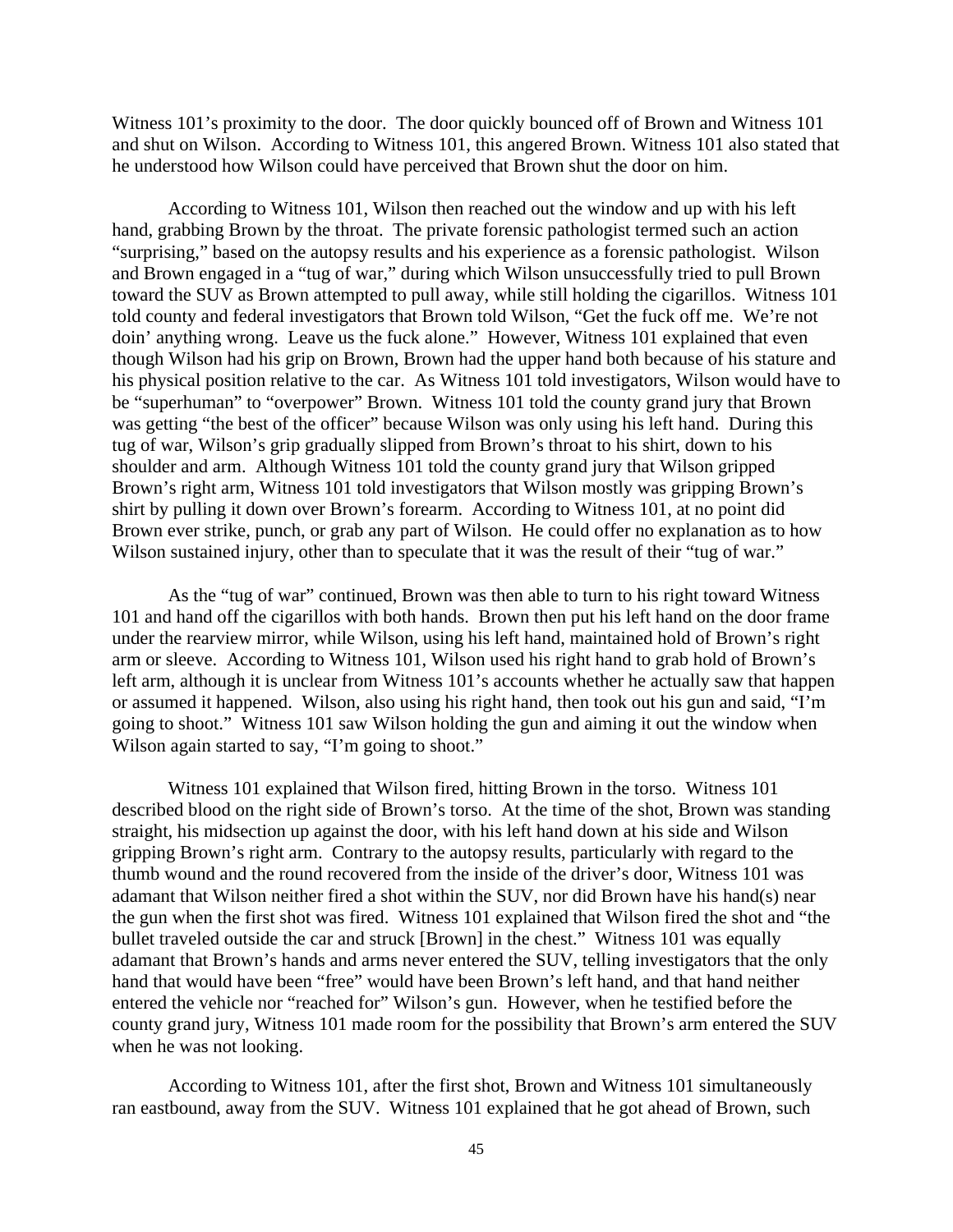Witness 101's proximity to the door. The door quickly bounced off of Brown and Witness 101 and shut on Wilson. According to Witness 101, this angered Brown. Witness 101 also stated that he understood how Wilson could have perceived that Brown shut the door on him.

According to Witness 101, Wilson then reached out the window and up with his left hand, grabbing Brown by the throat. The private forensic pathologist termed such an action "surprising," based on the autopsy results and his experience as a forensic pathologist. Wilson and Brown engaged in a "tug of war," during which Wilson unsuccessfully tried to pull Brown toward the SUV as Brown attempted to pull away, while still holding the cigarillos. Witness 101 told county and federal investigators that Brown told Wilson, "Get the fuck off me. We're not doin' anything wrong. Leave us the fuck alone." However, Witness 101 explained that even though Wilson had his grip on Brown, Brown had the upper hand both because of his stature and his physical position relative to the car. As Witness 101 told investigators, Wilson would have to be "superhuman" to "overpower" Brown. Witness 101 told the county grand jury that Brown was getting "the best of the officer" because Wilson was only using his left hand. During this tug of war, Wilson's grip gradually slipped from Brown's throat to his shirt, down to his shoulder and arm. Although Witness 101 told the county grand jury that Wilson gripped Brown's right arm, Witness 101 told investigators that Wilson mostly was gripping Brown's shirt by pulling it down over Brown's forearm. According to Witness 101, at no point did Brown ever strike, punch, or grab any part of Wilson. He could offer no explanation as to how Wilson sustained injury, other than to speculate that it was the result of their "tug of war."

As the "tug of war" continued, Brown was then able to turn to his right toward Witness 101 and hand off the cigarillos with both hands. Brown then put his left hand on the door frame under the rearview mirror, while Wilson, using his left hand, maintained hold of Brown's right arm or sleeve. According to Witness 101, Wilson used his right hand to grab hold of Brown's left arm, although it is unclear from Witness 101's accounts whether he actually saw that happen or assumed it happened. Wilson, also using his right hand, then took out his gun and said, "I'm going to shoot." Witness 101 saw Wilson holding the gun and aiming it out the window when Wilson again started to say, "I'm going to shoot."

Witness 101 explained that Wilson fired, hitting Brown in the torso. Witness 101 described blood on the right side of Brown's torso. At the time of the shot, Brown was standing straight, his midsection up against the door, with his left hand down at his side and Wilson gripping Brown's right arm. Contrary to the autopsy results, particularly with regard to the thumb wound and the round recovered from the inside of the driver's door, Witness 101 was adamant that Wilson neither fired a shot within the SUV, nor did Brown have his hand(s) near the gun when the first shot was fired. Witness 101 explained that Wilson fired the shot and "the bullet traveled outside the car and struck [Brown] in the chest." Witness 101 was equally adamant that Brown's hands and arms never entered the SUV, telling investigators that the only hand that would have been "free" would have been Brown's left hand, and that hand neither entered the vehicle nor "reached for" Wilson's gun. However, when he testified before the county grand jury, Witness 101 made room for the possibility that Brown's arm entered the SUV when he was not looking.

According to Witness 101, after the first shot, Brown and Witness 101 simultaneously ran eastbound, away from the SUV. Witness 101 explained that he got ahead of Brown, such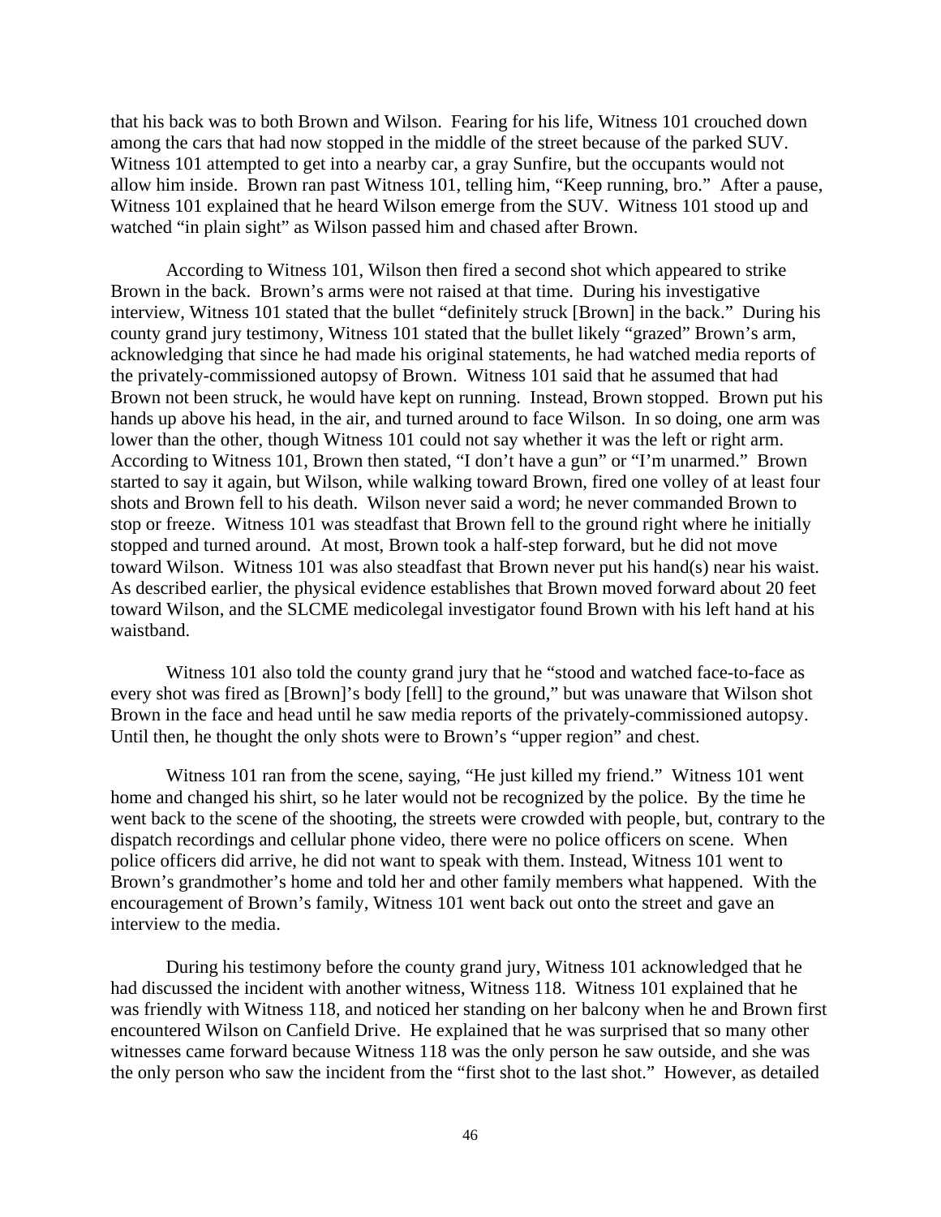that his back was to both Brown and Wilson. Fearing for his life, Witness 101 crouched down among the cars that had now stopped in the middle of the street because of the parked SUV. Witness 101 attempted to get into a nearby car, a gray Sunfire, but the occupants would not allow him inside. Brown ran past Witness 101, telling him, "Keep running, bro." After a pause, Witness 101 explained that he heard Wilson emerge from the SUV. Witness 101 stood up and watched "in plain sight" as Wilson passed him and chased after Brown.

According to Witness 101, Wilson then fired a second shot which appeared to strike Brown in the back. Brown's arms were not raised at that time. During his investigative interview, Witness 101 stated that the bullet "definitely struck [Brown] in the back." During his county grand jury testimony, Witness 101 stated that the bullet likely "grazed" Brown's arm, acknowledging that since he had made his original statements, he had watched media reports of the privately-commissioned autopsy of Brown. Witness 101 said that he assumed that had Brown not been struck, he would have kept on running. Instead, Brown stopped. Brown put his hands up above his head, in the air, and turned around to face Wilson. In so doing, one arm was lower than the other, though Witness 101 could not say whether it was the left or right arm. According to Witness 101, Brown then stated, "I don't have a gun" or "I'm unarmed." Brown started to say it again, but Wilson, while walking toward Brown, fired one volley of at least four shots and Brown fell to his death. Wilson never said a word; he never commanded Brown to stop or freeze. Witness 101 was steadfast that Brown fell to the ground right where he initially stopped and turned around. At most, Brown took a half-step forward, but he did not move toward Wilson. Witness 101 was also steadfast that Brown never put his hand(s) near his waist. As described earlier, the physical evidence establishes that Brown moved forward about 20 feet toward Wilson, and the SLCME medicolegal investigator found Brown with his left hand at his waistband.

Witness 101 also told the county grand jury that he "stood and watched face-to-face as every shot was fired as [Brown]'s body [fell] to the ground," but was unaware that Wilson shot Brown in the face and head until he saw media reports of the privately-commissioned autopsy. Until then, he thought the only shots were to Brown's "upper region" and chest.

Witness 101 ran from the scene, saying, "He just killed my friend." Witness 101 went home and changed his shirt, so he later would not be recognized by the police. By the time he went back to the scene of the shooting, the streets were crowded with people, but, contrary to the dispatch recordings and cellular phone video, there were no police officers on scene. When police officers did arrive, he did not want to speak with them. Instead, Witness 101 went to Brown's grandmother's home and told her and other family members what happened. With the encouragement of Brown's family, Witness 101 went back out onto the street and gave an interview to the media.

During his testimony before the county grand jury, Witness 101 acknowledged that he had discussed the incident with another witness, Witness 118. Witness 101 explained that he was friendly with Witness 118, and noticed her standing on her balcony when he and Brown first encountered Wilson on Canfield Drive. He explained that he was surprised that so many other witnesses came forward because Witness 118 was the only person he saw outside, and she was the only person who saw the incident from the "first shot to the last shot." However, as detailed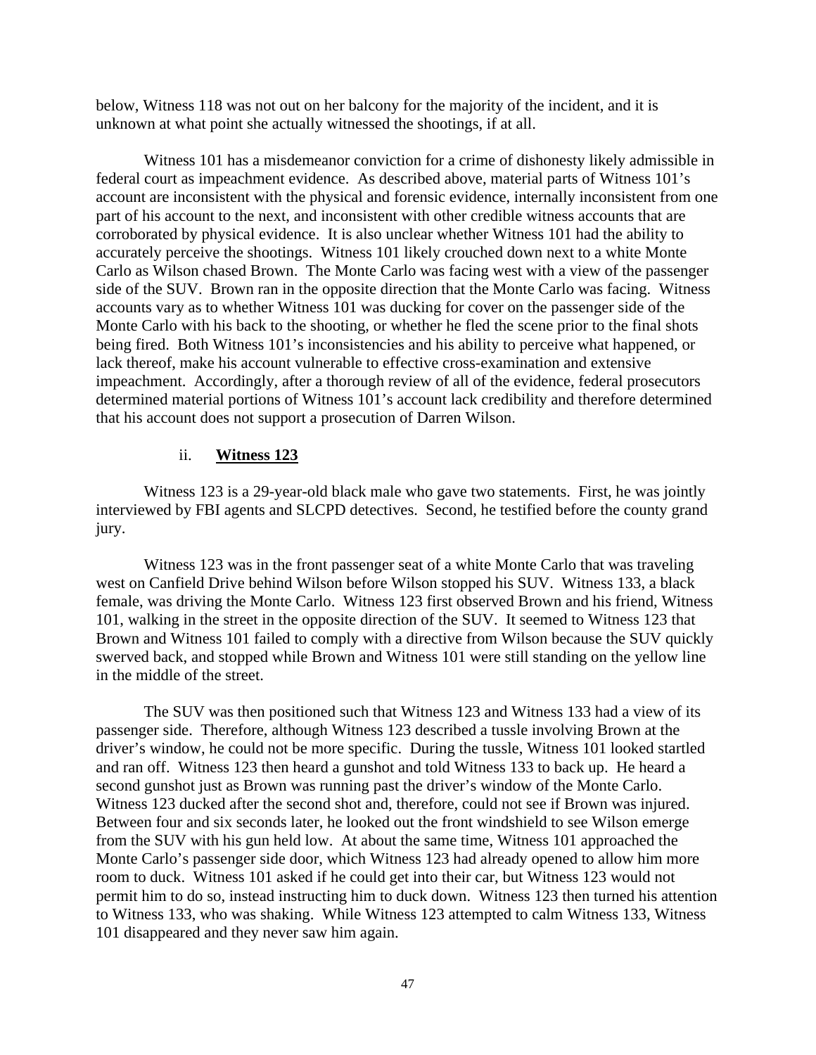below, Witness 118 was not out on her balcony for the majority of the incident, and it is unknown at what point she actually witnessed the shootings, if at all.

Witness 101 has a misdemeanor conviction for a crime of dishonesty likely admissible in federal court as impeachment evidence. As described above, material parts of Witness 101's account are inconsistent with the physical and forensic evidence, internally inconsistent from one part of his account to the next, and inconsistent with other credible witness accounts that are corroborated by physical evidence. It is also unclear whether Witness 101 had the ability to accurately perceive the shootings. Witness 101 likely crouched down next to a white Monte Carlo as Wilson chased Brown. The Monte Carlo was facing west with a view of the passenger side of the SUV. Brown ran in the opposite direction that the Monte Carlo was facing. Witness accounts vary as to whether Witness 101 was ducking for cover on the passenger side of the Monte Carlo with his back to the shooting, or whether he fled the scene prior to the final shots being fired. Both Witness 101's inconsistencies and his ability to perceive what happened, or lack thereof, make his account vulnerable to effective cross-examination and extensive impeachment. Accordingly, after a thorough review of all of the evidence, federal prosecutors determined material portions of Witness 101's account lack credibility and therefore determined that his account does not support a prosecution of Darren Wilson.

#### ii. **Witness 123**

Witness 123 is a 29-year-old black male who gave two statements. First, he was jointly interviewed by FBI agents and SLCPD detectives. Second, he testified before the county grand jury.

Witness 123 was in the front passenger seat of a white Monte Carlo that was traveling west on Canfield Drive behind Wilson before Wilson stopped his SUV. Witness 133, a black female, was driving the Monte Carlo. Witness 123 first observed Brown and his friend, Witness 101, walking in the street in the opposite direction of the SUV. It seemed to Witness 123 that Brown and Witness 101 failed to comply with a directive from Wilson because the SUV quickly swerved back, and stopped while Brown and Witness 101 were still standing on the yellow line in the middle of the street.

The SUV was then positioned such that Witness 123 and Witness 133 had a view of its passenger side. Therefore, although Witness 123 described a tussle involving Brown at the driver's window, he could not be more specific. During the tussle, Witness 101 looked startled and ran off. Witness 123 then heard a gunshot and told Witness 133 to back up. He heard a second gunshot just as Brown was running past the driver's window of the Monte Carlo. Witness 123 ducked after the second shot and, therefore, could not see if Brown was injured. Between four and six seconds later, he looked out the front windshield to see Wilson emerge from the SUV with his gun held low. At about the same time, Witness 101 approached the Monte Carlo's passenger side door, which Witness 123 had already opened to allow him more room to duck. Witness 101 asked if he could get into their car, but Witness 123 would not permit him to do so, instead instructing him to duck down. Witness 123 then turned his attention to Witness 133, who was shaking. While Witness 123 attempted to calm Witness 133, Witness 101 disappeared and they never saw him again.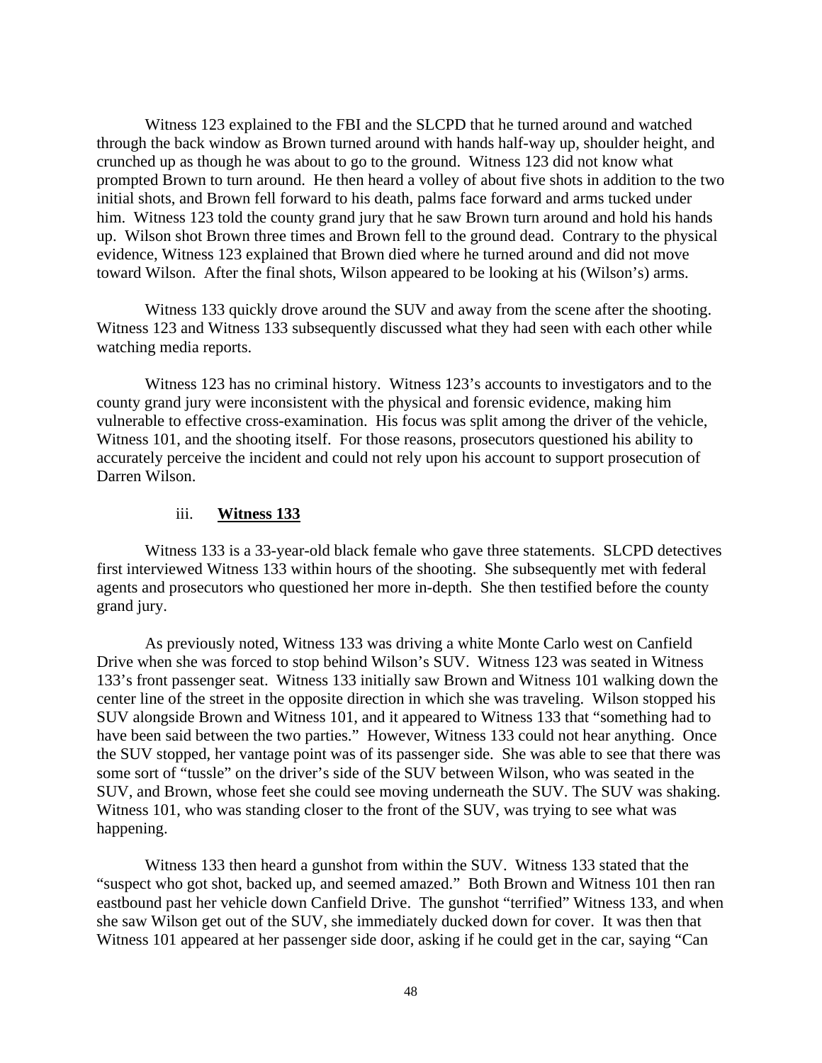Witness 123 explained to the FBI and the SLCPD that he turned around and watched through the back window as Brown turned around with hands half-way up, shoulder height, and crunched up as though he was about to go to the ground. Witness 123 did not know what prompted Brown to turn around. He then heard a volley of about five shots in addition to the two initial shots, and Brown fell forward to his death, palms face forward and arms tucked under him. Witness 123 told the county grand jury that he saw Brown turn around and hold his hands up. Wilson shot Brown three times and Brown fell to the ground dead. Contrary to the physical evidence, Witness 123 explained that Brown died where he turned around and did not move toward Wilson. After the final shots, Wilson appeared to be looking at his (Wilson's) arms.

Witness 133 quickly drove around the SUV and away from the scene after the shooting. Witness 123 and Witness 133 subsequently discussed what they had seen with each other while watching media reports.

Witness 123 has no criminal history. Witness 123's accounts to investigators and to the county grand jury were inconsistent with the physical and forensic evidence, making him vulnerable to effective cross-examination. His focus was split among the driver of the vehicle, Witness 101, and the shooting itself. For those reasons, prosecutors questioned his ability to accurately perceive the incident and could not rely upon his account to support prosecution of Darren Wilson.

#### iii. **Witness 133**

Witness 133 is a 33-year-old black female who gave three statements. SLCPD detectives first interviewed Witness 133 within hours of the shooting. She subsequently met with federal agents and prosecutors who questioned her more in-depth. She then testified before the county grand jury.

As previously noted, Witness 133 was driving a white Monte Carlo west on Canfield Drive when she was forced to stop behind Wilson's SUV. Witness 123 was seated in Witness 133's front passenger seat. Witness 133 initially saw Brown and Witness 101 walking down the center line of the street in the opposite direction in which she was traveling. Wilson stopped his SUV alongside Brown and Witness 101, and it appeared to Witness 133 that "something had to have been said between the two parties." However, Witness 133 could not hear anything. Once the SUV stopped, her vantage point was of its passenger side. She was able to see that there was some sort of "tussle" on the driver's side of the SUV between Wilson, who was seated in the SUV, and Brown, whose feet she could see moving underneath the SUV. The SUV was shaking. Witness 101, who was standing closer to the front of the SUV, was trying to see what was happening.

Witness 133 then heard a gunshot from within the SUV. Witness 133 stated that the "suspect who got shot, backed up, and seemed amazed." Both Brown and Witness 101 then ran eastbound past her vehicle down Canfield Drive. The gunshot "terrified" Witness 133, and when she saw Wilson get out of the SUV, she immediately ducked down for cover. It was then that Witness 101 appeared at her passenger side door, asking if he could get in the car, saying "Can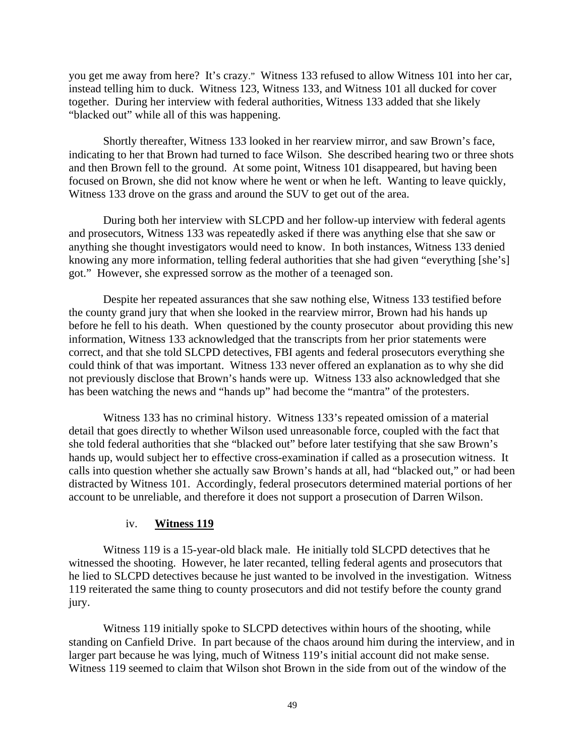you get me away from here? It's crazy." Witness 133 refused to allow Witness 101 into her car, instead telling him to duck. Witness 123, Witness 133, and Witness 101 all ducked for cover together. During her interview with federal authorities, Witness 133 added that she likely "blacked out" while all of this was happening.

Shortly thereafter, Witness 133 looked in her rearview mirror, and saw Brown's face, indicating to her that Brown had turned to face Wilson. She described hearing two or three shots and then Brown fell to the ground. At some point, Witness 101 disappeared, but having been focused on Brown, she did not know where he went or when he left. Wanting to leave quickly, Witness 133 drove on the grass and around the SUV to get out of the area.

During both her interview with SLCPD and her follow-up interview with federal agents and prosecutors, Witness 133 was repeatedly asked if there was anything else that she saw or anything she thought investigators would need to know. In both instances, Witness 133 denied knowing any more information, telling federal authorities that she had given "everything [she's] got." However, she expressed sorrow as the mother of a teenaged son.

Despite her repeated assurances that she saw nothing else, Witness 133 testified before the county grand jury that when she looked in the rearview mirror, Brown had his hands up before he fell to his death. When questioned by the county prosecutor about providing this new information, Witness 133 acknowledged that the transcripts from her prior statements were correct, and that she told SLCPD detectives, FBI agents and federal prosecutors everything she could think of that was important. Witness 133 never offered an explanation as to why she did not previously disclose that Brown's hands were up. Witness 133 also acknowledged that she has been watching the news and "hands up" had become the "mantra" of the protesters.

Witness 133 has no criminal history. Witness 133's repeated omission of a material detail that goes directly to whether Wilson used unreasonable force, coupled with the fact that she told federal authorities that she "blacked out" before later testifying that she saw Brown's hands up, would subject her to effective cross-examination if called as a prosecution witness. It calls into question whether she actually saw Brown's hands at all, had "blacked out," or had been distracted by Witness 101. Accordingly, federal prosecutors determined material portions of her account to be unreliable, and therefore it does not support a prosecution of Darren Wilson.

#### iv. **Witness 119**

Witness 119 is a 15-year-old black male. He initially told SLCPD detectives that he witnessed the shooting. However, he later recanted, telling federal agents and prosecutors that he lied to SLCPD detectives because he just wanted to be involved in the investigation. Witness 119 reiterated the same thing to county prosecutors and did not testify before the county grand jury.

Witness 119 initially spoke to SLCPD detectives within hours of the shooting, while standing on Canfield Drive. In part because of the chaos around him during the interview, and in larger part because he was lying, much of Witness 119's initial account did not make sense. Witness 119 seemed to claim that Wilson shot Brown in the side from out of the window of the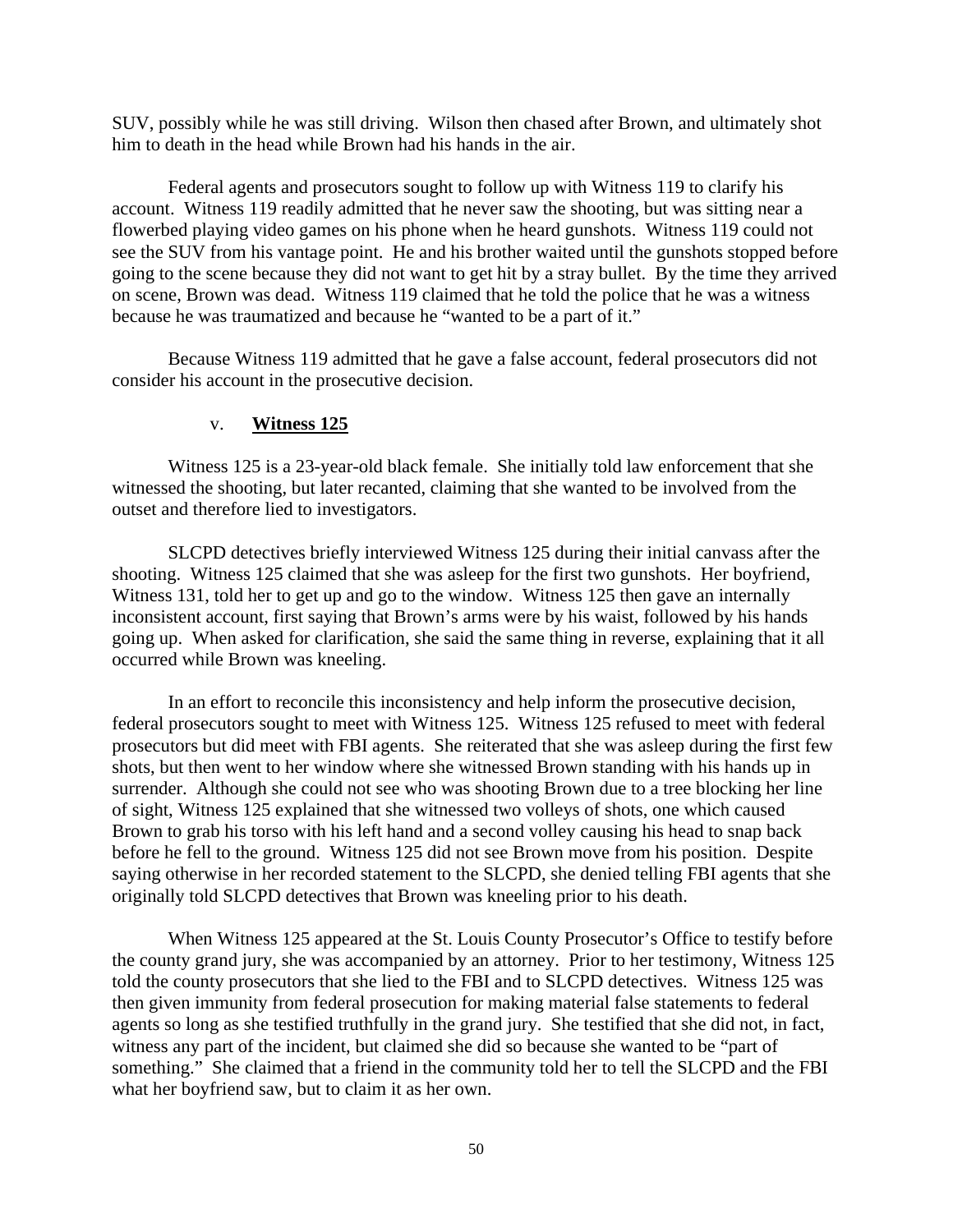SUV, possibly while he was still driving. Wilson then chased after Brown, and ultimately shot him to death in the head while Brown had his hands in the air.

Federal agents and prosecutors sought to follow up with Witness 119 to clarify his account. Witness 119 readily admitted that he never saw the shooting, but was sitting near a flowerbed playing video games on his phone when he heard gunshots. Witness 119 could not see the SUV from his vantage point. He and his brother waited until the gunshots stopped before going to the scene because they did not want to get hit by a stray bullet. By the time they arrived on scene, Brown was dead. Witness 119 claimed that he told the police that he was a witness because he was traumatized and because he "wanted to be a part of it."

Because Witness 119 admitted that he gave a false account, federal prosecutors did not consider his account in the prosecutive decision.

#### v. **Witness 125**

Witness 125 is a 23-year-old black female. She initially told law enforcement that she witnessed the shooting, but later recanted, claiming that she wanted to be involved from the outset and therefore lied to investigators.

SLCPD detectives briefly interviewed Witness 125 during their initial canvass after the shooting. Witness 125 claimed that she was asleep for the first two gunshots. Her boyfriend, Witness 131, told her to get up and go to the window. Witness 125 then gave an internally inconsistent account, first saying that Brown's arms were by his waist, followed by his hands going up. When asked for clarification, she said the same thing in reverse, explaining that it all occurred while Brown was kneeling.

In an effort to reconcile this inconsistency and help inform the prosecutive decision, federal prosecutors sought to meet with Witness 125. Witness 125 refused to meet with federal prosecutors but did meet with FBI agents. She reiterated that she was asleep during the first few shots, but then went to her window where she witnessed Brown standing with his hands up in surrender. Although she could not see who was shooting Brown due to a tree blocking her line of sight, Witness 125 explained that she witnessed two volleys of shots, one which caused Brown to grab his torso with his left hand and a second volley causing his head to snap back before he fell to the ground. Witness 125 did not see Brown move from his position. Despite saying otherwise in her recorded statement to the SLCPD, she denied telling FBI agents that she originally told SLCPD detectives that Brown was kneeling prior to his death.

When Witness 125 appeared at the St. Louis County Prosecutor's Office to testify before the county grand jury, she was accompanied by an attorney. Prior to her testimony, Witness 125 told the county prosecutors that she lied to the FBI and to SLCPD detectives. Witness 125 was then given immunity from federal prosecution for making material false statements to federal agents so long as she testified truthfully in the grand jury. She testified that she did not, in fact, witness any part of the incident, but claimed she did so because she wanted to be "part of something." She claimed that a friend in the community told her to tell the SLCPD and the FBI what her boyfriend saw, but to claim it as her own.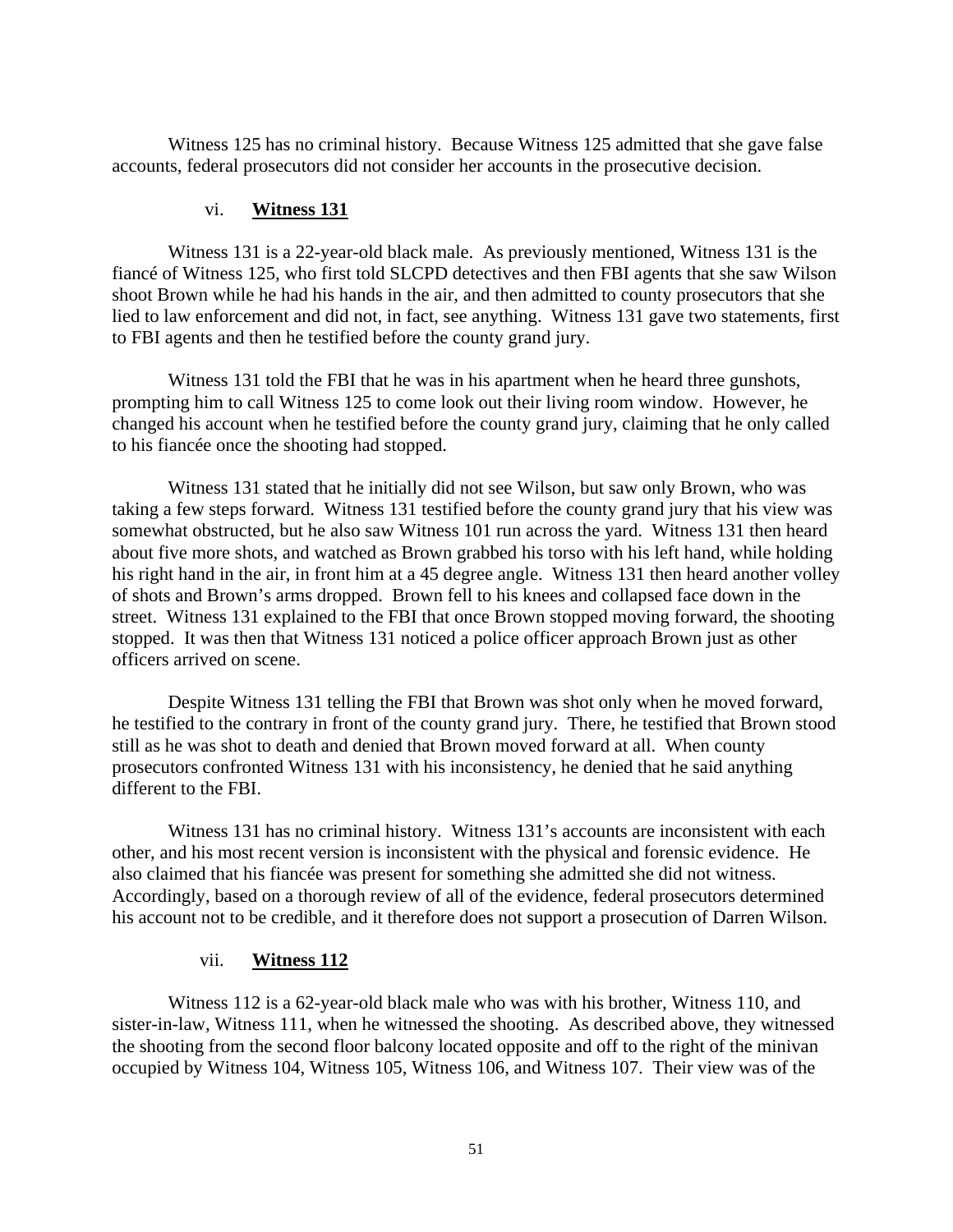Witness 125 has no criminal history. Because Witness 125 admitted that she gave false accounts, federal prosecutors did not consider her accounts in the prosecutive decision.

#### vi. **Witness 131**

Witness 131 is a 22-year-old black male. As previously mentioned, Witness 131 is the fiancé of Witness 125, who first told SLCPD detectives and then FBI agents that she saw Wilson shoot Brown while he had his hands in the air, and then admitted to county prosecutors that she lied to law enforcement and did not, in fact, see anything. Witness 131 gave two statements, first to FBI agents and then he testified before the county grand jury.

Witness 131 told the FBI that he was in his apartment when he heard three gunshots, prompting him to call Witness 125 to come look out their living room window. However, he changed his account when he testified before the county grand jury, claiming that he only called to his fiancée once the shooting had stopped.

Witness 131 stated that he initially did not see Wilson, but saw only Brown, who was taking a few steps forward. Witness 131 testified before the county grand jury that his view was somewhat obstructed, but he also saw Witness 101 run across the yard. Witness 131 then heard about five more shots, and watched as Brown grabbed his torso with his left hand, while holding his right hand in the air, in front him at a 45 degree angle. Witness 131 then heard another volley of shots and Brown's arms dropped. Brown fell to his knees and collapsed face down in the street. Witness 131 explained to the FBI that once Brown stopped moving forward, the shooting stopped. It was then that Witness 131 noticed a police officer approach Brown just as other officers arrived on scene.

Despite Witness 131 telling the FBI that Brown was shot only when he moved forward, he testified to the contrary in front of the county grand jury. There, he testified that Brown stood still as he was shot to death and denied that Brown moved forward at all. When county prosecutors confronted Witness 131 with his inconsistency, he denied that he said anything different to the FBI.

Witness 131 has no criminal history. Witness 131's accounts are inconsistent with each other, and his most recent version is inconsistent with the physical and forensic evidence. He also claimed that his fiancée was present for something she admitted she did not witness. Accordingly, based on a thorough review of all of the evidence, federal prosecutors determined his account not to be credible, and it therefore does not support a prosecution of Darren Wilson.

#### vii. **Witness 112**

Witness 112 is a 62-year-old black male who was with his brother, Witness 110, and sister-in-law, Witness 111, when he witnessed the shooting. As described above, they witnessed the shooting from the second floor balcony located opposite and off to the right of the minivan occupied by Witness 104, Witness 105, Witness 106, and Witness 107. Their view was of the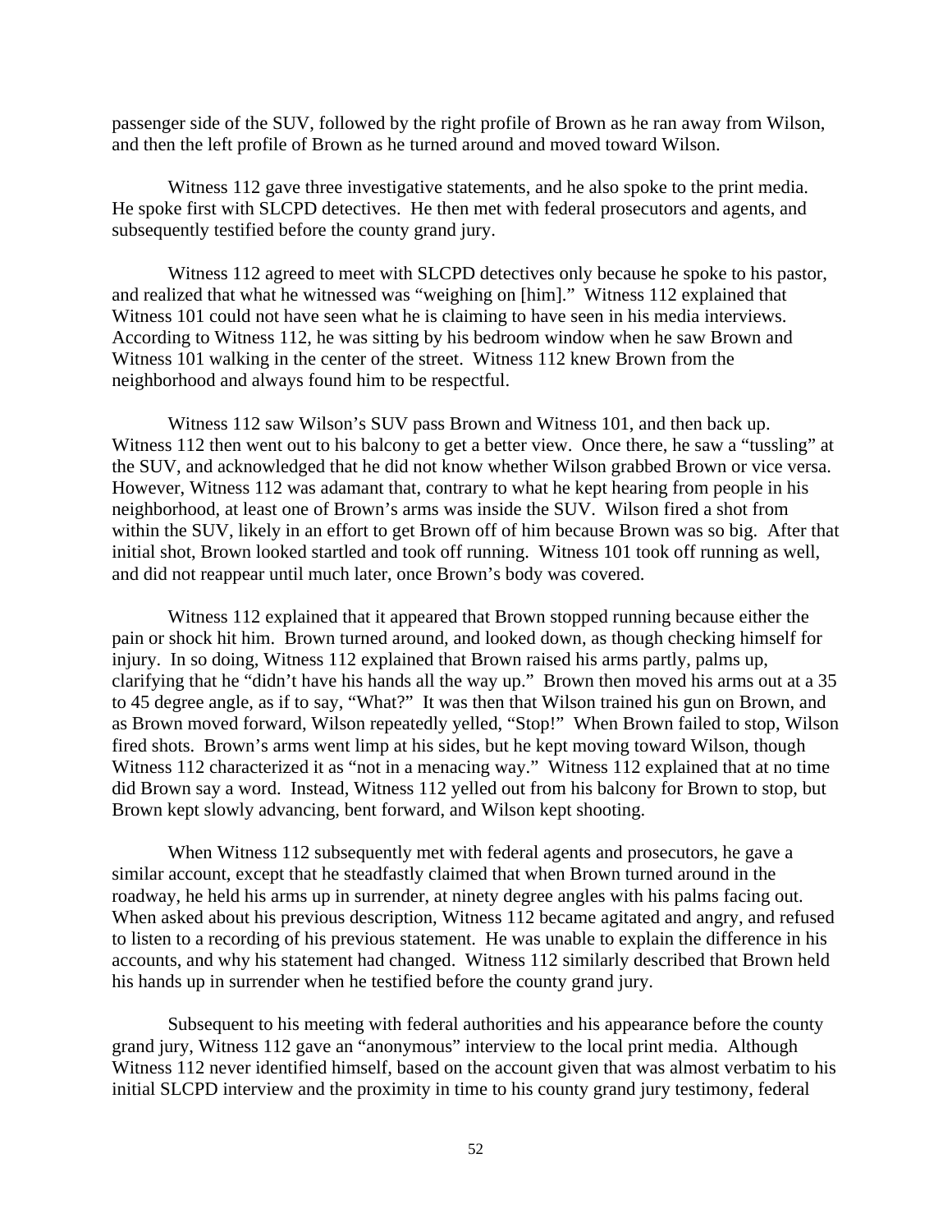passenger side of the SUV, followed by the right profile of Brown as he ran away from Wilson, and then the left profile of Brown as he turned around and moved toward Wilson.

Witness 112 gave three investigative statements, and he also spoke to the print media. He spoke first with SLCPD detectives. He then met with federal prosecutors and agents, and subsequently testified before the county grand jury.

Witness 112 agreed to meet with SLCPD detectives only because he spoke to his pastor, and realized that what he witnessed was "weighing on [him]." Witness 112 explained that Witness 101 could not have seen what he is claiming to have seen in his media interviews. According to Witness 112, he was sitting by his bedroom window when he saw Brown and Witness 101 walking in the center of the street. Witness 112 knew Brown from the neighborhood and always found him to be respectful.

Witness 112 saw Wilson's SUV pass Brown and Witness 101, and then back up. Witness 112 then went out to his balcony to get a better view. Once there, he saw a "tussling" at the SUV, and acknowledged that he did not know whether Wilson grabbed Brown or vice versa. However, Witness 112 was adamant that, contrary to what he kept hearing from people in his neighborhood, at least one of Brown's arms was inside the SUV. Wilson fired a shot from within the SUV, likely in an effort to get Brown off of him because Brown was so big. After that initial shot, Brown looked startled and took off running. Witness 101 took off running as well, and did not reappear until much later, once Brown's body was covered.

Witness 112 explained that it appeared that Brown stopped running because either the pain or shock hit him. Brown turned around, and looked down, as though checking himself for injury. In so doing, Witness 112 explained that Brown raised his arms partly, palms up, clarifying that he "didn't have his hands all the way up." Brown then moved his arms out at a 35 to 45 degree angle, as if to say, "What?" It was then that Wilson trained his gun on Brown, and as Brown moved forward, Wilson repeatedly yelled, "Stop!" When Brown failed to stop, Wilson fired shots. Brown's arms went limp at his sides, but he kept moving toward Wilson, though Witness 112 characterized it as "not in a menacing way." Witness 112 explained that at no time did Brown say a word. Instead, Witness 112 yelled out from his balcony for Brown to stop, but Brown kept slowly advancing, bent forward, and Wilson kept shooting.

When Witness 112 subsequently met with federal agents and prosecutors, he gave a similar account, except that he steadfastly claimed that when Brown turned around in the roadway, he held his arms up in surrender, at ninety degree angles with his palms facing out. When asked about his previous description, Witness 112 became agitated and angry, and refused to listen to a recording of his previous statement. He was unable to explain the difference in his accounts, and why his statement had changed. Witness 112 similarly described that Brown held his hands up in surrender when he testified before the county grand jury.

Subsequent to his meeting with federal authorities and his appearance before the county grand jury, Witness 112 gave an "anonymous" interview to the local print media. Although Witness 112 never identified himself, based on the account given that was almost verbatim to his initial SLCPD interview and the proximity in time to his county grand jury testimony, federal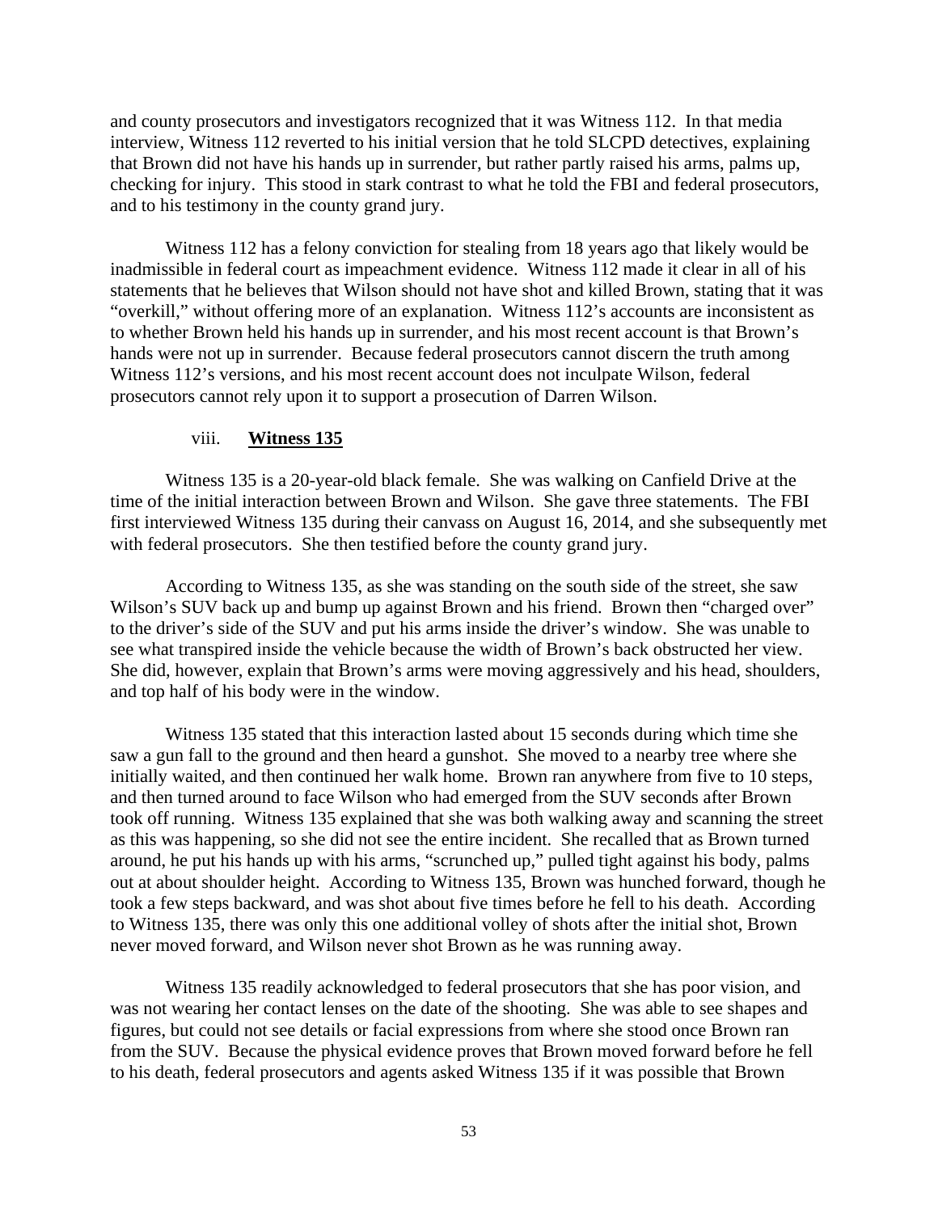and county prosecutors and investigators recognized that it was Witness 112. In that media interview, Witness 112 reverted to his initial version that he told SLCPD detectives, explaining that Brown did not have his hands up in surrender, but rather partly raised his arms, palms up, checking for injury. This stood in stark contrast to what he told the FBI and federal prosecutors, and to his testimony in the county grand jury.

Witness 112 has a felony conviction for stealing from 18 years ago that likely would be inadmissible in federal court as impeachment evidence. Witness 112 made it clear in all of his statements that he believes that Wilson should not have shot and killed Brown, stating that it was "overkill," without offering more of an explanation. Witness 112's accounts are inconsistent as to whether Brown held his hands up in surrender, and his most recent account is that Brown's hands were not up in surrender. Because federal prosecutors cannot discern the truth among Witness 112's versions, and his most recent account does not inculpate Wilson, federal prosecutors cannot rely upon it to support a prosecution of Darren Wilson.

#### viii. **Witness 135**

Witness 135 is a 20-year-old black female. She was walking on Canfield Drive at the time of the initial interaction between Brown and Wilson. She gave three statements. The FBI first interviewed Witness 135 during their canvass on August 16, 2014, and she subsequently met with federal prosecutors. She then testified before the county grand jury.

According to Witness 135, as she was standing on the south side of the street, she saw Wilson's SUV back up and bump up against Brown and his friend. Brown then "charged over" to the driver's side of the SUV and put his arms inside the driver's window. She was unable to see what transpired inside the vehicle because the width of Brown's back obstructed her view. She did, however, explain that Brown's arms were moving aggressively and his head, shoulders, and top half of his body were in the window.

Witness 135 stated that this interaction lasted about 15 seconds during which time she saw a gun fall to the ground and then heard a gunshot. She moved to a nearby tree where she initially waited, and then continued her walk home. Brown ran anywhere from five to 10 steps, and then turned around to face Wilson who had emerged from the SUV seconds after Brown took off running. Witness 135 explained that she was both walking away and scanning the street as this was happening, so she did not see the entire incident. She recalled that as Brown turned around, he put his hands up with his arms, "scrunched up," pulled tight against his body, palms out at about shoulder height. According to Witness 135, Brown was hunched forward, though he took a few steps backward, and was shot about five times before he fell to his death. According to Witness 135, there was only this one additional volley of shots after the initial shot, Brown never moved forward, and Wilson never shot Brown as he was running away.

Witness 135 readily acknowledged to federal prosecutors that she has poor vision, and was not wearing her contact lenses on the date of the shooting. She was able to see shapes and figures, but could not see details or facial expressions from where she stood once Brown ran from the SUV. Because the physical evidence proves that Brown moved forward before he fell to his death, federal prosecutors and agents asked Witness 135 if it was possible that Brown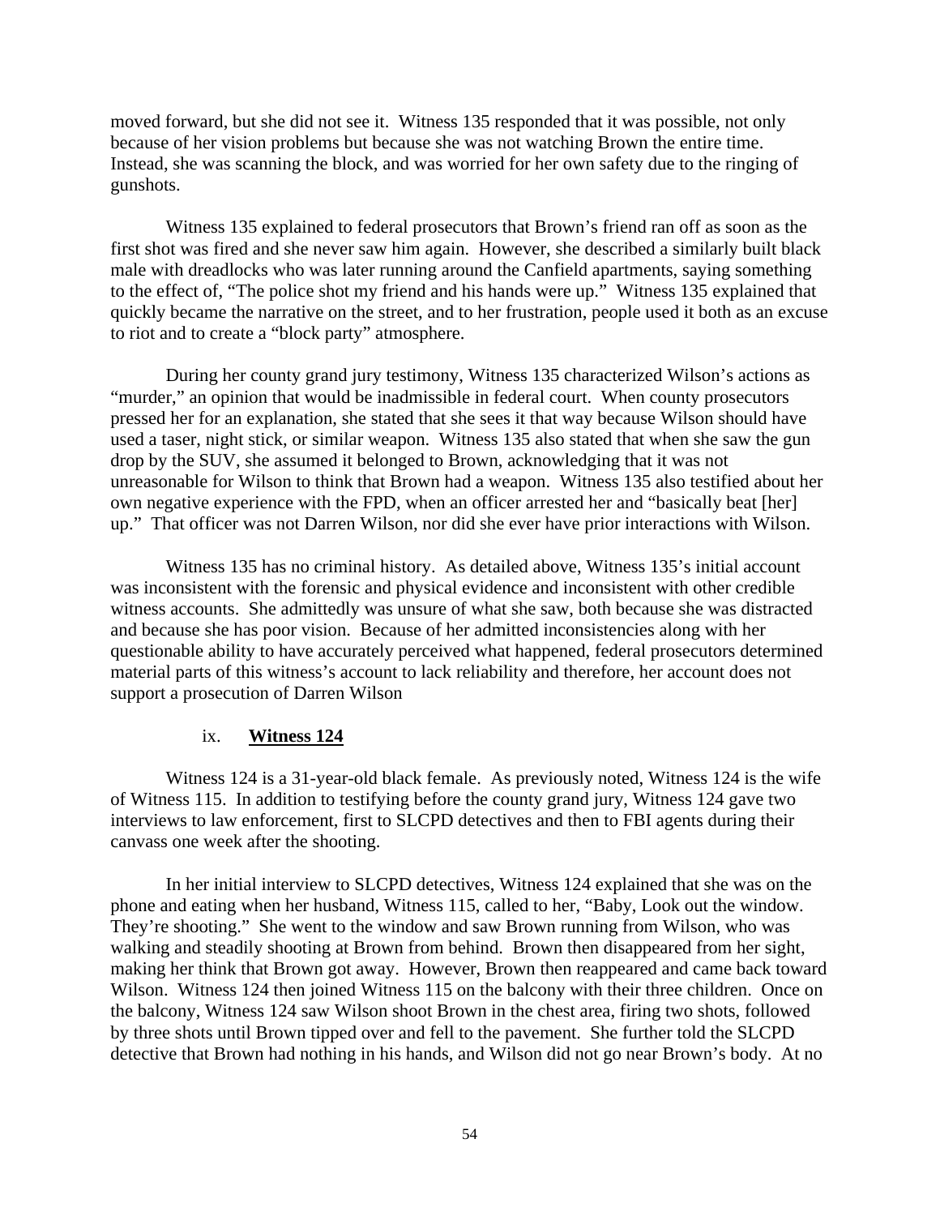moved forward, but she did not see it. Witness 135 responded that it was possible, not only because of her vision problems but because she was not watching Brown the entire time. Instead, she was scanning the block, and was worried for her own safety due to the ringing of gunshots.

Witness 135 explained to federal prosecutors that Brown's friend ran off as soon as the first shot was fired and she never saw him again. However, she described a similarly built black male with dreadlocks who was later running around the Canfield apartments, saying something to the effect of, "The police shot my friend and his hands were up." Witness 135 explained that quickly became the narrative on the street, and to her frustration, people used it both as an excuse to riot and to create a "block party" atmosphere.

During her county grand jury testimony, Witness 135 characterized Wilson's actions as "murder," an opinion that would be inadmissible in federal court. When county prosecutors pressed her for an explanation, she stated that she sees it that way because Wilson should have used a taser, night stick, or similar weapon. Witness 135 also stated that when she saw the gun drop by the SUV, she assumed it belonged to Brown, acknowledging that it was not unreasonable for Wilson to think that Brown had a weapon. Witness 135 also testified about her own negative experience with the FPD, when an officer arrested her and "basically beat [her] up." That officer was not Darren Wilson, nor did she ever have prior interactions with Wilson.

Witness 135 has no criminal history. As detailed above, Witness 135's initial account was inconsistent with the forensic and physical evidence and inconsistent with other credible witness accounts. She admittedly was unsure of what she saw, both because she was distracted and because she has poor vision. Because of her admitted inconsistencies along with her questionable ability to have accurately perceived what happened, federal prosecutors determined material parts of this witness's account to lack reliability and therefore, her account does not support a prosecution of Darren Wilson

#### ix. **Witness 124**

Witness 124 is a 31-year-old black female. As previously noted, Witness 124 is the wife of Witness 115. In addition to testifying before the county grand jury, Witness 124 gave two interviews to law enforcement, first to SLCPD detectives and then to FBI agents during their canvass one week after the shooting.

In her initial interview to SLCPD detectives, Witness 124 explained that she was on the phone and eating when her husband, Witness 115, called to her, "Baby, Look out the window. They're shooting." She went to the window and saw Brown running from Wilson, who was walking and steadily shooting at Brown from behind. Brown then disappeared from her sight, making her think that Brown got away. However, Brown then reappeared and came back toward Wilson. Witness 124 then joined Witness 115 on the balcony with their three children. Once on the balcony, Witness 124 saw Wilson shoot Brown in the chest area, firing two shots, followed by three shots until Brown tipped over and fell to the pavement. She further told the SLCPD detective that Brown had nothing in his hands, and Wilson did not go near Brown's body. At no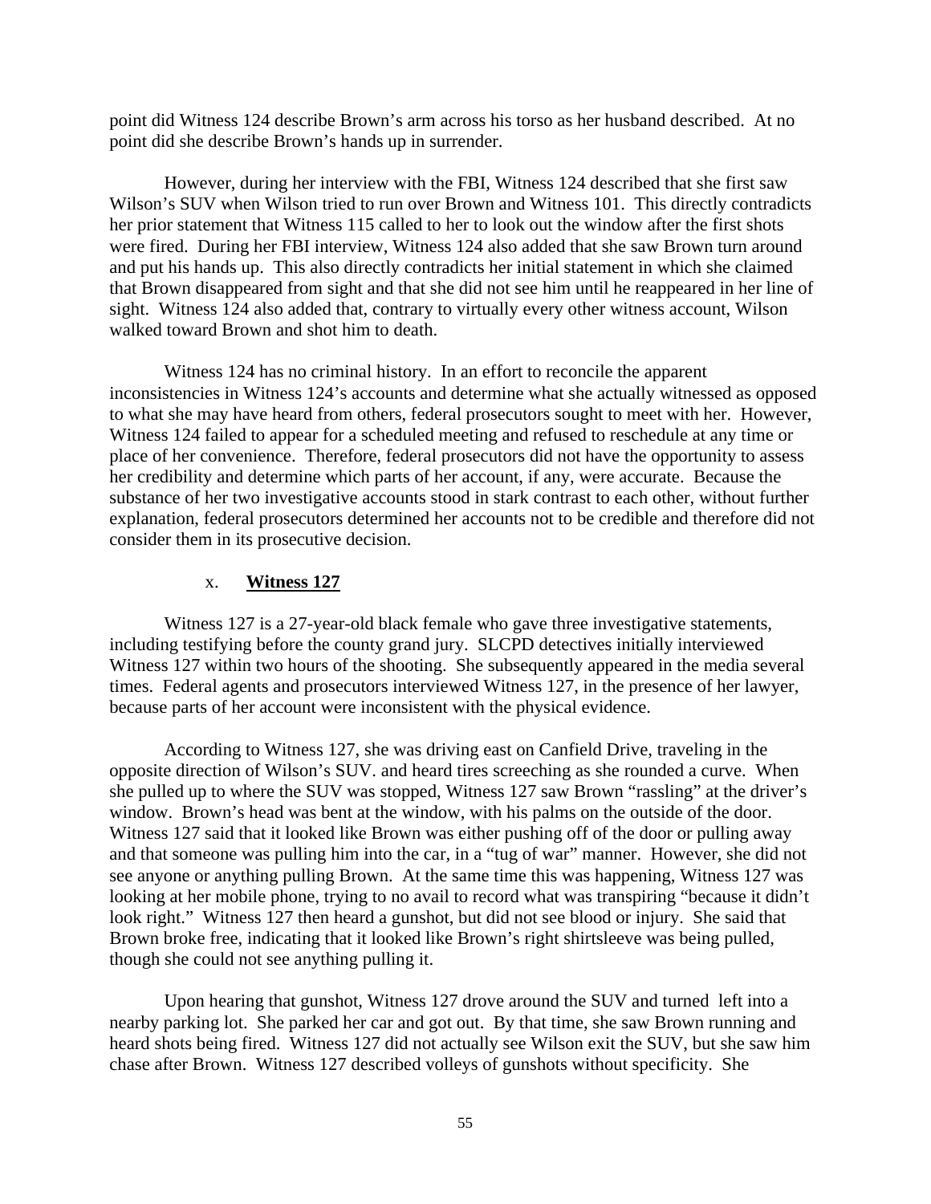point did Witness 124 describe Brown's arm across his torso as her husband described. At no point did she describe Brown's hands up in surrender.

However, during her interview with the FBI, Witness 124 described that she first saw Wilson's SUV when Wilson tried to run over Brown and Witness 101. This directly contradicts her prior statement that Witness 115 called to her to look out the window after the first shots were fired. During her FBI interview, Witness 124 also added that she saw Brown turn around and put his hands up. This also directly contradicts her initial statement in which she claimed that Brown disappeared from sight and that she did not see him until he reappeared in her line of sight. Witness 124 also added that, contrary to virtually every other witness account, Wilson walked toward Brown and shot him to death.

Witness 124 has no criminal history. In an effort to reconcile the apparent inconsistencies in Witness 124's accounts and determine what she actually witnessed as opposed to what she may have heard from others, federal prosecutors sought to meet with her. However, Witness 124 failed to appear for a scheduled meeting and refused to reschedule at any time or place of her convenience. Therefore, federal prosecutors did not have the opportunity to assess her credibility and determine which parts of her account, if any, were accurate. Because the substance of her two investigative accounts stood in stark contrast to each other, without further explanation, federal prosecutors determined her accounts not to be credible and therefore did not consider them in its prosecutive decision.

x. **Witness 127**

Witness 127 is a 27-year-old black female who gave three investigative statements, including testifying before the county grand jury. SLCPD detectives initially interviewed Witness 127 within two hours of the shooting. She subsequently appeared in the media several times. Federal agents and prosecutors interviewed Witness 127, in the presence of her lawyer, because parts of her account were inconsistent with the physical evidence.

According to Witness 127, she was driving east on Canfield Drive, traveling in the opposite direction of Wilson's SUV. and heard tires screeching as she rounded a curve. When she pulled up to where the SUV was stopped, Witness 127 saw Brown "rassling" at the driver's window. Brown's head was bent at the window, with his palms on the outside of the door. Witness 127 said that it looked like Brown was either pushing off of the door or pulling away and that someone was pulling him into the car, in a "tug of war" manner. However, she did not see anyone or anything pulling Brown. At the same time this was happening, Witness 127 was looking at her mobile phone, trying to no avail to record what was transpiring "because it didn't look right." Witness 127 then heard a gunshot, but did not see blood or injury. She said that Brown broke free, indicating that it looked like Brown's right shirtsleeve was being pulled, though she could not see anything pulling it.

Upon hearing that gunshot, Witness 127 drove around the SUV and turned left into a nearby parking lot. She parked her car and got out. By that time, she saw Brown running and heard shots being fired. Witness 127 did not actually see Wilson exit the SUV, but she saw him chase after Brown. Witness 127 described volleys of gunshots without specificity. She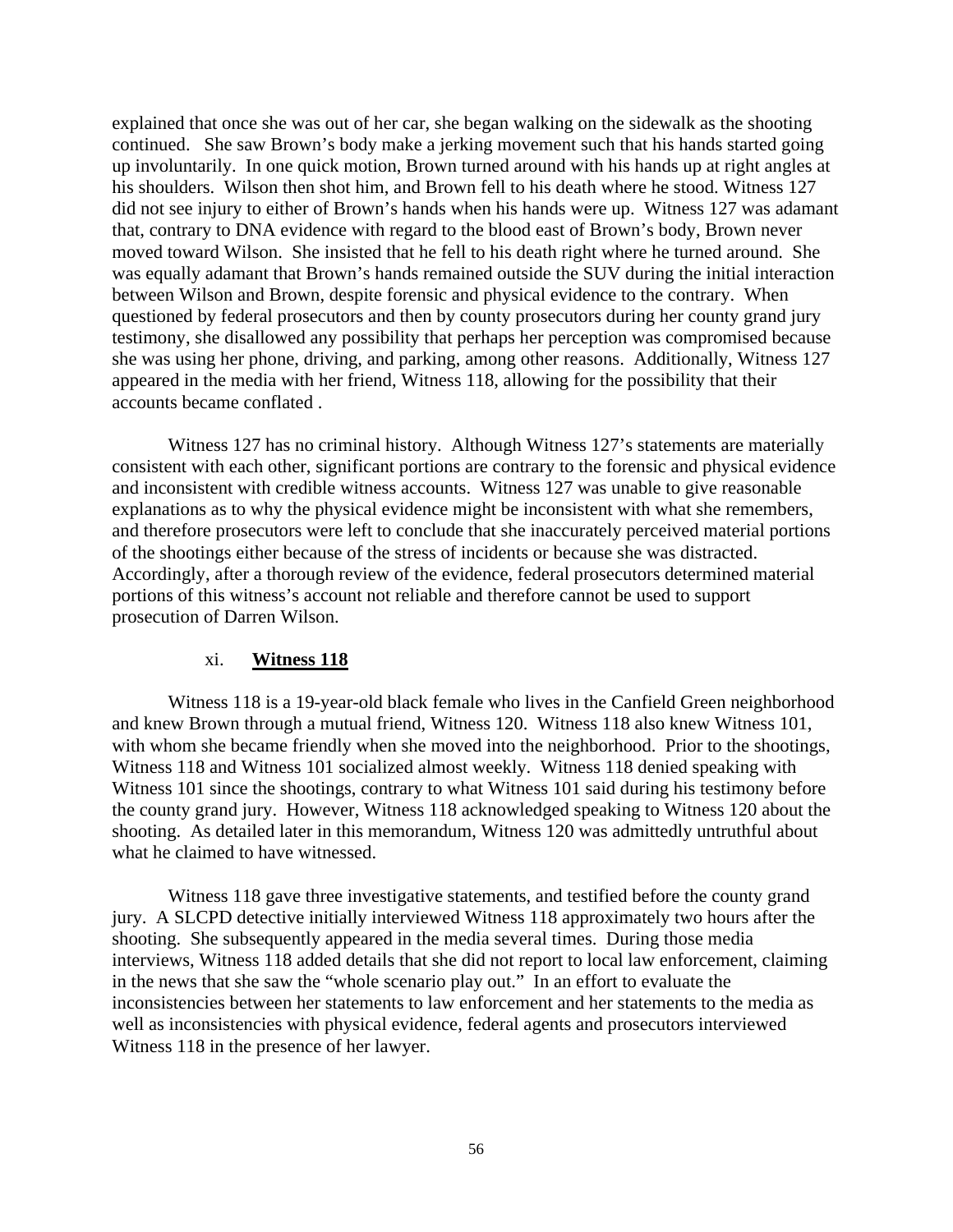explained that once she was out of her car, she began walking on the sidewalk as the shooting continued. She saw Brown's body make a jerking movement such that his hands started going up involuntarily. In one quick motion, Brown turned around with his hands up at right angles at his shoulders. Wilson then shot him, and Brown fell to his death where he stood. Witness 127 did not see injury to either of Brown's hands when his hands were up. Witness 127 was adamant that, contrary to DNA evidence with regard to the blood east of Brown's body, Brown never moved toward Wilson. She insisted that he fell to his death right where he turned around. She was equally adamant that Brown's hands remained outside the SUV during the initial interaction between Wilson and Brown, despite forensic and physical evidence to the contrary. When questioned by federal prosecutors and then by county prosecutors during her county grand jury testimony, she disallowed any possibility that perhaps her perception was compromised because she was using her phone, driving, and parking, among other reasons. Additionally, Witness 127 appeared in the media with her friend, Witness 118, allowing for the possibility that their accounts became conflated .

Witness 127 has no criminal history. Although Witness 127's statements are materially consistent with each other, significant portions are contrary to the forensic and physical evidence and inconsistent with credible witness accounts. Witness 127 was unable to give reasonable explanations as to why the physical evidence might be inconsistent with what she remembers, and therefore prosecutors were left to conclude that she inaccurately perceived material portions of the shootings either because of the stress of incidents or because she was distracted. Accordingly, after a thorough review of the evidence, federal prosecutors determined material portions of this witness's account not reliable and therefore cannot be used to support prosecution of Darren Wilson.

### xi. **Witness 118**

Witness 118 is a 19-year-old black female who lives in the Canfield Green neighborhood and knew Brown through a mutual friend, Witness 120. Witness 118 also knew Witness 101, with whom she became friendly when she moved into the neighborhood. Prior to the shootings, Witness 118 and Witness 101 socialized almost weekly. Witness 118 denied speaking with Witness 101 since the shootings, contrary to what Witness 101 said during his testimony before the county grand jury. However, Witness 118 acknowledged speaking to Witness 120 about the shooting. As detailed later in this memorandum, Witness 120 was admittedly untruthful about what he claimed to have witnessed.

Witness 118 gave three investigative statements, and testified before the county grand jury. A SLCPD detective initially interviewed Witness 118 approximately two hours after the shooting. She subsequently appeared in the media several times. During those media interviews, Witness 118 added details that she did not report to local law enforcement, claiming in the news that she saw the "whole scenario play out." In an effort to evaluate the inconsistencies between her statements to law enforcement and her statements to the media as well as inconsistencies with physical evidence, federal agents and prosecutors interviewed Witness 118 in the presence of her lawyer.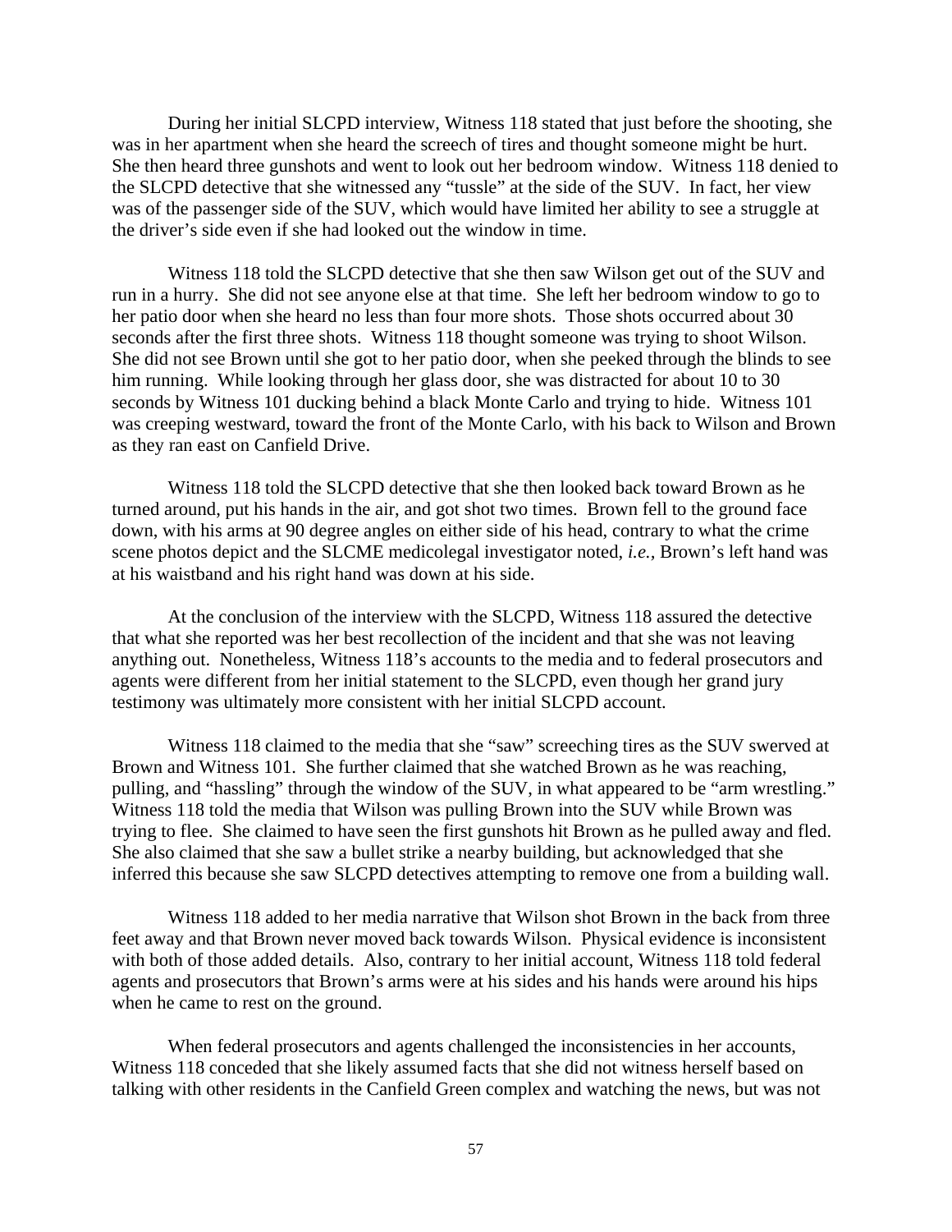During her initial SLCPD interview, Witness 118 stated that just before the shooting, she was in her apartment when she heard the screech of tires and thought someone might be hurt. She then heard three gunshots and went to look out her bedroom window. Witness 118 denied to the SLCPD detective that she witnessed any "tussle" at the side of the SUV. In fact, her view was of the passenger side of the SUV, which would have limited her ability to see a struggle at the driver's side even if she had looked out the window in time.

Witness 118 told the SLCPD detective that she then saw Wilson get out of the SUV and run in a hurry. She did not see anyone else at that time. She left her bedroom window to go to her patio door when she heard no less than four more shots. Those shots occurred about 30 seconds after the first three shots. Witness 118 thought someone was trying to shoot Wilson. She did not see Brown until she got to her patio door, when she peeked through the blinds to see him running. While looking through her glass door, she was distracted for about 10 to 30 seconds by Witness 101 ducking behind a black Monte Carlo and trying to hide. Witness 101 was creeping westward, toward the front of the Monte Carlo, with his back to Wilson and Brown as they ran east on Canfield Drive.

Witness 118 told the SLCPD detective that she then looked back toward Brown as he turned around, put his hands in the air, and got shot two times. Brown fell to the ground face down, with his arms at 90 degree angles on either side of his head, contrary to what the crime scene photos depict and the SLCME medicolegal investigator noted, *i.e.*, Brown's left hand was at his waistband and his right hand was down at his side.

At the conclusion of the interview with the SLCPD, Witness 118 assured the detective that what she reported was her best recollection of the incident and that she was not leaving anything out. Nonetheless, Witness 118's accounts to the media and to federal prosecutors and agents were different from her initial statement to the SLCPD, even though her grand jury testimony was ultimately more consistent with her initial SLCPD account.

Witness 118 claimed to the media that she "saw" screeching tires as the SUV swerved at Brown and Witness 101. She further claimed that she watched Brown as he was reaching, pulling, and "hassling" through the window of the SUV, in what appeared to be "arm wrestling." Witness 118 told the media that Wilson was pulling Brown into the SUV while Brown was trying to flee. She claimed to have seen the first gunshots hit Brown as he pulled away and fled. She also claimed that she saw a bullet strike a nearby building, but acknowledged that she inferred this because she saw SLCPD detectives attempting to remove one from a building wall.

Witness 118 added to her media narrative that Wilson shot Brown in the back from three feet away and that Brown never moved back towards Wilson. Physical evidence is inconsistent with both of those added details. Also, contrary to her initial account, Witness 118 told federal agents and prosecutors that Brown's arms were at his sides and his hands were around his hips when he came to rest on the ground.

When federal prosecutors and agents challenged the inconsistencies in her accounts, Witness 118 conceded that she likely assumed facts that she did not witness herself based on talking with other residents in the Canfield Green complex and watching the news, but was not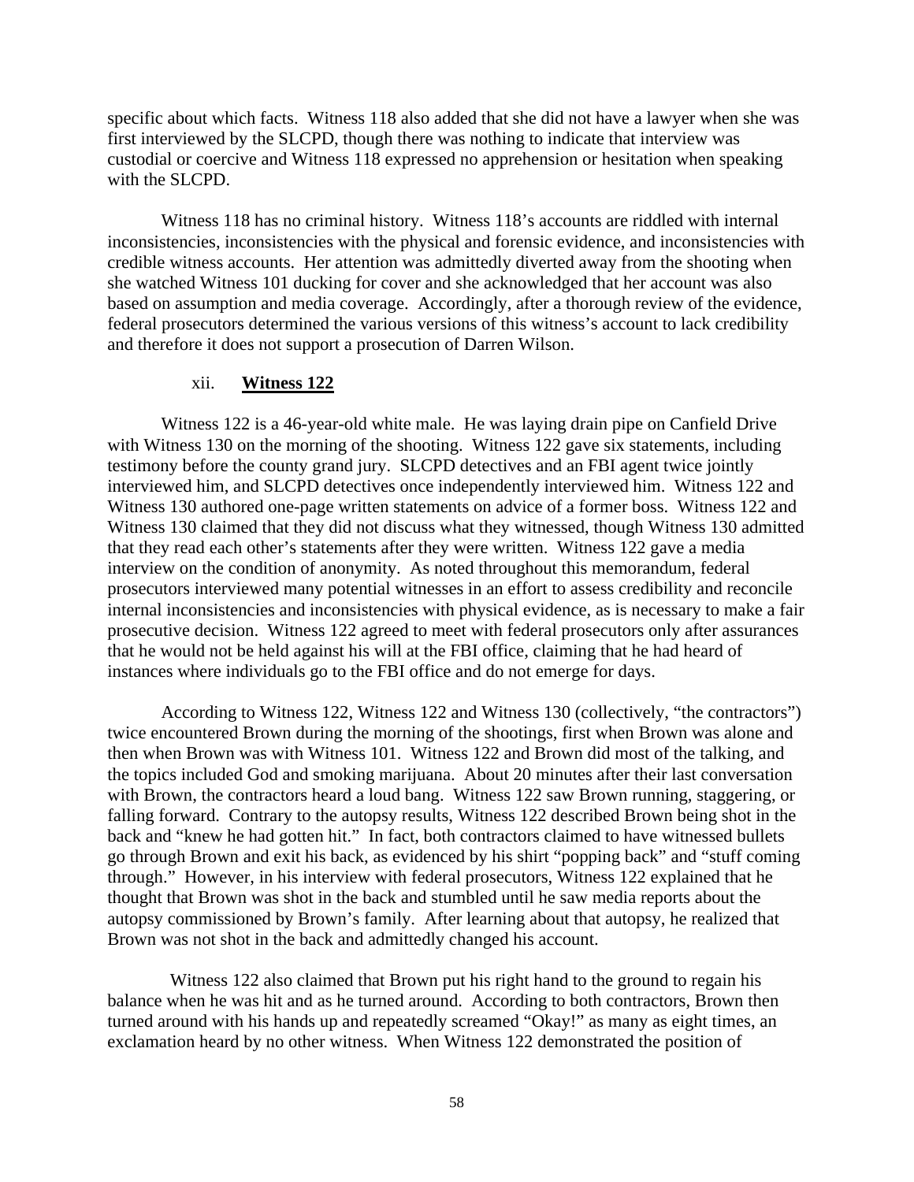specific about which facts. Witness 118 also added that she did not have a lawyer when she was first interviewed by the SLCPD, though there was nothing to indicate that interview was custodial or coercive and Witness 118 expressed no apprehension or hesitation when speaking with the SLCPD.

Witness 118 has no criminal history. Witness 118's accounts are riddled with internal inconsistencies, inconsistencies with the physical and forensic evidence, and inconsistencies with credible witness accounts. Her attention was admittedly diverted away from the shooting when she watched Witness 101 ducking for cover and she acknowledged that her account was also based on assumption and media coverage. Accordingly, after a thorough review of the evidence, federal prosecutors determined the various versions of this witness's account to lack credibility and therefore it does not support a prosecution of Darren Wilson.

#### xii. **Witness 122**

Witness 122 is a 46-year-old white male. He was laying drain pipe on Canfield Drive with Witness 130 on the morning of the shooting. Witness 122 gave six statements, including testimony before the county grand jury. SLCPD detectives and an FBI agent twice jointly interviewed him, and SLCPD detectives once independently interviewed him. Witness 122 and Witness 130 authored one-page written statements on advice of a former boss. Witness 122 and Witness 130 claimed that they did not discuss what they witnessed, though Witness 130 admitted that they read each other's statements after they were written. Witness 122 gave a media interview on the condition of anonymity. As noted throughout this memorandum, federal prosecutors interviewed many potential witnesses in an effort to assess credibility and reconcile internal inconsistencies and inconsistencies with physical evidence, as is necessary to make a fair prosecutive decision. Witness 122 agreed to meet with federal prosecutors only after assurances that he would not be held against his will at the FBI office, claiming that he had heard of instances where individuals go to the FBI office and do not emerge for days.

According to Witness 122, Witness 122 and Witness 130 (collectively, "the contractors") twice encountered Brown during the morning of the shootings, first when Brown was alone and then when Brown was with Witness 101. Witness 122 and Brown did most of the talking, and the topics included God and smoking marijuana. About 20 minutes after their last conversation with Brown, the contractors heard a loud bang. Witness 122 saw Brown running, staggering, or falling forward. Contrary to the autopsy results, Witness 122 described Brown being shot in the back and "knew he had gotten hit." In fact, both contractors claimed to have witnessed bullets go through Brown and exit his back, as evidenced by his shirt "popping back" and "stuff coming through." However, in his interview with federal prosecutors, Witness 122 explained that he thought that Brown was shot in the back and stumbled until he saw media reports about the autopsy commissioned by Brown's family. After learning about that autopsy, he realized that Brown was not shot in the back and admittedly changed his account.

Witness 122 also claimed that Brown put his right hand to the ground to regain his balance when he was hit and as he turned around. According to both contractors, Brown then turned around with his hands up and repeatedly screamed "Okay!" as many as eight times, an exclamation heard by no other witness. When Witness 122 demonstrated the position of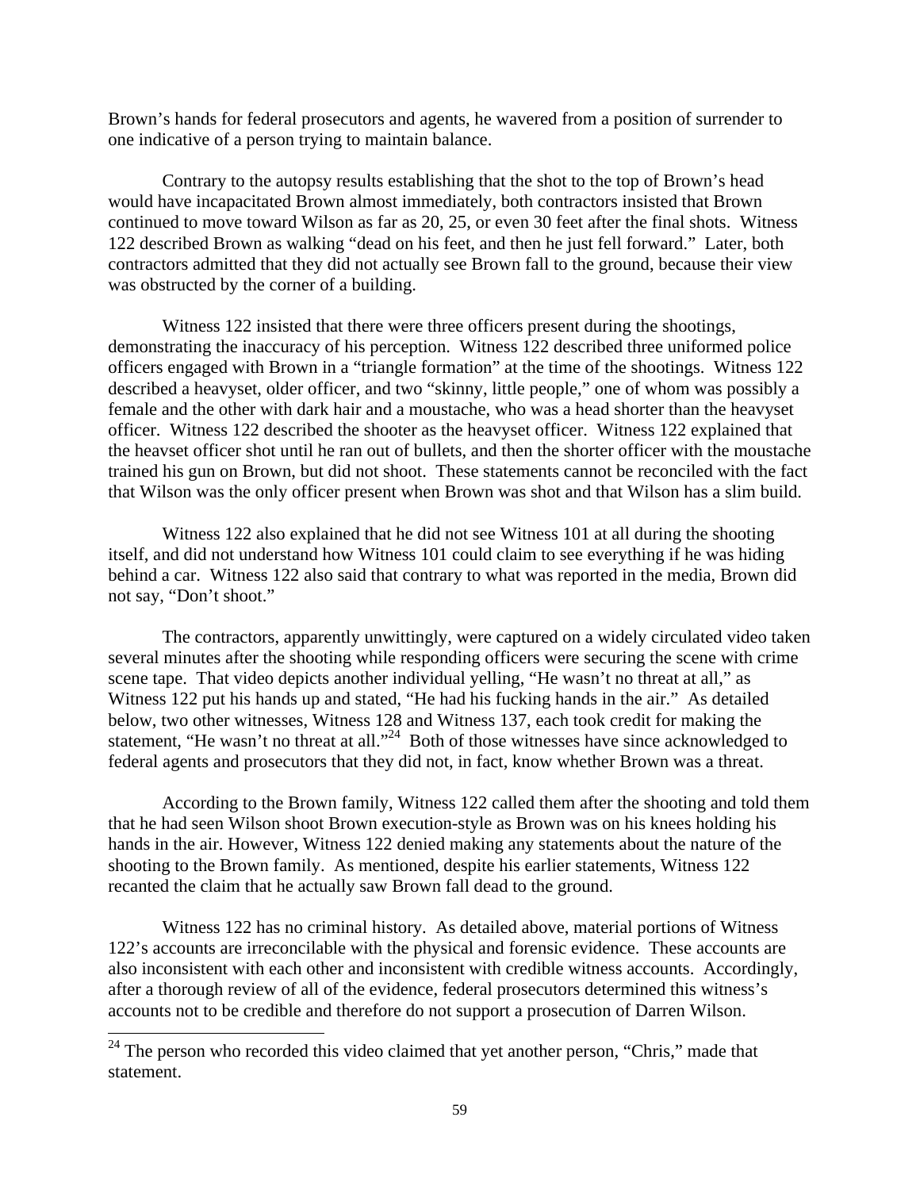Brown's hands for federal prosecutors and agents, he wavered from a position of surrender to one indicative of a person trying to maintain balance.

Contrary to the autopsy results establishing that the shot to the top of Brown's head would have incapacitated Brown almost immediately, both contractors insisted that Brown continued to move toward Wilson as far as 20, 25, or even 30 feet after the final shots. Witness 122 described Brown as walking "dead on his feet, and then he just fell forward." Later, both contractors admitted that they did not actually see Brown fall to the ground, because their view was obstructed by the corner of a building.

Witness 122 insisted that there were three officers present during the shootings, demonstrating the inaccuracy of his perception. Witness 122 described three uniformed police officers engaged with Brown in a "triangle formation" at the time of the shootings. Witness 122 described a heavyset, older officer, and two "skinny, little people," one of whom was possibly a female and the other with dark hair and a moustache, who was a head shorter than the heavyset officer. Witness 122 described the shooter as the heavyset officer. Witness 122 explained that the heavset officer shot until he ran out of bullets, and then the shorter officer with the moustache trained his gun on Brown, but did not shoot. These statements cannot be reconciled with the fact that Wilson was the only officer present when Brown was shot and that Wilson has a slim build.

Witness 122 also explained that he did not see Witness 101 at all during the shooting itself, and did not understand how Witness 101 could claim to see everything if he was hiding behind a car. Witness 122 also said that contrary to what was reported in the media, Brown did not say, "Don't shoot."

The contractors, apparently unwittingly, were captured on a widely circulated video taken several minutes after the shooting while responding officers were securing the scene with crime scene tape. That video depicts another individual yelling, "He wasn't no threat at all," as Witness 122 put his hands up and stated, "He had his fucking hands in the air." As detailed below, two other witnesses, Witness 128 and Witness 137, each took credit for making the statement, "He wasn't no threat at all."[24] Both of those witnesses have since acknowledged to federal agents and prosecutors that they did not, in fact, know whether Brown was a threat.

According to the Brown family, Witness 122 called them after the shooting and told them that he had seen Wilson shoot Brown execution-style as Brown was on his knees holding his hands in the air. However, Witness 122 denied making any statements about the nature of the shooting to the Brown family. As mentioned, despite his earlier statements, Witness 122 recanted the claim that he actually saw Brown fall dead to the ground.

Witness 122 has no criminal history. As detailed above, material portions of Witness 122's accounts are irreconcilable with the physical and forensic evidence. These accounts are also inconsistent with each other and inconsistent with credible witness accounts. Accordingly, after a thorough review of all of the evidence, federal prosecutors determined this witness's accounts not to be credible and therefore do not support a prosecution of Darren Wilson.

---

[24] The person who recorded this video claimed that yet another person, "Chris," made that statement.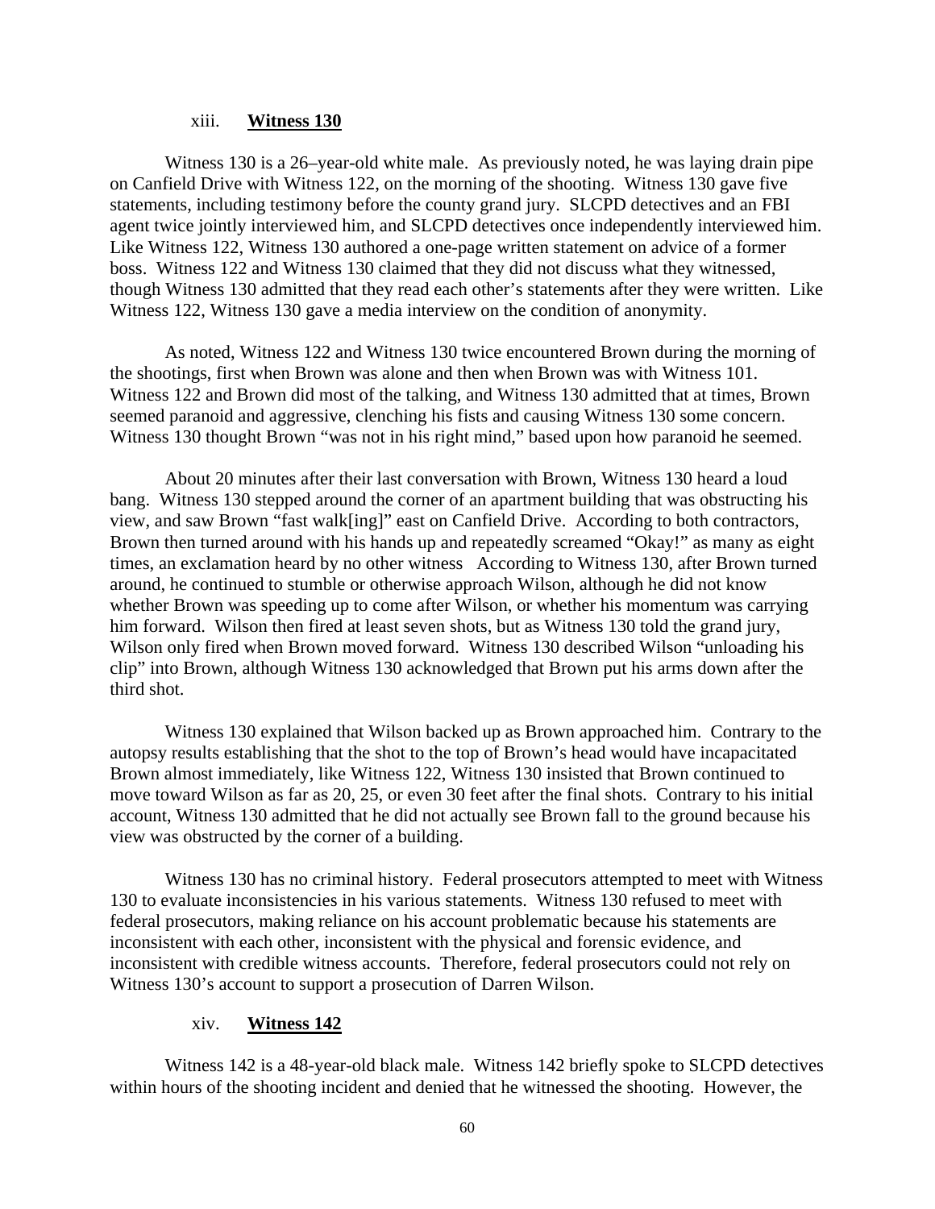### xiii. **Witness 130**

Witness 130 is a 26–year-old white male. As previously noted, he was laying drain pipe on Canfield Drive with Witness 122, on the morning of the shooting. Witness 130 gave five statements, including testimony before the county grand jury. SLCPD detectives and an FBI agent twice jointly interviewed him, and SLCPD detectives once independently interviewed him. Like Witness 122, Witness 130 authored a one-page written statement on advice of a former boss. Witness 122 and Witness 130 claimed that they did not discuss what they witnessed, though Witness 130 admitted that they read each other's statements after they were written. Like Witness 122, Witness 130 gave a media interview on the condition of anonymity.

As noted, Witness 122 and Witness 130 twice encountered Brown during the morning of the shootings, first when Brown was alone and then when Brown was with Witness 101. Witness 122 and Brown did most of the talking, and Witness 130 admitted that at times, Brown seemed paranoid and aggressive, clenching his fists and causing Witness 130 some concern. Witness 130 thought Brown "was not in his right mind," based upon how paranoid he seemed.

About 20 minutes after their last conversation with Brown, Witness 130 heard a loud bang. Witness 130 stepped around the corner of an apartment building that was obstructing his view, and saw Brown "fast walk[ing]" east on Canfield Drive. According to both contractors, Brown then turned around with his hands up and repeatedly screamed "Okay!" as many as eight times, an exclamation heard by no other witness According to Witness 130, after Brown turned around, he continued to stumble or otherwise approach Wilson, although he did not know whether Brown was speeding up to come after Wilson, or whether his momentum was carrying him forward. Wilson then fired at least seven shots, but as Witness 130 told the grand jury, Wilson only fired when Brown moved forward. Witness 130 described Wilson "unloading his clip" into Brown, although Witness 130 acknowledged that Brown put his arms down after the third shot.

Witness 130 explained that Wilson backed up as Brown approached him. Contrary to the autopsy results establishing that the shot to the top of Brown's head would have incapacitated Brown almost immediately, like Witness 122, Witness 130 insisted that Brown continued to move toward Wilson as far as 20, 25, or even 30 feet after the final shots. Contrary to his initial account, Witness 130 admitted that he did not actually see Brown fall to the ground because his view was obstructed by the corner of a building.

Witness 130 has no criminal history. Federal prosecutors attempted to meet with Witness 130 to evaluate inconsistencies in his various statements. Witness 130 refused to meet with federal prosecutors, making reliance on his account problematic because his statements are inconsistent with each other, inconsistent with the physical and forensic evidence, and inconsistent with credible witness accounts. Therefore, federal prosecutors could not rely on Witness 130's account to support a prosecution of Darren Wilson.

### xiv. **Witness 142**

Witness 142 is a 48-year-old black male. Witness 142 briefly spoke to SLCPD detectives within hours of the shooting incident and denied that he witnessed the shooting. However, the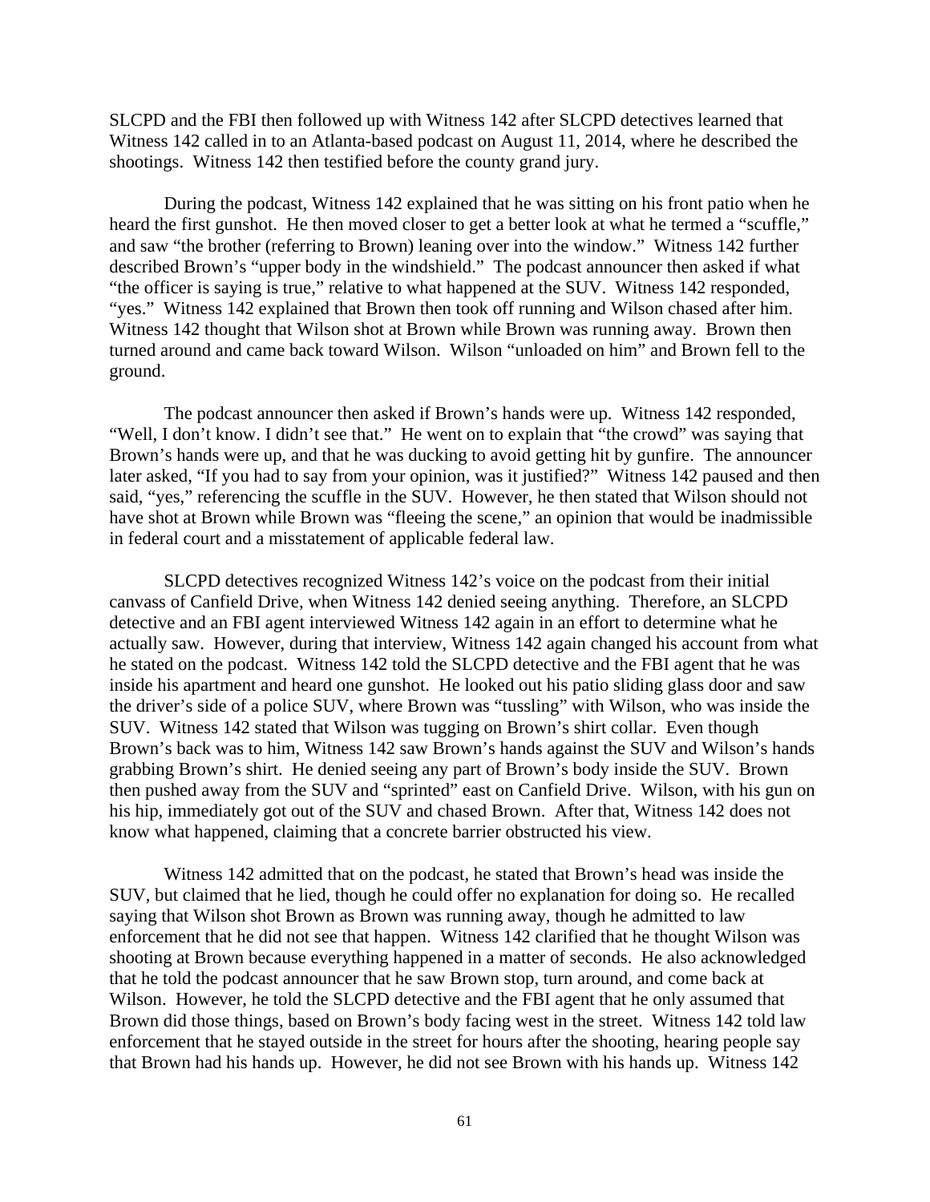SLCPD and the FBI then followed up with Witness 142 after SLCPD detectives learned that Witness 142 called in to an Atlanta-based podcast on August 11, 2014, where he described the shootings. Witness 142 then testified before the county grand jury.

During the podcast, Witness 142 explained that he was sitting on his front patio when he heard the first gunshot. He then moved closer to get a better look at what he termed a "scuffle," and saw "the brother (referring to Brown) leaning over into the window." Witness 142 further described Brown's "upper body in the windshield." The podcast announcer then asked if what "the officer is saying is true," relative to what happened at the SUV. Witness 142 responded, "yes." Witness 142 explained that Brown then took off running and Wilson chased after him. Witness 142 thought that Wilson shot at Brown while Brown was running away. Brown then turned around and came back toward Wilson. Wilson "unloaded on him" and Brown fell to the ground.

The podcast announcer then asked if Brown's hands were up. Witness 142 responded, "Well, I don't know. I didn't see that." He went on to explain that "the crowd" was saying that Brown's hands were up, and that he was ducking to avoid getting hit by gunfire. The announcer later asked, "If you had to say from your opinion, was it justified?" Witness 142 paused and then said, "yes," referencing the scuffle in the SUV. However, he then stated that Wilson should not have shot at Brown while Brown was "fleeing the scene," an opinion that would be inadmissible in federal court and a misstatement of applicable federal law.

SLCPD detectives recognized Witness 142's voice on the podcast from their initial canvass of Canfield Drive, when Witness 142 denied seeing anything. Therefore, an SLCPD detective and an FBI agent interviewed Witness 142 again in an effort to determine what he actually saw. However, during that interview, Witness 142 again changed his account from what he stated on the podcast. Witness 142 told the SLCPD detective and the FBI agent that he was inside his apartment and heard one gunshot. He looked out his patio sliding glass door and saw the driver's side of a police SUV, where Brown was "tussling" with Wilson, who was inside the SUV. Witness 142 stated that Wilson was tugging on Brown's shirt collar. Even though Brown's back was to him, Witness 142 saw Brown's hands against the SUV and Wilson's hands grabbing Brown's shirt. He denied seeing any part of Brown's body inside the SUV. Brown then pushed away from the SUV and "sprinted" east on Canfield Drive. Wilson, with his gun on his hip, immediately got out of the SUV and chased Brown. After that, Witness 142 does not know what happened, claiming that a concrete barrier obstructed his view.

Witness 142 admitted that on the podcast, he stated that Brown's head was inside the SUV, but claimed that he lied, though he could offer no explanation for doing so. He recalled saying that Wilson shot Brown as Brown was running away, though he admitted to law enforcement that he did not see that happen. Witness 142 clarified that he thought Wilson was shooting at Brown because everything happened in a matter of seconds. He also acknowledged that he told the podcast announcer that he saw Brown stop, turn around, and come back at Wilson. However, he told the SLCPD detective and the FBI agent that he only assumed that Brown did those things, based on Brown's body facing west in the street. Witness 142 told law enforcement that he stayed outside in the street for hours after the shooting, hearing people say that Brown had his hands up. However, he did not see Brown with his hands up. Witness 142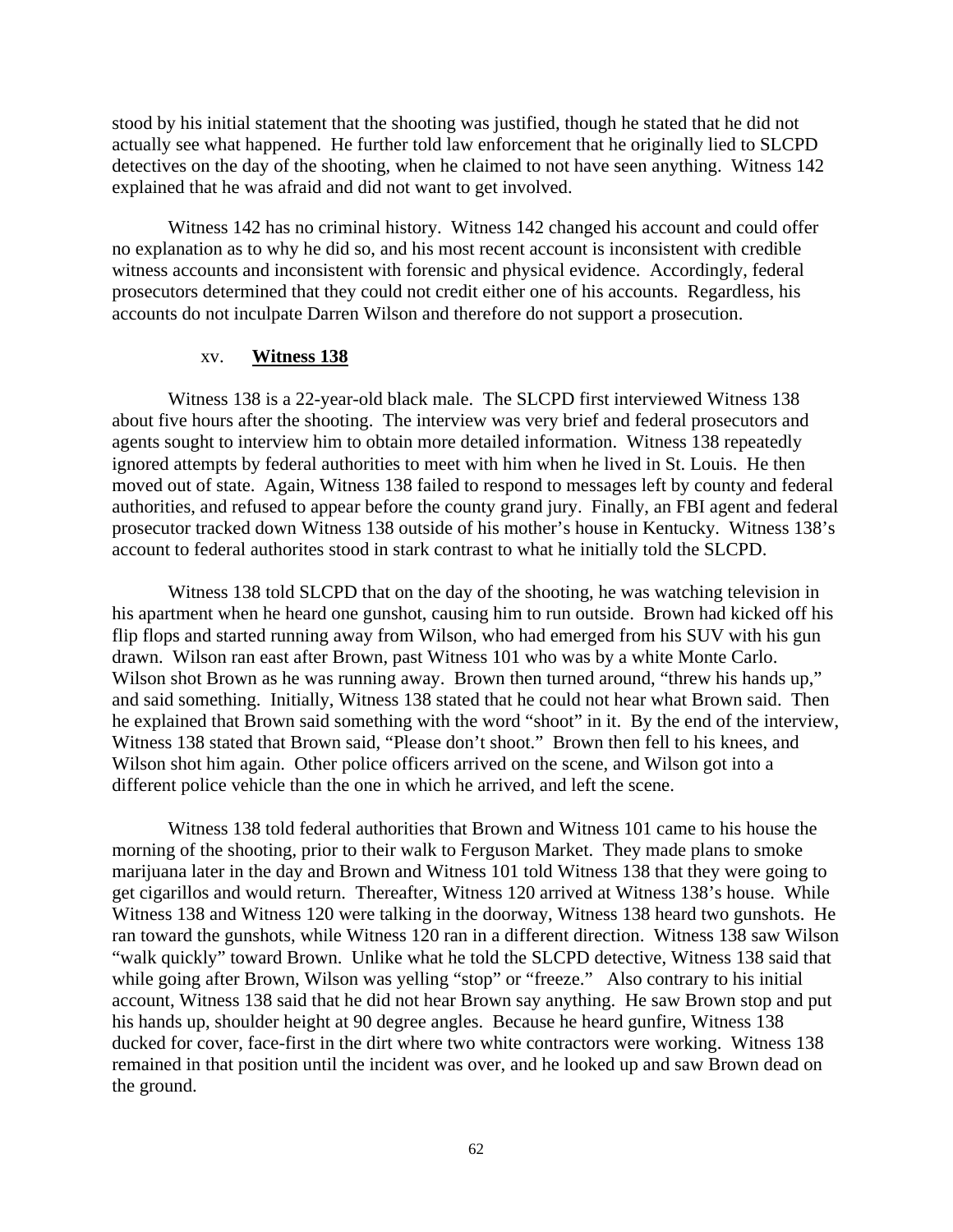stood by his initial statement that the shooting was justified, though he stated that he did not actually see what happened. He further told law enforcement that he originally lied to SLCPD detectives on the day of the shooting, when he claimed to not have seen anything. Witness 142 explained that he was afraid and did not want to get involved.

Witness 142 has no criminal history. Witness 142 changed his account and could offer no explanation as to why he did so, and his most recent account is inconsistent with credible witness accounts and inconsistent with forensic and physical evidence. Accordingly, federal prosecutors determined that they could not credit either one of his accounts. Regardless, his accounts do not inculpate Darren Wilson and therefore do not support a prosecution.

xv. **Witness 138**

Witness 138 is a 22-year-old black male. The SLCPD first interviewed Witness 138 about five hours after the shooting. The interview was very brief and federal prosecutors and agents sought to interview him to obtain more detailed information. Witness 138 repeatedly ignored attempts by federal authorities to meet with him when he lived in St. Louis. He then moved out of state. Again, Witness 138 failed to respond to messages left by county and federal authorities, and refused to appear before the county grand jury. Finally, an FBI agent and federal prosecutor tracked down Witness 138 outside of his mother's house in Kentucky. Witness 138's account to federal authorites stood in stark contrast to what he initially told the SLCPD.

Witness 138 told SLCPD that on the day of the shooting, he was watching television in his apartment when he heard one gunshot, causing him to run outside. Brown had kicked off his flip flops and started running away from Wilson, who had emerged from his SUV with his gun drawn. Wilson ran east after Brown, past Witness 101 who was by a white Monte Carlo. Wilson shot Brown as he was running away. Brown then turned around, "threw his hands up," and said something. Initially, Witness 138 stated that he could not hear what Brown said. Then he explained that Brown said something with the word "shoot" in it. By the end of the interview, Witness 138 stated that Brown said, "Please don't shoot." Brown then fell to his knees, and Wilson shot him again. Other police officers arrived on the scene, and Wilson got into a different police vehicle than the one in which he arrived, and left the scene.

Witness 138 told federal authorities that Brown and Witness 101 came to his house the morning of the shooting, prior to their walk to Ferguson Market. They made plans to smoke marijuana later in the day and Brown and Witness 101 told Witness 138 that they were going to get cigarillos and would return. Thereafter, Witness 120 arrived at Witness 138's house. While Witness 138 and Witness 120 were talking in the doorway, Witness 138 heard two gunshots. He ran toward the gunshots, while Witness 120 ran in a different direction. Witness 138 saw Wilson "walk quickly" toward Brown. Unlike what he told the SLCPD detective, Witness 138 said that while going after Brown, Wilson was yelling "stop" or "freeze." Also contrary to his initial account, Witness 138 said that he did not hear Brown say anything. He saw Brown stop and put his hands up, shoulder height at 90 degree angles. Because he heard gunfire, Witness 138 ducked for cover, face-first in the dirt where two white contractors were working. Witness 138 remained in that position until the incident was over, and he looked up and saw Brown dead on the ground.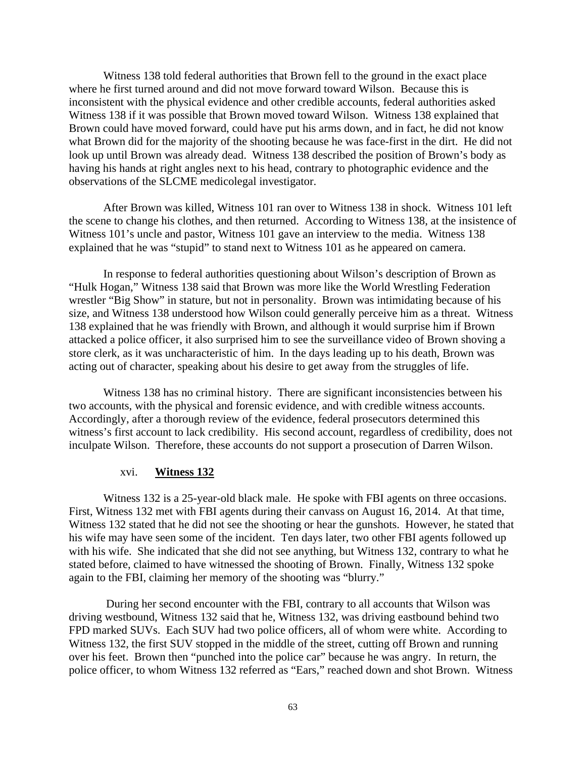Witness 138 told federal authorities that Brown fell to the ground in the exact place where he first turned around and did not move forward toward Wilson. Because this is inconsistent with the physical evidence and other credible accounts, federal authorities asked Witness 138 if it was possible that Brown moved toward Wilson. Witness 138 explained that Brown could have moved forward, could have put his arms down, and in fact, he did not know what Brown did for the majority of the shooting because he was face-first in the dirt. He did not look up until Brown was already dead. Witness 138 described the position of Brown's body as having his hands at right angles next to his head, contrary to photographic evidence and the observations of the SLCME medicolegal investigator.

After Brown was killed, Witness 101 ran over to Witness 138 in shock. Witness 101 left the scene to change his clothes, and then returned. According to Witness 138, at the insistence of Witness 101's uncle and pastor, Witness 101 gave an interview to the media. Witness 138 explained that he was "stupid" to stand next to Witness 101 as he appeared on camera.

In response to federal authorities questioning about Wilson's description of Brown as "Hulk Hogan," Witness 138 said that Brown was more like the World Wrestling Federation wrestler "Big Show" in stature, but not in personality. Brown was intimidating because of his size, and Witness 138 understood how Wilson could generally perceive him as a threat. Witness 138 explained that he was friendly with Brown, and although it would surprise him if Brown attacked a police officer, it also surprised him to see the surveillance video of Brown shoving a store clerk, as it was uncharacteristic of him. In the days leading up to his death, Brown was acting out of character, speaking about his desire to get away from the struggles of life.

Witness 138 has no criminal history. There are significant inconsistencies between his two accounts, with the physical and forensic evidence, and with credible witness accounts. Accordingly, after a thorough review of the evidence, federal prosecutors determined this witness's first account to lack credibility. His second account, regardless of credibility, does not inculpate Wilson. Therefore, these accounts do not support a prosecution of Darren Wilson.

#### xvi. **Witness 132**

Witness 132 is a 25-year-old black male. He spoke with FBI agents on three occasions. First, Witness 132 met with FBI agents during their canvass on August 16, 2014. At that time, Witness 132 stated that he did not see the shooting or hear the gunshots. However, he stated that his wife may have seen some of the incident. Ten days later, two other FBI agents followed up with his wife. She indicated that she did not see anything, but Witness 132, contrary to what he stated before, claimed to have witnessed the shooting of Brown. Finally, Witness 132 spoke again to the FBI, claiming her memory of the shooting was "blurry."

During her second encounter with the FBI, contrary to all accounts that Wilson was driving westbound, Witness 132 said that he, Witness 132, was driving eastbound behind two FPD marked SUVs. Each SUV had two police officers, all of whom were white. According to Witness 132, the first SUV stopped in the middle of the street, cutting off Brown and running over his feet. Brown then "punched into the police car" because he was angry. In return, the police officer, to whom Witness 132 referred as "Ears," reached down and shot Brown. Witness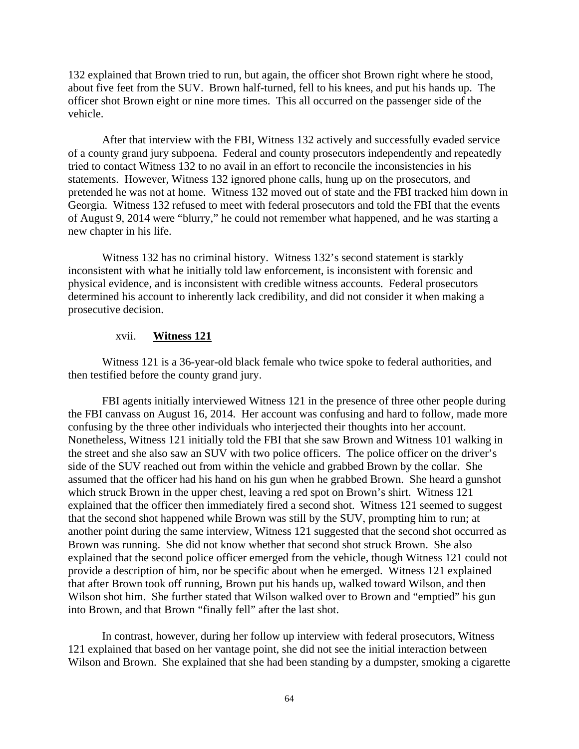132 explained that Brown tried to run, but again, the officer shot Brown right where he stood, about five feet from the SUV. Brown half-turned, fell to his knees, and put his hands up. The officer shot Brown eight or nine more times. This all occurred on the passenger side of the vehicle.

After that interview with the FBI, Witness 132 actively and successfully evaded service of a county grand jury subpoena. Federal and county prosecutors independently and repeatedly tried to contact Witness 132 to no avail in an effort to reconcile the inconsistencies in his statements. However, Witness 132 ignored phone calls, hung up on the prosecutors, and pretended he was not at home. Witness 132 moved out of state and the FBI tracked him down in Georgia. Witness 132 refused to meet with federal prosecutors and told the FBI that the events of August 9, 2014 were "blurry," he could not remember what happened, and he was starting a new chapter in his life.

Witness 132 has no criminal history. Witness 132's second statement is starkly inconsistent with what he initially told law enforcement, is inconsistent with forensic and physical evidence, and is inconsistent with credible witness accounts. Federal prosecutors determined his account to inherently lack credibility, and did not consider it when making a prosecutive decision.

#### xvii. **Witness 121**

Witness 121 is a 36-year-old black female who twice spoke to federal authorities, and then testified before the county grand jury.

FBI agents initially interviewed Witness 121 in the presence of three other people during the FBI canvass on August 16, 2014. Her account was confusing and hard to follow, made more confusing by the three other individuals who interjected their thoughts into her account. Nonetheless, Witness 121 initially told the FBI that she saw Brown and Witness 101 walking in the street and she also saw an SUV with two police officers. The police officer on the driver's side of the SUV reached out from within the vehicle and grabbed Brown by the collar. She assumed that the officer had his hand on his gun when he grabbed Brown. She heard a gunshot which struck Brown in the upper chest, leaving a red spot on Brown's shirt. Witness 121 explained that the officer then immediately fired a second shot. Witness 121 seemed to suggest that the second shot happened while Brown was still by the SUV, prompting him to run; at another point during the same interview, Witness 121 suggested that the second shot occurred as Brown was running. She did not know whether that second shot struck Brown. She also explained that the second police officer emerged from the vehicle, though Witness 121 could not provide a description of him, nor be specific about when he emerged. Witness 121 explained that after Brown took off running, Brown put his hands up, walked toward Wilson, and then Wilson shot him. She further stated that Wilson walked over to Brown and "emptied" his gun into Brown, and that Brown "finally fell" after the last shot.

In contrast, however, during her follow up interview with federal prosecutors, Witness 121 explained that based on her vantage point, she did not see the initial interaction between Wilson and Brown. She explained that she had been standing by a dumpster, smoking a cigarette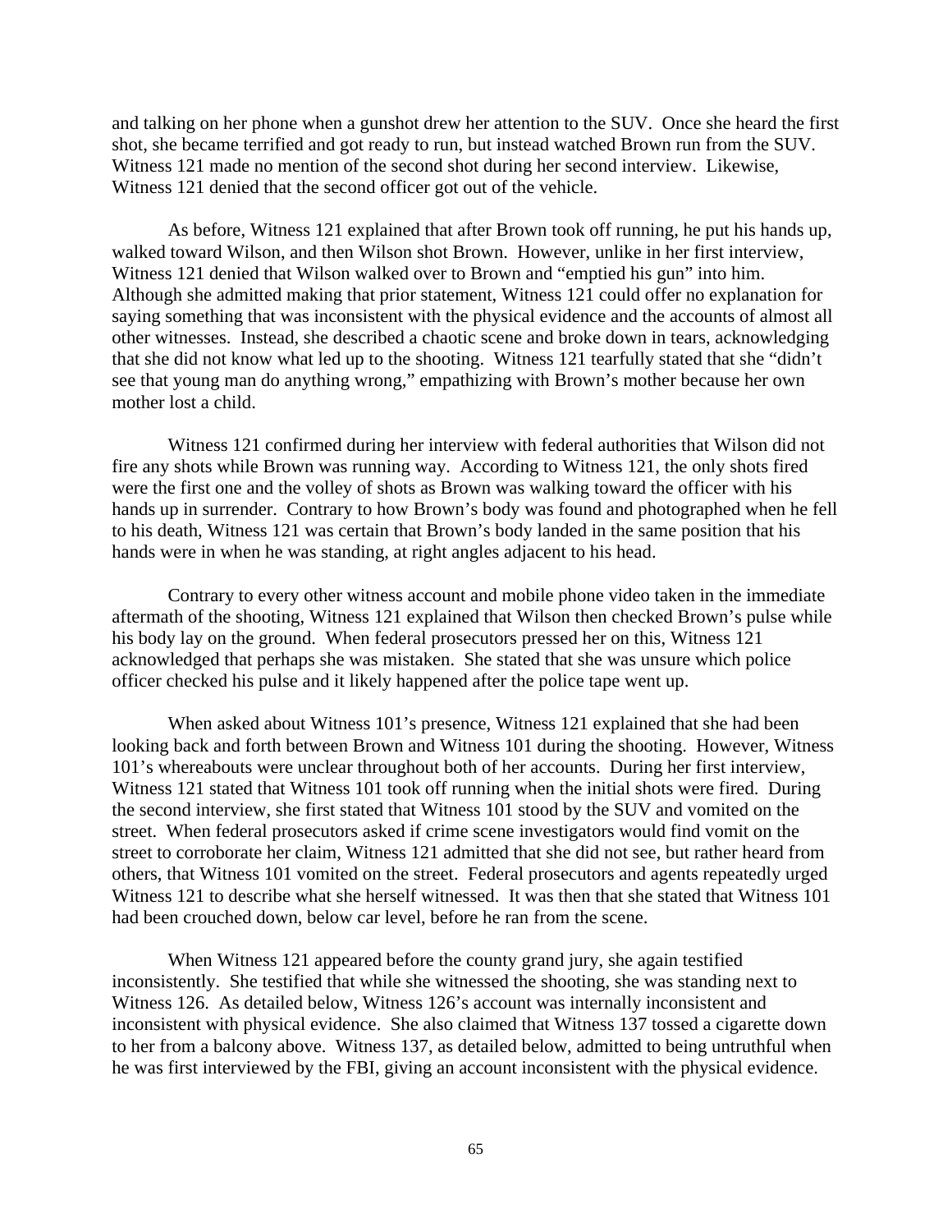and talking on her phone when a gunshot drew her attention to the SUV. Once she heard the first shot, she became terrified and got ready to run, but instead watched Brown run from the SUV. Witness 121 made no mention of the second shot during her second interview. Likewise, Witness 121 denied that the second officer got out of the vehicle.

As before, Witness 121 explained that after Brown took off running, he put his hands up, walked toward Wilson, and then Wilson shot Brown. However, unlike in her first interview, Witness 121 denied that Wilson walked over to Brown and "emptied his gun" into him. Although she admitted making that prior statement, Witness 121 could offer no explanation for saying something that was inconsistent with the physical evidence and the accounts of almost all other witnesses. Instead, she described a chaotic scene and broke down in tears, acknowledging that she did not know what led up to the shooting. Witness 121 tearfully stated that she "didn't see that young man do anything wrong," empathizing with Brown's mother because her own mother lost a child.

Witness 121 confirmed during her interview with federal authorities that Wilson did not fire any shots while Brown was running way. According to Witness 121, the only shots fired were the first one and the volley of shots as Brown was walking toward the officer with his hands up in surrender. Contrary to how Brown's body was found and photographed when he fell to his death, Witness 121 was certain that Brown's body landed in the same position that his hands were in when he was standing, at right angles adjacent to his head.

Contrary to every other witness account and mobile phone video taken in the immediate aftermath of the shooting, Witness 121 explained that Wilson then checked Brown's pulse while his body lay on the ground. When federal prosecutors pressed her on this, Witness 121 acknowledged that perhaps she was mistaken. She stated that she was unsure which police officer checked his pulse and it likely happened after the police tape went up.

When asked about Witness 101's presence, Witness 121 explained that she had been looking back and forth between Brown and Witness 101 during the shooting. However, Witness 101's whereabouts were unclear throughout both of her accounts. During her first interview, Witness 121 stated that Witness 101 took off running when the initial shots were fired. During the second interview, she first stated that Witness 101 stood by the SUV and vomited on the street. When federal prosecutors asked if crime scene investigators would find vomit on the street to corroborate her claim, Witness 121 admitted that she did not see, but rather heard from others, that Witness 101 vomited on the street. Federal prosecutors and agents repeatedly urged Witness 121 to describe what she herself witnessed. It was then that she stated that Witness 101 had been crouched down, below car level, before he ran from the scene.

When Witness 121 appeared before the county grand jury, she again testified inconsistently. She testified that while she witnessed the shooting, she was standing next to Witness 126. As detailed below, Witness 126's account was internally inconsistent and inconsistent with physical evidence. She also claimed that Witness 137 tossed a cigarette down to her from a balcony above. Witness 137, as detailed below, admitted to being untruthful when he was first interviewed by the FBI, giving an account inconsistent with the physical evidence.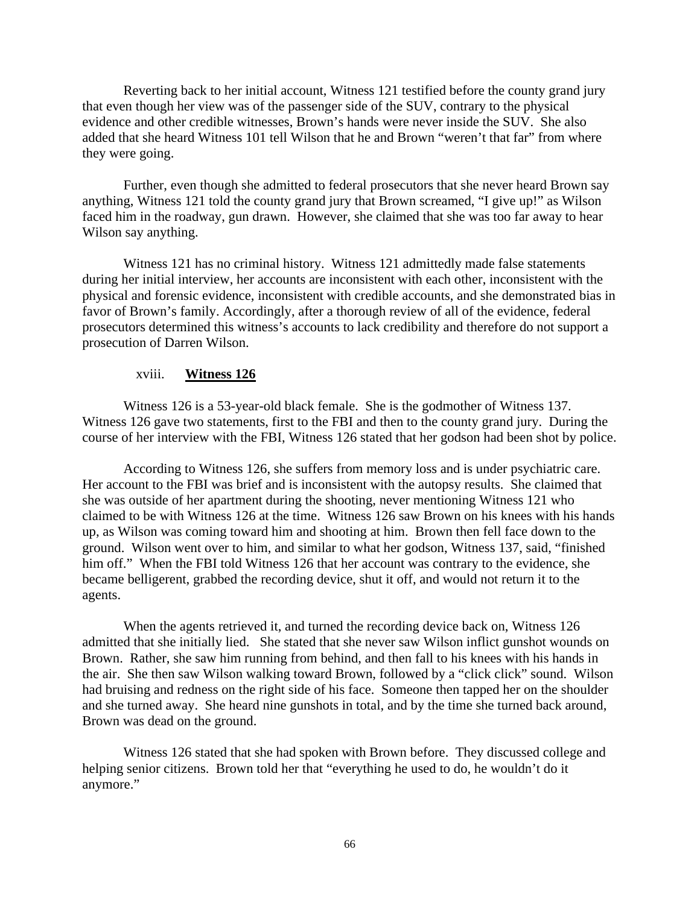Reverting back to her initial account, Witness 121 testified before the county grand jury that even though her view was of the passenger side of the SUV, contrary to the physical evidence and other credible witnesses, Brown's hands were never inside the SUV. She also added that she heard Witness 101 tell Wilson that he and Brown "weren't that far" from where they were going.

Further, even though she admitted to federal prosecutors that she never heard Brown say anything, Witness 121 told the county grand jury that Brown screamed, "I give up!" as Wilson faced him in the roadway, gun drawn. However, she claimed that she was too far away to hear Wilson say anything.

Witness 121 has no criminal history. Witness 121 admittedly made false statements during her initial interview, her accounts are inconsistent with each other, inconsistent with the physical and forensic evidence, inconsistent with credible accounts, and she demonstrated bias in favor of Brown's family. Accordingly, after a thorough review of all of the evidence, federal prosecutors determined this witness's accounts to lack credibility and therefore do not support a prosecution of Darren Wilson.

### xviii. **Witness 126**

Witness 126 is a 53-year-old black female. She is the godmother of Witness 137. Witness 126 gave two statements, first to the FBI and then to the county grand jury. During the course of her interview with the FBI, Witness 126 stated that her godson had been shot by police.

According to Witness 126, she suffers from memory loss and is under psychiatric care. Her account to the FBI was brief and is inconsistent with the autopsy results. She claimed that she was outside of her apartment during the shooting, never mentioning Witness 121 who claimed to be with Witness 126 at the time. Witness 126 saw Brown on his knees with his hands up, as Wilson was coming toward him and shooting at him. Brown then fell face down to the ground. Wilson went over to him, and similar to what her godson, Witness 137, said, "finished him off." When the FBI told Witness 126 that her account was contrary to the evidence, she became belligerent, grabbed the recording device, shut it off, and would not return it to the agents.

When the agents retrieved it, and turned the recording device back on, Witness 126 admitted that she initially lied. She stated that she never saw Wilson inflict gunshot wounds on Brown. Rather, she saw him running from behind, and then fall to his knees with his hands in the air. She then saw Wilson walking toward Brown, followed by a "click click" sound. Wilson had bruising and redness on the right side of his face. Someone then tapped her on the shoulder and she turned away. She heard nine gunshots in total, and by the time she turned back around, Brown was dead on the ground.

Witness 126 stated that she had spoken with Brown before. They discussed college and helping senior citizens. Brown told her that "everything he used to do, he wouldn't do it anymore."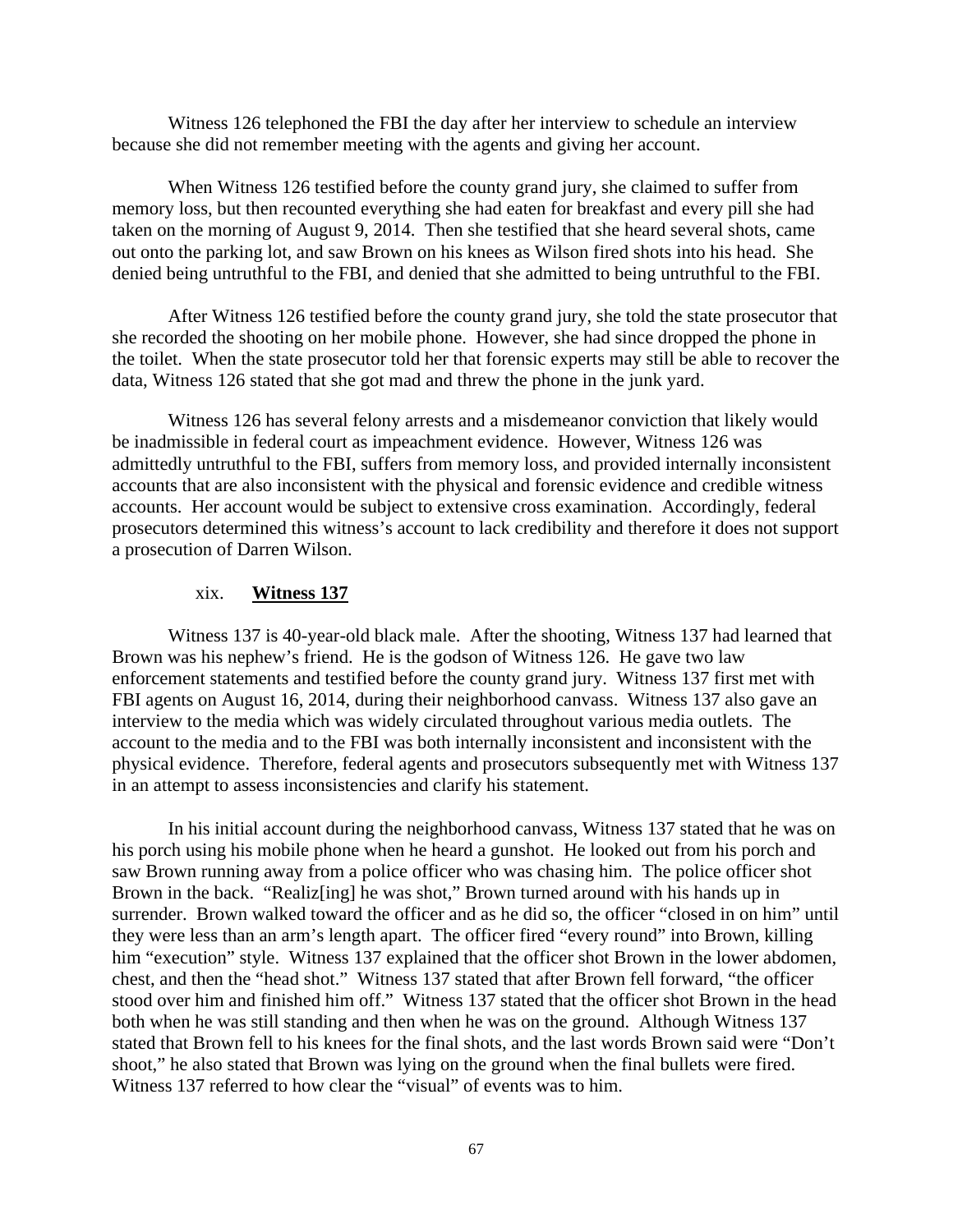Witness 126 telephoned the FBI the day after her interview to schedule an interview because she did not remember meeting with the agents and giving her account.

When Witness 126 testified before the county grand jury, she claimed to suffer from memory loss, but then recounted everything she had eaten for breakfast and every pill she had taken on the morning of August 9, 2014. Then she testified that she heard several shots, came out onto the parking lot, and saw Brown on his knees as Wilson fired shots into his head. She denied being untruthful to the FBI, and denied that she admitted to being untruthful to the FBI.

After Witness 126 testified before the county grand jury, she told the state prosecutor that she recorded the shooting on her mobile phone. However, she had since dropped the phone in the toilet. When the state prosecutor told her that forensic experts may still be able to recover the data, Witness 126 stated that she got mad and threw the phone in the junk yard.

Witness 126 has several felony arrests and a misdemeanor conviction that likely would be inadmissible in federal court as impeachment evidence. However, Witness 126 was admittedly untruthful to the FBI, suffers from memory loss, and provided internally inconsistent accounts that are also inconsistent with the physical and forensic evidence and credible witness accounts. Her account would be subject to extensive cross examination. Accordingly, federal prosecutors determined this witness's account to lack credibility and therefore it does not support a prosecution of Darren Wilson.

#### xix. **Witness 137**

Witness 137 is 40-year-old black male. After the shooting, Witness 137 had learned that Brown was his nephew's friend. He is the godson of Witness 126. He gave two law enforcement statements and testified before the county grand jury. Witness 137 first met with FBI agents on August 16, 2014, during their neighborhood canvass. Witness 137 also gave an interview to the media which was widely circulated throughout various media outlets. The account to the media and to the FBI was both internally inconsistent and inconsistent with the physical evidence. Therefore, federal agents and prosecutors subsequently met with Witness 137 in an attempt to assess inconsistencies and clarify his statement.

In his initial account during the neighborhood canvass, Witness 137 stated that he was on his porch using his mobile phone when he heard a gunshot. He looked out from his porch and saw Brown running away from a police officer who was chasing him. The police officer shot Brown in the back. "Realiz[ing] he was shot," Brown turned around with his hands up in surrender. Brown walked toward the officer and as he did so, the officer "closed in on him" until they were less than an arm's length apart. The officer fired "every round" into Brown, killing him "execution" style. Witness 137 explained that the officer shot Brown in the lower abdomen, chest, and then the "head shot." Witness 137 stated that after Brown fell forward, "the officer stood over him and finished him off." Witness 137 stated that the officer shot Brown in the head both when he was still standing and then when he was on the ground. Although Witness 137 stated that Brown fell to his knees for the final shots, and the last words Brown said were "Don't shoot," he also stated that Brown was lying on the ground when the final bullets were fired. Witness 137 referred to how clear the "visual" of events was to him.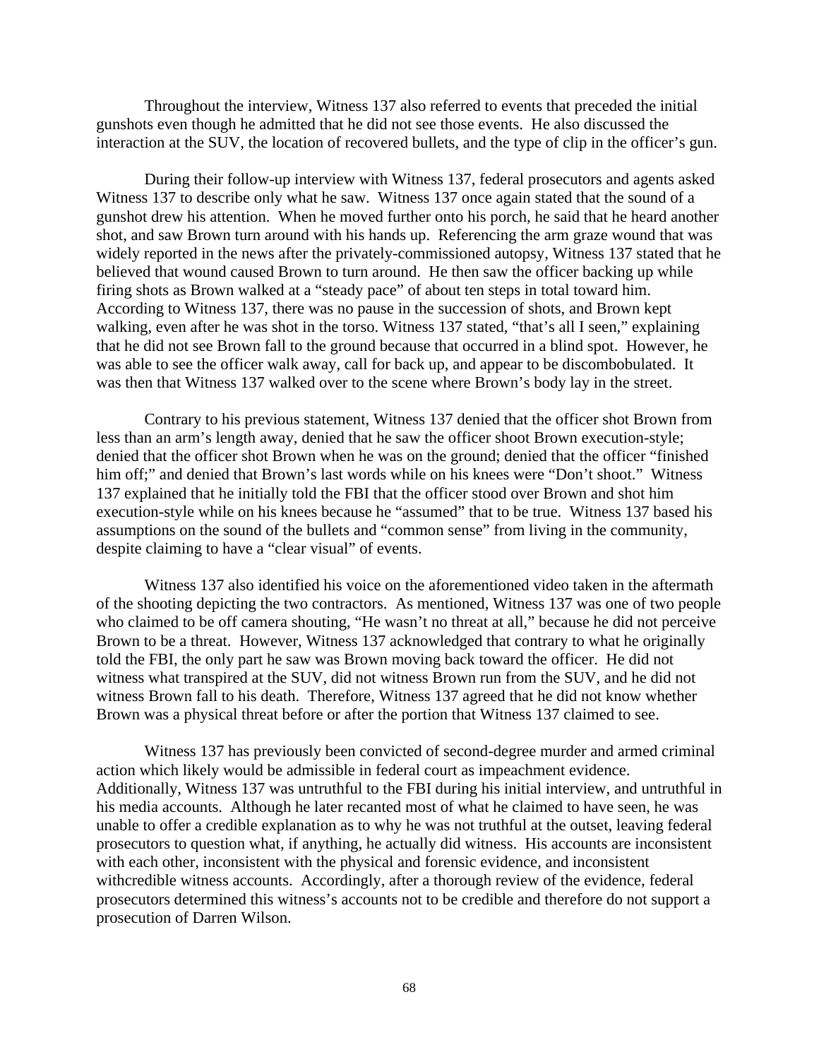Throughout the interview, Witness 137 also referred to events that preceded the initial gunshots even though he admitted that he did not see those events. He also discussed the interaction at the SUV, the location of recovered bullets, and the type of clip in the officer's gun.

During their follow-up interview with Witness 137, federal prosecutors and agents asked Witness 137 to describe only what he saw. Witness 137 once again stated that the sound of a gunshot drew his attention. When he moved further onto his porch, he said that he heard another shot, and saw Brown turn around with his hands up. Referencing the arm graze wound that was widely reported in the news after the privately-commissioned autopsy, Witness 137 stated that he believed that wound caused Brown to turn around. He then saw the officer backing up while firing shots as Brown walked at a "steady pace" of about ten steps in total toward him. According to Witness 137, there was no pause in the succession of shots, and Brown kept walking, even after he was shot in the torso. Witness 137 stated, "that's all I seen," explaining that he did not see Brown fall to the ground because that occurred in a blind spot. However, he was able to see the officer walk away, call for back up, and appear to be discombobulated. It was then that Witness 137 walked over to the scene where Brown's body lay in the street.

Contrary to his previous statement, Witness 137 denied that the officer shot Brown from less than an arm's length away, denied that he saw the officer shoot Brown execution-style; denied that the officer shot Brown when he was on the ground; denied that the officer "finished him off;" and denied that Brown's last words while on his knees were "Don't shoot." Witness 137 explained that he initially told the FBI that the officer stood over Brown and shot him execution-style while on his knees because he "assumed" that to be true. Witness 137 based his assumptions on the sound of the bullets and "common sense" from living in the community, despite claiming to have a "clear visual" of events.

Witness 137 also identified his voice on the aforementioned video taken in the aftermath of the shooting depicting the two contractors. As mentioned, Witness 137 was one of two people who claimed to be off camera shouting, "He wasn't no threat at all," because he did not perceive Brown to be a threat. However, Witness 137 acknowledged that contrary to what he originally told the FBI, the only part he saw was Brown moving back toward the officer. He did not witness what transpired at the SUV, did not witness Brown run from the SUV, and he did not witness Brown fall to his death. Therefore, Witness 137 agreed that he did not know whether Brown was a physical threat before or after the portion that Witness 137 claimed to see.

Witness 137 has previously been convicted of second-degree murder and armed criminal action which likely would be admissible in federal court as impeachment evidence. Additionally, Witness 137 was untruthful to the FBI during his initial interview, and untruthful in his media accounts. Although he later recanted most of what he claimed to have seen, he was unable to offer a credible explanation as to why he was not truthful at the outset, leaving federal prosecutors to question what, if anything, he actually did witness. His accounts are inconsistent with each other, inconsistent with the physical and forensic evidence, and inconsistent withcredible witness accounts. Accordingly, after a thorough review of the evidence, federal prosecutors determined this witness's accounts not to be credible and therefore do not support a prosecution of Darren Wilson.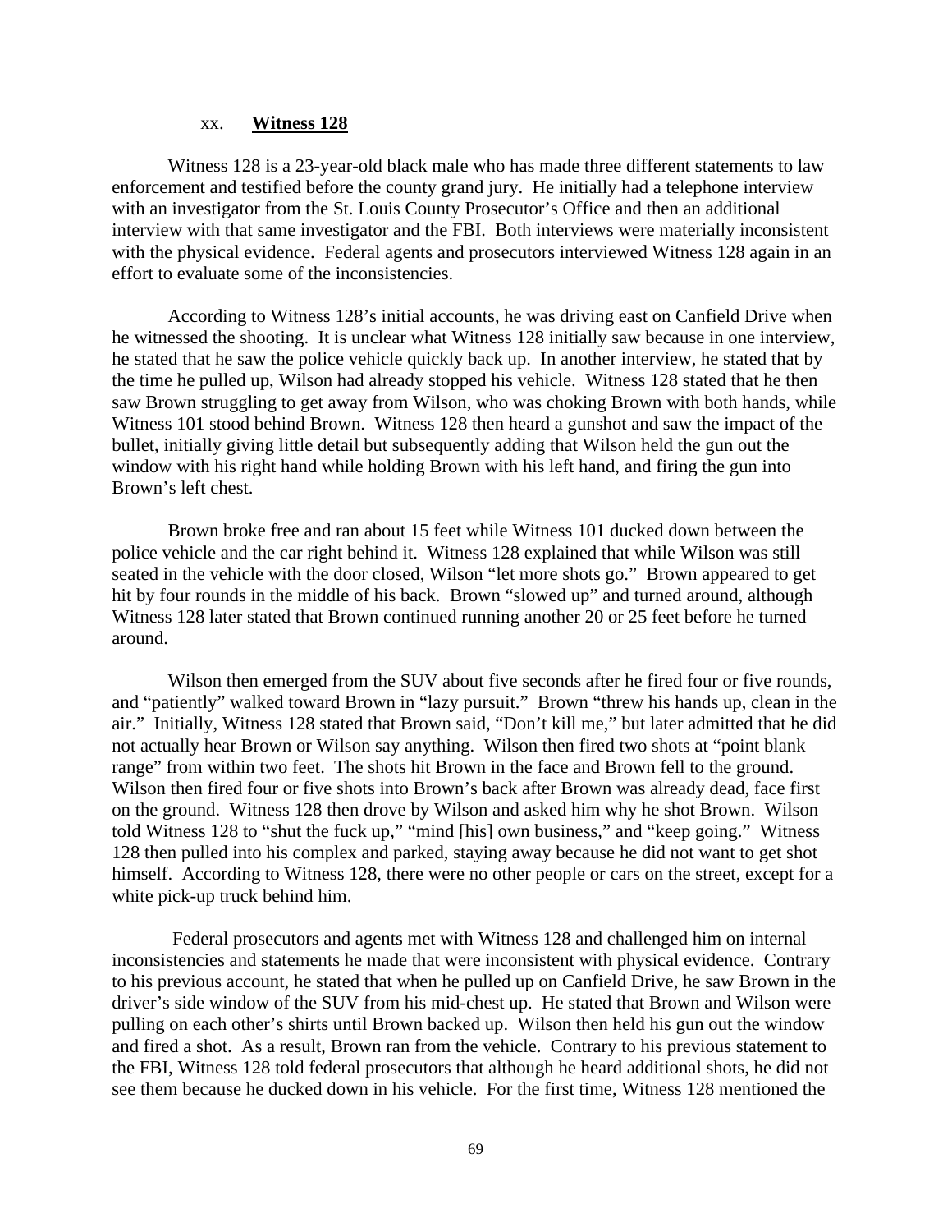### xx. **Witness 128**

Witness 128 is a 23-year-old black male who has made three different statements to law enforcement and testified before the county grand jury. He initially had a telephone interview with an investigator from the St. Louis County Prosecutor's Office and then an additional interview with that same investigator and the FBI. Both interviews were materially inconsistent with the physical evidence. Federal agents and prosecutors interviewed Witness 128 again in an effort to evaluate some of the inconsistencies.

According to Witness 128's initial accounts, he was driving east on Canfield Drive when he witnessed the shooting. It is unclear what Witness 128 initially saw because in one interview, he stated that he saw the police vehicle quickly back up. In another interview, he stated that by the time he pulled up, Wilson had already stopped his vehicle. Witness 128 stated that he then saw Brown struggling to get away from Wilson, who was choking Brown with both hands, while Witness 101 stood behind Brown. Witness 128 then heard a gunshot and saw the impact of the bullet, initially giving little detail but subsequently adding that Wilson held the gun out the window with his right hand while holding Brown with his left hand, and firing the gun into Brown's left chest.

Brown broke free and ran about 15 feet while Witness 101 ducked down between the police vehicle and the car right behind it. Witness 128 explained that while Wilson was still seated in the vehicle with the door closed, Wilson "let more shots go." Brown appeared to get hit by four rounds in the middle of his back. Brown "slowed up" and turned around, although Witness 128 later stated that Brown continued running another 20 or 25 feet before he turned around.

Wilson then emerged from the SUV about five seconds after he fired four or five rounds, and "patiently" walked toward Brown in "lazy pursuit." Brown "threw his hands up, clean in the air." Initially, Witness 128 stated that Brown said, "Don't kill me," but later admitted that he did not actually hear Brown or Wilson say anything. Wilson then fired two shots at "point blank range" from within two feet. The shots hit Brown in the face and Brown fell to the ground. Wilson then fired four or five shots into Brown's back after Brown was already dead, face first on the ground. Witness 128 then drove by Wilson and asked him why he shot Brown. Wilson told Witness 128 to "shut the fuck up," "mind [his] own business," and "keep going." Witness 128 then pulled into his complex and parked, staying away because he did not want to get shot himself. According to Witness 128, there were no other people or cars on the street, except for a white pick-up truck behind him.

Federal prosecutors and agents met with Witness 128 and challenged him on internal inconsistencies and statements he made that were inconsistent with physical evidence. Contrary to his previous account, he stated that when he pulled up on Canfield Drive, he saw Brown in the driver's side window of the SUV from his mid-chest up. He stated that Brown and Wilson were pulling on each other's shirts until Brown backed up. Wilson then held his gun out the window and fired a shot. As a result, Brown ran from the vehicle. Contrary to his previous statement to the FBI, Witness 128 told federal prosecutors that although he heard additional shots, he did not see them because he ducked down in his vehicle. For the first time, Witness 128 mentioned the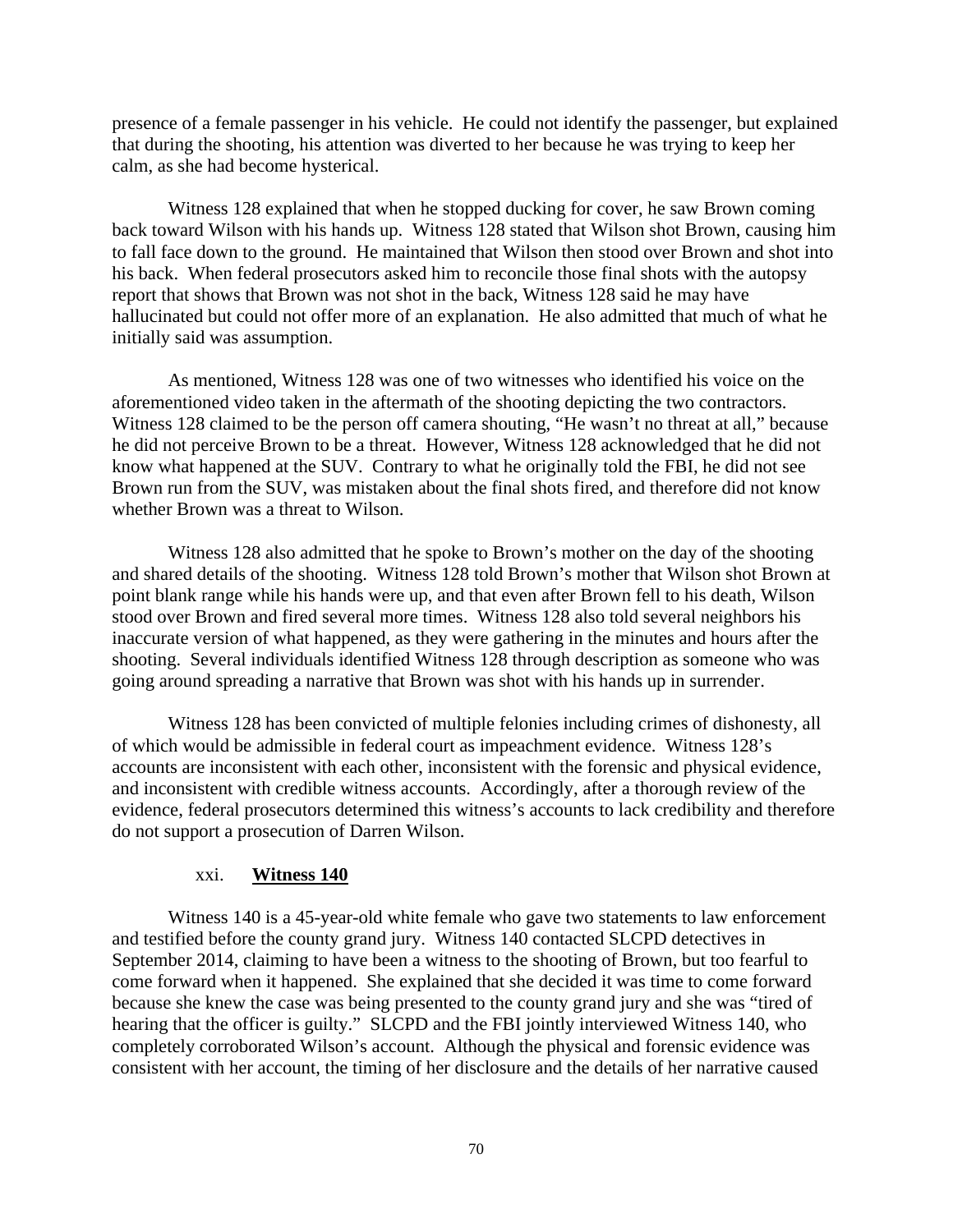presence of a female passenger in his vehicle. He could not identify the passenger, but explained that during the shooting, his attention was diverted to her because he was trying to keep her calm, as she had become hysterical.

Witness 128 explained that when he stopped ducking for cover, he saw Brown coming back toward Wilson with his hands up. Witness 128 stated that Wilson shot Brown, causing him to fall face down to the ground. He maintained that Wilson then stood over Brown and shot into his back. When federal prosecutors asked him to reconcile those final shots with the autopsy report that shows that Brown was not shot in the back, Witness 128 said he may have hallucinated but could not offer more of an explanation. He also admitted that much of what he initially said was assumption.

As mentioned, Witness 128 was one of two witnesses who identified his voice on the aforementioned video taken in the aftermath of the shooting depicting the two contractors. Witness 128 claimed to be the person off camera shouting, "He wasn't no threat at all," because he did not perceive Brown to be a threat. However, Witness 128 acknowledged that he did not know what happened at the SUV. Contrary to what he originally told the FBI, he did not see Brown run from the SUV, was mistaken about the final shots fired, and therefore did not know whether Brown was a threat to Wilson.

Witness 128 also admitted that he spoke to Brown's mother on the day of the shooting and shared details of the shooting. Witness 128 told Brown's mother that Wilson shot Brown at point blank range while his hands were up, and that even after Brown fell to his death, Wilson stood over Brown and fired several more times. Witness 128 also told several neighbors his inaccurate version of what happened, as they were gathering in the minutes and hours after the shooting. Several individuals identified Witness 128 through description as someone who was going around spreading a narrative that Brown was shot with his hands up in surrender.

Witness 128 has been convicted of multiple felonies including crimes of dishonesty, all of which would be admissible in federal court as impeachment evidence. Witness 128's accounts are inconsistent with each other, inconsistent with the forensic and physical evidence, and inconsistent with credible witness accounts. Accordingly, after a thorough review of the evidence, federal prosecutors determined this witness's accounts to lack credibility and therefore do not support a prosecution of Darren Wilson.

#### xxi. **Witness 140**

Witness 140 is a 45-year-old white female who gave two statements to law enforcement and testified before the county grand jury. Witness 140 contacted SLCPD detectives in September 2014, claiming to have been a witness to the shooting of Brown, but too fearful to come forward when it happened. She explained that she decided it was time to come forward because she knew the case was being presented to the county grand jury and she was "tired of hearing that the officer is guilty." SLCPD and the FBI jointly interviewed Witness 140, who completely corroborated Wilson's account. Although the physical and forensic evidence was consistent with her account, the timing of her disclosure and the details of her narrative caused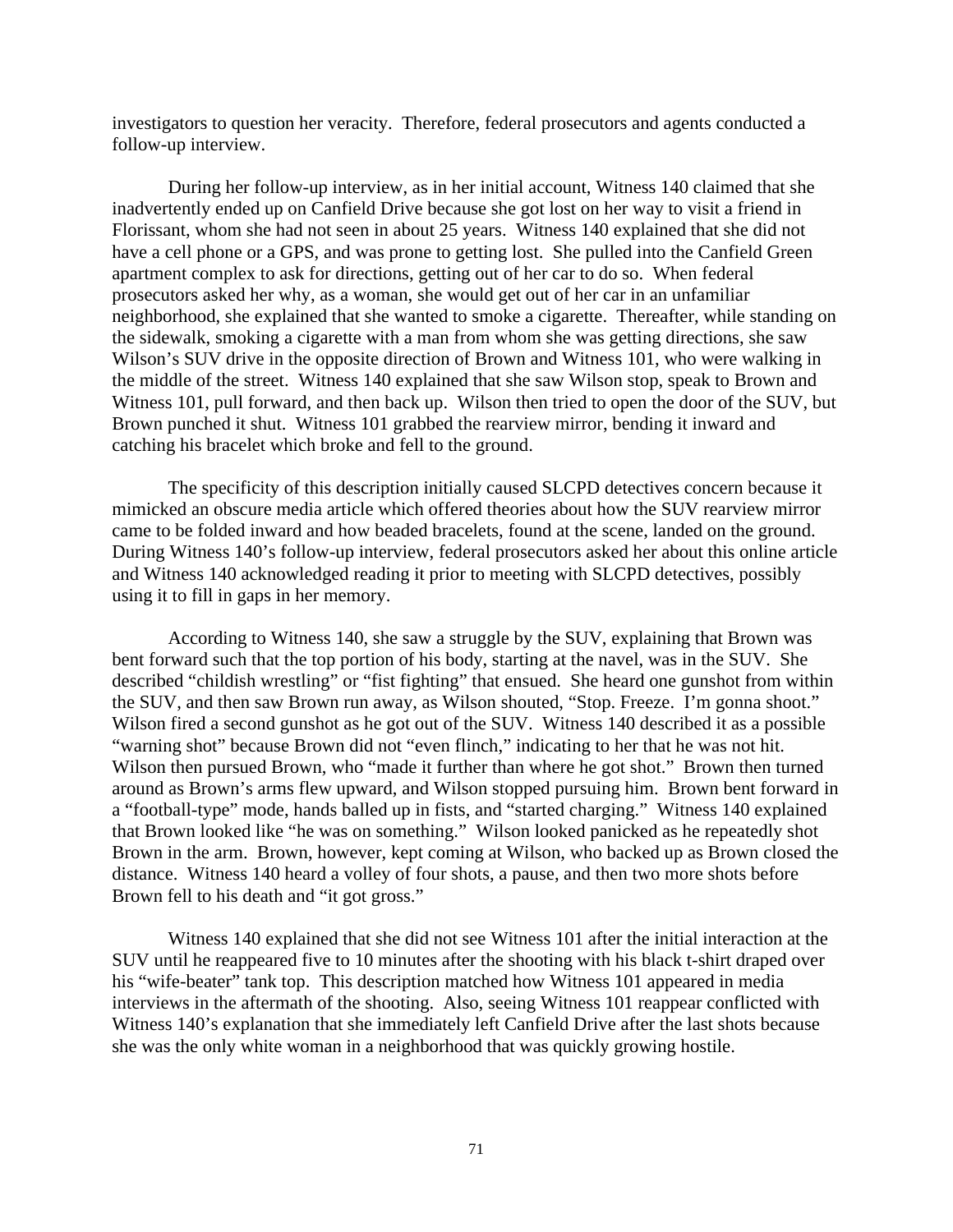investigators to question her veracity. Therefore, federal prosecutors and agents conducted a follow-up interview.

During her follow-up interview, as in her initial account, Witness 140 claimed that she inadvertently ended up on Canfield Drive because she got lost on her way to visit a friend in Florissant, whom she had not seen in about 25 years. Witness 140 explained that she did not have a cell phone or a GPS, and was prone to getting lost. She pulled into the Canfield Green apartment complex to ask for directions, getting out of her car to do so. When federal prosecutors asked her why, as a woman, she would get out of her car in an unfamiliar neighborhood, she explained that she wanted to smoke a cigarette. Thereafter, while standing on the sidewalk, smoking a cigarette with a man from whom she was getting directions, she saw Wilson's SUV drive in the opposite direction of Brown and Witness 101, who were walking in the middle of the street. Witness 140 explained that she saw Wilson stop, speak to Brown and Witness 101, pull forward, and then back up. Wilson then tried to open the door of the SUV, but Brown punched it shut. Witness 101 grabbed the rearview mirror, bending it inward and catching his bracelet which broke and fell to the ground.

The specificity of this description initially caused SLCPD detectives concern because it mimicked an obscure media article which offered theories about how the SUV rearview mirror came to be folded inward and how beaded bracelets, found at the scene, landed on the ground. During Witness 140's follow-up interview, federal prosecutors asked her about this online article and Witness 140 acknowledged reading it prior to meeting with SLCPD detectives, possibly using it to fill in gaps in her memory.

According to Witness 140, she saw a struggle by the SUV, explaining that Brown was bent forward such that the top portion of his body, starting at the navel, was in the SUV. She described "childish wrestling" or "fist fighting" that ensued. She heard one gunshot from within the SUV, and then saw Brown run away, as Wilson shouted, "Stop. Freeze. I'm gonna shoot." Wilson fired a second gunshot as he got out of the SUV. Witness 140 described it as a possible "warning shot" because Brown did not "even flinch," indicating to her that he was not hit. Wilson then pursued Brown, who "made it further than where he got shot." Brown then turned around as Brown's arms flew upward, and Wilson stopped pursuing him. Brown bent forward in a "football-type" mode, hands balled up in fists, and "started charging." Witness 140 explained that Brown looked like "he was on something." Wilson looked panicked as he repeatedly shot Brown in the arm. Brown, however, kept coming at Wilson, who backed up as Brown closed the distance. Witness 140 heard a volley of four shots, a pause, and then two more shots before Brown fell to his death and "it got gross."

Witness 140 explained that she did not see Witness 101 after the initial interaction at the SUV until he reappeared five to 10 minutes after the shooting with his black t-shirt draped over his "wife-beater" tank top. This description matched how Witness 101 appeared in media interviews in the aftermath of the shooting. Also, seeing Witness 101 reappear conflicted with Witness 140's explanation that she immediately left Canfield Drive after the last shots because she was the only white woman in a neighborhood that was quickly growing hostile.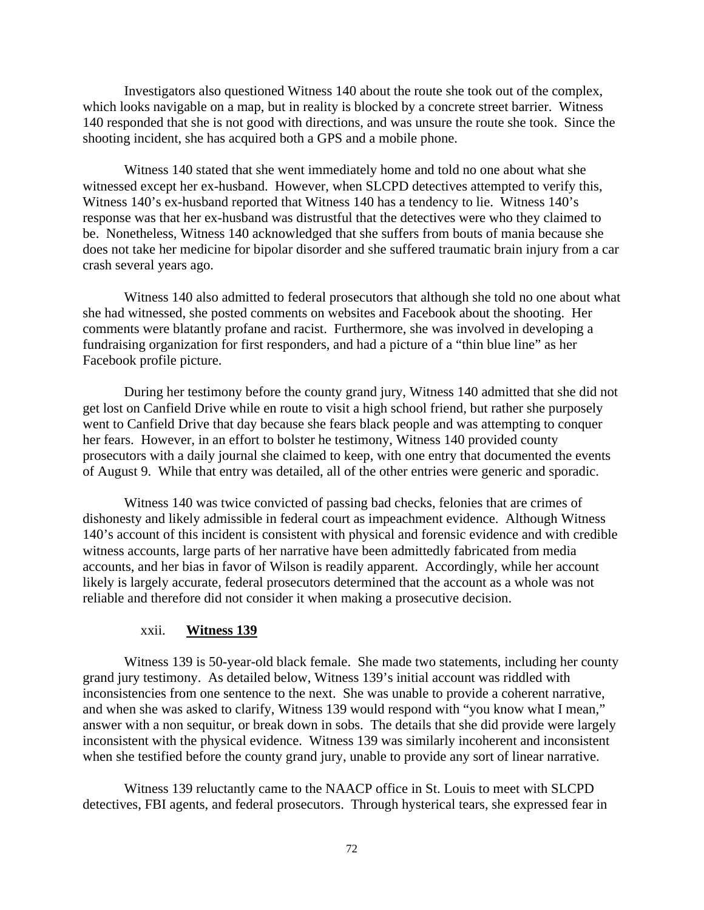Investigators also questioned Witness 140 about the route she took out of the complex, which looks navigable on a map, but in reality is blocked by a concrete street barrier. Witness 140 responded that she is not good with directions, and was unsure the route she took. Since the shooting incident, she has acquired both a GPS and a mobile phone.

Witness 140 stated that she went immediately home and told no one about what she witnessed except her ex-husband. However, when SLCPD detectives attempted to verify this, Witness 140's ex-husband reported that Witness 140 has a tendency to lie. Witness 140's response was that her ex-husband was distrustful that the detectives were who they claimed to be. Nonetheless, Witness 140 acknowledged that she suffers from bouts of mania because she does not take her medicine for bipolar disorder and she suffered traumatic brain injury from a car crash several years ago.

Witness 140 also admitted to federal prosecutors that although she told no one about what she had witnessed, she posted comments on websites and Facebook about the shooting. Her comments were blatantly profane and racist. Furthermore, she was involved in developing a fundraising organization for first responders, and had a picture of a "thin blue line" as her Facebook profile picture.

During her testimony before the county grand jury, Witness 140 admitted that she did not get lost on Canfield Drive while en route to visit a high school friend, but rather she purposely went to Canfield Drive that day because she fears black people and was attempting to conquer her fears. However, in an effort to bolster he testimony, Witness 140 provided county prosecutors with a daily journal she claimed to keep, with one entry that documented the events of August 9. While that entry was detailed, all of the other entries were generic and sporadic.

Witness 140 was twice convicted of passing bad checks, felonies that are crimes of dishonesty and likely admissible in federal court as impeachment evidence. Although Witness 140's account of this incident is consistent with physical and forensic evidence and with credible witness accounts, large parts of her narrative have been admittedly fabricated from media accounts, and her bias in favor of Wilson is readily apparent. Accordingly, while her account likely is largely accurate, federal prosecutors determined that the account as a whole was not reliable and therefore did not consider it when making a prosecutive decision.

xxii. **Witness 139**

Witness 139 is 50-year-old black female. She made two statements, including her county grand jury testimony. As detailed below, Witness 139's initial account was riddled with inconsistencies from one sentence to the next. She was unable to provide a coherent narrative, and when she was asked to clarify, Witness 139 would respond with "you know what I mean," answer with a non sequitur, or break down in sobs. The details that she did provide were largely inconsistent with the physical evidence. Witness 139 was similarly incoherent and inconsistent when she testified before the county grand jury, unable to provide any sort of linear narrative.

Witness 139 reluctantly came to the NAACP office in St. Louis to meet with SLCPD detectives, FBI agents, and federal prosecutors. Through hysterical tears, she expressed fear in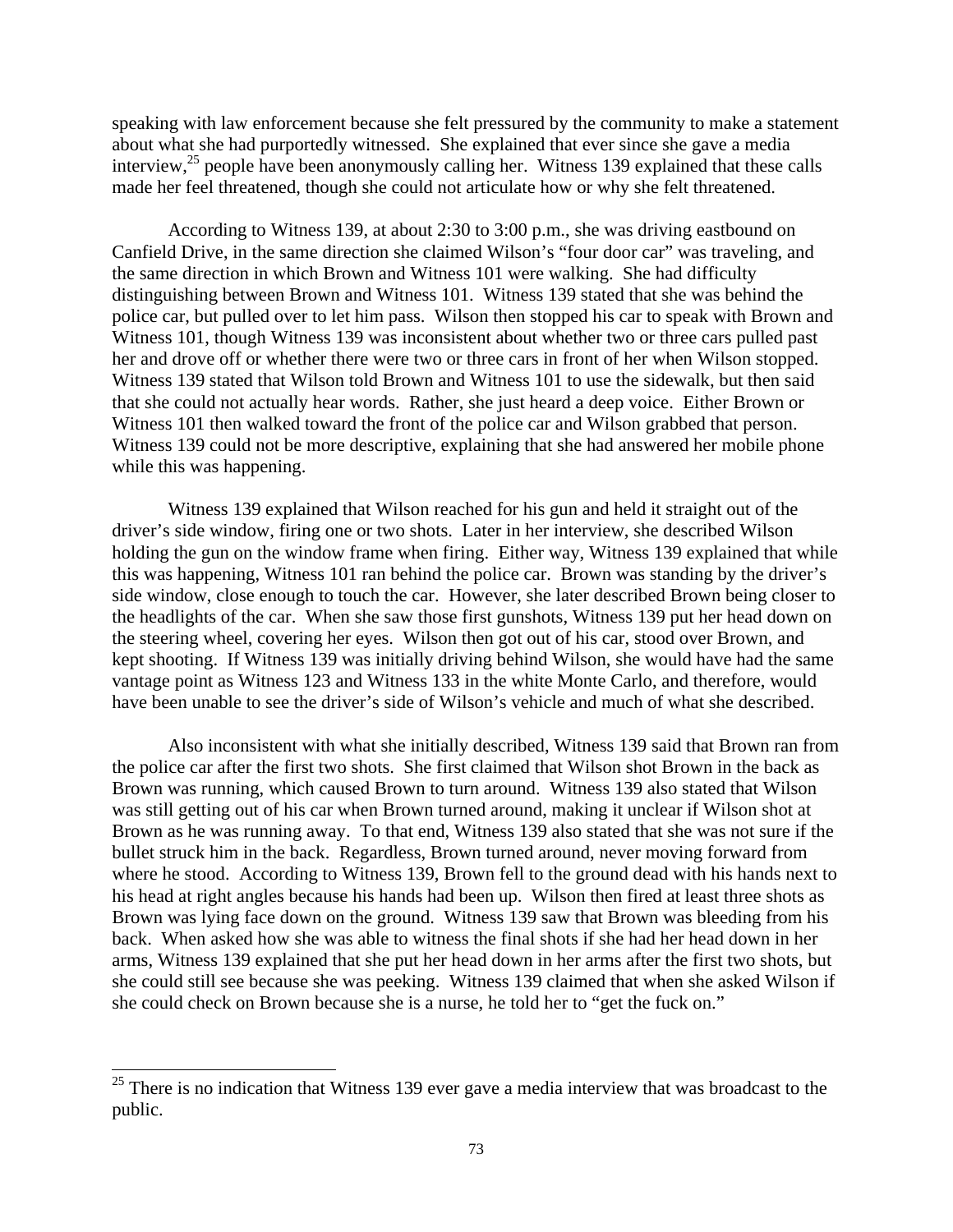speaking with law enforcement because she felt pressured by the community to make a statement about what she had purportedly witnessed. She explained that ever since she gave a media interview,[25] people have been anonymously calling her. Witness 139 explained that these calls made her feel threatened, though she could not articulate how or why she felt threatened.

According to Witness 139, at about 2:30 to 3:00 p.m., she was driving eastbound on Canfield Drive, in the same direction she claimed Wilson's "four door car" was traveling, and the same direction in which Brown and Witness 101 were walking. She had difficulty distinguishing between Brown and Witness 101. Witness 139 stated that she was behind the police car, but pulled over to let him pass. Wilson then stopped his car to speak with Brown and Witness 101, though Witness 139 was inconsistent about whether two or three cars pulled past her and drove off or whether there were two or three cars in front of her when Wilson stopped. Witness 139 stated that Wilson told Brown and Witness 101 to use the sidewalk, but then said that she could not actually hear words. Rather, she just heard a deep voice. Either Brown or Witness 101 then walked toward the front of the police car and Wilson grabbed that person. Witness 139 could not be more descriptive, explaining that she had answered her mobile phone while this was happening.

Witness 139 explained that Wilson reached for his gun and held it straight out of the driver's side window, firing one or two shots. Later in her interview, she described Wilson holding the gun on the window frame when firing. Either way, Witness 139 explained that while this was happening, Witness 101 ran behind the police car. Brown was standing by the driver's side window, close enough to touch the car. However, she later described Brown being closer to the headlights of the car. When she saw those first gunshots, Witness 139 put her head down on the steering wheel, covering her eyes. Wilson then got out of his car, stood over Brown, and kept shooting. If Witness 139 was initially driving behind Wilson, she would have had the same vantage point as Witness 123 and Witness 133 in the white Monte Carlo, and therefore, would have been unable to see the driver's side of Wilson's vehicle and much of what she described.

Also inconsistent with what she initially described, Witness 139 said that Brown ran from the police car after the first two shots. She first claimed that Wilson shot Brown in the back as Brown was running, which caused Brown to turn around. Witness 139 also stated that Wilson was still getting out of his car when Brown turned around, making it unclear if Wilson shot at Brown as he was running away. To that end, Witness 139 also stated that she was not sure if the bullet struck him in the back. Regardless, Brown turned around, never moving forward from where he stood. According to Witness 139, Brown fell to the ground dead with his hands next to his head at right angles because his hands had been up. Wilson then fired at least three shots as Brown was lying face down on the ground. Witness 139 saw that Brown was bleeding from his back. When asked how she was able to witness the final shots if she had her head down in her arms, Witness 139 explained that she put her head down in her arms after the first two shots, but she could still see because she was peeking. Witness 139 claimed that when she asked Wilson if she could check on Brown because she is a nurse, he told her to "get the fuck on."

---

[25] There is no indication that Witness 139 ever gave a media interview that was broadcast to the public.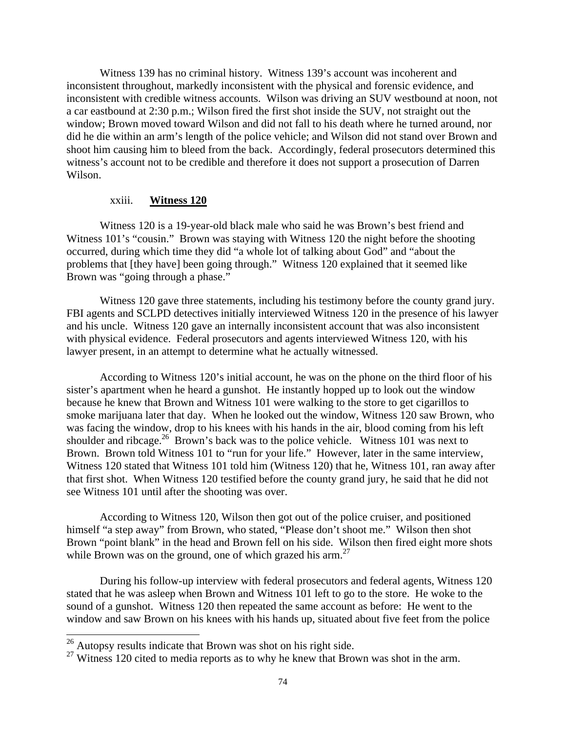Witness 139 has no criminal history. Witness 139's account was incoherent and inconsistent throughout, markedly inconsistent with the physical and forensic evidence, and inconsistent with credible witness accounts. Wilson was driving an SUV westbound at noon, not a car eastbound at 2:30 p.m.; Wilson fired the first shot inside the SUV, not straight out the window; Brown moved toward Wilson and did not fall to his death where he turned around, nor did he die within an arm's length of the police vehicle; and Wilson did not stand over Brown and shoot him causing him to bleed from the back. Accordingly, federal prosecutors determined this witness's account not to be credible and therefore it does not support a prosecution of Darren Wilson.

### xxiii. **Witness 120**

Witness 120 is a 19-year-old black male who said he was Brown's best friend and Witness 101's "cousin." Brown was staying with Witness 120 the night before the shooting occurred, during which time they did "a whole lot of talking about God" and "about the problems that [they have] been going through." Witness 120 explained that it seemed like Brown was "going through a phase."

Witness 120 gave three statements, including his testimony before the county grand jury. FBI agents and SCLPD detectives initially interviewed Witness 120 in the presence of his lawyer and his uncle. Witness 120 gave an internally inconsistent account that was also inconsistent with physical evidence. Federal prosecutors and agents interviewed Witness 120, with his lawyer present, in an attempt to determine what he actually witnessed.

According to Witness 120's initial account, he was on the phone on the third floor of his sister's apartment when he heard a gunshot. He instantly hopped up to look out the window because he knew that Brown and Witness 101 were walking to the store to get cigarillos to smoke marijuana later that day. When he looked out the window, Witness 120 saw Brown, who was facing the window, drop to his knees with his hands in the air, blood coming from his left shoulder and ribcage.[26] Brown's back was to the police vehicle. Witness 101 was next to Brown. Brown told Witness 101 to "run for your life." However, later in the same interview, Witness 120 stated that Witness 101 told him (Witness 120) that he, Witness 101, ran away after that first shot. When Witness 120 testified before the county grand jury, he said that he did not see Witness 101 until after the shooting was over.

According to Witness 120, Wilson then got out of the police cruiser, and positioned himself "a step away" from Brown, who stated, "Please don't shoot me." Wilson then shot Brown "point blank" in the head and Brown fell on his side. Wilson then fired eight more shots while Brown was on the ground, one of which grazed his arm.[27]

During his follow-up interview with federal prosecutors and federal agents, Witness 120 stated that he was asleep when Brown and Witness 101 left to go to the store. He woke to the sound of a gunshot. Witness 120 then repeated the same account as before: He went to the window and saw Brown on his knees with his hands up, situated about five feet from the police

---

[26] Autopsy results indicate that Brown was shot on his right side.

[27] Witness 120 cited to media reports as to why he knew that Brown was shot in the arm.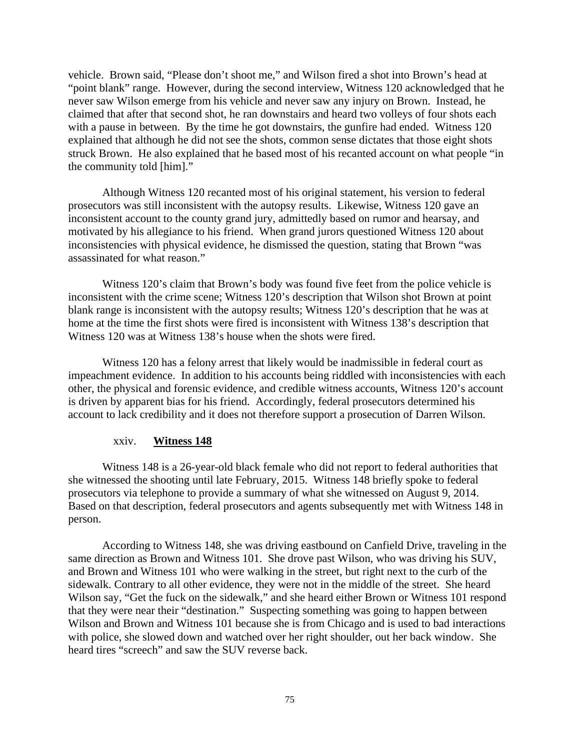vehicle. Brown said, "Please don't shoot me," and Wilson fired a shot into Brown's head at "point blank" range. However, during the second interview, Witness 120 acknowledged that he never saw Wilson emerge from his vehicle and never saw any injury on Brown. Instead, he claimed that after that second shot, he ran downstairs and heard two volleys of four shots each with a pause in between. By the time he got downstairs, the gunfire had ended. Witness 120 explained that although he did not see the shots, common sense dictates that those eight shots struck Brown. He also explained that he based most of his recanted account on what people "in the community told [him]."

Although Witness 120 recanted most of his original statement, his version to federal prosecutors was still inconsistent with the autopsy results. Likewise, Witness 120 gave an inconsistent account to the county grand jury, admittedly based on rumor and hearsay, and motivated by his allegiance to his friend. When grand jurors questioned Witness 120 about inconsistencies with physical evidence, he dismissed the question, stating that Brown "was assassinated for what reason."

Witness 120's claim that Brown's body was found five feet from the police vehicle is inconsistent with the crime scene; Witness 120's description that Wilson shot Brown at point blank range is inconsistent with the autopsy results; Witness 120's description that he was at home at the time the first shots were fired is inconsistent with Witness 138's description that Witness 120 was at Witness 138's house when the shots were fired.

Witness 120 has a felony arrest that likely would be inadmissible in federal court as impeachment evidence. In addition to his accounts being riddled with inconsistencies with each other, the physical and forensic evidence, and credible witness accounts, Witness 120's account is driven by apparent bias for his friend. Accordingly, federal prosecutors determined his account to lack credibility and it does not therefore support a prosecution of Darren Wilson.

#### xxiv. **Witness 148**

Witness 148 is a 26-year-old black female who did not report to federal authorities that she witnessed the shooting until late February, 2015. Witness 148 briefly spoke to federal prosecutors via telephone to provide a summary of what she witnessed on August 9, 2014. Based on that description, federal prosecutors and agents subsequently met with Witness 148 in person.

According to Witness 148, she was driving eastbound on Canfield Drive, traveling in the same direction as Brown and Witness 101. She drove past Wilson, who was driving his SUV, and Brown and Witness 101 who were walking in the street, but right next to the curb of the sidewalk. Contrary to all other evidence, they were not in the middle of the street. She heard Wilson say, "Get the fuck on the sidewalk," and she heard either Brown or Witness 101 respond that they were near their "destination." Suspecting something was going to happen between Wilson and Brown and Witness 101 because she is from Chicago and is used to bad interactions with police, she slowed down and watched over her right shoulder, out her back window. She heard tires "screech" and saw the SUV reverse back.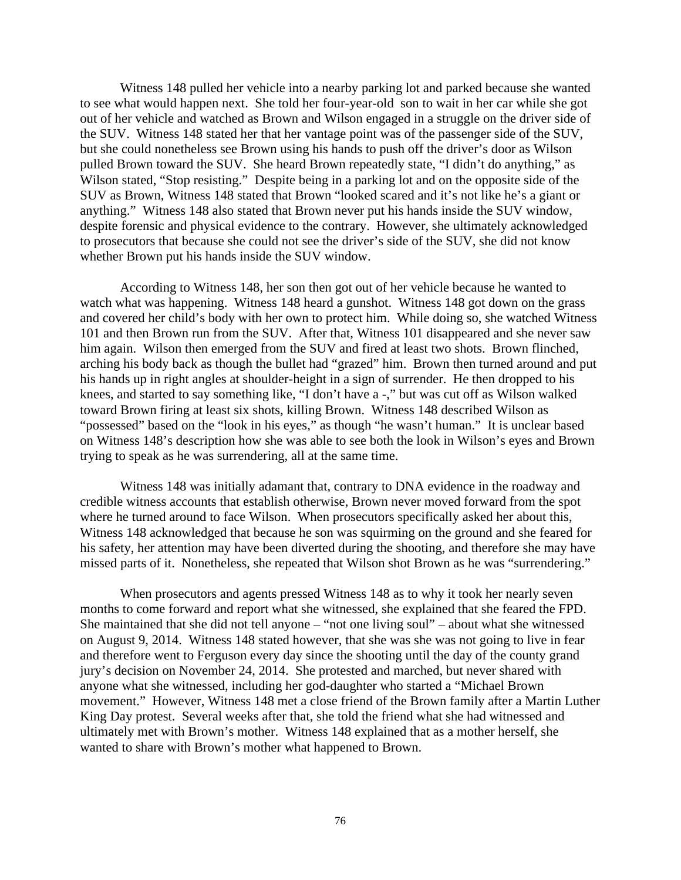Witness 148 pulled her vehicle into a nearby parking lot and parked because she wanted to see what would happen next. She told her four-year-old son to wait in her car while she got out of her vehicle and watched as Brown and Wilson engaged in a struggle on the driver side of the SUV. Witness 148 stated her that her vantage point was of the passenger side of the SUV, but she could nonetheless see Brown using his hands to push off the driver's door as Wilson pulled Brown toward the SUV. She heard Brown repeatedly state, "I didn't do anything," as Wilson stated, "Stop resisting." Despite being in a parking lot and on the opposite side of the SUV as Brown, Witness 148 stated that Brown "looked scared and it's not like he's a giant or anything." Witness 148 also stated that Brown never put his hands inside the SUV window, despite forensic and physical evidence to the contrary. However, she ultimately acknowledged to prosecutors that because she could not see the driver's side of the SUV, she did not know whether Brown put his hands inside the SUV window.

According to Witness 148, her son then got out of her vehicle because he wanted to watch what was happening. Witness 148 heard a gunshot. Witness 148 got down on the grass and covered her child's body with her own to protect him. While doing so, she watched Witness 101 and then Brown run from the SUV. After that, Witness 101 disappeared and she never saw him again. Wilson then emerged from the SUV and fired at least two shots. Brown flinched, arching his body back as though the bullet had "grazed" him. Brown then turned around and put his hands up in right angles at shoulder-height in a sign of surrender. He then dropped to his knees, and started to say something like, "I don't have a -," but was cut off as Wilson walked toward Brown firing at least six shots, killing Brown. Witness 148 described Wilson as "possessed" based on the "look in his eyes," as though "he wasn't human." It is unclear based on Witness 148's description how she was able to see both the look in Wilson's eyes and Brown trying to speak as he was surrendering, all at the same time.

Witness 148 was initially adamant that, contrary to DNA evidence in the roadway and credible witness accounts that establish otherwise, Brown never moved forward from the spot where he turned around to face Wilson. When prosecutors specifically asked her about this, Witness 148 acknowledged that because he son was squirming on the ground and she feared for his safety, her attention may have been diverted during the shooting, and therefore she may have missed parts of it. Nonetheless, she repeated that Wilson shot Brown as he was "surrendering."

When prosecutors and agents pressed Witness 148 as to why it took her nearly seven months to come forward and report what she witnessed, she explained that she feared the FPD. She maintained that she did not tell anyone – "not one living soul" – about what she witnessed on August 9, 2014. Witness 148 stated however, that she was she was not going to live in fear and therefore went to Ferguson every day since the shooting until the day of the county grand jury's decision on November 24, 2014. She protested and marched, but never shared with anyone what she witnessed, including her god-daughter who started a "Michael Brown movement." However, Witness 148 met a close friend of the Brown family after a Martin Luther King Day protest. Several weeks after that, she told the friend what she had witnessed and ultimately met with Brown's mother. Witness 148 explained that as a mother herself, she wanted to share with Brown's mother what happened to Brown.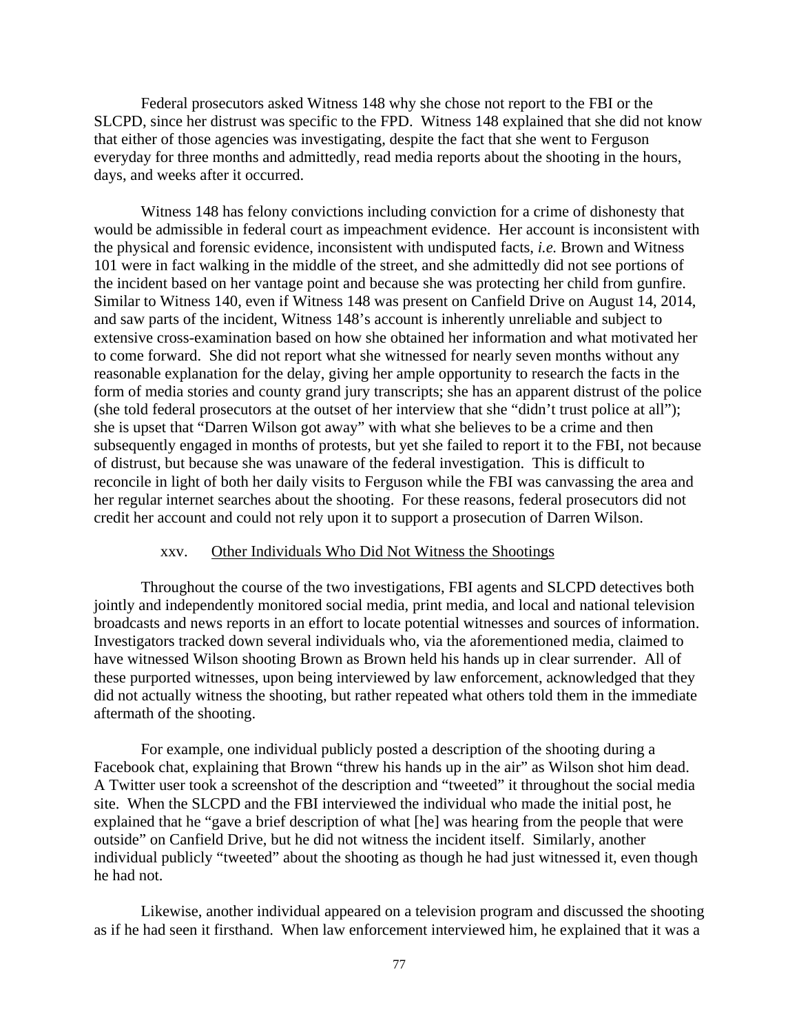Federal prosecutors asked Witness 148 why she chose not report to the FBI or the SLCPD, since her distrust was specific to the FPD. Witness 148 explained that she did not know that either of those agencies was investigating, despite the fact that she went to Ferguson everyday for three months and admittedly, read media reports about the shooting in the hours, days, and weeks after it occurred.

Witness 148 has felony convictions including conviction for a crime of dishonesty that would be admissible in federal court as impeachment evidence. Her account is inconsistent with the physical and forensic evidence, inconsistent with undisputed facts, *i.e.* Brown and Witness 101 were in fact walking in the middle of the street, and she admittedly did not see portions of the incident based on her vantage point and because she was protecting her child from gunfire. Similar to Witness 140, even if Witness 148 was present on Canfield Drive on August 14, 2014, and saw parts of the incident, Witness 148's account is inherently unreliable and subject to extensive cross-examination based on how she obtained her information and what motivated her to come forward. She did not report what she witnessed for nearly seven months without any reasonable explanation for the delay, giving her ample opportunity to research the facts in the form of media stories and county grand jury transcripts; she has an apparent distrust of the police (she told federal prosecutors at the outset of her interview that she "didn't trust police at all"); she is upset that "Darren Wilson got away" with what she believes to be a crime and then subsequently engaged in months of protests, but yet she failed to report it to the FBI, not because of distrust, but because she was unaware of the federal investigation. This is difficult to reconcile in light of both her daily visits to Ferguson while the FBI was canvassing the area and her regular internet searches about the shooting. For these reasons, federal prosecutors did not credit her account and could not rely upon it to support a prosecution of Darren Wilson.

xxv. Other Individuals Who Did Not Witness the Shootings

Throughout the course of the two investigations, FBI agents and SLCPD detectives both jointly and independently monitored social media, print media, and local and national television broadcasts and news reports in an effort to locate potential witnesses and sources of information. Investigators tracked down several individuals who, via the aforementioned media, claimed to have witnessed Wilson shooting Brown as Brown held his hands up in clear surrender. All of these purported witnesses, upon being interviewed by law enforcement, acknowledged that they did not actually witness the shooting, but rather repeated what others told them in the immediate aftermath of the shooting.

For example, one individual publicly posted a description of the shooting during a Facebook chat, explaining that Brown "threw his hands up in the air" as Wilson shot him dead. A Twitter user took a screenshot of the description and "tweeted" it throughout the social media site. When the SLCPD and the FBI interviewed the individual who made the initial post, he explained that he "gave a brief description of what [he] was hearing from the people that were outside" on Canfield Drive, but he did not witness the incident itself. Similarly, another individual publicly "tweeted" about the shooting as though he had just witnessed it, even though he had not.

Likewise, another individual appeared on a television program and discussed the shooting as if he had seen it firsthand. When law enforcement interviewed him, he explained that it was a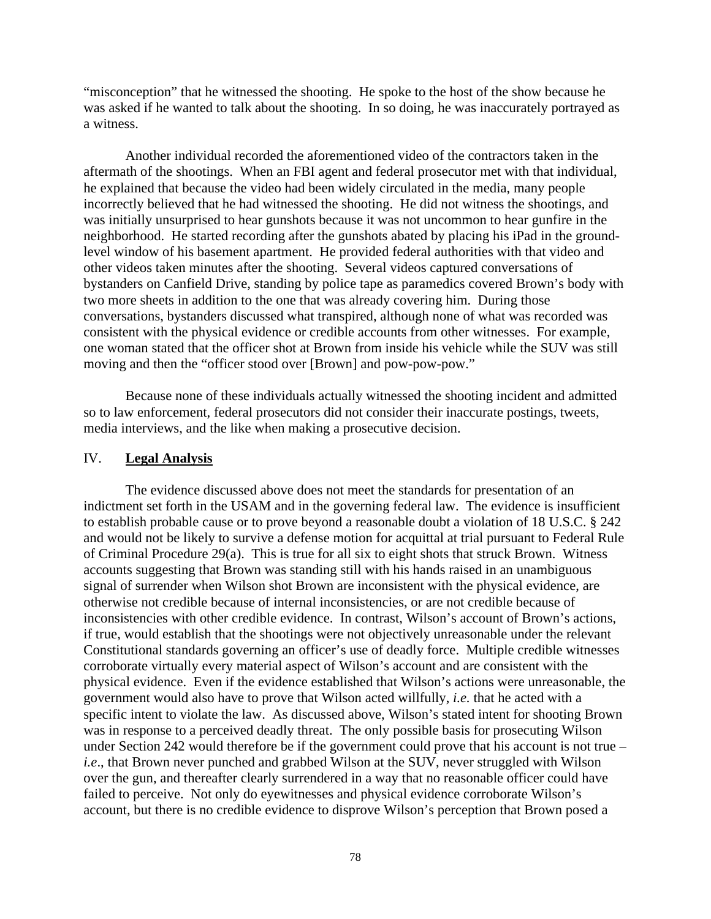"misconception" that he witnessed the shooting. He spoke to the host of the show because he was asked if he wanted to talk about the shooting. In so doing, he was inaccurately portrayed as a witness.

Another individual recorded the aforementioned video of the contractors taken in the aftermath of the shootings. When an FBI agent and federal prosecutor met with that individual, he explained that because the video had been widely circulated in the media, many people incorrectly believed that he had witnessed the shooting. He did not witness the shootings, and was initially unsurprised to hear gunshots because it was not uncommon to hear gunfire in the neighborhood. He started recording after the gunshots abated by placing his iPad in the ground-level window of his basement apartment. He provided federal authorities with that video and other videos taken minutes after the shooting. Several videos captured conversations of bystanders on Canfield Drive, standing by police tape as paramedics covered Brown's body with two more sheets in addition to the one that was already covering him. During those conversations, bystanders discussed what transpired, although none of what was recorded was consistent with the physical evidence or credible accounts from other witnesses. For example, one woman stated that the officer shot at Brown from inside his vehicle while the SUV was still moving and then the "officer stood over [Brown] and pow-pow-pow."

Because none of these individuals actually witnessed the shooting incident and admitted so to law enforcement, federal prosecutors did not consider their inaccurate postings, tweets, media interviews, and the like when making a prosecutive decision.

## IV. **Legal Analysis**

The evidence discussed above does not meet the standards for presentation of an indictment set forth in the USAM and in the governing federal law. The evidence is insufficient to establish probable cause or to prove beyond a reasonable doubt a violation of 18 U.S.C. § 242 and would not be likely to survive a defense motion for acquittal at trial pursuant to Federal Rule of Criminal Procedure 29(a). This is true for all six to eight shots that struck Brown. Witness accounts suggesting that Brown was standing still with his hands raised in an unambiguous signal of surrender when Wilson shot Brown are inconsistent with the physical evidence, are otherwise not credible because of internal inconsistencies, or are not credible because of inconsistencies with other credible evidence. In contrast, Wilson's account of Brown's actions, if true, would establish that the shootings were not objectively unreasonable under the relevant Constitutional standards governing an officer's use of deadly force. Multiple credible witnesses corroborate virtually every material aspect of Wilson's account and are consistent with the physical evidence. Even if the evidence established that Wilson's actions were unreasonable, the government would also have to prove that Wilson acted willfully, *i.e.* that he acted with a specific intent to violate the law. As discussed above, Wilson's stated intent for shooting Brown was in response to a perceived deadly threat. The only possible basis for prosecuting Wilson under Section 242 would therefore be if the government could prove that his account is not true – *i.e.*, that Brown never punched and grabbed Wilson at the SUV, never struggled with Wilson over the gun, and thereafter clearly surrendered in a way that no reasonable officer could have failed to perceive. Not only do eyewitnesses and physical evidence corroborate Wilson's account, but there is no credible evidence to disprove Wilson's perception that Brown posed a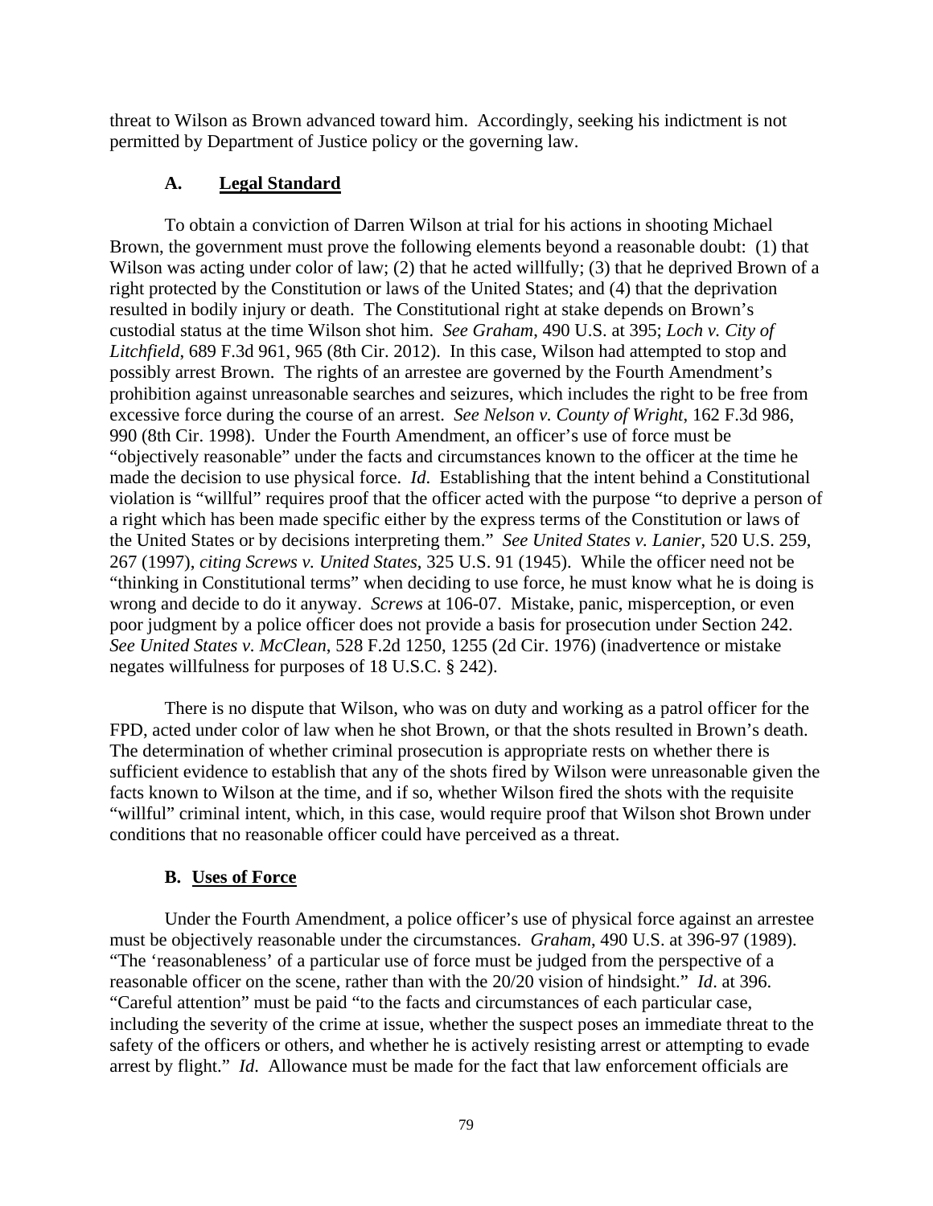threat to Wilson as Brown advanced toward him. Accordingly, seeking his indictment is not permitted by Department of Justice policy or the governing law.

### A. <u>Legal Standard</u>

To obtain a conviction of Darren Wilson at trial for his actions in shooting Michael Brown, the government must prove the following elements beyond a reasonable doubt: (1) that Wilson was acting under color of law; (2) that he acted willfully; (3) that he deprived Brown of a right protected by the Constitution or laws of the United States; and (4) that the deprivation resulted in bodily injury or death. The Constitutional right at stake depends on Brown's custodial status at the time Wilson shot him. *See Graham*, 490 U.S. at 395; *Loch v. City of Litchfield*, 689 F.3d 961, 965 (8th Cir. 2012). In this case, Wilson had attempted to stop and possibly arrest Brown. The rights of an arrestee are governed by the Fourth Amendment's prohibition against unreasonable searches and seizures, which includes the right to be free from excessive force during the course of an arrest. *See Nelson v. County of Wright*, 162 F.3d 986, 990 (8th Cir. 1998). Under the Fourth Amendment, an officer's use of force must be "objectively reasonable" under the facts and circumstances known to the officer at the time he made the decision to use physical force. *Id.* Establishing that the intent behind a Constitutional violation is "willful" requires proof that the officer acted with the purpose "to deprive a person of a right which has been made specific either by the express terms of the Constitution or laws of the United States or by decisions interpreting them." *See United States v. Lanier*, 520 U.S. 259, 267 (1997), *citing Screws v. United States*, 325 U.S. 91 (1945). While the officer need not be "thinking in Constitutional terms" when deciding to use force, he must know what he is doing is wrong and decide to do it anyway. *Screws* at 106-07. Mistake, panic, misperception, or even poor judgment by a police officer does not provide a basis for prosecution under Section 242. *See United States v. McClean*, 528 F.2d 1250, 1255 (2d Cir. 1976) (inadvertence or mistake negates willfulness for purposes of 18 U.S.C. § 242).

There is no dispute that Wilson, who was on duty and working as a patrol officer for the FPD, acted under color of law when he shot Brown, or that the shots resulted in Brown's death. The determination of whether criminal prosecution is appropriate rests on whether there is sufficient evidence to establish that any of the shots fired by Wilson were unreasonable given the facts known to Wilson at the time, and if so, whether Wilson fired the shots with the requisite "willful" criminal intent, which, in this case, would require proof that Wilson shot Brown under conditions that no reasonable officer could have perceived as a threat.

### B. <u>Uses of Force</u>

Under the Fourth Amendment, a police officer's use of physical force against an arrestee must be objectively reasonable under the circumstances. *Graham*, 490 U.S. at 396-97 (1989). "The 'reasonableness' of a particular use of force must be judged from the perspective of a reasonable officer on the scene, rather than with the 20/20 vision of hindsight." *Id*. at 396. "Careful attention" must be paid "to the facts and circumstances of each particular case, including the severity of the crime at issue, whether the suspect poses an immediate threat to the safety of the officers or others, and whether he is actively resisting arrest or attempting to evade arrest by flight." *Id*. Allowance must be made for the fact that law enforcement officials are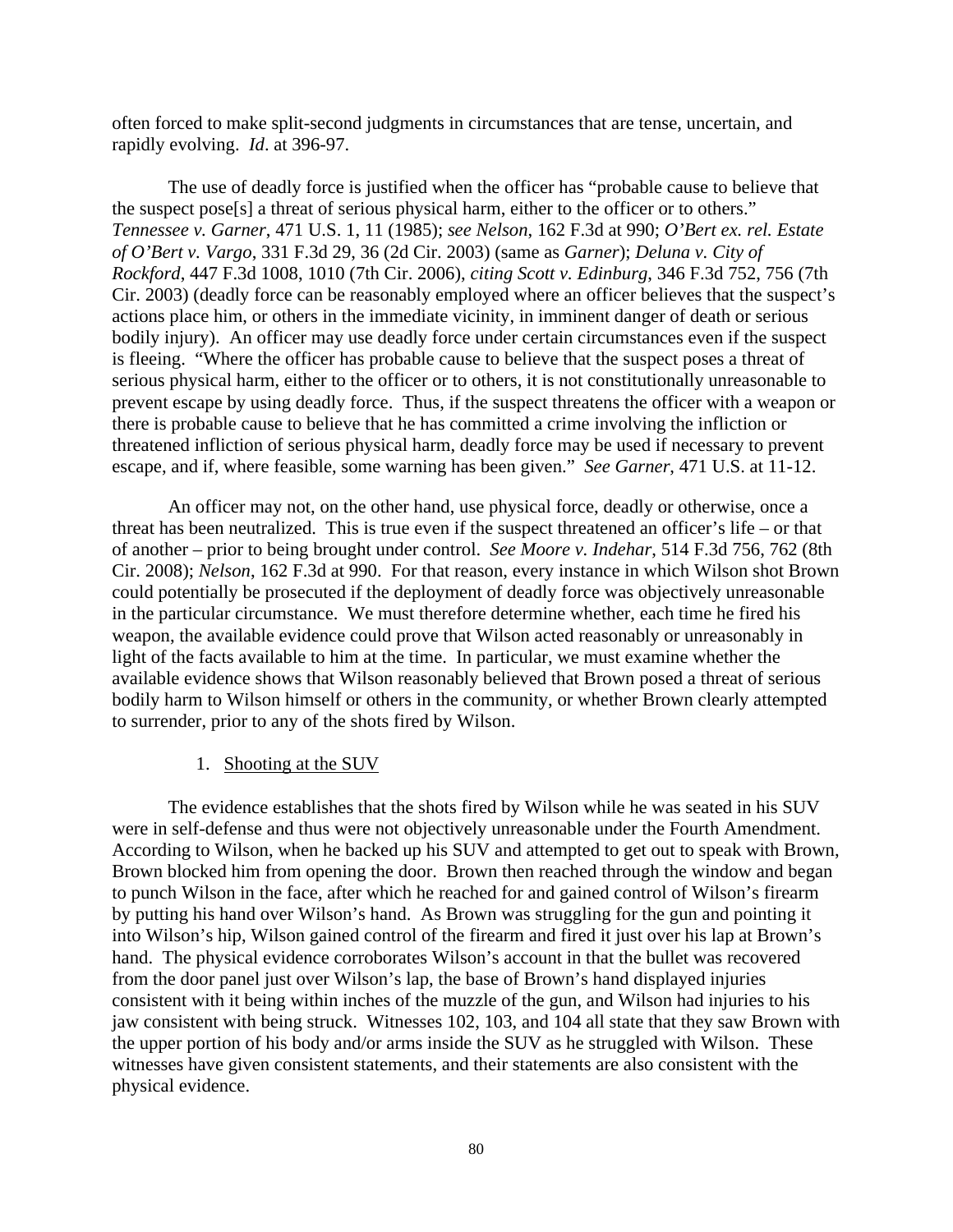often forced to make split-second judgments in circumstances that are tense, uncertain, and rapidly evolving. *Id*. at 396-97.

The use of deadly force is justified when the officer has "probable cause to believe that the suspect pose[s] a threat of serious physical harm, either to the officer or to others." *Tennessee v. Garner*, 471 U.S. 1, 11 (1985); *see Nelson*, 162 F.3d at 990; *O'Bert ex. rel. Estate of O'Bert v. Vargo*, 331 F.3d 29, 36 (2d Cir. 2003) (same as *Garner*); *Deluna v. City of Rockford*, 447 F.3d 1008, 1010 (7th Cir. 2006), *citing Scott v. Edinburg*, 346 F.3d 752, 756 (7th Cir. 2003) (deadly force can be reasonably employed where an officer believes that the suspect's actions place him, or others in the immediate vicinity, in imminent danger of death or serious bodily injury). An officer may use deadly force under certain circumstances even if the suspect is fleeing. "Where the officer has probable cause to believe that the suspect poses a threat of serious physical harm, either to the officer or to others, it is not constitutionally unreasonable to prevent escape by using deadly force. Thus, if the suspect threatens the officer with a weapon or there is probable cause to believe that he has committed a crime involving the infliction or threatened infliction of serious physical harm, deadly force may be used if necessary to prevent escape, and if, where feasible, some warning has been given." *See Garner*, 471 U.S. at 11-12.

An officer may not, on the other hand, use physical force, deadly or otherwise, once a threat has been neutralized. This is true even if the suspect threatened an officer's life – or that of another – prior to being brought under control. *See Moore v. Indehar*, 514 F.3d 756, 762 (8th Cir. 2008); *Nelson*, 162 F.3d at 990. For that reason, every instance in which Wilson shot Brown could potentially be prosecuted if the deployment of deadly force was objectively unreasonable in the particular circumstance. We must therefore determine whether, each time he fired his weapon, the available evidence could prove that Wilson acted reasonably or unreasonably in light of the facts available to him at the time. In particular, we must examine whether the available evidence shows that Wilson reasonably believed that Brown posed a threat of serious bodily harm to Wilson himself or others in the community, or whether Brown clearly attempted to surrender, prior to any of the shots fired by Wilson.

1. Shooting at the SUV

The evidence establishes that the shots fired by Wilson while he was seated in his SUV were in self-defense and thus were not objectively unreasonable under the Fourth Amendment. According to Wilson, when he backed up his SUV and attempted to get out to speak with Brown, Brown blocked him from opening the door. Brown then reached through the window and began to punch Wilson in the face, after which he reached for and gained control of Wilson's firearm by putting his hand over Wilson's hand. As Brown was struggling for the gun and pointing it into Wilson's hip, Wilson gained control of the firearm and fired it just over his lap at Brown's hand. The physical evidence corroborates Wilson's account in that the bullet was recovered from the door panel just over Wilson's lap, the base of Brown's hand displayed injuries consistent with it being within inches of the muzzle of the gun, and Wilson had injuries to his jaw consistent with being struck. Witnesses 102, 103, and 104 all state that they saw Brown with the upper portion of his body and/or arms inside the SUV as he struggled with Wilson. These witnesses have given consistent statements, and their statements are also consistent with the physical evidence.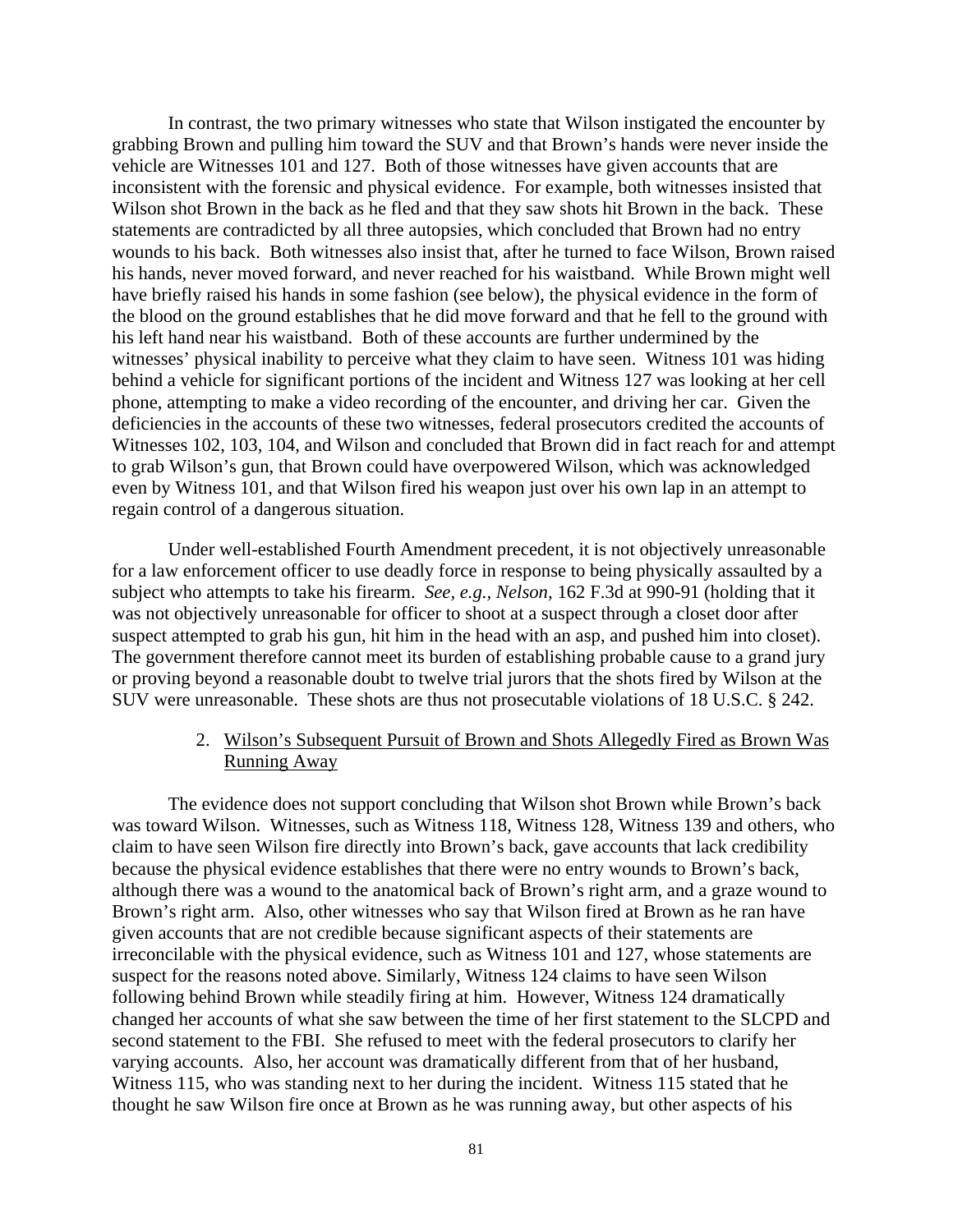In contrast, the two primary witnesses who state that Wilson instigated the encounter by grabbing Brown and pulling him toward the SUV and that Brown's hands were never inside the vehicle are Witnesses 101 and 127. Both of those witnesses have given accounts that are inconsistent with the forensic and physical evidence. For example, both witnesses insisted that Wilson shot Brown in the back as he fled and that they saw shots hit Brown in the back. These statements are contradicted by all three autopsies, which concluded that Brown had no entry wounds to his back. Both witnesses also insist that, after he turned to face Wilson, Brown raised his hands, never moved forward, and never reached for his waistband. While Brown might well have briefly raised his hands in some fashion (see below), the physical evidence in the form of the blood on the ground establishes that he did move forward and that he fell to the ground with his left hand near his waistband. Both of these accounts are further undermined by the witnesses' physical inability to perceive what they claim to have seen. Witness 101 was hiding behind a vehicle for significant portions of the incident and Witness 127 was looking at her cell phone, attempting to make a video recording of the encounter, and driving her car. Given the deficiencies in the accounts of these two witnesses, federal prosecutors credited the accounts of Witnesses 102, 103, 104, and Wilson and concluded that Brown did in fact reach for and attempt to grab Wilson's gun, that Brown could have overpowered Wilson, which was acknowledged even by Witness 101, and that Wilson fired his weapon just over his own lap in an attempt to regain control of a dangerous situation.

Under well-established Fourth Amendment precedent, it is not objectively unreasonable for a law enforcement officer to use deadly force in response to being physically assaulted by a subject who attempts to take his firearm. *See, e.g., Nelson,* 162 F.3d at 990-91 (holding that it was not objectively unreasonable for officer to shoot at a suspect through a closet door after suspect attempted to grab his gun, hit him in the head with an asp, and pushed him into closet). The government therefore cannot meet its burden of establishing probable cause to a grand jury or proving beyond a reasonable doubt to twelve trial jurors that the shots fired by Wilson at the SUV were unreasonable. These shots are thus not prosecutable violations of 18 U.S.C. § 242.

2. <u>Wilson's Subsequent Pursuit of Brown and Shots Allegedly Fired as Brown Was Running Away</u>

The evidence does not support concluding that Wilson shot Brown while Brown's back was toward Wilson. Witnesses, such as Witness 118, Witness 128, Witness 139 and others, who claim to have seen Wilson fire directly into Brown's back, gave accounts that lack credibility because the physical evidence establishes that there were no entry wounds to Brown's back, although there was a wound to the anatomical back of Brown's right arm, and a graze wound to Brown's right arm. Also, other witnesses who say that Wilson fired at Brown as he ran have given accounts that are not credible because significant aspects of their statements are irreconcilable with the physical evidence, such as Witness 101 and 127, whose statements are suspect for the reasons noted above. Similarly, Witness 124 claims to have seen Wilson following behind Brown while steadily firing at him. However, Witness 124 dramatically changed her accounts of what she saw between the time of her first statement to the SLCPD and second statement to the FBI. She refused to meet with the federal prosecutors to clarify her varying accounts. Also, her account was dramatically different from that of her husband, Witness 115, who was standing next to her during the incident. Witness 115 stated that he thought he saw Wilson fire once at Brown as he was running away, but other aspects of his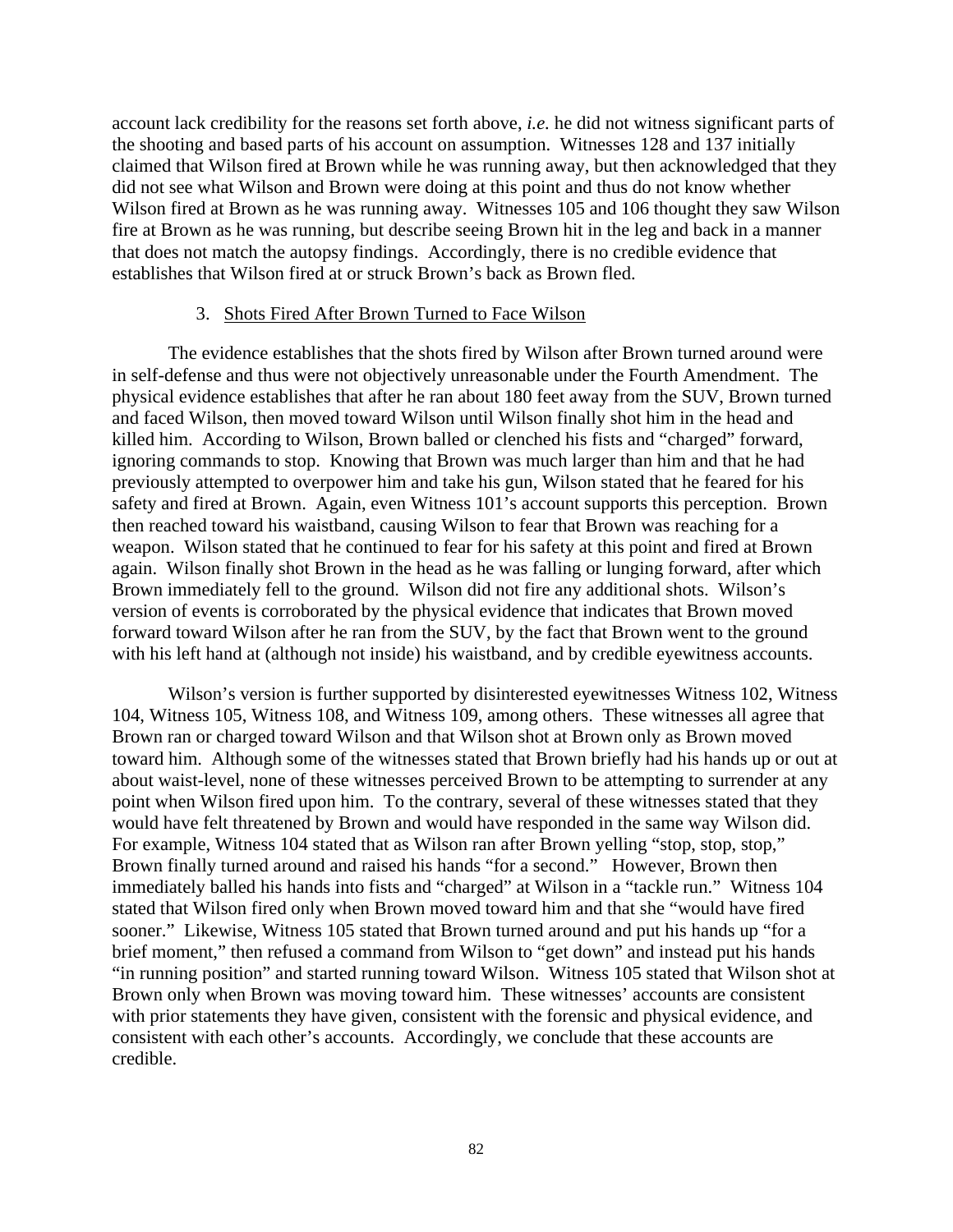account lack credibility for the reasons set forth above, *i.e.* he did not witness significant parts of the shooting and based parts of his account on assumption. Witnesses 128 and 137 initially claimed that Wilson fired at Brown while he was running away, but then acknowledged that they did not see what Wilson and Brown were doing at this point and thus do not know whether Wilson fired at Brown as he was running away. Witnesses 105 and 106 thought they saw Wilson fire at Brown as he was running, but describe seeing Brown hit in the leg and back in a manner that does not match the autopsy findings. Accordingly, there is no credible evidence that establishes that Wilson fired at or struck Brown's back as Brown fled.

### 3. Shots Fired After Brown Turned to Face Wilson

The evidence establishes that the shots fired by Wilson after Brown turned around were in self-defense and thus were not objectively unreasonable under the Fourth Amendment. The physical evidence establishes that after he ran about 180 feet away from the SUV, Brown turned and faced Wilson, then moved toward Wilson until Wilson finally shot him in the head and killed him. According to Wilson, Brown balled or clenched his fists and "charged" forward, ignoring commands to stop. Knowing that Brown was much larger than him and that he had previously attempted to overpower him and take his gun, Wilson stated that he feared for his safety and fired at Brown. Again, even Witness 101's account supports this perception. Brown then reached toward his waistband, causing Wilson to fear that Brown was reaching for a weapon. Wilson stated that he continued to fear for his safety at this point and fired at Brown again. Wilson finally shot Brown in the head as he was falling or lunging forward, after which Brown immediately fell to the ground. Wilson did not fire any additional shots. Wilson's version of events is corroborated by the physical evidence that indicates that Brown moved forward toward Wilson after he ran from the SUV, by the fact that Brown went to the ground with his left hand at (although not inside) his waistband, and by credible eyewitness accounts.

Wilson's version is further supported by disinterested eyewitnesses Witness 102, Witness 104, Witness 105, Witness 108, and Witness 109, among others. These witnesses all agree that Brown ran or charged toward Wilson and that Wilson shot at Brown only as Brown moved toward him. Although some of the witnesses stated that Brown briefly had his hands up or out at about waist-level, none of these witnesses perceived Brown to be attempting to surrender at any point when Wilson fired upon him. To the contrary, several of these witnesses stated that they would have felt threatened by Brown and would have responded in the same way Wilson did. For example, Witness 104 stated that as Wilson ran after Brown yelling "stop, stop, stop," Brown finally turned around and raised his hands "for a second." However, Brown then immediately balled his hands into fists and "charged" at Wilson in a "tackle run." Witness 104 stated that Wilson fired only when Brown moved toward him and that she "would have fired sooner." Likewise, Witness 105 stated that Brown turned around and put his hands up "for a brief moment," then refused a command from Wilson to "get down" and instead put his hands "in running position" and started running toward Wilson. Witness 105 stated that Wilson shot at Brown only when Brown was moving toward him. These witnesses' accounts are consistent with prior statements they have given, consistent with the forensic and physical evidence, and consistent with each other's accounts. Accordingly, we conclude that these accounts are credible.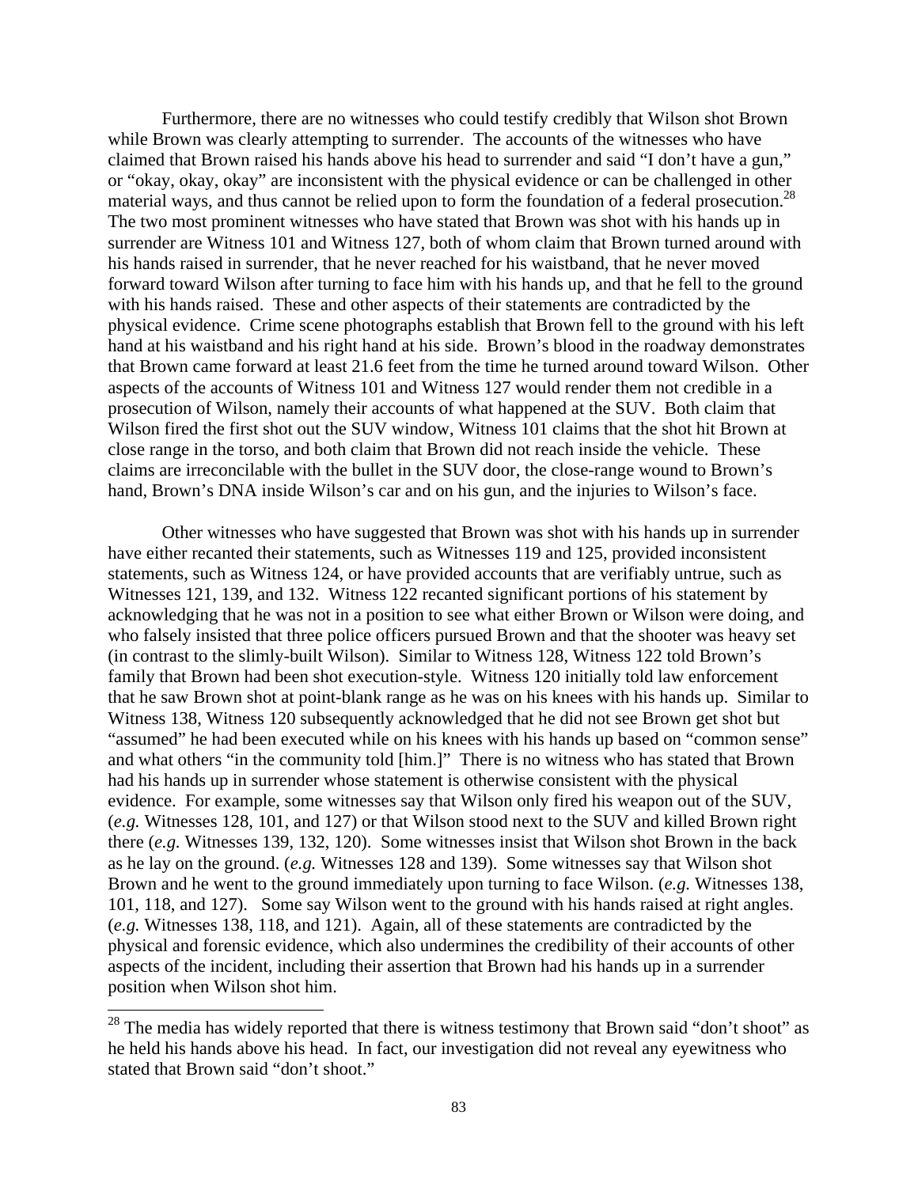Furthermore, there are no witnesses who could testify credibly that Wilson shot Brown while Brown was clearly attempting to surrender. The accounts of the witnesses who have claimed that Brown raised his hands above his head to surrender and said "I don't have a gun," or "okay, okay, okay" are inconsistent with the physical evidence or can be challenged in other material ways, and thus cannot be relied upon to form the foundation of a federal prosecution.[28] The two most prominent witnesses who have stated that Brown was shot with his hands up in surrender are Witness 101 and Witness 127, both of whom claim that Brown turned around with his hands raised in surrender, that he never reached for his waistband, that he never moved forward toward Wilson after turning to face him with his hands up, and that he fell to the ground with his hands raised. These and other aspects of their statements are contradicted by the physical evidence. Crime scene photographs establish that Brown fell to the ground with his left hand at his waistband and his right hand at his side. Brown's blood in the roadway demonstrates that Brown came forward at least 21.6 feet from the time he turned around toward Wilson. Other aspects of the accounts of Witness 101 and Witness 127 would render them not credible in a prosecution of Wilson, namely their accounts of what happened at the SUV. Both claim that Wilson fired the first shot out the SUV window, Witness 101 claims that the shot hit Brown at close range in the torso, and both claim that Brown did not reach inside the vehicle. These claims are irreconcilable with the bullet in the SUV door, the close-range wound to Brown's hand, Brown's DNA inside Wilson's car and on his gun, and the injuries to Wilson's face.

Other witnesses who have suggested that Brown was shot with his hands up in surrender have either recanted their statements, such as Witnesses 119 and 125, provided inconsistent statements, such as Witness 124, or have provided accounts that are verifiably untrue, such as Witnesses 121, 139, and 132. Witness 122 recanted significant portions of his statement by acknowledging that he was not in a position to see what either Brown or Wilson were doing, and who falsely insisted that three police officers pursued Brown and that the shooter was heavy set (in contrast to the slimly-built Wilson). Similar to Witness 128, Witness 122 told Brown's family that Brown had been shot execution-style. Witness 120 initially told law enforcement that he saw Brown shot at point-blank range as he was on his knees with his hands up. Similar to Witness 138, Witness 120 subsequently acknowledged that he did not see Brown get shot but "assumed" he had been executed while on his knees with his hands up based on "common sense" and what others "in the community told [him.]" There is no witness who has stated that Brown had his hands up in surrender whose statement is otherwise consistent with the physical evidence. For example, some witnesses say that Wilson only fired his weapon out of the SUV, (*e.g.* Witnesses 128, 101, and 127) or that Wilson stood next to the SUV and killed Brown right there (*e.g.* Witnesses 139, 132, 120). Some witnesses insist that Wilson shot Brown in the back as he lay on the ground. (*e.g.* Witnesses 128 and 139). Some witnesses say that Wilson shot Brown and he went to the ground immediately upon turning to face Wilson. (*e.g.* Witnesses 138, 101, 118, and 127). Some say Wilson went to the ground with his hands raised at right angles. (*e.g.* Witnesses 138, 118, and 121). Again, all of these statements are contradicted by the physical and forensic evidence, which also undermines the credibility of their accounts of other aspects of the incident, including their assertion that Brown had his hands up in a surrender position when Wilson shot him.

[28] The media has widely reported that there is witness testimony that Brown said "don't shoot" as he held his hands above his head. In fact, our investigation did not reveal any eyewitness who stated that Brown said "don't shoot."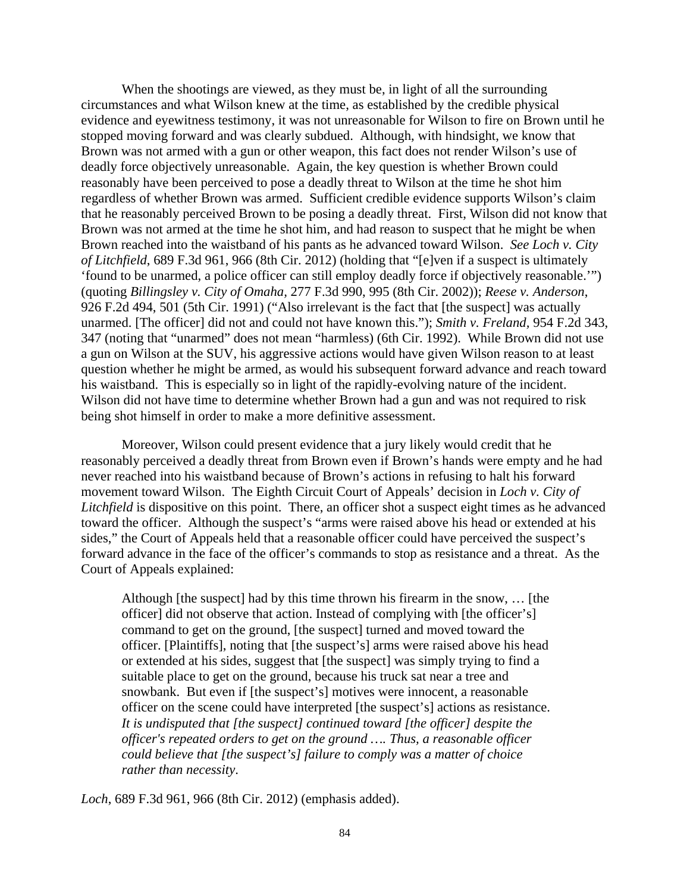When the shootings are viewed, as they must be, in light of all the surrounding circumstances and what Wilson knew at the time, as established by the credible physical evidence and eyewitness testimony, it was not unreasonable for Wilson to fire on Brown until he stopped moving forward and was clearly subdued. Although, with hindsight, we know that Brown was not armed with a gun or other weapon, this fact does not render Wilson's use of deadly force objectively unreasonable. Again, the key question is whether Brown could reasonably have been perceived to pose a deadly threat to Wilson at the time he shot him regardless of whether Brown was armed. Sufficient credible evidence supports Wilson's claim that he reasonably perceived Brown to be posing a deadly threat. First, Wilson did not know that Brown was not armed at the time he shot him, and had reason to suspect that he might be when Brown reached into the waistband of his pants as he advanced toward Wilson. *See Loch v. City of Litchfield*, 689 F.3d 961, 966 (8th Cir. 2012) (holding that "[e]ven if a suspect is ultimately 'found to be unarmed, a police officer can still employ deadly force if objectively reasonable.'") (quoting *Billingsley v. City of Omaha*, 277 F.3d 990, 995 (8th Cir. 2002)); *Reese v. Anderson*, 926 F.2d 494, 501 (5th Cir. 1991) ("Also irrelevant is the fact that [the suspect] was actually unarmed. [The officer] did not and could not have known this."); *Smith v. Freland*, 954 F.2d 343, 347 (noting that "unarmed" does not mean "harmless) (6th Cir. 1992). While Brown did not use a gun on Wilson at the SUV, his aggressive actions would have given Wilson reason to at least question whether he might be armed, as would his subsequent forward advance and reach toward his waistband. This is especially so in light of the rapidly-evolving nature of the incident. Wilson did not have time to determine whether Brown had a gun and was not required to risk being shot himself in order to make a more definitive assessment.

Moreover, Wilson could present evidence that a jury likely would credit that he reasonably perceived a deadly threat from Brown even if Brown's hands were empty and he had never reached into his waistband because of Brown's actions in refusing to halt his forward movement toward Wilson. The Eighth Circuit Court of Appeals' decision in *Loch v. City of Litchfield* is dispositive on this point. There, an officer shot a suspect eight times as he advanced toward the officer. Although the suspect's "arms were raised above his head or extended at his sides," the Court of Appeals held that a reasonable officer could have perceived the suspect's forward advance in the face of the officer's commands to stop as resistance and a threat. As the Court of Appeals explained:

> Although [the suspect] had by this time thrown his firearm in the snow, … [the officer] did not observe that action. Instead of complying with [the officer's] command to get on the ground, [the suspect] turned and moved toward the officer. [Plaintiffs], noting that [the suspect's] arms were raised above his head or extended at his sides, suggest that [the suspect] was simply trying to find a suitable place to get on the ground, because his truck sat near a tree and snowbank. But even if [the suspect's] motives were innocent, a reasonable officer on the scene could have interpreted [the suspect's] actions as resistance. *It is undisputed that [the suspect] continued toward [the officer] despite the officer's repeated orders to get on the ground …. Thus, a reasonable officer could believe that [the suspect's] failure to comply was a matter of choice rather than necessity*.

*Loch*, 689 F.3d 961, 966 (8th Cir. 2012) (emphasis added).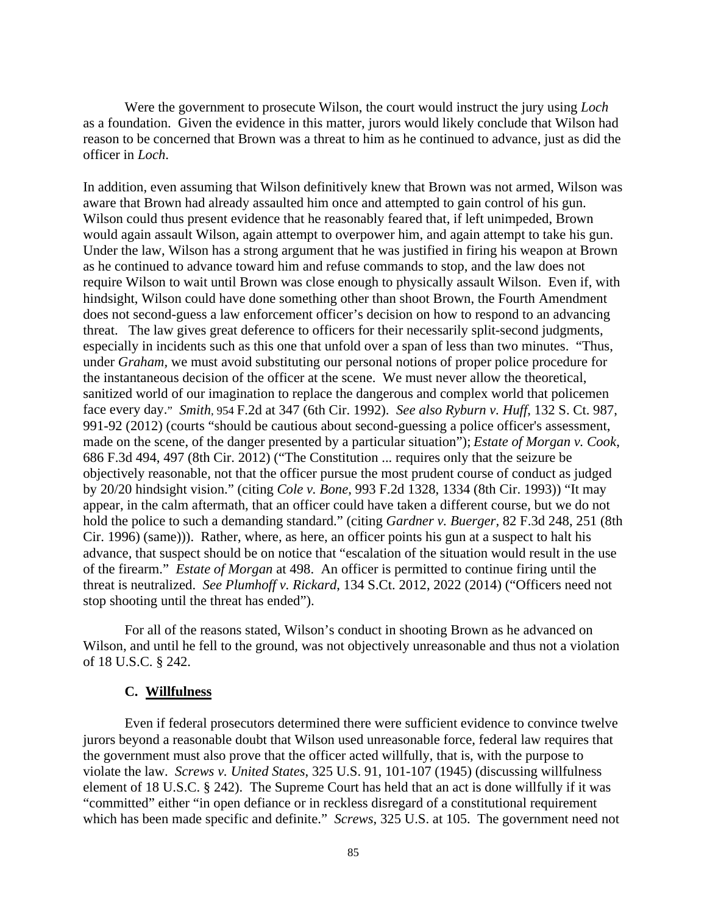Were the government to prosecute Wilson, the court would instruct the jury using *Loch* as a foundation. Given the evidence in this matter, jurors would likely conclude that Wilson had reason to be concerned that Brown was a threat to him as he continued to advance, just as did the officer in *Loch*.

In addition, even assuming that Wilson definitively knew that Brown was not armed, Wilson was aware that Brown had already assaulted him once and attempted to gain control of his gun. Wilson could thus present evidence that he reasonably feared that, if left unimpeded, Brown would again assault Wilson, again attempt to overpower him, and again attempt to take his gun. Under the law, Wilson has a strong argument that he was justified in firing his weapon at Brown as he continued to advance toward him and refuse commands to stop, and the law does not require Wilson to wait until Brown was close enough to physically assault Wilson. Even if, with hindsight, Wilson could have done something other than shoot Brown, the Fourth Amendment does not second-guess a law enforcement officer's decision on how to respond to an advancing threat. The law gives great deference to officers for their necessarily split-second judgments, especially in incidents such as this one that unfold over a span of less than two minutes. "Thus, under *Graham*, we must avoid substituting our personal notions of proper police procedure for the instantaneous decision of the officer at the scene. We must never allow the theoretical, sanitized world of our imagination to replace the dangerous and complex world that policemen face every day." *Smith*, 954 F.2d at 347 (6th Cir. 1992). *See also Ryburn v. Huff*, 132 S. Ct. 987, 991-92 (2012) (courts "should be cautious about second-guessing a police officer's assessment, made on the scene, of the danger presented by a particular situation"); *Estate of Morgan v. Cook*, 686 F.3d 494, 497 (8th Cir. 2012) ("The Constitution ... requires only that the seizure be objectively reasonable, not that the officer pursue the most prudent course of conduct as judged by 20/20 hindsight vision." (citing *Cole v. Bone*, 993 F.2d 1328, 1334 (8th Cir. 1993)) "It may appear, in the calm aftermath, that an officer could have taken a different course, but we do not hold the police to such a demanding standard." (citing *Gardner v. Buerger*, 82 F.3d 248, 251 (8th Cir. 1996) (same))). Rather, where, as here, an officer points his gun at a suspect to halt his advance, that suspect should be on notice that "escalation of the situation would result in the use of the firearm." *Estate of Morgan* at 498. An officer is permitted to continue firing until the threat is neutralized. *See Plumhoff v. Rickard*, 134 S.Ct. 2012, 2022 (2014) ("Officers need not stop shooting until the threat has ended").

For all of the reasons stated, Wilson's conduct in shooting Brown as he advanced on Wilson, and until he fell to the ground, was not objectively unreasonable and thus not a violation of 18 U.S.C. § 242.

### C. Willfulness

Even if federal prosecutors determined there were sufficient evidence to convince twelve jurors beyond a reasonable doubt that Wilson used unreasonable force, federal law requires that the government must also prove that the officer acted willfully, that is, with the purpose to violate the law. *Screws v. United States*, 325 U.S. 91, 101-107 (1945) (discussing willfulness element of 18 U.S.C. § 242). The Supreme Court has held that an act is done willfully if it was "committed" either "in open defiance or in reckless disregard of a constitutional requirement which has been made specific and definite." *Screws*, 325 U.S. at 105. The government need not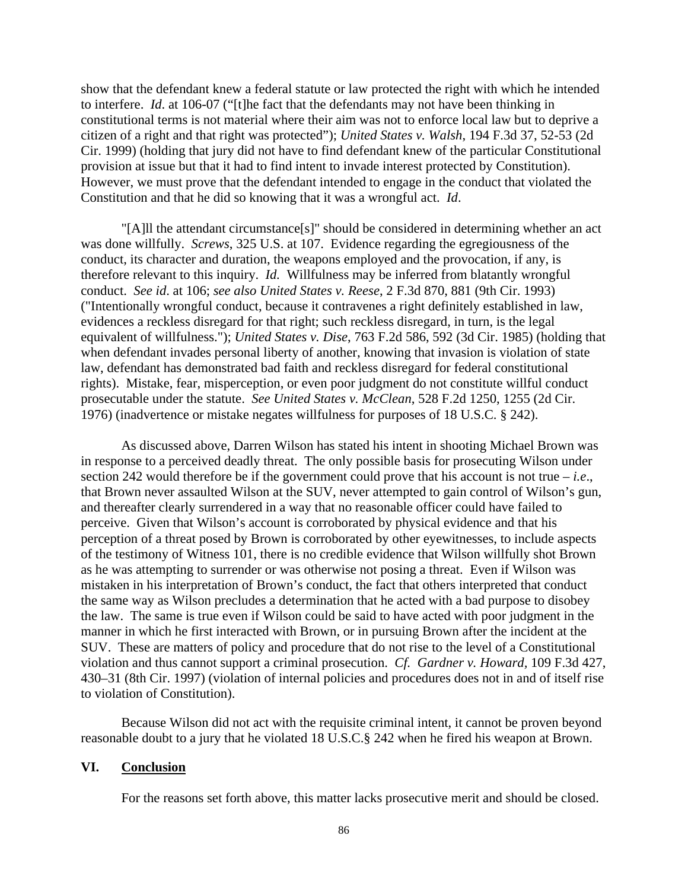show that the defendant knew a federal statute or law protected the right with which he intended to interfere. *Id*. at 106-07 ("[t]he fact that the defendants may not have been thinking in constitutional terms is not material where their aim was not to enforce local law but to deprive a citizen of a right and that right was protected"); *United States v. Walsh*, 194 F.3d 37, 52-53 (2d Cir. 1999) (holding that jury did not have to find defendant knew of the particular Constitutional provision at issue but that it had to find intent to invade interest protected by Constitution). However, we must prove that the defendant intended to engage in the conduct that violated the Constitution and that he did so knowing that it was a wrongful act. *Id*.

"[A]ll the attendant circumstance[s]" should be considered in determining whether an act was done willfully. *Screws*, 325 U.S. at 107. Evidence regarding the egregiousness of the conduct, its character and duration, the weapons employed and the provocation, if any, is therefore relevant to this inquiry. *Id.* Willfulness may be inferred from blatantly wrongful conduct. *See id*. at 106; *see also United States v. Reese*, 2 F.3d 870, 881 (9th Cir. 1993) ("Intentionally wrongful conduct, because it contravenes a right definitely established in law, evidences a reckless disregard for that right; such reckless disregard, in turn, is the legal equivalent of willfulness."); *United States v. Dise*, 763 F.2d 586, 592 (3d Cir. 1985) (holding that when defendant invades personal liberty of another, knowing that invasion is violation of state law, defendant has demonstrated bad faith and reckless disregard for federal constitutional rights). Mistake, fear, misperception, or even poor judgment do not constitute willful conduct prosecutable under the statute. *See United States v. McClean*, 528 F.2d 1250, 1255 (2d Cir. 1976) (inadvertence or mistake negates willfulness for purposes of 18 U.S.C. § 242).

As discussed above, Darren Wilson has stated his intent in shooting Michael Brown was in response to a perceived deadly threat. The only possible basis for prosecuting Wilson under section 242 would therefore be if the government could prove that his account is not true – *i.e*., that Brown never assaulted Wilson at the SUV, never attempted to gain control of Wilson's gun, and thereafter clearly surrendered in a way that no reasonable officer could have failed to perceive. Given that Wilson's account is corroborated by physical evidence and that his perception of a threat posed by Brown is corroborated by other eyewitnesses, to include aspects of the testimony of Witness 101, there is no credible evidence that Wilson willfully shot Brown as he was attempting to surrender or was otherwise not posing a threat. Even if Wilson was mistaken in his interpretation of Brown's conduct, the fact that others interpreted that conduct the same way as Wilson precludes a determination that he acted with a bad purpose to disobey the law. The same is true even if Wilson could be said to have acted with poor judgment in the manner in which he first interacted with Brown, or in pursuing Brown after the incident at the SUV. These are matters of policy and procedure that do not rise to the level of a Constitutional violation and thus cannot support a criminal prosecution. *Cf. Gardner v. Howard,* 109 F.3d 427, 430–31 (8th Cir. 1997) (violation of internal policies and procedures does not in and of itself rise to violation of Constitution).

Because Wilson did not act with the requisite criminal intent, it cannot be proven beyond reasonable doubt to a jury that he violated 18 U.S.C.§ 242 when he fired his weapon at Brown.

## VI. Conclusion

For the reasons set forth above, this matter lacks prosecutive merit and should be closed.